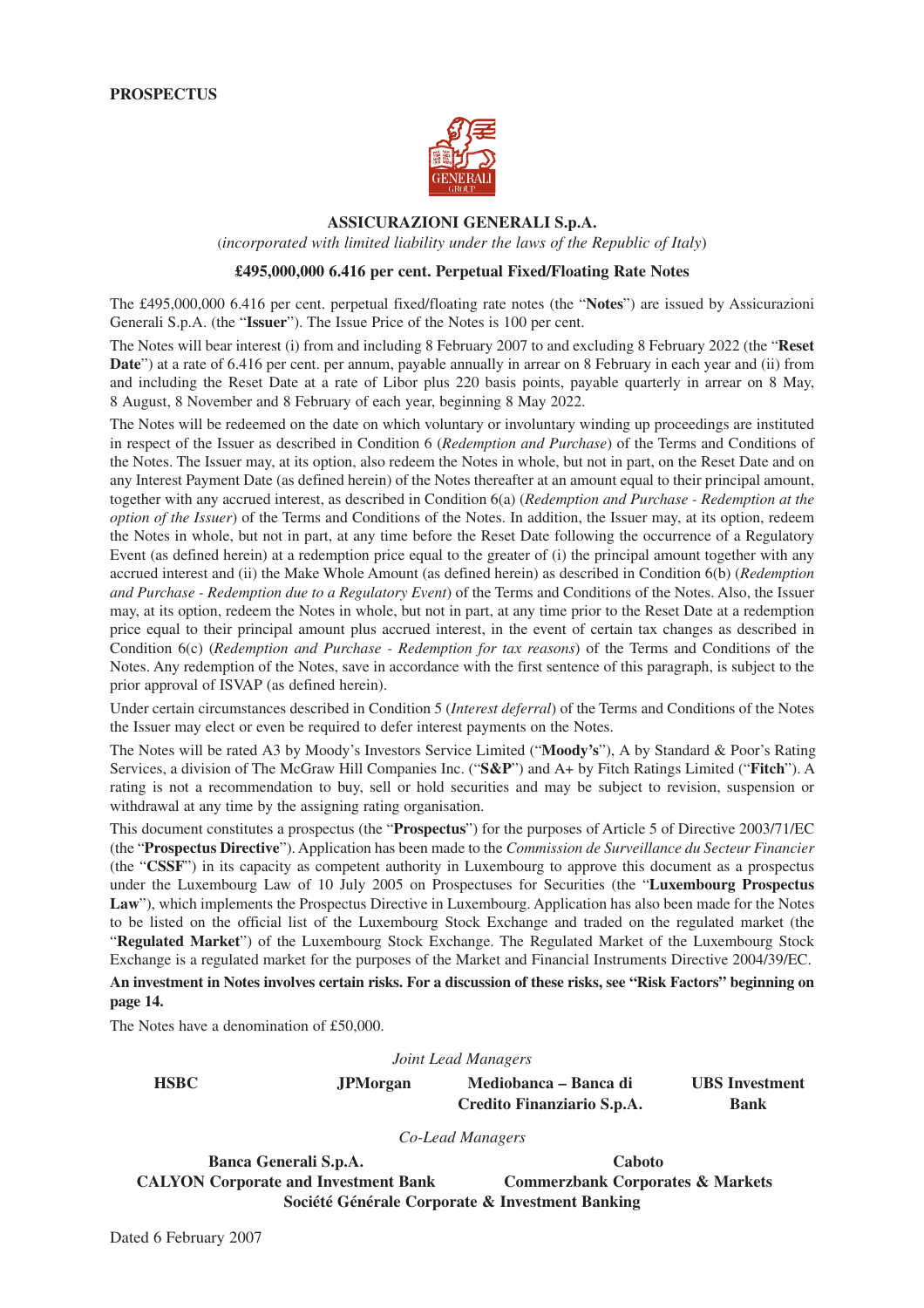**PROSPECTUS**

**ASSICURAZIONI GENERALI S.p.A.**

*(incorporated with limited liability under the laws of the Republic of Italy)*

**£495,000,000 6.416 per cent. Perpetual Fixed/Floating Rate Notes**

The £495,000,000 6.416 per cent. perpetual fixed/floating rate notes (the "**Notes**") are issued by Assicurazioni Generali S.p.A. (the "**Issuer**"). The Issue Price of the Notes is 100 per cent.

The Notes will bear interest (i) from and including 8 February 2007 to and excluding 8 February 2022 (the "**Reset Date**") at a rate of 6.416 per cent. per annum, payable annually in arrear on 8 February in each year and (ii) from and including the Reset Date at a rate of Libor plus 220 basis points, payable quarterly in arrear on 8 May, 8 August, 8 November and 8 February of each year, beginning 8 May 2022.

The Notes will be redeemed on the date on which voluntary or involuntary winding up proceedings are instituted in respect of the Issuer as described in Condition 6 (*Redemption and Purchase*) of the Terms and Conditions of the Notes. The Issuer may, at its option, also redeem the Notes in whole, but not in part, on the Reset Date and on any Interest Payment Date (as defined herein) of the Notes thereafter at an amount equal to their principal amount, together with any accrued interest, as described in Condition 6(a) (*Redemption and Purchase - Redemption at the option of the Issuer*) of the Terms and Conditions of the Notes. In addition, the Issuer may, at its option, redeem the Notes in whole, but not in part, at any time before the Reset Date following the occurrence of a Regulatory Event (as defined herein) at a redemption price equal to the greater of (i) the principal amount together with any accrued interest and (ii) the Make Whole Amount (as defined herein) as described in Condition 6(b) (*Redemption and Purchase - Redemption due to a Regulatory Event*) of the Terms and Conditions of the Notes. Also, the Issuer may, at its option, redeem the Notes in whole, but not in part, at any time prior to the Reset Date at a redemption price equal to their principal amount plus accrued interest, in the event of certain tax changes as described in Condition 6(c) (*Redemption and Purchase - Redemption for tax reasons*) of the Terms and Conditions of the Notes. Any redemption of the Notes, save in accordance with the first sentence of this paragraph, is subject to the prior approval of ISVAP (as defined herein).

Under certain circumstances described in Condition 5 (*Interest deferral*) of the Terms and Conditions of the Notes the Issuer may elect or even be required to defer interest payments on the Notes.

The Notes will be rated A3 by Moody's Investors Service Limited ("**Moody's**"), A by Standard & Poor's Rating Services, a division of The McGraw Hill Companies Inc. ("**S&P**") and A+ by Fitch Ratings Limited ("**Fitch**"). A rating is not a recommendation to buy, sell or hold securities and may be subject to revision, suspension or withdrawal at any time by the assigning rating organisation.

This document constitutes a prospectus (the "**Prospectus**") for the purposes of Article 5 of Directive 2003/71/EC (the "**Prospectus Directive**"). Application has been made to the *Commission de Surveillance du Secteur Financier* (the "**CSSF**") in its capacity as competent authority in Luxembourg to approve this document as a prospectus under the Luxembourg Law of 10 July 2005 on Prospectuses for Securities (the "**Luxembourg Prospectus Law**"), which implements the Prospectus Directive in Luxembourg. Application has also been made for the Notes to be listed on the official list of the Luxembourg Stock Exchange and traded on the regulated market (the "**Regulated Market**") of the Luxembourg Stock Exchange. The Regulated Market of the Luxembourg Stock Exchange is a regulated market for the purposes of the Market and Financial Instruments Directive 2004/39/EC.

**An investment in Notes involves certain risks. For a discussion of these risks, see "Risk Factors" beginning on page 14.**

The Notes have a denomination of £50,000.

*Joint Lead Managers*

**HSBC** | **JPMorgan** | **Mediobanca – Banca di Credito Finanziario S.p.A.** | **UBS Investment Bank**

*Co-Lead Managers*

**Banca Generali S.p.A.** | **Caboto**

**CALYON Corporate and Investment Bank** | **Commerzbank Corporates & Markets**

**Société Générale Corporate & Investment Banking**

Dated 6 February 2007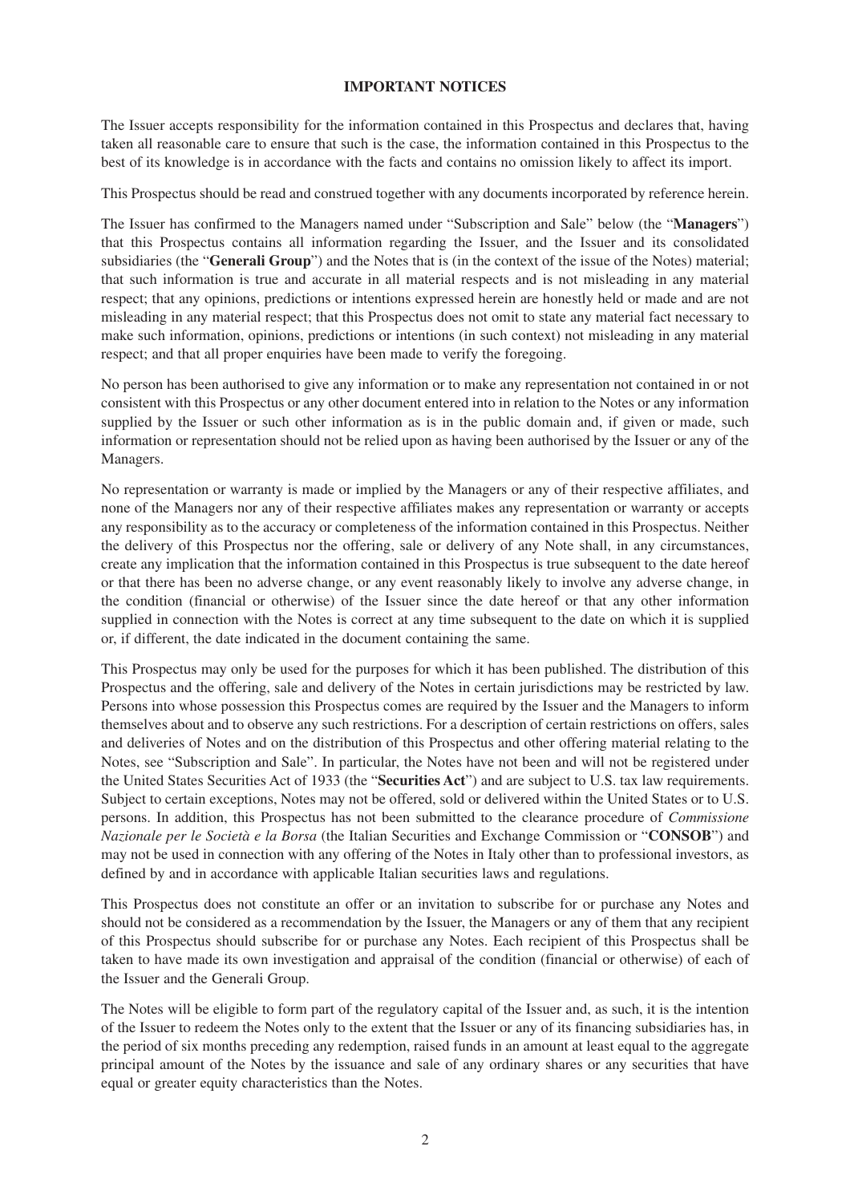## IMPORTANT NOTICES

The Issuer accepts responsibility for the information contained in this Prospectus and declares that, having taken all reasonable care to ensure that such is the case, the information contained in this Prospectus to the best of its knowledge is in accordance with the facts and contains no omission likely to affect its import.

This Prospectus should be read and construed together with any documents incorporated by reference herein.

The Issuer has confirmed to the Managers named under "Subscription and Sale" below (the "**Managers**") that this Prospectus contains all information regarding the Issuer, and the Issuer and its consolidated subsidiaries (the "**Generali Group**") and the Notes that is (in the context of the issue of the Notes) material; that such information is true and accurate in all material respects and is not misleading in any material respect; that any opinions, predictions or intentions expressed herein are honestly held or made and are not misleading in any material respect; that this Prospectus does not omit to state any material fact necessary to make such information, opinions, predictions or intentions (in such context) not misleading in any material respect; and that all proper enquiries have been made to verify the foregoing.

No person has been authorised to give any information or to make any representation not contained in or not consistent with this Prospectus or any other document entered into in relation to the Notes or any information supplied by the Issuer or such other information as is in the public domain and, if given or made, such information or representation should not be relied upon as having been authorised by the Issuer or any of the Managers.

No representation or warranty is made or implied by the Managers or any of their respective affiliates, and none of the Managers nor any of their respective affiliates makes any representation or warranty or accepts any responsibility as to the accuracy or completeness of the information contained in this Prospectus. Neither the delivery of this Prospectus nor the offering, sale or delivery of any Note shall, in any circumstances, create any implication that the information contained in this Prospectus is true subsequent to the date hereof or that there has been no adverse change, or any event reasonably likely to involve any adverse change, in the condition (financial or otherwise) of the Issuer since the date hereof or that any other information supplied in connection with the Notes is correct at any time subsequent to the date on which it is supplied or, if different, the date indicated in the document containing the same.

This Prospectus may only be used for the purposes for which it has been published. The distribution of this Prospectus and the offering, sale and delivery of the Notes in certain jurisdictions may be restricted by law. Persons into whose possession this Prospectus comes are required by the Issuer and the Managers to inform themselves about and to observe any such restrictions. For a description of certain restrictions on offers, sales and deliveries of Notes and on the distribution of this Prospectus and other offering material relating to the Notes, see "Subscription and Sale". In particular, the Notes have not been and will not be registered under the United States Securities Act of 1933 (the "**Securities Act**") and are subject to U.S. tax law requirements. Subject to certain exceptions, Notes may not be offered, sold or delivered within the United States or to U.S. persons. In addition, this Prospectus has not been submitted to the clearance procedure of *Commissione Nazionale per le Società e la Borsa* (the Italian Securities and Exchange Commission or "**CONSOB**") and may not be used in connection with any offering of the Notes in Italy other than to professional investors, as defined by and in accordance with applicable Italian securities laws and regulations.

This Prospectus does not constitute an offer or an invitation to subscribe for or purchase any Notes and should not be considered as a recommendation by the Issuer, the Managers or any of them that any recipient of this Prospectus should subscribe for or purchase any Notes. Each recipient of this Prospectus shall be taken to have made its own investigation and appraisal of the condition (financial or otherwise) of each of the Issuer and the Generali Group.

The Notes will be eligible to form part of the regulatory capital of the Issuer and, as such, it is the intention of the Issuer to redeem the Notes only to the extent that the Issuer or any of its financing subsidiaries has, in the period of six months preceding any redemption, raised funds in an amount at least equal to the aggregate principal amount of the Notes by the issuance and sale of any ordinary shares or any securities that have equal or greater equity characteristics than the Notes.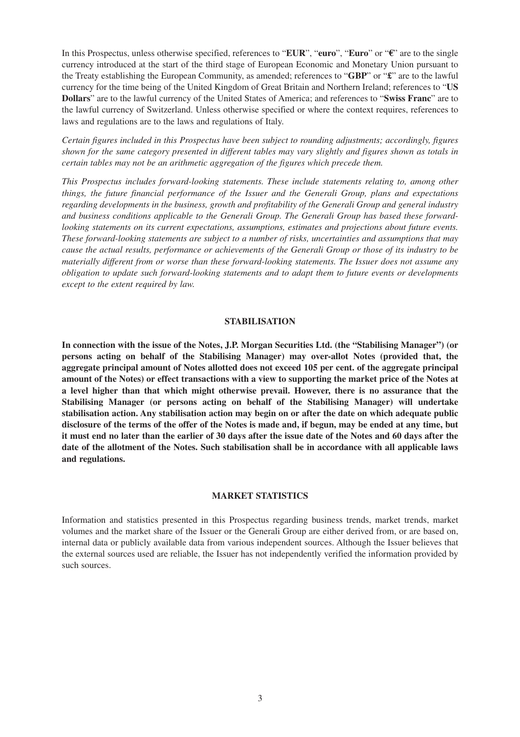In this Prospectus, unless otherwise specified, references to "**EUR**", "**euro**", "**Euro**" or "**€**" are to the single currency introduced at the start of the third stage of European Economic and Monetary Union pursuant to the Treaty establishing the European Community, as amended; references to "**GBP**" or "**£**" are to the lawful currency for the time being of the United Kingdom of Great Britain and Northern Ireland; references to "**US Dollars**" are to the lawful currency of the United States of America; and references to "**Swiss Franc**" are to the lawful currency of Switzerland. Unless otherwise specified or where the context requires, references to laws and regulations are to the laws and regulations of Italy.

*Certain figures included in this Prospectus have been subject to rounding adjustments; accordingly, figures shown for the same category presented in different tables may vary slightly and figures shown as totals in certain tables may not be an arithmetic aggregation of the figures which precede them.*

*This Prospectus includes forward-looking statements. These include statements relating to, among other things, the future financial performance of the Issuer and the Generali Group, plans and expectations regarding developments in the business, growth and profitability of the Generali Group and general industry and business conditions applicable to the Generali Group. The Generali Group has based these forward-looking statements on its current expectations, assumptions, estimates and projections about future events. These forward-looking statements are subject to a number of risks, uncertainties and assumptions that may cause the actual results, performance or achievements of the Generali Group or those of its industry to be materially different from or worse than these forward-looking statements. The Issuer does not assume any obligation to update such forward-looking statements and to adapt them to future events or developments except to the extent required by law.*

## STABILISATION

**In connection with the issue of the Notes, J.P. Morgan Securities Ltd. (the "Stabilising Manager") (or persons acting on behalf of the Stabilising Manager) may over-allot Notes (provided that, the aggregate principal amount of Notes allotted does not exceed 105 per cent. of the aggregate principal amount of the Notes) or effect transactions with a view to supporting the market price of the Notes at a level higher than that which might otherwise prevail. However, there is no assurance that the Stabilising Manager (or persons acting on behalf of the Stabilising Manager) will undertake stabilisation action. Any stabilisation action may begin on or after the date on which adequate public disclosure of the terms of the offer of the Notes is made and, if begun, may be ended at any time, but it must end no later than the earlier of 30 days after the issue date of the Notes and 60 days after the date of the allotment of the Notes. Such stabilisation shall be in accordance with all applicable laws and regulations.**

## MARKET STATISTICS

Information and statistics presented in this Prospectus regarding business trends, market trends, market volumes and the market share of the Issuer or the Generali Group are either derived from, or are based on, internal data or publicly available data from various independent sources. Although the Issuer believes that the external sources used are reliable, the Issuer has not independently verified the information provided by such sources.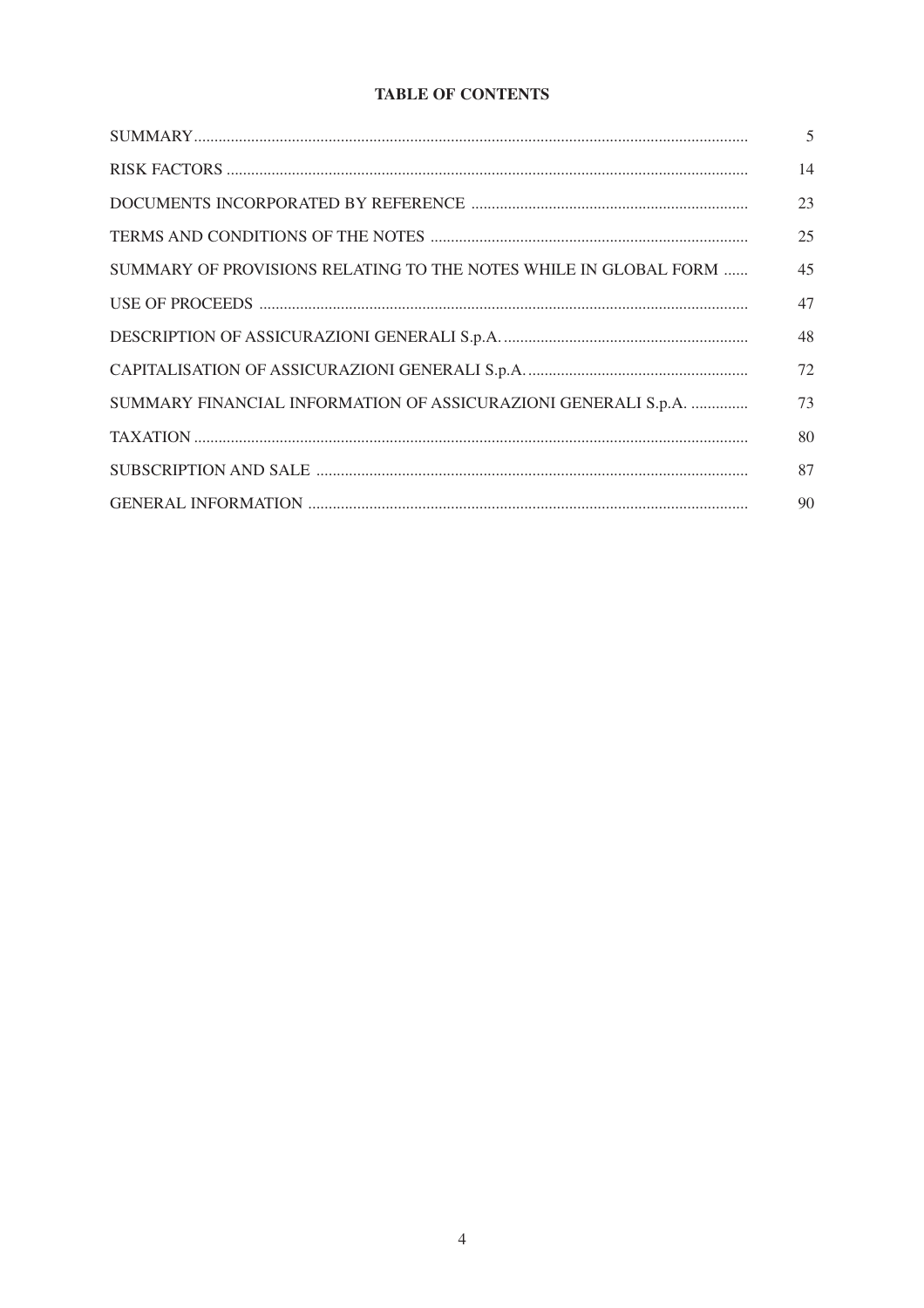# TABLE OF CONTENTS

| | |
|---|---|
| SUMMARY | 5 |
| RISK FACTORS | 14 |
| DOCUMENTS INCORPORATED BY REFERENCE | 23 |
| TERMS AND CONDITIONS OF THE NOTES | 25 |
| SUMMARY OF PROVISIONS RELATING TO THE NOTES WHILE IN GLOBAL FORM | 45 |
| USE OF PROCEEDS | 47 |
| DESCRIPTION OF ASSICURAZIONI GENERALI S.p.A. | 48 |
| CAPITALISATION OF ASSICURAZIONI GENERALI S.p.A. | 72 |
| SUMMARY FINANCIAL INFORMATION OF ASSICURAZIONI GENERALI S.p.A. | 73 |
| TAXATION | 80 |
| SUBSCRIPTION AND SALE | 87 |
| GENERAL INFORMATION | 90 |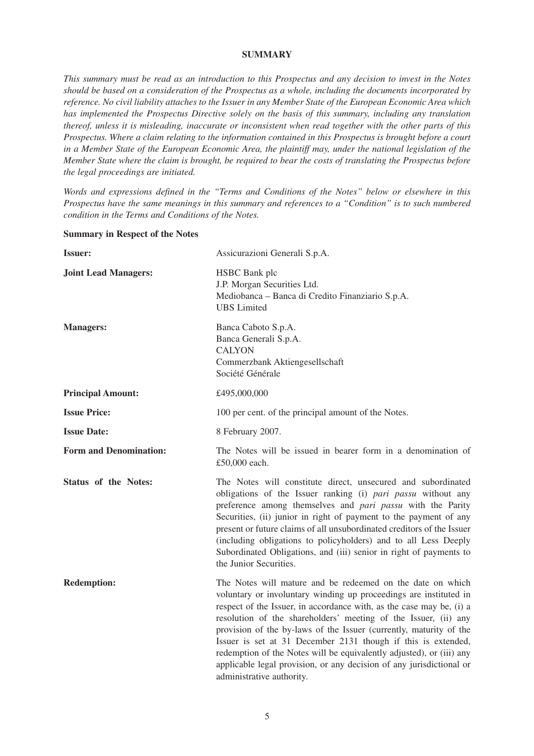# SUMMARY

*This summary must be read as an introduction to this Prospectus and any decision to invest in the Notes should be based on a consideration of the Prospectus as a whole, including the documents incorporated by reference. No civil liability attaches to the Issuer in any Member State of the European Economic Area which has implemented the Prospectus Directive solely on the basis of this summary, including any translation thereof, unless it is misleading, inaccurate or inconsistent when read together with the other parts of this Prospectus. Where a claim relating to the information contained in this Prospectus is brought before a court in a Member State of the European Economic Area, the plaintiff may, under the national legislation of the Member State where the claim is brought, be required to bear the costs of translating the Prospectus before the legal proceedings are initiated.*

*Words and expressions defined in the "Terms and Conditions of the Notes" below or elsewhere in this Prospectus have the same meanings in this summary and references to a "Condition" is to such numbered condition in the Terms and Conditions of the Notes.*

**Summary in Respect of the Notes**

| | |
|---|---|
| **Issuer:** | Assicurazioni Generali S.p.A. |
| **Joint Lead Managers:** | HSBC Bank plc<br>J.P. Morgan Securities Ltd.<br>Mediobanca – Banca di Credito Finanziario S.p.A.<br>UBS Limited |
| **Managers:** | Banca Caboto S.p.A.<br>Banca Generali S.p.A.<br>CALYON<br>Commerzbank Aktiengesellschaft<br>Société Générale |
| **Principal Amount:** | £495,000,000 |
| **Issue Price:** | 100 per cent. of the principal amount of the Notes. |
| **Issue Date:** | 8 February 2007. |
| **Form and Denomination:** | The Notes will be issued in bearer form in a denomination of £50,000 each. |
| **Status of the Notes:** | The Notes will constitute direct, unsecured and subordinated obligations of the Issuer ranking (i) *pari passu* without any preference among themselves and *pari passu* with the Parity Securities, (ii) junior in right of payment to the payment of any present or future claims of all unsubordinated creditors of the Issuer (including obligations to policyholders) and to all Less Deeply Subordinated Obligations, and (iii) senior in right of payments to the Junior Securities. |
| **Redemption:** | The Notes will mature and be redeemed on the date on which voluntary or involuntary winding up proceedings are instituted in respect of the Issuer, in accordance with, as the case may be, (i) a resolution of the shareholders' meeting of the Issuer, (ii) any provision of the by-laws of the Issuer (currently, maturity of the Issuer is set at 31 December 2131 though if this is extended, redemption of the Notes will be equivalently adjusted), or (iii) any applicable legal provision, or any decision of any jurisdictional or administrative authority. |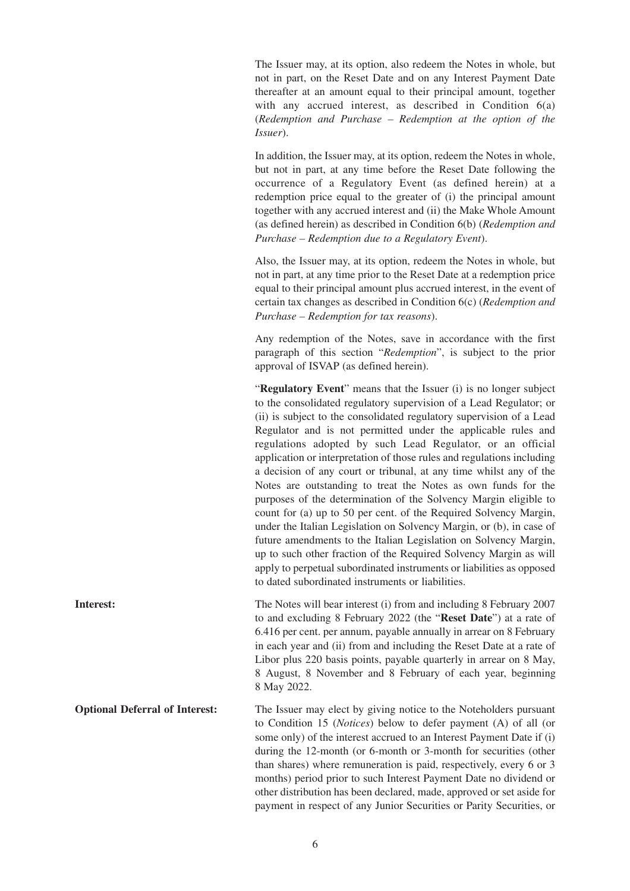The Issuer may, at its option, also redeem the Notes in whole, but not in part, on the Reset Date and on any Interest Payment Date thereafter at an amount equal to their principal amount, together with any accrued interest, as described in Condition 6(a) (*Redemption and Purchase – Redemption at the option of the Issuer*).

In addition, the Issuer may, at its option, redeem the Notes in whole, but not in part, at any time before the Reset Date following the occurrence of a Regulatory Event (as defined herein) at a redemption price equal to the greater of (i) the principal amount together with any accrued interest and (ii) the Make Whole Amount (as defined herein) as described in Condition 6(b) (*Redemption and Purchase – Redemption due to a Regulatory Event*).

Also, the Issuer may, at its option, redeem the Notes in whole, but not in part, at any time prior to the Reset Date at a redemption price equal to their principal amount plus accrued interest, in the event of certain tax changes as described in Condition 6(c) (*Redemption and Purchase – Redemption for tax reasons*).

Any redemption of the Notes, save in accordance with the first paragraph of this section "*Redemption*", is subject to the prior approval of ISVAP (as defined herein).

"**Regulatory Event**" means that the Issuer (i) is no longer subject to the consolidated regulatory supervision of a Lead Regulator; or (ii) is subject to the consolidated regulatory supervision of a Lead Regulator and is not permitted under the applicable rules and regulations adopted by such Lead Regulator, or an official application or interpretation of those rules and regulations including a decision of any court or tribunal, at any time whilst any of the Notes are outstanding to treat the Notes as own funds for the purposes of the determination of the Solvency Margin eligible to count for (a) up to 50 per cent. of the Required Solvency Margin, under the Italian Legislation on Solvency Margin, or (b), in case of future amendments to the Italian Legislation on Solvency Margin, up to such other fraction of the Required Solvency Margin as will apply to perpetual subordinated instruments or liabilities as opposed to dated subordinated instruments or liabilities.

**Interest:** The Notes will bear interest (i) from and including 8 February 2007 to and excluding 8 February 2022 (the "**Reset Date**") at a rate of 6.416 per cent. per annum, payable annually in arrear on 8 February in each year and (ii) from and including the Reset Date at a rate of Libor plus 220 basis points, payable quarterly in arrear on 8 May, 8 August, 8 November and 8 February of each year, beginning 8 May 2022.

**Optional Deferral of Interest:** The Issuer may elect by giving notice to the Noteholders pursuant to Condition 15 (*Notices*) below to defer payment (A) of all (or some only) of the interest accrued to an Interest Payment Date if (i) during the 12-month (or 6-month or 3-month for securities (other than shares) where remuneration is paid, respectively, every 6 or 3 months) period prior to such Interest Payment Date no dividend or other distribution has been declared, made, approved or set aside for payment in respect of any Junior Securities or Parity Securities, or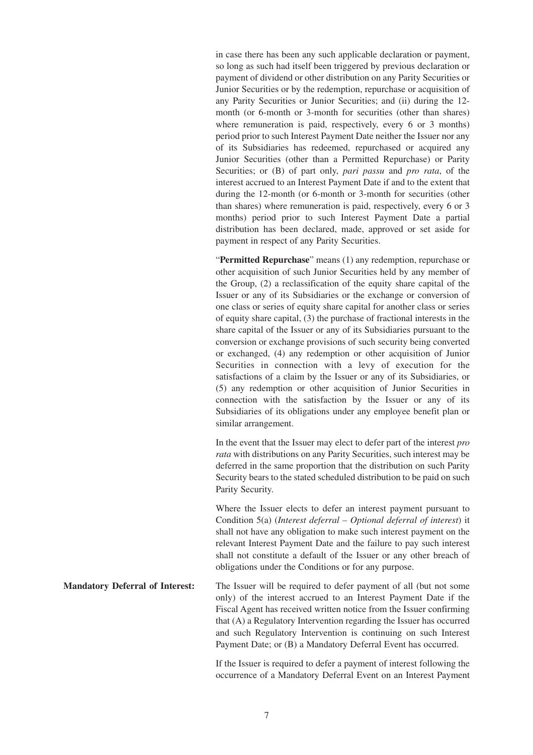in case there has been any such applicable declaration or payment, so long as such had itself been triggered by previous declaration or payment of dividend or other distribution on any Parity Securities or Junior Securities or by the redemption, repurchase or acquisition of any Parity Securities or Junior Securities; and (ii) during the 12-month (or 6-month or 3-month for securities (other than shares) where remuneration is paid, respectively, every 6 or 3 months) period prior to such Interest Payment Date neither the Issuer nor any of its Subsidiaries has redeemed, repurchased or acquired any Junior Securities (other than a Permitted Repurchase) or Parity Securities; or (B) of part only, *pari passu* and *pro rata*, of the interest accrued to an Interest Payment Date if and to the extent that during the 12-month (or 6-month or 3-month for securities (other than shares) where remuneration is paid, respectively, every 6 or 3 months) period prior to such Interest Payment Date a partial distribution has been declared, made, approved or set aside for payment in respect of any Parity Securities.

"**Permitted Repurchase**" means (1) any redemption, repurchase or other acquisition of such Junior Securities held by any member of the Group, (2) a reclassification of the equity share capital of the Issuer or any of its Subsidiaries or the exchange or conversion of one class or series of equity share capital for another class or series of equity share capital, (3) the purchase of fractional interests in the share capital of the Issuer or any of its Subsidiaries pursuant to the conversion or exchange provisions of such security being converted or exchanged, (4) any redemption or other acquisition of Junior Securities in connection with a levy of execution for the satisfactions of a claim by the Issuer or any of its Subsidiaries, or (5) any redemption or other acquisition of Junior Securities in connection with the satisfaction by the Issuer or any of its Subsidiaries of its obligations under any employee benefit plan or similar arrangement.

In the event that the Issuer may elect to defer part of the interest *pro rata* with distributions on any Parity Securities, such interest may be deferred in the same proportion that the distribution on such Parity Security bears to the stated scheduled distribution to be paid on such Parity Security.

Where the Issuer elects to defer an interest payment pursuant to Condition 5(a) (*Interest deferral – Optional deferral of interest*) it shall not have any obligation to make such interest payment on the relevant Interest Payment Date and the failure to pay such interest shall not constitute a default of the Issuer or any other breach of obligations under the Conditions or for any purpose.

**Mandatory Deferral of Interest:** The Issuer will be required to defer payment of all (but not some only) of the interest accrued to an Interest Payment Date if the Fiscal Agent has received written notice from the Issuer confirming that (A) a Regulatory Intervention regarding the Issuer has occurred and such Regulatory Intervention is continuing on such Interest Payment Date; or (B) a Mandatory Deferral Event has occurred.

If the Issuer is required to defer a payment of interest following the occurrence of a Mandatory Deferral Event on an Interest Payment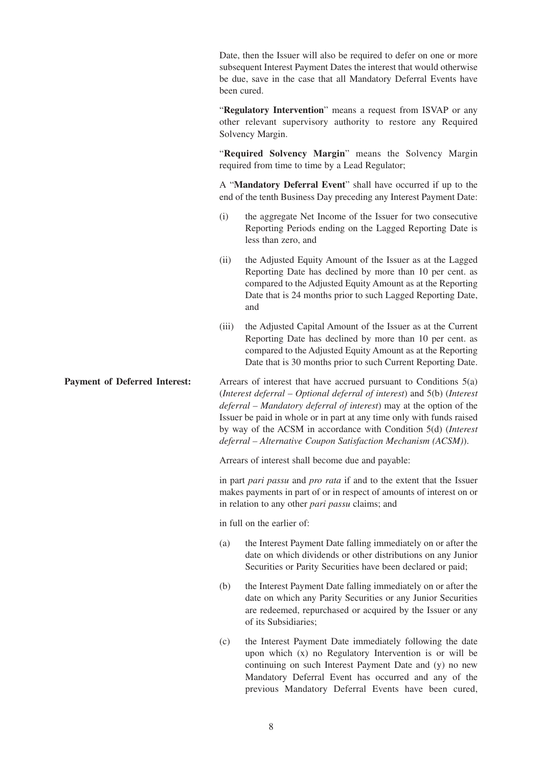Date, then the Issuer will also be required to defer on one or more subsequent Interest Payment Dates the interest that would otherwise be due, save in the case that all Mandatory Deferral Events have been cured.

"**Regulatory Intervention**" means a request from ISVAP or any other relevant supervisory authority to restore any Required Solvency Margin.

"**Required Solvency Margin**" means the Solvency Margin required from time to time by a Lead Regulator;

A "**Mandatory Deferral Event**" shall have occurred if up to the end of the tenth Business Day preceding any Interest Payment Date:

(i) the aggregate Net Income of the Issuer for two consecutive Reporting Periods ending on the Lagged Reporting Date is less than zero, and

(ii) the Adjusted Equity Amount of the Issuer as at the Lagged Reporting Date has declined by more than 10 per cent. as compared to the Adjusted Equity Amount as at the Reporting Date that is 24 months prior to such Lagged Reporting Date, and

(iii) the Adjusted Capital Amount of the Issuer as at the Current Reporting Date has declined by more than 10 per cent. as compared to the Adjusted Equity Amount as at the Reporting Date that is 30 months prior to such Current Reporting Date.

**Payment of Deferred Interest:**

Arrears of interest that have accrued pursuant to Conditions 5(a) (*Interest deferral – Optional deferral of interest*) and 5(b) (*Interest deferral – Mandatory deferral of interest*) may at the option of the Issuer be paid in whole or in part at any time only with funds raised by way of the ACSM in accordance with Condition 5(d) (*Interest deferral – Alternative Coupon Satisfaction Mechanism (ACSM)*).

Arrears of interest shall become due and payable:

in part *pari passu* and *pro rata* if and to the extent that the Issuer makes payments in part of or in respect of amounts of interest on or in relation to any other *pari passu* claims; and

in full on the earlier of:

(a) the Interest Payment Date falling immediately on or after the date on which dividends or other distributions on any Junior Securities or Parity Securities have been declared or paid;

(b) the Interest Payment Date falling immediately on or after the date on which any Parity Securities or any Junior Securities are redeemed, repurchased or acquired by the Issuer or any of its Subsidiaries;

(c) the Interest Payment Date immediately following the date upon which (x) no Regulatory Intervention is or will be continuing on such Interest Payment Date and (y) no new Mandatory Deferral Event has occurred and any of the previous Mandatory Deferral Events have been cured,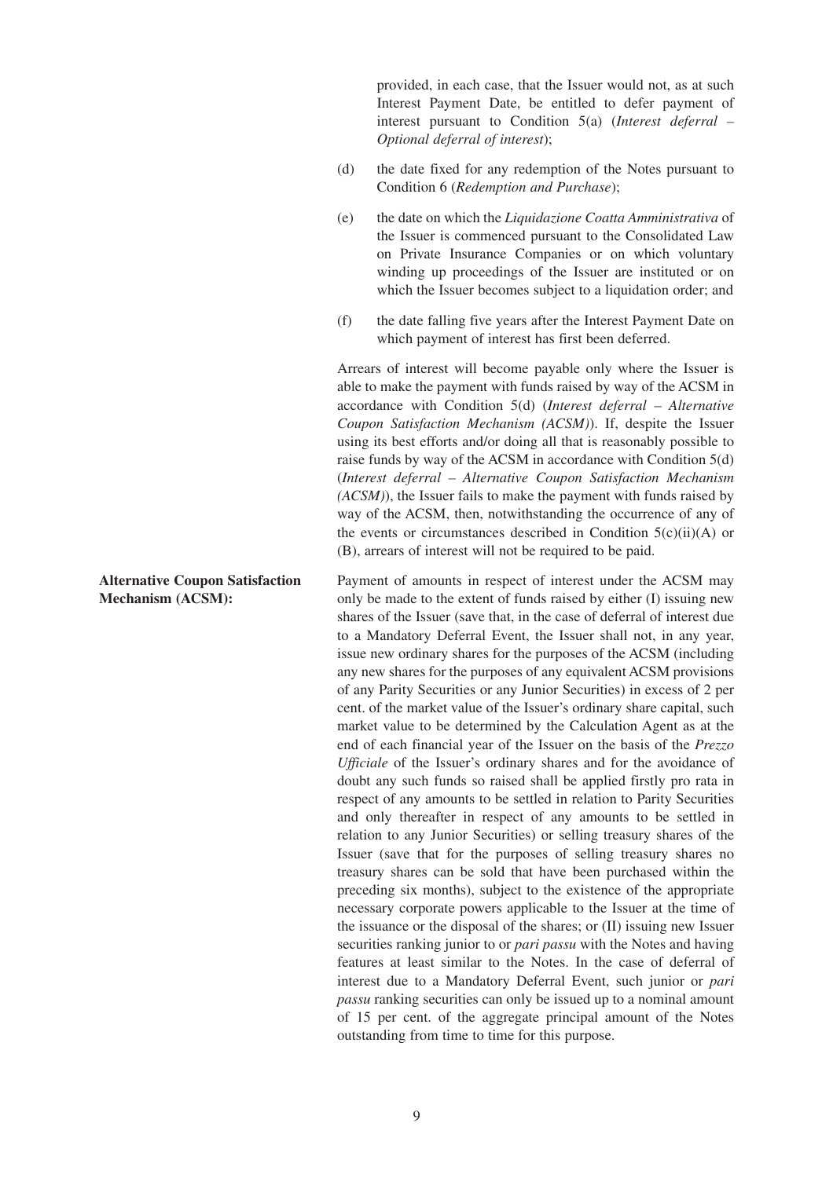provided, in each case, that the Issuer would not, as at such Interest Payment Date, be entitled to defer payment of interest pursuant to Condition 5(a) (*Interest deferral – Optional deferral of interest*);

(d) the date fixed for any redemption of the Notes pursuant to Condition 6 (*Redemption and Purchase*);

(e) the date on which the *Liquidazione Coatta Amministrativa* of the Issuer is commenced pursuant to the Consolidated Law on Private Insurance Companies or on which voluntary winding up proceedings of the Issuer are instituted or on which the Issuer becomes subject to a liquidation order; and

(f) the date falling five years after the Interest Payment Date on which payment of interest has first been deferred.

Arrears of interest will become payable only where the Issuer is able to make the payment with funds raised by way of the ACSM in accordance with Condition 5(d) (*Interest deferral – Alternative Coupon Satisfaction Mechanism (ACSM)*). If, despite the Issuer using its best efforts and/or doing all that is reasonably possible to raise funds by way of the ACSM in accordance with Condition 5(d) (*Interest deferral – Alternative Coupon Satisfaction Mechanism (ACSM)*), the Issuer fails to make the payment with funds raised by way of the ACSM, then, notwithstanding the occurrence of any of the events or circumstances described in Condition 5(c)(ii)(A) or (B), arrears of interest will not be required to be paid.

**Alternative Coupon Satisfaction Mechanism (ACSM):**

Payment of amounts in respect of interest under the ACSM may only be made to the extent of funds raised by either (I) issuing new shares of the Issuer (save that, in the case of deferral of interest due to a Mandatory Deferral Event, the Issuer shall not, in any year, issue new ordinary shares for the purposes of the ACSM (including any new shares for the purposes of any equivalent ACSM provisions of any Parity Securities or any Junior Securities) in excess of 2 per cent. of the market value of the Issuer's ordinary share capital, such market value to be determined by the Calculation Agent as at the end of each financial year of the Issuer on the basis of the *Prezzo Ufficiale* of the Issuer's ordinary shares and for the avoidance of doubt any such funds so raised shall be applied firstly pro rata in respect of any amounts to be settled in relation to Parity Securities and only thereafter in respect of any amounts to be settled in relation to any Junior Securities) or selling treasury shares of the Issuer (save that for the purposes of selling treasury shares no treasury shares can be sold that have been purchased within the preceding six months), subject to the existence of the appropriate necessary corporate powers applicable to the Issuer at the time of the issuance or the disposal of the shares; or (II) issuing new Issuer securities ranking junior to or *pari passu* with the Notes and having features at least similar to the Notes. In the case of deferral of interest due to a Mandatory Deferral Event, such junior or *pari passu* ranking securities can only be issued up to a nominal amount of 15 per cent. of the aggregate principal amount of the Notes outstanding from time to time for this purpose.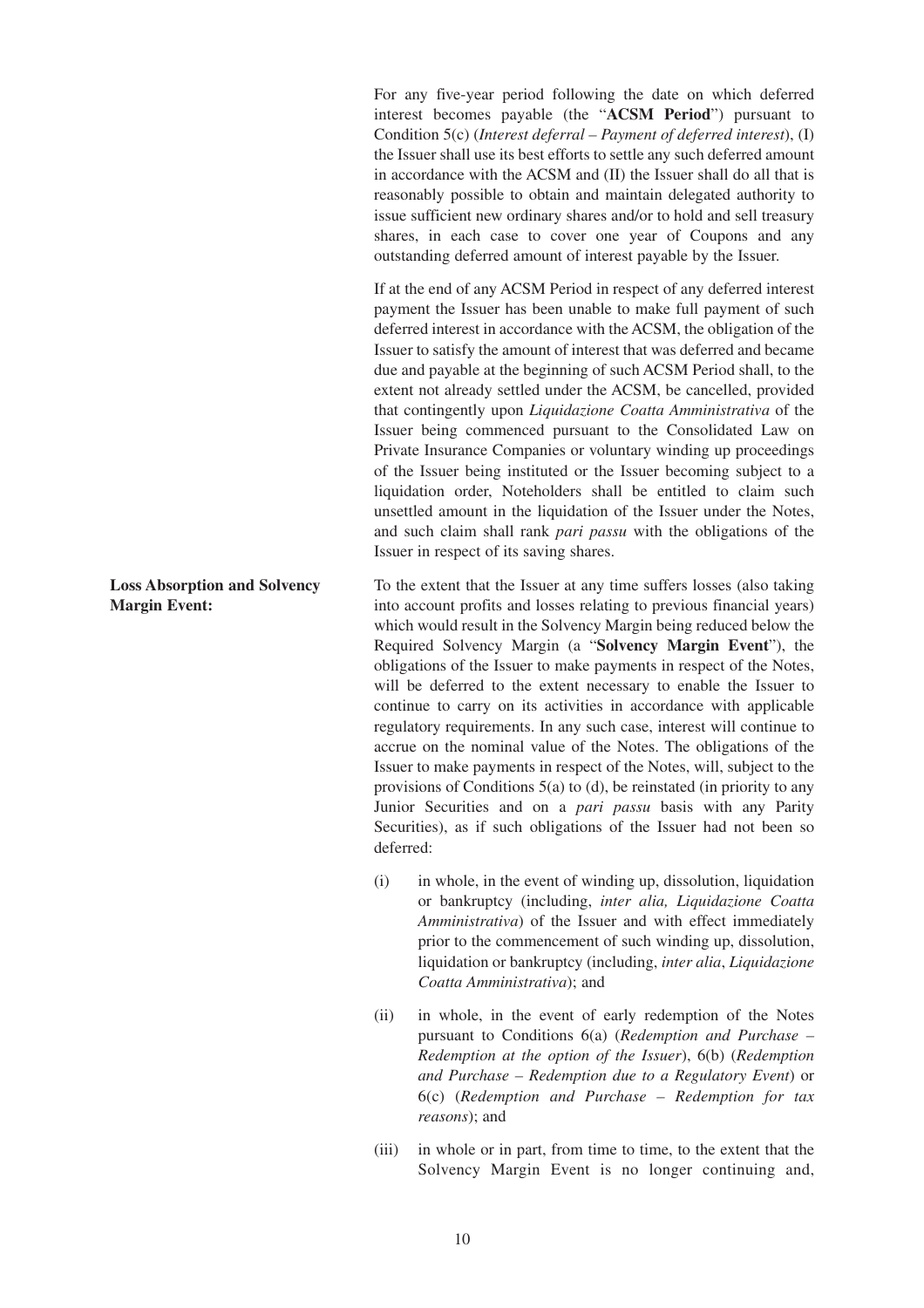For any five-year period following the date on which deferred interest becomes payable (the "**ACSM Period**") pursuant to Condition 5(c) (*Interest deferral – Payment of deferred interest*), (I) the Issuer shall use its best efforts to settle any such deferred amount in accordance with the ACSM and (II) the Issuer shall do all that is reasonably possible to obtain and maintain delegated authority to issue sufficient new ordinary shares and/or to hold and sell treasury shares, in each case to cover one year of Coupons and any outstanding deferred amount of interest payable by the Issuer.

If at the end of any ACSM Period in respect of any deferred interest payment the Issuer has been unable to make full payment of such deferred interest in accordance with the ACSM, the obligation of the Issuer to satisfy the amount of interest that was deferred and became due and payable at the beginning of such ACSM Period shall, to the extent not already settled under the ACSM, be cancelled, provided that contingently upon *Liquidazione Coatta Amministrativa* of the Issuer being commenced pursuant to the Consolidated Law on Private Insurance Companies or voluntary winding up proceedings of the Issuer being instituted or the Issuer becoming subject to a liquidation order, Noteholders shall be entitled to claim such unsettled amount in the liquidation of the Issuer under the Notes, and such claim shall rank *pari passu* with the obligations of the Issuer in respect of its saving shares.

**Loss Absorption and Solvency Margin Event:**

To the extent that the Issuer at any time suffers losses (also taking into account profits and losses relating to previous financial years) which would result in the Solvency Margin being reduced below the Required Solvency Margin (a "**Solvency Margin Event**"), the obligations of the Issuer to make payments in respect of the Notes, will be deferred to the extent necessary to enable the Issuer to continue to carry on its activities in accordance with applicable regulatory requirements. In any such case, interest will continue to accrue on the nominal value of the Notes. The obligations of the Issuer to make payments in respect of the Notes, will, subject to the provisions of Conditions 5(a) to (d), be reinstated (in priority to any Junior Securities and on a *pari passu* basis with any Parity Securities), as if such obligations of the Issuer had not been so deferred:

(i) in whole, in the event of winding up, dissolution, liquidation or bankruptcy (including, *inter alia, Liquidazione Coatta Amministrativa*) of the Issuer and with effect immediately prior to the commencement of such winding up, dissolution, liquidation or bankruptcy (including, *inter alia*, *Liquidazione Coatta Amministrativa*); and

(ii) in whole, in the event of early redemption of the Notes pursuant to Conditions 6(a) (*Redemption and Purchase – Redemption at the option of the Issuer*), 6(b) (*Redemption and Purchase – Redemption due to a Regulatory Event*) or 6(c) (*Redemption and Purchase – Redemption for tax reasons*); and

(iii) in whole or in part, from time to time, to the extent that the Solvency Margin Event is no longer continuing and,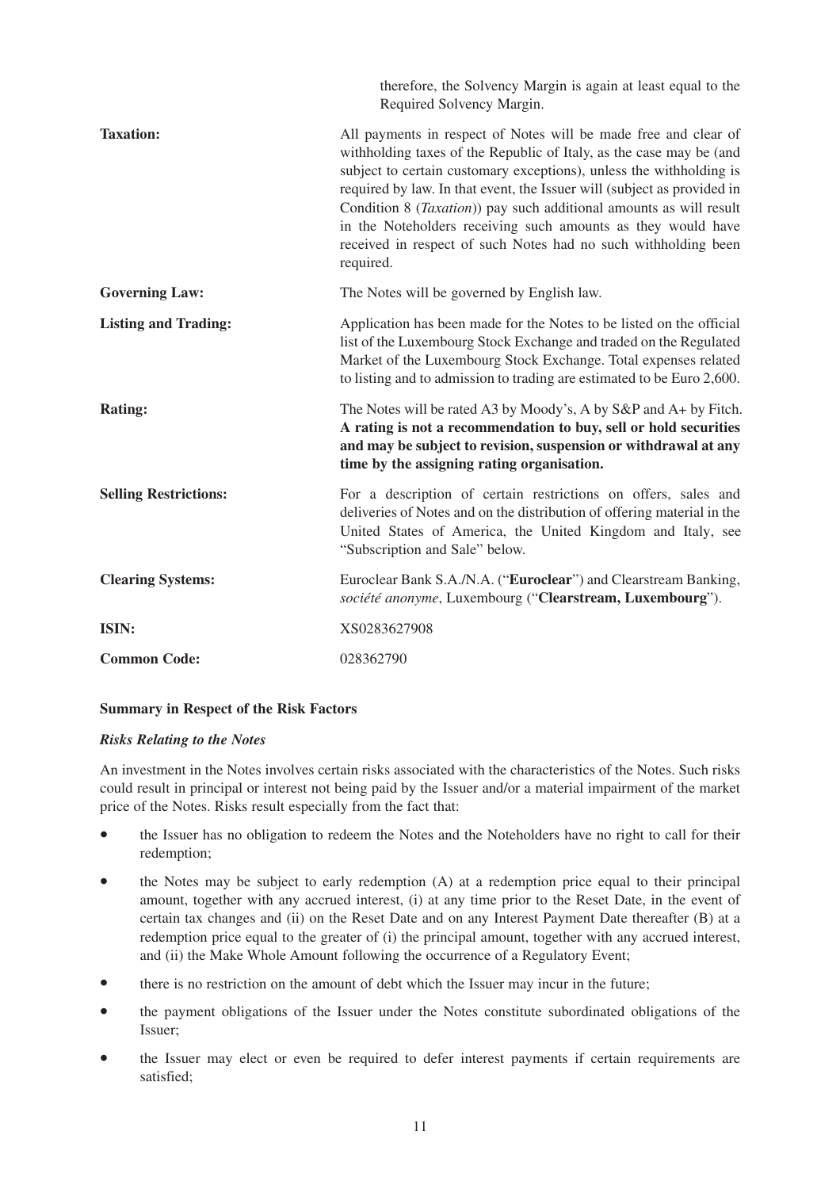| | |
|---|---|
| | therefore, the Solvency Margin is again at least equal to the Required Solvency Margin. |
| **Taxation:** | All payments in respect of Notes will be made free and clear of withholding taxes of the Republic of Italy, as the case may be (and subject to certain customary exceptions), unless the withholding is required by law. In that event, the Issuer will (subject as provided in Condition 8 (*Taxation*)) pay such additional amounts as will result in the Noteholders receiving such amounts as they would have received in respect of such Notes had no such withholding been required. |
| **Governing Law:** | The Notes will be governed by English law. |
| **Listing and Trading:** | Application has been made for the Notes to be listed on the official list of the Luxembourg Stock Exchange and traded on the Regulated Market of the Luxembourg Stock Exchange. Total expenses related to listing and to admission to trading are estimated to be Euro 2,600. |
| **Rating:** | The Notes will be rated A3 by Moody's, A by S&P and A+ by Fitch. **A rating is not a recommendation to buy, sell or hold securities and may be subject to revision, suspension or withdrawal at any time by the assigning rating organisation.** |
| **Selling Restrictions:** | For a description of certain restrictions on offers, sales and deliveries of Notes and on the distribution of offering material in the United States of America, the United Kingdom and Italy, see "Subscription and Sale" below. |
| **Clearing Systems:** | Euroclear Bank S.A./N.A. ("**Euroclear**") and Clearstream Banking, *société anonyme*, Luxembourg ("**Clearstream, Luxembourg**"). |
| **ISIN:** | XS0283627908 |
| **Common Code:** | 028362790 |

**Summary in Respect of the Risk Factors**

***Risks Relating to the Notes***

An investment in the Notes involves certain risks associated with the characteristics of the Notes. Such risks could result in principal or interest not being paid by the Issuer and/or a material impairment of the market price of the Notes. Risks result especially from the fact that:

- the Issuer has no obligation to redeem the Notes and the Noteholders have no right to call for their redemption;
- the Notes may be subject to early redemption (A) at a redemption price equal to their principal amount, together with any accrued interest, (i) at any time prior to the Reset Date, in the event of certain tax changes and (ii) on the Reset Date and on any Interest Payment Date thereafter (B) at a redemption price equal to the greater of (i) the principal amount, together with any accrued interest, and (ii) the Make Whole Amount following the occurrence of a Regulatory Event;
- there is no restriction on the amount of debt which the Issuer may incur in the future;
- the payment obligations of the Issuer under the Notes constitute subordinated obligations of the Issuer;
- the Issuer may elect or even be required to defer interest payments if certain requirements are satisfied;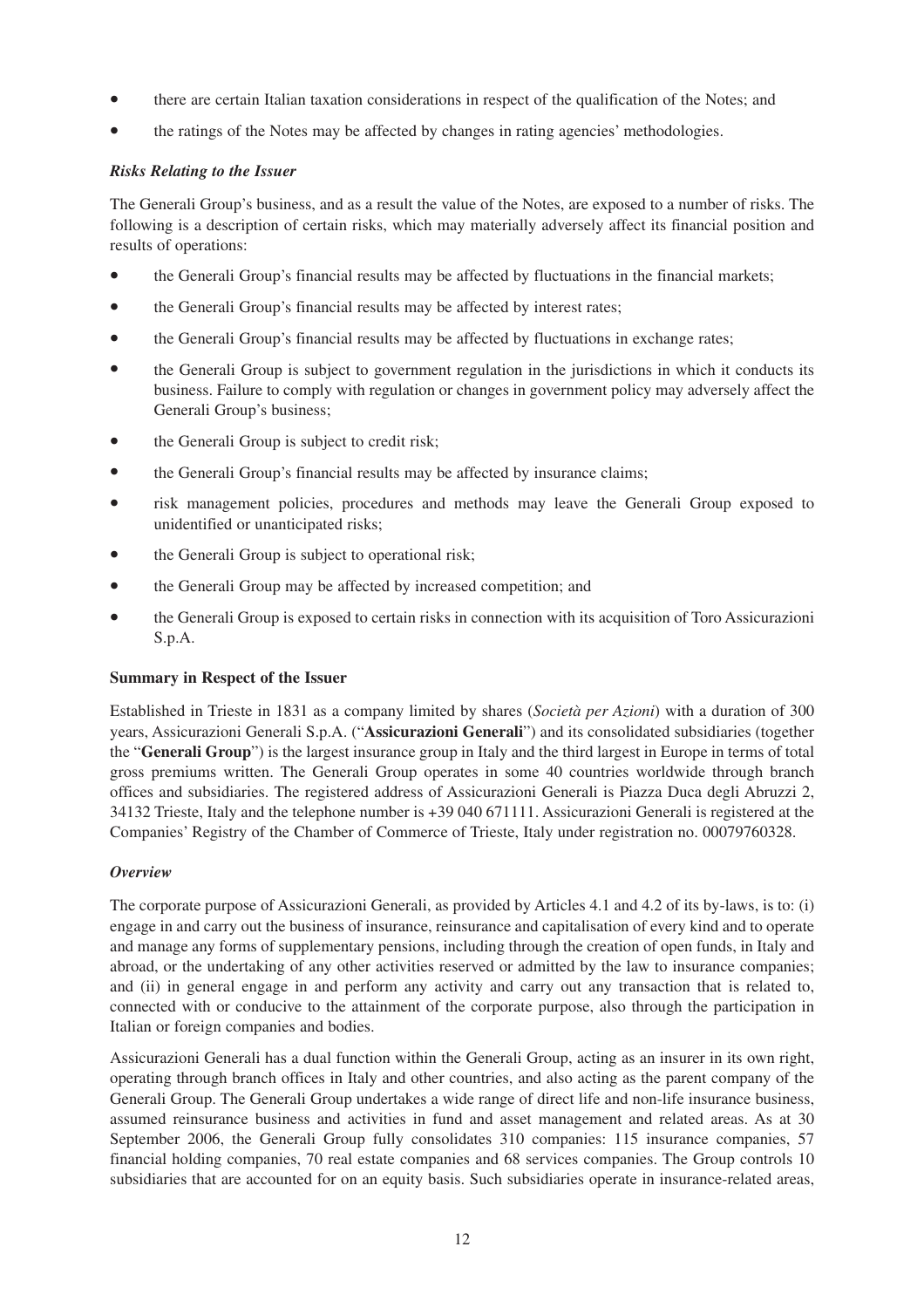- there are certain Italian taxation considerations in respect of the qualification of the Notes; and
- the ratings of the Notes may be affected by changes in rating agencies' methodologies.

### *Risks Relating to the Issuer*

The Generali Group's business, and as a result the value of the Notes, are exposed to a number of risks. The following is a description of certain risks, which may materially adversely affect its financial position and results of operations:

- the Generali Group's financial results may be affected by fluctuations in the financial markets;
- the Generali Group's financial results may be affected by interest rates;
- the Generali Group's financial results may be affected by fluctuations in exchange rates;
- the Generali Group is subject to government regulation in the jurisdictions in which it conducts its business. Failure to comply with regulation or changes in government policy may adversely affect the Generali Group's business;
- the Generali Group is subject to credit risk;
- the Generali Group's financial results may be affected by insurance claims;
- risk management policies, procedures and methods may leave the Generali Group exposed to unidentified or unanticipated risks;
- the Generali Group is subject to operational risk;
- the Generali Group may be affected by increased competition; and
- the Generali Group is exposed to certain risks in connection with its acquisition of Toro Assicurazioni S.p.A.

## Summary in Respect of the Issuer

Established in Trieste in 1831 as a company limited by shares (*Società per Azioni*) with a duration of 300 years, Assicurazioni Generali S.p.A. ("**Assicurazioni Generali**") and its consolidated subsidiaries (together the "**Generali Group**") is the largest insurance group in Italy and the third largest in Europe in terms of total gross premiums written. The Generali Group operates in some 40 countries worldwide through branch offices and subsidiaries. The registered address of Assicurazioni Generali is Piazza Duca degli Abruzzi 2, 34132 Trieste, Italy and the telephone number is +39 040 671111. Assicurazioni Generali is registered at the Companies' Registry of the Chamber of Commerce of Trieste, Italy under registration no. 00079760328.

### *Overview*

The corporate purpose of Assicurazioni Generali, as provided by Articles 4.1 and 4.2 of its by-laws, is to: (i) engage in and carry out the business of insurance, reinsurance and capitalisation of every kind and to operate and manage any forms of supplementary pensions, including through the creation of open funds, in Italy and abroad, or the undertaking of any other activities reserved or admitted by the law to insurance companies; and (ii) in general engage in and perform any activity and carry out any transaction that is related to, connected with or conducive to the attainment of the corporate purpose, also through the participation in Italian or foreign companies and bodies.

Assicurazioni Generali has a dual function within the Generali Group, acting as an insurer in its own right, operating through branch offices in Italy and other countries, and also acting as the parent company of the Generali Group. The Generali Group undertakes a wide range of direct life and non-life insurance business, assumed reinsurance business and activities in fund and asset management and related areas. As at 30 September 2006, the Generali Group fully consolidates 310 companies: 115 insurance companies, 57 financial holding companies, 70 real estate companies and 68 services companies. The Group controls 10 subsidiaries that are accounted for on an equity basis. Such subsidiaries operate in insurance-related areas,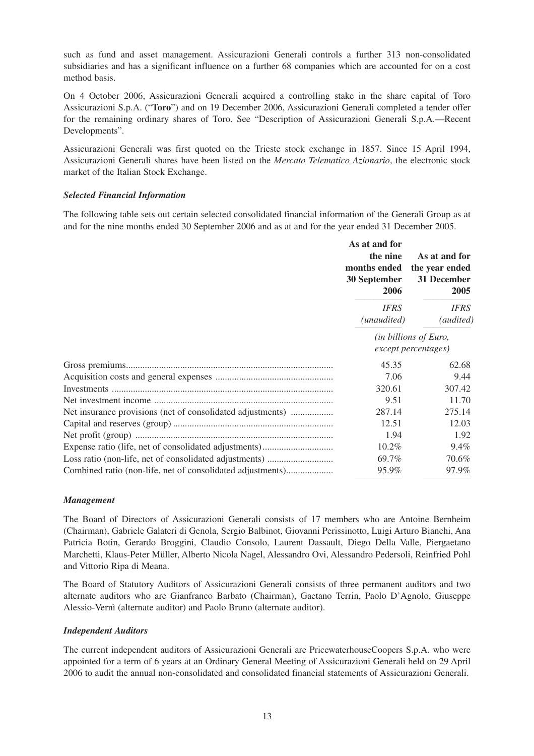such as fund and asset management. Assicurazioni Generali controls a further 313 non-consolidated subsidiaries and has a significant influence on a further 68 companies which are accounted for on a cost method basis.

On 4 October 2006, Assicurazioni Generali acquired a controlling stake in the share capital of Toro Assicurazioni S.p.A. ("**Toro**") and on 19 December 2006, Assicurazioni Generali completed a tender offer for the remaining ordinary shares of Toro. See "Description of Assicurazioni Generali S.p.A.—Recent Developments".

Assicurazioni Generali was first quoted on the Trieste stock exchange in 1857. Since 15 April 1994, Assicurazioni Generali shares have been listed on the *Mercato Telematico Azionario*, the electronic stock market of the Italian Stock Exchange.

### *Selected Financial Information*

The following table sets out certain selected consolidated financial information of the Generali Group as at and for the nine months ended 30 September 2006 and as at and for the year ended 31 December 2005.

| | As at and for the nine months ended 30 September 2006 | As at and for the year ended 31 December 2005 |
|---|---|---|
| | *IFRS (unaudited)* | *IFRS (audited)* |
| | *(in billions of Euro, except percentages)* | |
| Gross premiums | 45.35 | 62.68 |
| Acquisition costs and general expenses | 7.06 | 9.44 |
| Investments | 320.61 | 307.42 |
| Net investment income | 9.51 | 11.70 |
| Net insurance provisions (net of consolidated adjustments) | 287.14 | 275.14 |
| Capital and reserves (group) | 12.51 | 12.03 |
| Net profit (group) | 1.94 | 1.92 |
| Expense ratio (life, net of consolidated adjustments) | 10.2% | 9.4% |
| Loss ratio (non-life, net of consolidated adjustments) | 69.7% | 70.6% |
| Combined ratio (non-life, net of consolidated adjustments) | 95.9% | 97.9% |

### *Management*

The Board of Directors of Assicurazioni Generali consists of 17 members who are Antoine Bernheim (Chairman), Gabriele Galateri di Genola, Sergio Balbinot, Giovanni Perissinotto, Luigi Arturo Bianchi, Ana Patricia Botin, Gerardo Broggini, Claudio Consolo, Laurent Dassault, Diego Della Valle, Piergaetano Marchetti, Klaus-Peter Müller, Alberto Nicola Nagel, Alessandro Ovi, Alessandro Pedersoli, Reinfried Pohl and Vittorio Ripa di Meana.

The Board of Statutory Auditors of Assicurazioni Generali consists of three permanent auditors and two alternate auditors who are Gianfranco Barbato (Chairman), Gaetano Terrin, Paolo D'Agnolo, Giuseppe Alessio-Vernì (alternate auditor) and Paolo Bruno (alternate auditor).

### *Independent Auditors*

The current independent auditors of Assicurazioni Generali are PricewaterhouseCoopers S.p.A. who were appointed for a term of 6 years at an Ordinary General Meeting of Assicurazioni Generali held on 29 April 2006 to audit the annual non-consolidated and consolidated financial statements of Assicurazioni Generali.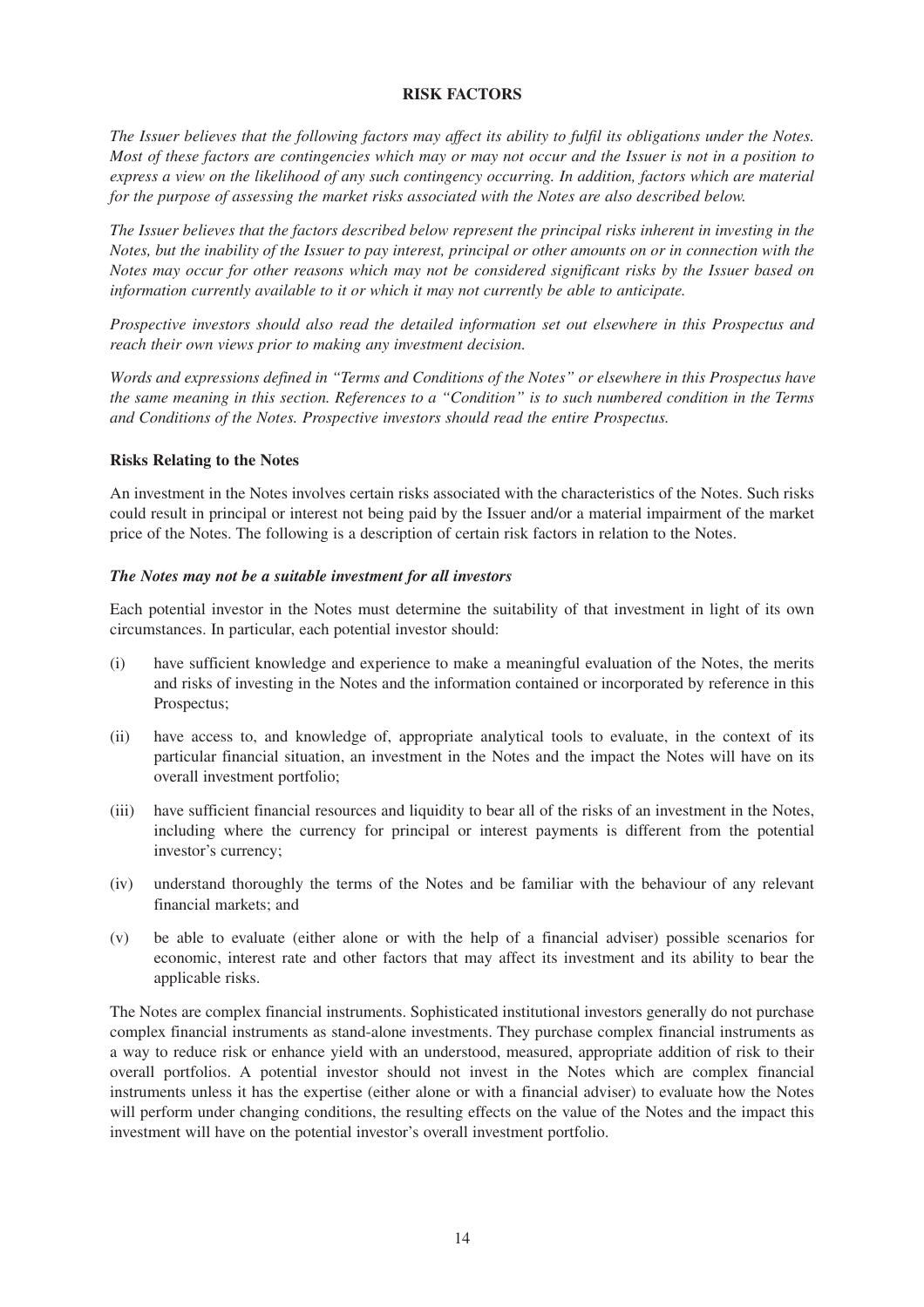## RISK FACTORS

*The Issuer believes that the following factors may affect its ability to fulfil its obligations under the Notes. Most of these factors are contingencies which may or may not occur and the Issuer is not in a position to express a view on the likelihood of any such contingency occurring. In addition, factors which are material for the purpose of assessing the market risks associated with the Notes are also described below.*

*The Issuer believes that the factors described below represent the principal risks inherent in investing in the Notes, but the inability of the Issuer to pay interest, principal or other amounts on or in connection with the Notes may occur for other reasons which may not be considered significant risks by the Issuer based on information currently available to it or which it may not currently be able to anticipate.*

*Prospective investors should also read the detailed information set out elsewhere in this Prospectus and reach their own views prior to making any investment decision.*

*Words and expressions defined in "Terms and Conditions of the Notes" or elsewhere in this Prospectus have the same meaning in this section. References to a "Condition" is to such numbered condition in the Terms and Conditions of the Notes. Prospective investors should read the entire Prospectus.*

### Risks Relating to the Notes

An investment in the Notes involves certain risks associated with the characteristics of the Notes. Such risks could result in principal or interest not being paid by the Issuer and/or a material impairment of the market price of the Notes. The following is a description of certain risk factors in relation to the Notes.

#### *The Notes may not be a suitable investment for all investors*

Each potential investor in the Notes must determine the suitability of that investment in light of its own circumstances. In particular, each potential investor should:

(i) have sufficient knowledge and experience to make a meaningful evaluation of the Notes, the merits and risks of investing in the Notes and the information contained or incorporated by reference in this Prospectus;

(ii) have access to, and knowledge of, appropriate analytical tools to evaluate, in the context of its particular financial situation, an investment in the Notes and the impact the Notes will have on its overall investment portfolio;

(iii) have sufficient financial resources and liquidity to bear all of the risks of an investment in the Notes, including where the currency for principal or interest payments is different from the potential investor's currency;

(iv) understand thoroughly the terms of the Notes and be familiar with the behaviour of any relevant financial markets; and

(v) be able to evaluate (either alone or with the help of a financial adviser) possible scenarios for economic, interest rate and other factors that may affect its investment and its ability to bear the applicable risks.

The Notes are complex financial instruments. Sophisticated institutional investors generally do not purchase complex financial instruments as stand-alone investments. They purchase complex financial instruments as a way to reduce risk or enhance yield with an understood, measured, appropriate addition of risk to their overall portfolios. A potential investor should not invest in the Notes which are complex financial instruments unless it has the expertise (either alone or with a financial adviser) to evaluate how the Notes will perform under changing conditions, the resulting effects on the value of the Notes and the impact this investment will have on the potential investor's overall investment portfolio.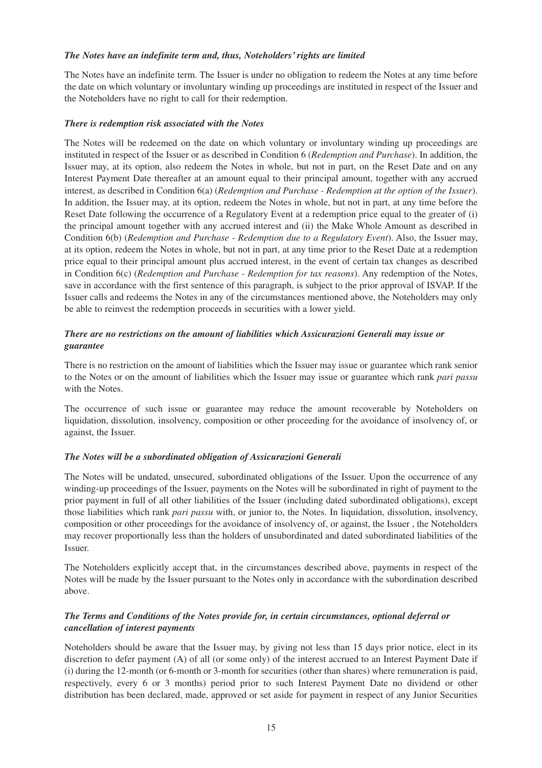***The Notes have an indefinite term and, thus, Noteholders' rights are limited***

The Notes have an indefinite term. The Issuer is under no obligation to redeem the Notes at any time before the date on which voluntary or involuntary winding up proceedings are instituted in respect of the Issuer and the Noteholders have no right to call for their redemption.

***There is redemption risk associated with the Notes***

The Notes will be redeemed on the date on which voluntary or involuntary winding up proceedings are instituted in respect of the Issuer or as described in Condition 6 (*Redemption and Purchase*). In addition, the Issuer may, at its option, also redeem the Notes in whole, but not in part, on the Reset Date and on any Interest Payment Date thereafter at an amount equal to their principal amount, together with any accrued interest, as described in Condition 6(a) (*Redemption and Purchase - Redemption at the option of the Issuer*). In addition, the Issuer may, at its option, redeem the Notes in whole, but not in part, at any time before the Reset Date following the occurrence of a Regulatory Event at a redemption price equal to the greater of (i) the principal amount together with any accrued interest and (ii) the Make Whole Amount as described in Condition 6(b) (*Redemption and Purchase - Redemption due to a Regulatory Event*). Also, the Issuer may, at its option, redeem the Notes in whole, but not in part, at any time prior to the Reset Date at a redemption price equal to their principal amount plus accrued interest, in the event of certain tax changes as described in Condition 6(c) (*Redemption and Purchase - Redemption for tax reasons*). Any redemption of the Notes, save in accordance with the first sentence of this paragraph, is subject to the prior approval of ISVAP. If the Issuer calls and redeems the Notes in any of the circumstances mentioned above, the Noteholders may only be able to reinvest the redemption proceeds in securities with a lower yield.

***There are no restrictions on the amount of liabilities which Assicurazioni Generali may issue or guarantee***

There is no restriction on the amount of liabilities which the Issuer may issue or guarantee which rank senior to the Notes or on the amount of liabilities which the Issuer may issue or guarantee which rank *pari passu* with the Notes.

The occurrence of such issue or guarantee may reduce the amount recoverable by Noteholders on liquidation, dissolution, insolvency, composition or other proceeding for the avoidance of insolvency of, or against, the Issuer.

***The Notes will be a subordinated obligation of Assicurazioni Generali***

The Notes will be undated, unsecured, subordinated obligations of the Issuer. Upon the occurrence of any winding-up proceedings of the Issuer, payments on the Notes will be subordinated in right of payment to the prior payment in full of all other liabilities of the Issuer (including dated subordinated obligations), except those liabilities which rank *pari passu* with, or junior to, the Notes. In liquidation, dissolution, insolvency, composition or other proceedings for the avoidance of insolvency of, or against, the Issuer , the Noteholders may recover proportionally less than the holders of unsubordinated and dated subordinated liabilities of the Issuer.

The Noteholders explicitly accept that, in the circumstances described above, payments in respect of the Notes will be made by the Issuer pursuant to the Notes only in accordance with the subordination described above.

***The Terms and Conditions of the Notes provide for, in certain circumstances, optional deferral or cancellation of interest payments***

Noteholders should be aware that the Issuer may, by giving not less than 15 days prior notice, elect in its discretion to defer payment (A) of all (or some only) of the interest accrued to an Interest Payment Date if (i) during the 12-month (or 6-month or 3-month for securities (other than shares) where remuneration is paid, respectively, every 6 or 3 months) period prior to such Interest Payment Date no dividend or other distribution has been declared, made, approved or set aside for payment in respect of any Junior Securities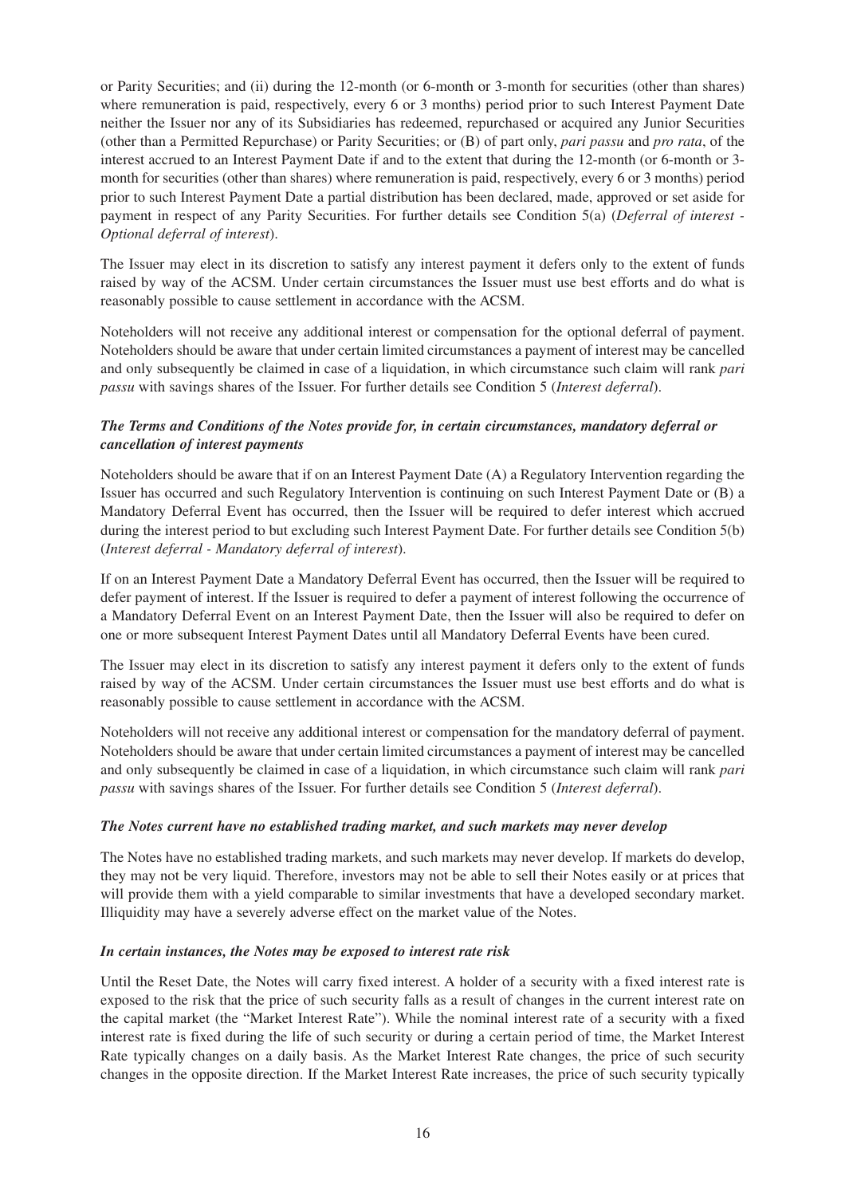or Parity Securities; and (ii) during the 12-month (or 6-month or 3-month for securities (other than shares) where remuneration is paid, respectively, every 6 or 3 months) period prior to such Interest Payment Date neither the Issuer nor any of its Subsidiaries has redeemed, repurchased or acquired any Junior Securities (other than a Permitted Repurchase) or Parity Securities; or (B) of part only, *pari passu* and *pro rata*, of the interest accrued to an Interest Payment Date if and to the extent that during the 12-month (or 6-month or 3-month for securities (other than shares) where remuneration is paid, respectively, every 6 or 3 months) period prior to such Interest Payment Date a partial distribution has been declared, made, approved or set aside for payment in respect of any Parity Securities. For further details see Condition 5(a) (*Deferral of interest - Optional deferral of interest*).

The Issuer may elect in its discretion to satisfy any interest payment it defers only to the extent of funds raised by way of the ACSM. Under certain circumstances the Issuer must use best efforts and do what is reasonably possible to cause settlement in accordance with the ACSM.

Noteholders will not receive any additional interest or compensation for the optional deferral of payment. Noteholders should be aware that under certain limited circumstances a payment of interest may be cancelled and only subsequently be claimed in case of a liquidation, in which circumstance such claim will rank *pari passu* with savings shares of the Issuer. For further details see Condition 5 (*Interest deferral*).

### *The Terms and Conditions of the Notes provide for, in certain circumstances, mandatory deferral or cancellation of interest payments*

Noteholders should be aware that if on an Interest Payment Date (A) a Regulatory Intervention regarding the Issuer has occurred and such Regulatory Intervention is continuing on such Interest Payment Date or (B) a Mandatory Deferral Event has occurred, then the Issuer will be required to defer interest which accrued during the interest period to but excluding such Interest Payment Date. For further details see Condition 5(b) (*Interest deferral - Mandatory deferral of interest*).

If on an Interest Payment Date a Mandatory Deferral Event has occurred, then the Issuer will be required to defer payment of interest. If the Issuer is required to defer a payment of interest following the occurrence of a Mandatory Deferral Event on an Interest Payment Date, then the Issuer will also be required to defer on one or more subsequent Interest Payment Dates until all Mandatory Deferral Events have been cured.

The Issuer may elect in its discretion to satisfy any interest payment it defers only to the extent of funds raised by way of the ACSM. Under certain circumstances the Issuer must use best efforts and do what is reasonably possible to cause settlement in accordance with the ACSM.

Noteholders will not receive any additional interest or compensation for the mandatory deferral of payment. Noteholders should be aware that under certain limited circumstances a payment of interest may be cancelled and only subsequently be claimed in case of a liquidation, in which circumstance such claim will rank *pari passu* with savings shares of the Issuer. For further details see Condition 5 (*Interest deferral*).

### *The Notes current have no established trading market, and such markets may never develop*

The Notes have no established trading markets, and such markets may never develop. If markets do develop, they may not be very liquid. Therefore, investors may not be able to sell their Notes easily or at prices that will provide them with a yield comparable to similar investments that have a developed secondary market. Illiquidity may have a severely adverse effect on the market value of the Notes.

### *In certain instances, the Notes may be exposed to interest rate risk*

Until the Reset Date, the Notes will carry fixed interest. A holder of a security with a fixed interest rate is exposed to the risk that the price of such security falls as a result of changes in the current interest rate on the capital market (the "Market Interest Rate"). While the nominal interest rate of a security with a fixed interest rate is fixed during the life of such security or during a certain period of time, the Market Interest Rate typically changes on a daily basis. As the Market Interest Rate changes, the price of such security changes in the opposite direction. If the Market Interest Rate increases, the price of such security typically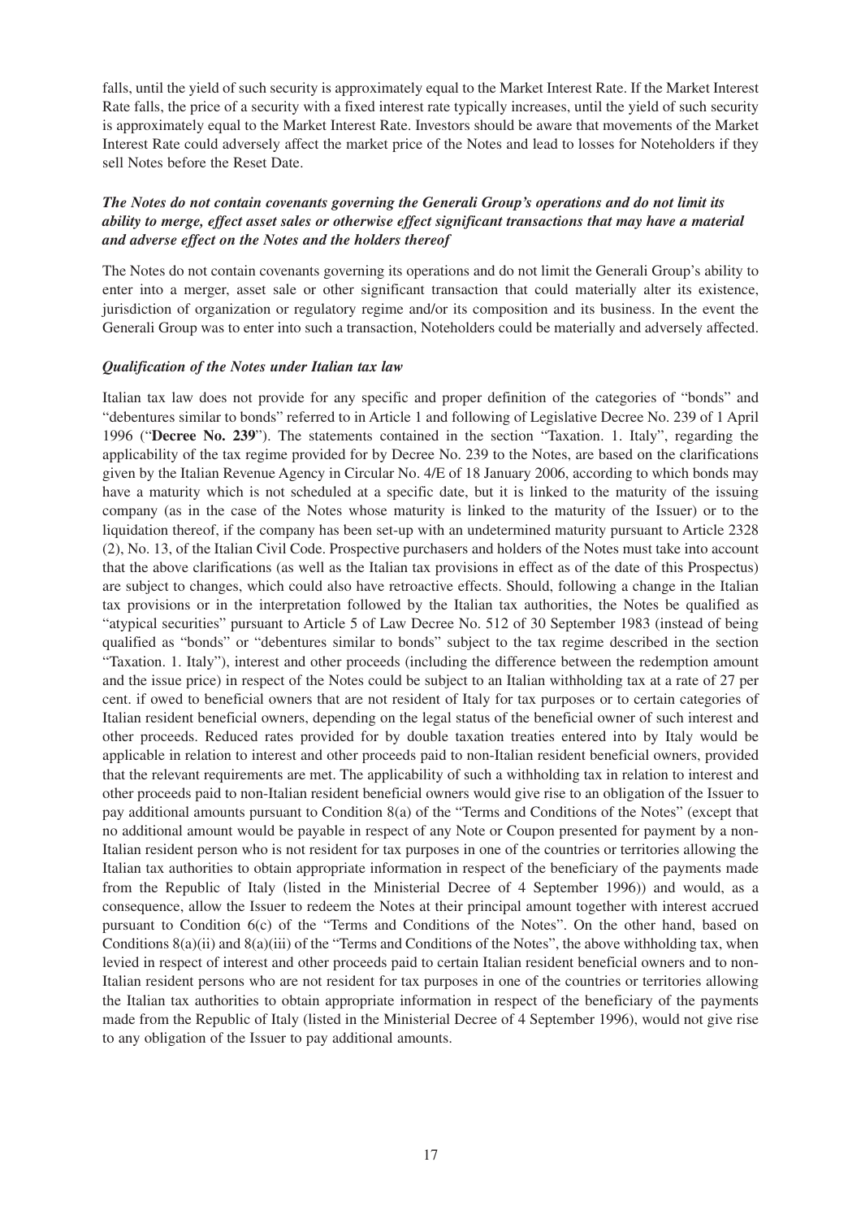falls, until the yield of such security is approximately equal to the Market Interest Rate. If the Market Interest Rate falls, the price of a security with a fixed interest rate typically increases, until the yield of such security is approximately equal to the Market Interest Rate. Investors should be aware that movements of the Market Interest Rate could adversely affect the market price of the Notes and lead to losses for Noteholders if they sell Notes before the Reset Date.

### *The Notes do not contain covenants governing the Generali Group's operations and do not limit its ability to merge, effect asset sales or otherwise effect significant transactions that may have a material and adverse effect on the Notes and the holders thereof*

The Notes do not contain covenants governing its operations and do not limit the Generali Group's ability to enter into a merger, asset sale or other significant transaction that could materially alter its existence, jurisdiction of organization or regulatory regime and/or its composition and its business. In the event the Generali Group was to enter into such a transaction, Noteholders could be materially and adversely affected.

### *Qualification of the Notes under Italian tax law*

Italian tax law does not provide for any specific and proper definition of the categories of "bonds" and "debentures similar to bonds" referred to in Article 1 and following of Legislative Decree No. 239 of 1 April 1996 ("**Decree No. 239**"). The statements contained in the section "Taxation. 1. Italy", regarding the applicability of the tax regime provided for by Decree No. 239 to the Notes, are based on the clarifications given by the Italian Revenue Agency in Circular No. 4/E of 18 January 2006, according to which bonds may have a maturity which is not scheduled at a specific date, but it is linked to the maturity of the issuing company (as in the case of the Notes whose maturity is linked to the maturity of the Issuer) or to the liquidation thereof, if the company has been set-up with an undetermined maturity pursuant to Article 2328 (2), No. 13, of the Italian Civil Code. Prospective purchasers and holders of the Notes must take into account that the above clarifications (as well as the Italian tax provisions in effect as of the date of this Prospectus) are subject to changes, which could also have retroactive effects. Should, following a change in the Italian tax provisions or in the interpretation followed by the Italian tax authorities, the Notes be qualified as "atypical securities" pursuant to Article 5 of Law Decree No. 512 of 30 September 1983 (instead of being qualified as "bonds" or "debentures similar to bonds" subject to the tax regime described in the section "Taxation. 1. Italy"), interest and other proceeds (including the difference between the redemption amount and the issue price) in respect of the Notes could be subject to an Italian withholding tax at a rate of 27 per cent. if owed to beneficial owners that are not resident of Italy for tax purposes or to certain categories of Italian resident beneficial owners, depending on the legal status of the beneficial owner of such interest and other proceeds. Reduced rates provided for by double taxation treaties entered into by Italy would be applicable in relation to interest and other proceeds paid to non-Italian resident beneficial owners, provided that the relevant requirements are met. The applicability of such a withholding tax in relation to interest and other proceeds paid to non-Italian resident beneficial owners would give rise to an obligation of the Issuer to pay additional amounts pursuant to Condition 8(a) of the "Terms and Conditions of the Notes" (except that no additional amount would be payable in respect of any Note or Coupon presented for payment by a non-Italian resident person who is not resident for tax purposes in one of the countries or territories allowing the Italian tax authorities to obtain appropriate information in respect of the beneficiary of the payments made from the Republic of Italy (listed in the Ministerial Decree of 4 September 1996)) and would, as a consequence, allow the Issuer to redeem the Notes at their principal amount together with interest accrued pursuant to Condition 6(c) of the "Terms and Conditions of the Notes". On the other hand, based on Conditions 8(a)(ii) and 8(a)(iii) of the "Terms and Conditions of the Notes", the above withholding tax, when levied in respect of interest and other proceeds paid to certain Italian resident beneficial owners and to non-Italian resident persons who are not resident for tax purposes in one of the countries or territories allowing the Italian tax authorities to obtain appropriate information in respect of the beneficiary of the payments made from the Republic of Italy (listed in the Ministerial Decree of 4 September 1996), would not give rise to any obligation of the Issuer to pay additional amounts.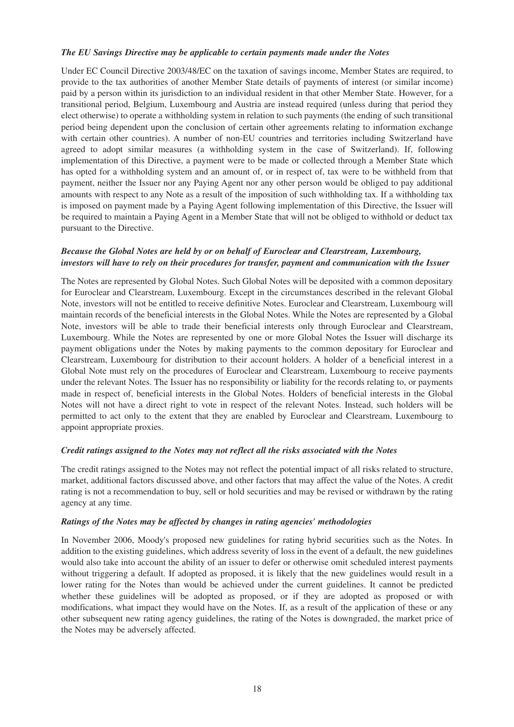*The EU Savings Directive may be applicable to certain payments made under the Notes*

Under EC Council Directive 2003/48/EC on the taxation of savings income, Member States are required, to provide to the tax authorities of another Member State details of payments of interest (or similar income) paid by a person within its jurisdiction to an individual resident in that other Member State. However, for a transitional period, Belgium, Luxembourg and Austria are instead required (unless during that period they elect otherwise) to operate a withholding system in relation to such payments (the ending of such transitional period being dependent upon the conclusion of certain other agreements relating to information exchange with certain other countries). A number of non-EU countries and territories including Switzerland have agreed to adopt similar measures (a withholding system in the case of Switzerland). If, following implementation of this Directive, a payment were to be made or collected through a Member State which has opted for a withholding system and an amount of, or in respect of, tax were to be withheld from that payment, neither the Issuer nor any Paying Agent nor any other person would be obliged to pay additional amounts with respect to any Note as a result of the imposition of such withholding tax. If a withholding tax is imposed on payment made by a Paying Agent following implementation of this Directive, the Issuer will be required to maintain a Paying Agent in a Member State that will not be obliged to withhold or deduct tax pursuant to the Directive.

*Because the Global Notes are held by or on behalf of Euroclear and Clearstream, Luxembourg, investors will have to rely on their procedures for transfer, payment and communication with the Issuer*

The Notes are represented by Global Notes. Such Global Notes will be deposited with a common depositary for Euroclear and Clearstream, Luxembourg. Except in the circumstances described in the relevant Global Note, investors will not be entitled to receive definitive Notes. Euroclear and Clearstream, Luxembourg will maintain records of the beneficial interests in the Global Notes. While the Notes are represented by a Global Note, investors will be able to trade their beneficial interests only through Euroclear and Clearstream, Luxembourg. While the Notes are represented by one or more Global Notes the Issuer will discharge its payment obligations under the Notes by making payments to the common depositary for Euroclear and Clearstream, Luxembourg for distribution to their account holders. A holder of a beneficial interest in a Global Note must rely on the procedures of Euroclear and Clearstream, Luxembourg to receive payments under the relevant Notes. The Issuer has no responsibility or liability for the records relating to, or payments made in respect of, beneficial interests in the Global Notes. Holders of beneficial interests in the Global Notes will not have a direct right to vote in respect of the relevant Notes. Instead, such holders will be permitted to act only to the extent that they are enabled by Euroclear and Clearstream, Luxembourg to appoint appropriate proxies.

*Credit ratings assigned to the Notes may not reflect all the risks associated with the Notes*

The credit ratings assigned to the Notes may not reflect the potential impact of all risks related to structure, market, additional factors discussed above, and other factors that may affect the value of the Notes. A credit rating is not a recommendation to buy, sell or hold securities and may be revised or withdrawn by the rating agency at any time.

*Ratings of the Notes may be affected by changes in rating agencies' methodologies*

In November 2006, Moody's proposed new guidelines for rating hybrid securities such as the Notes. In addition to the existing guidelines, which address severity of loss in the event of a default, the new guidelines would also take into account the ability of an issuer to defer or otherwise omit scheduled interest payments without triggering a default. If adopted as proposed, it is likely that the new guidelines would result in a lower rating for the Notes than would be achieved under the current guidelines. It cannot be predicted whether these guidelines will be adopted as proposed, or if they are adopted as proposed or with modifications, what impact they would have on the Notes. If, as a result of the application of these or any other subsequent new rating agency guidelines, the rating of the Notes is downgraded, the market price of the Notes may be adversely affected.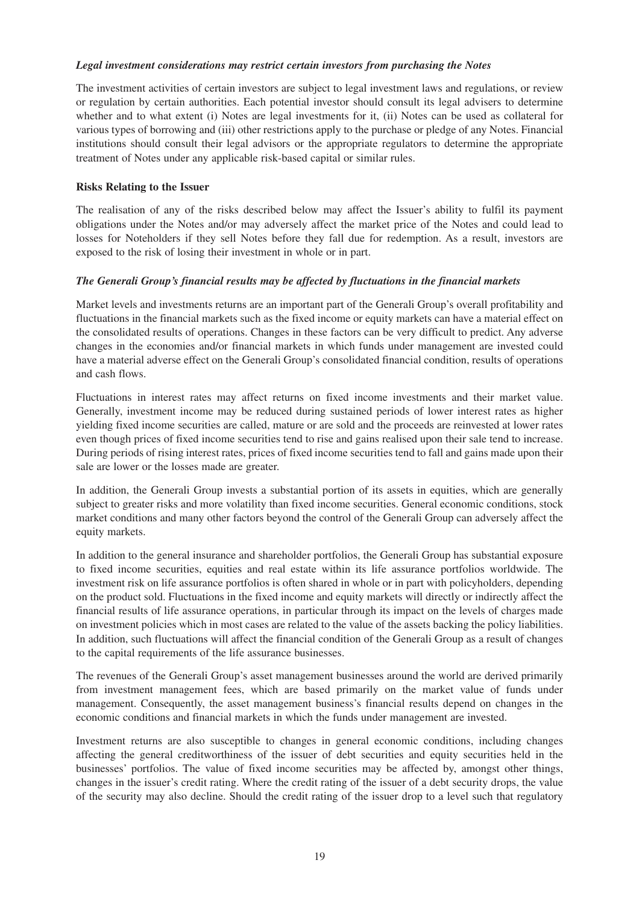### *Legal investment considerations may restrict certain investors from purchasing the Notes*

The investment activities of certain investors are subject to legal investment laws and regulations, or review or regulation by certain authorities. Each potential investor should consult its legal advisers to determine whether and to what extent (i) Notes are legal investments for it, (ii) Notes can be used as collateral for various types of borrowing and (iii) other restrictions apply to the purchase or pledge of any Notes. Financial institutions should consult their legal advisors or the appropriate regulators to determine the appropriate treatment of Notes under any applicable risk-based capital or similar rules.

## Risks Relating to the Issuer

The realisation of any of the risks described below may affect the Issuer's ability to fulfil its payment obligations under the Notes and/or may adversely affect the market price of the Notes and could lead to losses for Noteholders if they sell Notes before they fall due for redemption. As a result, investors are exposed to the risk of losing their investment in whole or in part.

### *The Generali Group's financial results may be affected by fluctuations in the financial markets*

Market levels and investments returns are an important part of the Generali Group's overall profitability and fluctuations in the financial markets such as the fixed income or equity markets can have a material effect on the consolidated results of operations. Changes in these factors can be very difficult to predict. Any adverse changes in the economies and/or financial markets in which funds under management are invested could have a material adverse effect on the Generali Group's consolidated financial condition, results of operations and cash flows.

Fluctuations in interest rates may affect returns on fixed income investments and their market value. Generally, investment income may be reduced during sustained periods of lower interest rates as higher yielding fixed income securities are called, mature or are sold and the proceeds are reinvested at lower rates even though prices of fixed income securities tend to rise and gains realised upon their sale tend to increase. During periods of rising interest rates, prices of fixed income securities tend to fall and gains made upon their sale are lower or the losses made are greater.

In addition, the Generali Group invests a substantial portion of its assets in equities, which are generally subject to greater risks and more volatility than fixed income securities. General economic conditions, stock market conditions and many other factors beyond the control of the Generali Group can adversely affect the equity markets.

In addition to the general insurance and shareholder portfolios, the Generali Group has substantial exposure to fixed income securities, equities and real estate within its life assurance portfolios worldwide. The investment risk on life assurance portfolios is often shared in whole or in part with policyholders, depending on the product sold. Fluctuations in the fixed income and equity markets will directly or indirectly affect the financial results of life assurance operations, in particular through its impact on the levels of charges made on investment policies which in most cases are related to the value of the assets backing the policy liabilities. In addition, such fluctuations will affect the financial condition of the Generali Group as a result of changes to the capital requirements of the life assurance businesses.

The revenues of the Generali Group's asset management businesses around the world are derived primarily from investment management fees, which are based primarily on the market value of funds under management. Consequently, the asset management business's financial results depend on changes in the economic conditions and financial markets in which the funds under management are invested.

Investment returns are also susceptible to changes in general economic conditions, including changes affecting the general creditworthiness of the issuer of debt securities and equity securities held in the businesses' portfolios. The value of fixed income securities may be affected by, amongst other things, changes in the issuer's credit rating. Where the credit rating of the issuer of a debt security drops, the value of the security may also decline. Should the credit rating of the issuer drop to a level such that regulatory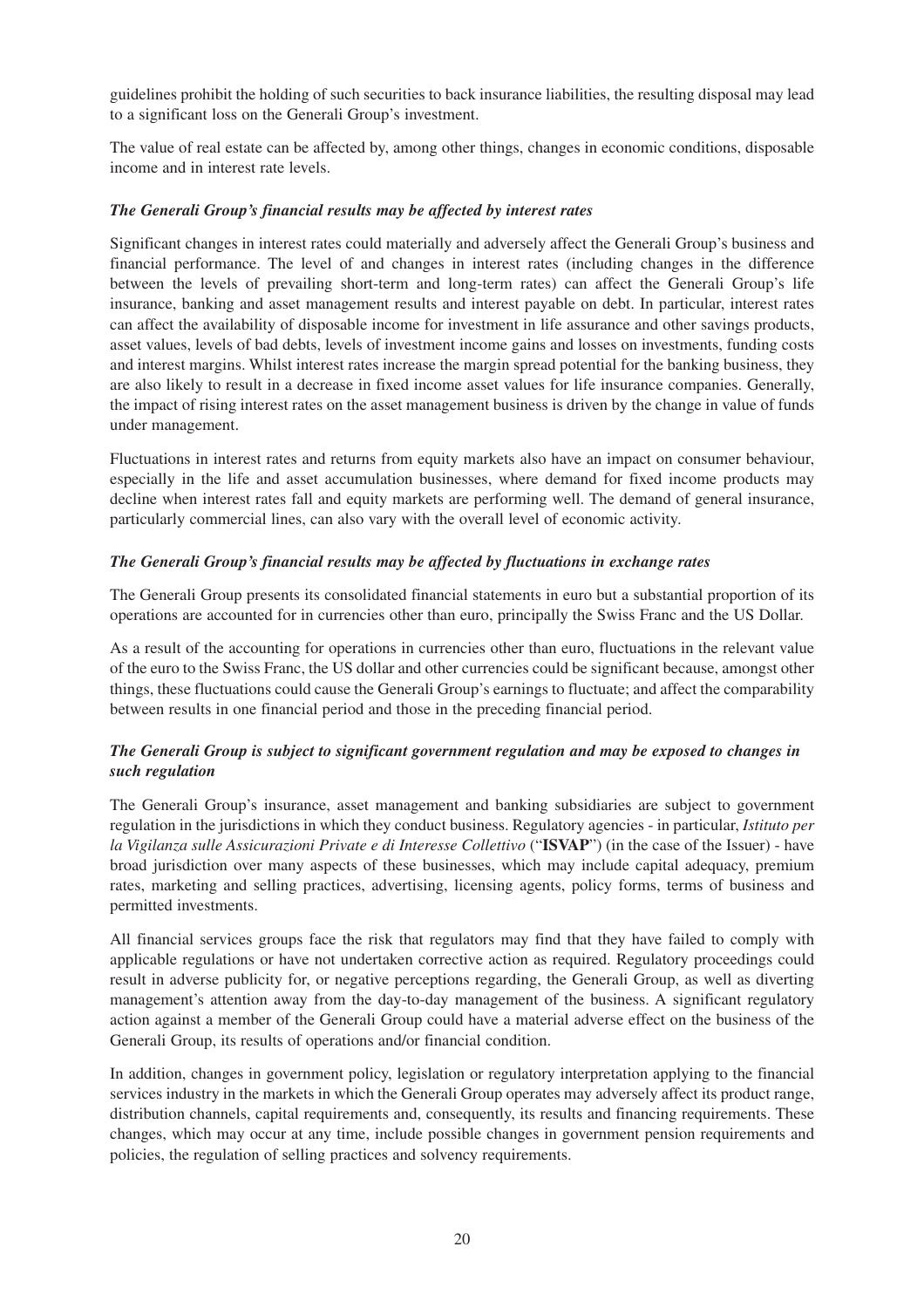guidelines prohibit the holding of such securities to back insurance liabilities, the resulting disposal may lead to a significant loss on the Generali Group's investment.

The value of real estate can be affected by, among other things, changes in economic conditions, disposable income and in interest rate levels.

***The Generali Group's financial results may be affected by interest rates***

Significant changes in interest rates could materially and adversely affect the Generali Group's business and financial performance. The level of and changes in interest rates (including changes in the difference between the levels of prevailing short-term and long-term rates) can affect the Generali Group's life insurance, banking and asset management results and interest payable on debt. In particular, interest rates can affect the availability of disposable income for investment in life assurance and other savings products, asset values, levels of bad debts, levels of investment income gains and losses on investments, funding costs and interest margins. Whilst interest rates increase the margin spread potential for the banking business, they are also likely to result in a decrease in fixed income asset values for life insurance companies. Generally, the impact of rising interest rates on the asset management business is driven by the change in value of funds under management.

Fluctuations in interest rates and returns from equity markets also have an impact on consumer behaviour, especially in the life and asset accumulation businesses, where demand for fixed income products may decline when interest rates fall and equity markets are performing well. The demand of general insurance, particularly commercial lines, can also vary with the overall level of economic activity.

***The Generali Group's financial results may be affected by fluctuations in exchange rates***

The Generali Group presents its consolidated financial statements in euro but a substantial proportion of its operations are accounted for in currencies other than euro, principally the Swiss Franc and the US Dollar.

As a result of the accounting for operations in currencies other than euro, fluctuations in the relevant value of the euro to the Swiss Franc, the US dollar and other currencies could be significant because, amongst other things, these fluctuations could cause the Generali Group's earnings to fluctuate; and affect the comparability between results in one financial period and those in the preceding financial period.

***The Generali Group is subject to significant government regulation and may be exposed to changes in such regulation***

The Generali Group's insurance, asset management and banking subsidiaries are subject to government regulation in the jurisdictions in which they conduct business. Regulatory agencies - in particular, *Istituto per la Vigilanza sulle Assicurazioni Private e di Interesse Collettivo* ("**ISVAP**") (in the case of the Issuer) - have broad jurisdiction over many aspects of these businesses, which may include capital adequacy, premium rates, marketing and selling practices, advertising, licensing agents, policy forms, terms of business and permitted investments.

All financial services groups face the risk that regulators may find that they have failed to comply with applicable regulations or have not undertaken corrective action as required. Regulatory proceedings could result in adverse publicity for, or negative perceptions regarding, the Generali Group, as well as diverting management's attention away from the day-to-day management of the business. A significant regulatory action against a member of the Generali Group could have a material adverse effect on the business of the Generali Group, its results of operations and/or financial condition.

In addition, changes in government policy, legislation or regulatory interpretation applying to the financial services industry in the markets in which the Generali Group operates may adversely affect its product range, distribution channels, capital requirements and, consequently, its results and financing requirements. These changes, which may occur at any time, include possible changes in government pension requirements and policies, the regulation of selling practices and solvency requirements.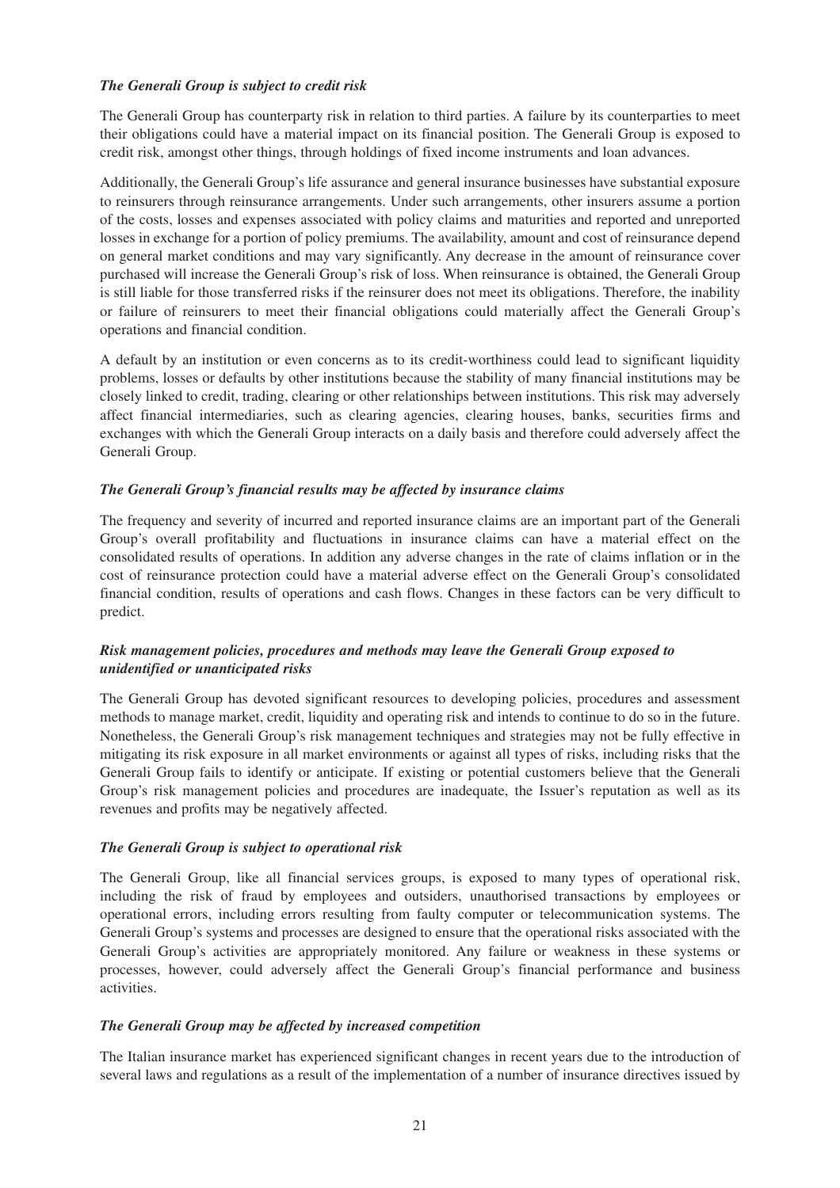***The Generali Group is subject to credit risk***

The Generali Group has counterparty risk in relation to third parties. A failure by its counterparties to meet their obligations could have a material impact on its financial position. The Generali Group is exposed to credit risk, amongst other things, through holdings of fixed income instruments and loan advances.

Additionally, the Generali Group's life assurance and general insurance businesses have substantial exposure to reinsurers through reinsurance arrangements. Under such arrangements, other insurers assume a portion of the costs, losses and expenses associated with policy claims and maturities and reported and unreported losses in exchange for a portion of policy premiums. The availability, amount and cost of reinsurance depend on general market conditions and may vary significantly. Any decrease in the amount of reinsurance cover purchased will increase the Generali Group's risk of loss. When reinsurance is obtained, the Generali Group is still liable for those transferred risks if the reinsurer does not meet its obligations. Therefore, the inability or failure of reinsurers to meet their financial obligations could materially affect the Generali Group's operations and financial condition.

A default by an institution or even concerns as to its credit-worthiness could lead to significant liquidity problems, losses or defaults by other institutions because the stability of many financial institutions may be closely linked to credit, trading, clearing or other relationships between institutions. This risk may adversely affect financial intermediaries, such as clearing agencies, clearing houses, banks, securities firms and exchanges with which the Generali Group interacts on a daily basis and therefore could adversely affect the Generali Group.

***The Generali Group's financial results may be affected by insurance claims***

The frequency and severity of incurred and reported insurance claims are an important part of the Generali Group's overall profitability and fluctuations in insurance claims can have a material effect on the consolidated results of operations. In addition any adverse changes in the rate of claims inflation or in the cost of reinsurance protection could have a material adverse effect on the Generali Group's consolidated financial condition, results of operations and cash flows. Changes in these factors can be very difficult to predict.

***Risk management policies, procedures and methods may leave the Generali Group exposed to unidentified or unanticipated risks***

The Generali Group has devoted significant resources to developing policies, procedures and assessment methods to manage market, credit, liquidity and operating risk and intends to continue to do so in the future. Nonetheless, the Generali Group's risk management techniques and strategies may not be fully effective in mitigating its risk exposure in all market environments or against all types of risks, including risks that the Generali Group fails to identify or anticipate. If existing or potential customers believe that the Generali Group's risk management policies and procedures are inadequate, the Issuer's reputation as well as its revenues and profits may be negatively affected.

***The Generali Group is subject to operational risk***

The Generali Group, like all financial services groups, is exposed to many types of operational risk, including the risk of fraud by employees and outsiders, unauthorised transactions by employees or operational errors, including errors resulting from faulty computer or telecommunication systems. The Generali Group's systems and processes are designed to ensure that the operational risks associated with the Generali Group's activities are appropriately monitored. Any failure or weakness in these systems or processes, however, could adversely affect the Generali Group's financial performance and business activities.

***The Generali Group may be affected by increased competition***

The Italian insurance market has experienced significant changes in recent years due to the introduction of several laws and regulations as a result of the implementation of a number of insurance directives issued by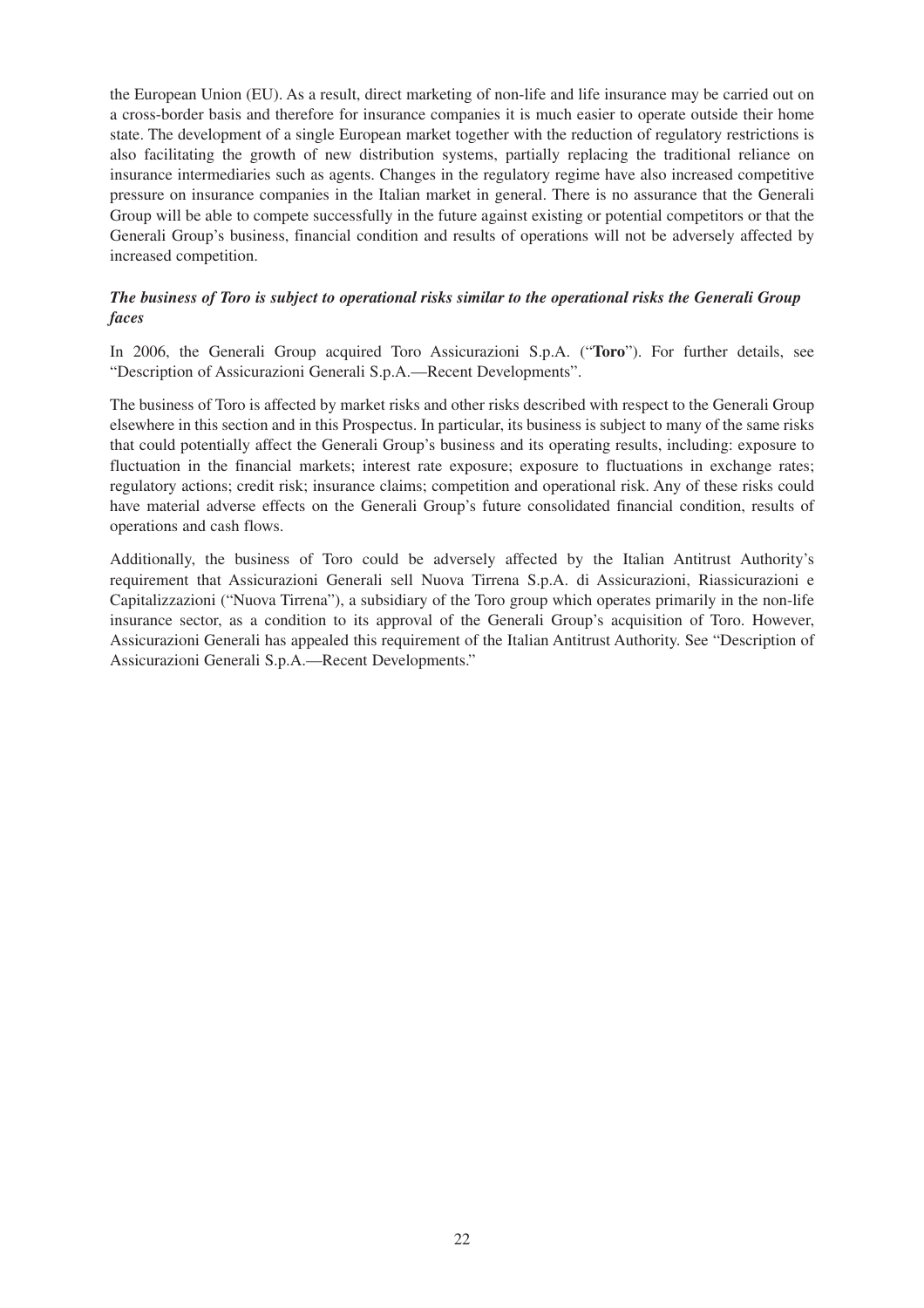the European Union (EU). As a result, direct marketing of non-life and life insurance may be carried out on a cross-border basis and therefore for insurance companies it is much easier to operate outside their home state. The development of a single European market together with the reduction of regulatory restrictions is also facilitating the growth of new distribution systems, partially replacing the traditional reliance on insurance intermediaries such as agents. Changes in the regulatory regime have also increased competitive pressure on insurance companies in the Italian market in general. There is no assurance that the Generali Group will be able to compete successfully in the future against existing or potential competitors or that the Generali Group's business, financial condition and results of operations will not be adversely affected by increased competition.

***The business of Toro is subject to operational risks similar to the operational risks the Generali Group faces***

In 2006, the Generali Group acquired Toro Assicurazioni S.p.A. ("**Toro**"). For further details, see "Description of Assicurazioni Generali S.p.A.—Recent Developments".

The business of Toro is affected by market risks and other risks described with respect to the Generali Group elsewhere in this section and in this Prospectus. In particular, its business is subject to many of the same risks that could potentially affect the Generali Group's business and its operating results, including: exposure to fluctuation in the financial markets; interest rate exposure; exposure to fluctuations in exchange rates; regulatory actions; credit risk; insurance claims; competition and operational risk. Any of these risks could have material adverse effects on the Generali Group's future consolidated financial condition, results of operations and cash flows.

Additionally, the business of Toro could be adversely affected by the Italian Antitrust Authority's requirement that Assicurazioni Generali sell Nuova Tirrena S.p.A. di Assicurazioni, Riassicurazioni e Capitalizzazioni ("Nuova Tirrena"), a subsidiary of the Toro group which operates primarily in the non-life insurance sector, as a condition to its approval of the Generali Group's acquisition of Toro. However, Assicurazioni Generali has appealed this requirement of the Italian Antitrust Authority. See "Description of Assicurazioni Generali S.p.A.—Recent Developments."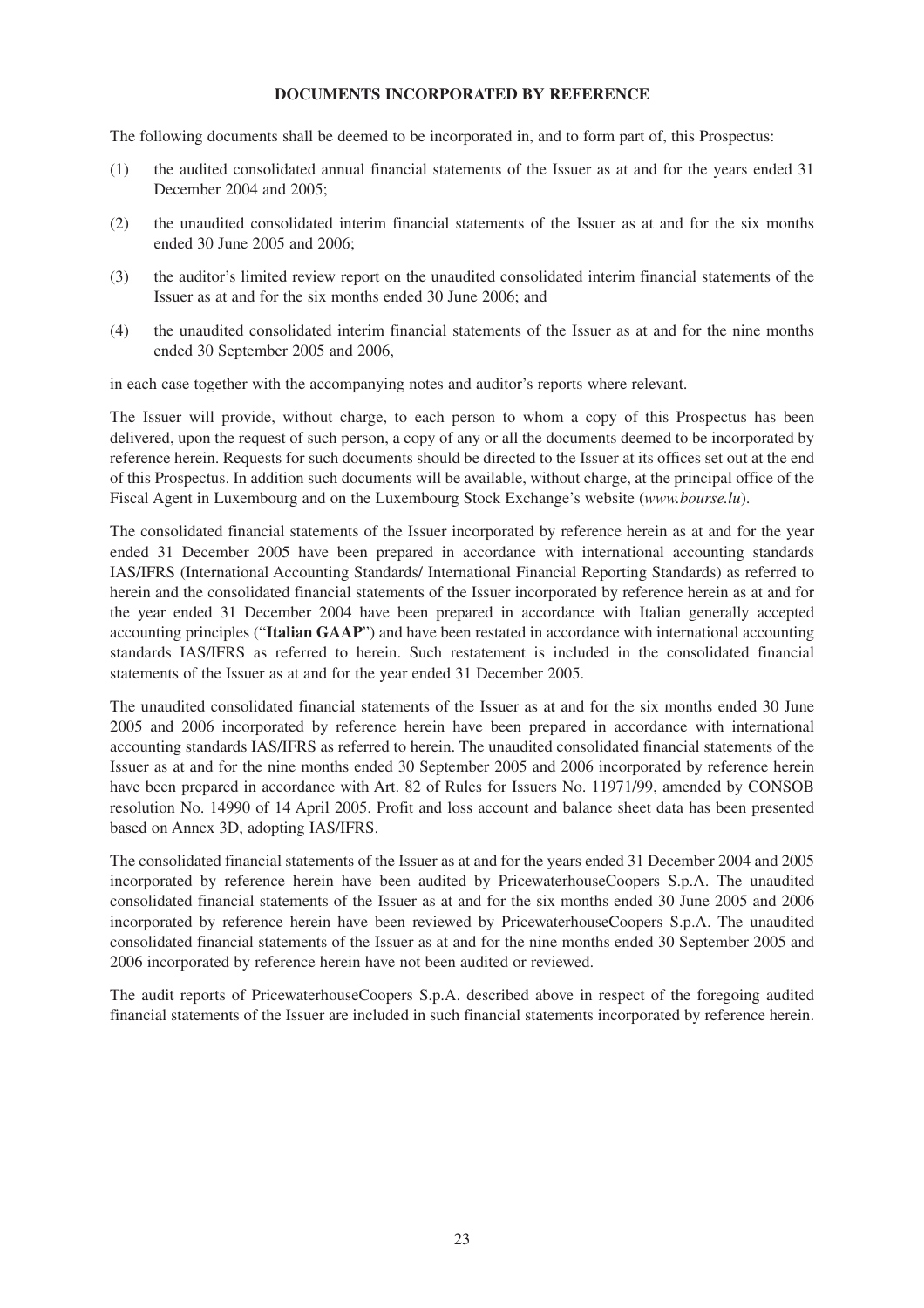## DOCUMENTS INCORPORATED BY REFERENCE

The following documents shall be deemed to be incorporated in, and to form part of, this Prospectus:

(1) the audited consolidated annual financial statements of the Issuer as at and for the years ended 31 December 2004 and 2005;

(2) the unaudited consolidated interim financial statements of the Issuer as at and for the six months ended 30 June 2005 and 2006;

(3) the auditor's limited review report on the unaudited consolidated interim financial statements of the Issuer as at and for the six months ended 30 June 2006; and

(4) the unaudited consolidated interim financial statements of the Issuer as at and for the nine months ended 30 September 2005 and 2006,

in each case together with the accompanying notes and auditor's reports where relevant.

The Issuer will provide, without charge, to each person to whom a copy of this Prospectus has been delivered, upon the request of such person, a copy of any or all the documents deemed to be incorporated by reference herein. Requests for such documents should be directed to the Issuer at its offices set out at the end of this Prospectus. In addition such documents will be available, without charge, at the principal office of the Fiscal Agent in Luxembourg and on the Luxembourg Stock Exchange's website (*www.bourse.lu*).

The consolidated financial statements of the Issuer incorporated by reference herein as at and for the year ended 31 December 2005 have been prepared in accordance with international accounting standards IAS/IFRS (International Accounting Standards/ International Financial Reporting Standards) as referred to herein and the consolidated financial statements of the Issuer incorporated by reference herein as at and for the year ended 31 December 2004 have been prepared in accordance with Italian generally accepted accounting principles ("**Italian GAAP**") and have been restated in accordance with international accounting standards IAS/IFRS as referred to herein. Such restatement is included in the consolidated financial statements of the Issuer as at and for the year ended 31 December 2005.

The unaudited consolidated financial statements of the Issuer as at and for the six months ended 30 June 2005 and 2006 incorporated by reference herein have been prepared in accordance with international accounting standards IAS/IFRS as referred to herein. The unaudited consolidated financial statements of the Issuer as at and for the nine months ended 30 September 2005 and 2006 incorporated by reference herein have been prepared in accordance with Art. 82 of Rules for Issuers No. 11971/99, amended by CONSOB resolution No. 14990 of 14 April 2005. Profit and loss account and balance sheet data has been presented based on Annex 3D, adopting IAS/IFRS.

The consolidated financial statements of the Issuer as at and for the years ended 31 December 2004 and 2005 incorporated by reference herein have been audited by PricewaterhouseCoopers S.p.A. The unaudited consolidated financial statements of the Issuer as at and for the six months ended 30 June 2005 and 2006 incorporated by reference herein have been reviewed by PricewaterhouseCoopers S.p.A. The unaudited consolidated financial statements of the Issuer as at and for the nine months ended 30 September 2005 and 2006 incorporated by reference herein have not been audited or reviewed.

The audit reports of PricewaterhouseCoopers S.p.A. described above in respect of the foregoing audited financial statements of the Issuer are included in such financial statements incorporated by reference herein.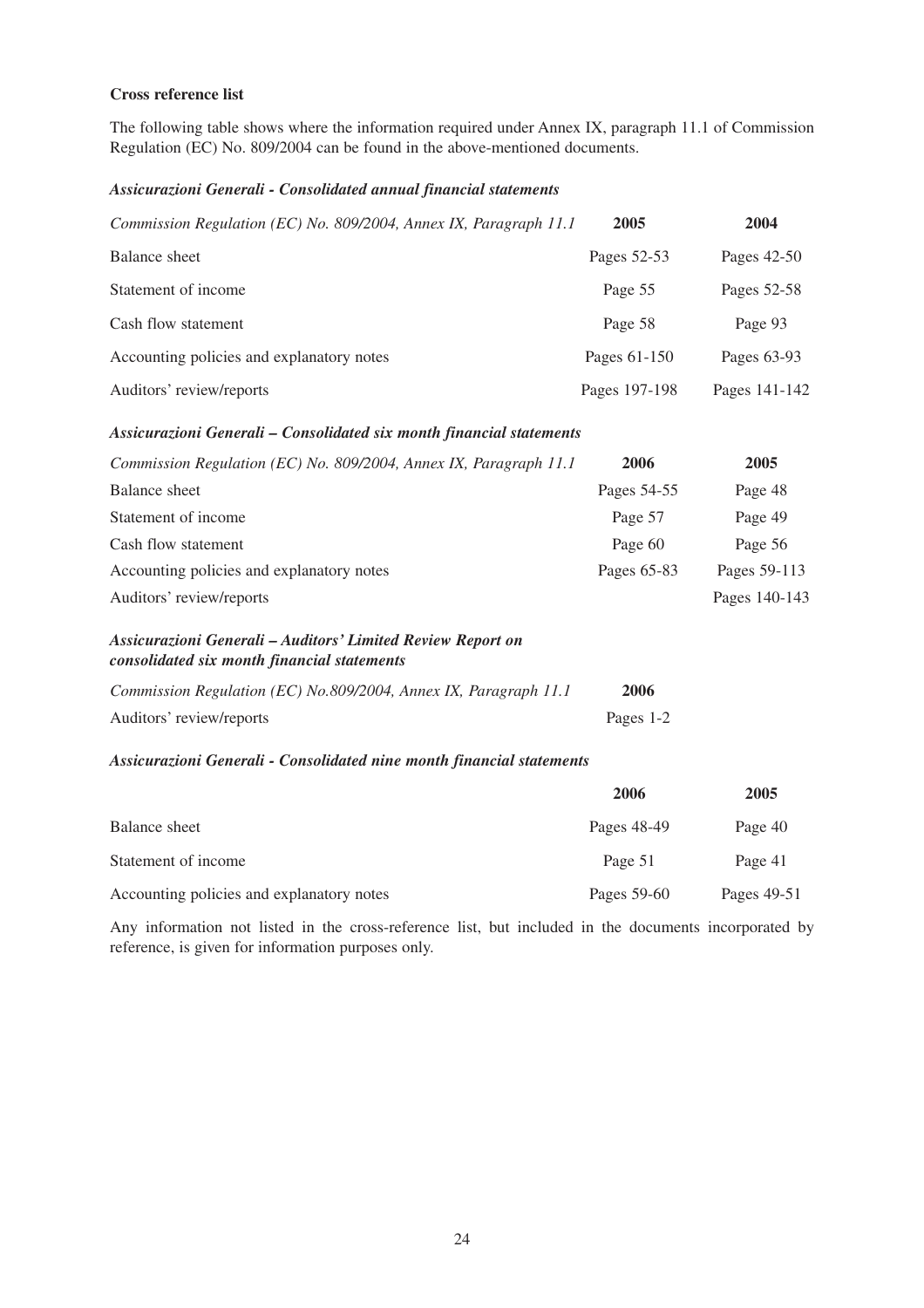**Cross reference list**

The following table shows where the information required under Annex IX, paragraph 11.1 of Commission Regulation (EC) No. 809/2004 can be found in the above-mentioned documents.

***Assicurazioni Generali - Consolidated annual financial statements***

| *Commission Regulation (EC) No. 809/2004, Annex IX, Paragraph 11.1* | **2005** | **2004** |
|---|---|---|
| Balance sheet | Pages 52-53 | Pages 42-50 |
| Statement of income | Page 55 | Pages 52-58 |
| Cash flow statement | Page 58 | Page 93 |
| Accounting policies and explanatory notes | Pages 61-150 | Pages 63-93 |
| Auditors' review/reports | Pages 197-198 | Pages 141-142 |

***Assicurazioni Generali – Consolidated six month financial statements***

| *Commission Regulation (EC) No. 809/2004, Annex IX, Paragraph 11.1* | **2006** | **2005** |
|---|---|---|
| Balance sheet | Pages 54-55 | Page 48 |
| Statement of income | Page 57 | Page 49 |
| Cash flow statement | Page 60 | Page 56 |
| Accounting policies and explanatory notes | Pages 65-83 | Pages 59-113 |
| Auditors' review/reports | | Pages 140-143 |

***Assicurazioni Generali – Auditors' Limited Review Report on consolidated six month financial statements***

| *Commission Regulation (EC) No.809/2004, Annex IX, Paragraph 11.1* | **2006** |
|---|---|
| Auditors' review/reports | Pages 1-2 |

***Assicurazioni Generali - Consolidated nine month financial statements***

| | **2006** | **2005** |
|---|---|---|
| Balance sheet | Pages 48-49 | Page 40 |
| Statement of income | Page 51 | Page 41 |
| Accounting policies and explanatory notes | Pages 59-60 | Pages 49-51 |

Any information not listed in the cross-reference list, but included in the documents incorporated by reference, is given for information purposes only.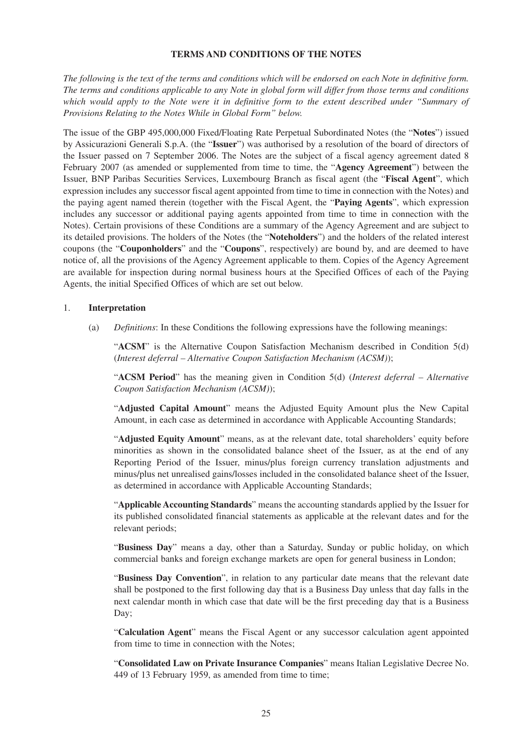# TERMS AND CONDITIONS OF THE NOTES

*The following is the text of the terms and conditions which will be endorsed on each Note in definitive form. The terms and conditions applicable to any Note in global form will differ from those terms and conditions which would apply to the Note were it in definitive form to the extent described under "Summary of Provisions Relating to the Notes While in Global Form" below.*

The issue of the GBP 495,000,000 Fixed/Floating Rate Perpetual Subordinated Notes (the "**Notes**") issued by Assicurazioni Generali S.p.A. (the "**Issuer**") was authorised by a resolution of the board of directors of the Issuer passed on 7 September 2006. The Notes are the subject of a fiscal agency agreement dated 8 February 2007 (as amended or supplemented from time to time, the "**Agency Agreement**") between the Issuer, BNP Paribas Securities Services, Luxembourg Branch as fiscal agent (the "**Fiscal Agent**", which expression includes any successor fiscal agent appointed from time to time in connection with the Notes) and the paying agent named therein (together with the Fiscal Agent, the "**Paying Agents**", which expression includes any successor or additional paying agents appointed from time to time in connection with the Notes). Certain provisions of these Conditions are a summary of the Agency Agreement and are subject to its detailed provisions. The holders of the Notes (the "**Noteholders**") and the holders of the related interest coupons (the "**Couponholders**" and the "**Coupons**", respectively) are bound by, and are deemed to have notice of, all the provisions of the Agency Agreement applicable to them. Copies of the Agency Agreement are available for inspection during normal business hours at the Specified Offices of each of the Paying Agents, the initial Specified Offices of which are set out below.

## 1. **Interpretation**

(a) *Definitions*: In these Conditions the following expressions have the following meanings:

"**ACSM**" is the Alternative Coupon Satisfaction Mechanism described in Condition 5(d) (*Interest deferral – Alternative Coupon Satisfaction Mechanism (ACSM)*);

"**ACSM Period**" has the meaning given in Condition 5(d) (*Interest deferral – Alternative Coupon Satisfaction Mechanism (ACSM)*);

"**Adjusted Capital Amount**" means the Adjusted Equity Amount plus the New Capital Amount, in each case as determined in accordance with Applicable Accounting Standards;

"**Adjusted Equity Amount**" means, as at the relevant date, total shareholders' equity before minorities as shown in the consolidated balance sheet of the Issuer, as at the end of any Reporting Period of the Issuer, minus/plus foreign currency translation adjustments and minus/plus net unrealised gains/losses included in the consolidated balance sheet of the Issuer, as determined in accordance with Applicable Accounting Standards;

"**Applicable Accounting Standards**" means the accounting standards applied by the Issuer for its published consolidated financial statements as applicable at the relevant dates and for the relevant periods;

"**Business Day**" means a day, other than a Saturday, Sunday or public holiday, on which commercial banks and foreign exchange markets are open for general business in London;

"**Business Day Convention**", in relation to any particular date means that the relevant date shall be postponed to the first following day that is a Business Day unless that day falls in the next calendar month in which case that date will be the first preceding day that is a Business Day;

"**Calculation Agent**" means the Fiscal Agent or any successor calculation agent appointed from time to time in connection with the Notes;

"**Consolidated Law on Private Insurance Companies**" means Italian Legislative Decree No. 449 of 13 February 1959, as amended from time to time;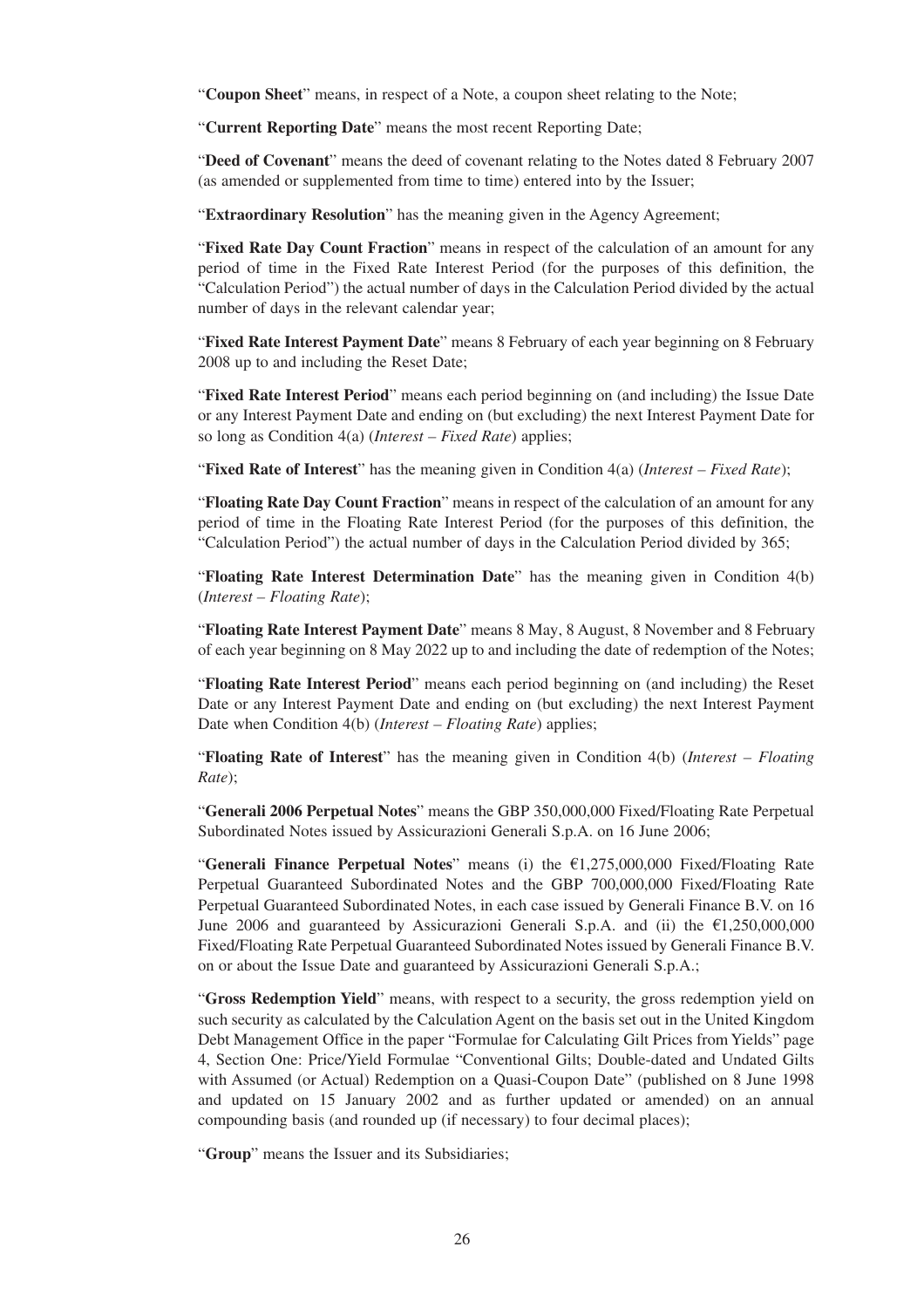"**Coupon Sheet**" means, in respect of a Note, a coupon sheet relating to the Note;

"**Current Reporting Date**" means the most recent Reporting Date;

"**Deed of Covenant**" means the deed of covenant relating to the Notes dated 8 February 2007 (as amended or supplemented from time to time) entered into by the Issuer;

"**Extraordinary Resolution**" has the meaning given in the Agency Agreement;

"**Fixed Rate Day Count Fraction**" means in respect of the calculation of an amount for any period of time in the Fixed Rate Interest Period (for the purposes of this definition, the "Calculation Period") the actual number of days in the Calculation Period divided by the actual number of days in the relevant calendar year;

"**Fixed Rate Interest Payment Date**" means 8 February of each year beginning on 8 February 2008 up to and including the Reset Date;

"**Fixed Rate Interest Period**" means each period beginning on (and including) the Issue Date or any Interest Payment Date and ending on (but excluding) the next Interest Payment Date for so long as Condition 4(a) (*Interest – Fixed Rate*) applies;

"**Fixed Rate of Interest**" has the meaning given in Condition 4(a) (*Interest – Fixed Rate*);

"**Floating Rate Day Count Fraction**" means in respect of the calculation of an amount for any period of time in the Floating Rate Interest Period (for the purposes of this definition, the "Calculation Period") the actual number of days in the Calculation Period divided by 365;

"**Floating Rate Interest Determination Date**" has the meaning given in Condition 4(b) (*Interest – Floating Rate*);

"**Floating Rate Interest Payment Date**" means 8 May, 8 August, 8 November and 8 February of each year beginning on 8 May 2022 up to and including the date of redemption of the Notes;

"**Floating Rate Interest Period**" means each period beginning on (and including) the Reset Date or any Interest Payment Date and ending on (but excluding) the next Interest Payment Date when Condition 4(b) (*Interest – Floating Rate*) applies;

"**Floating Rate of Interest**" has the meaning given in Condition 4(b) (*Interest – Floating Rate*);

"**Generali 2006 Perpetual Notes**" means the GBP 350,000,000 Fixed/Floating Rate Perpetual Subordinated Notes issued by Assicurazioni Generali S.p.A. on 16 June 2006;

"**Generali Finance Perpetual Notes**" means (i) the €1,275,000,000 Fixed/Floating Rate Perpetual Guaranteed Subordinated Notes and the GBP 700,000,000 Fixed/Floating Rate Perpetual Guaranteed Subordinated Notes, in each case issued by Generali Finance B.V. on 16 June 2006 and guaranteed by Assicurazioni Generali S.p.A. and (ii) the €1,250,000,000 Fixed/Floating Rate Perpetual Guaranteed Subordinated Notes issued by Generali Finance B.V. on or about the Issue Date and guaranteed by Assicurazioni Generali S.p.A.;

"**Gross Redemption Yield**" means, with respect to a security, the gross redemption yield on such security as calculated by the Calculation Agent on the basis set out in the United Kingdom Debt Management Office in the paper "Formulae for Calculating Gilt Prices from Yields" page 4, Section One: Price/Yield Formulae "Conventional Gilts; Double-dated and Undated Gilts with Assumed (or Actual) Redemption on a Quasi-Coupon Date" (published on 8 June 1998 and updated on 15 January 2002 and as further updated or amended) on an annual compounding basis (and rounded up (if necessary) to four decimal places);

"**Group**" means the Issuer and its Subsidiaries;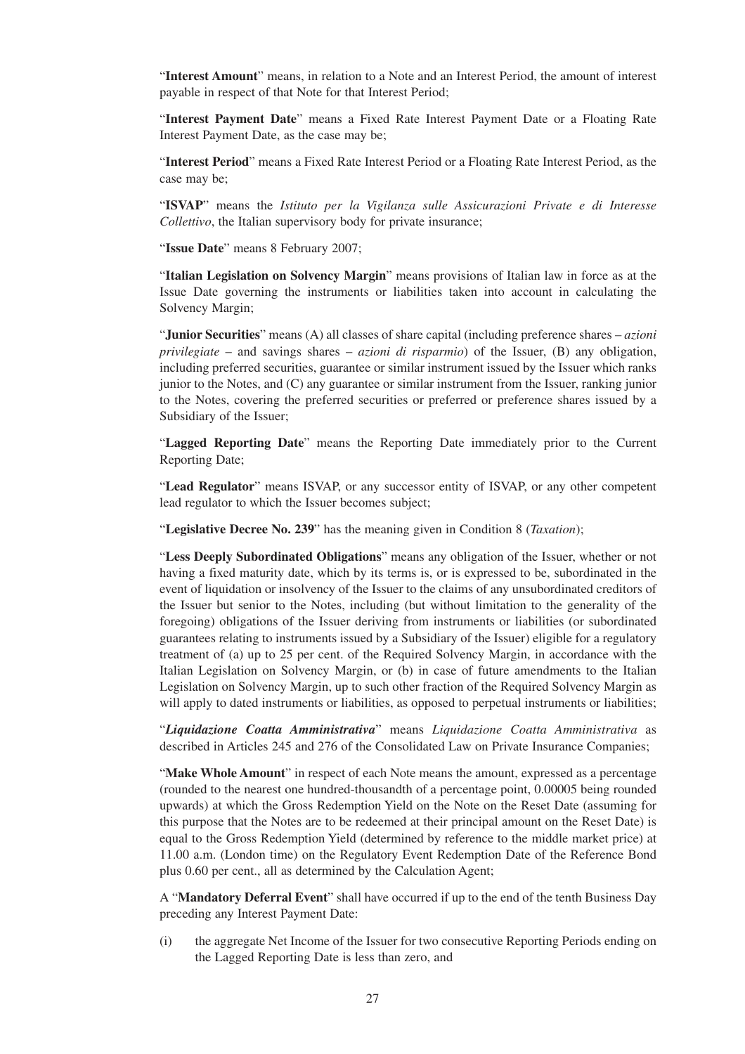"**Interest Amount**" means, in relation to a Note and an Interest Period, the amount of interest payable in respect of that Note for that Interest Period;

"**Interest Payment Date**" means a Fixed Rate Interest Payment Date or a Floating Rate Interest Payment Date, as the case may be;

"**Interest Period**" means a Fixed Rate Interest Period or a Floating Rate Interest Period, as the case may be;

"**ISVAP**" means the *Istituto per la Vigilanza sulle Assicurazioni Private e di Interesse Collettivo*, the Italian supervisory body for private insurance;

"**Issue Date**" means 8 February 2007;

"**Italian Legislation on Solvency Margin**" means provisions of Italian law in force as at the Issue Date governing the instruments or liabilities taken into account in calculating the Solvency Margin;

"**Junior Securities**" means (A) all classes of share capital (including preference shares – *azioni privilegiate* – and savings shares – *azioni di risparmio*) of the Issuer, (B) any obligation, including preferred securities, guarantee or similar instrument issued by the Issuer which ranks junior to the Notes, and (C) any guarantee or similar instrument from the Issuer, ranking junior to the Notes, covering the preferred securities or preferred or preference shares issued by a Subsidiary of the Issuer;

"**Lagged Reporting Date**" means the Reporting Date immediately prior to the Current Reporting Date;

"**Lead Regulator**" means ISVAP, or any successor entity of ISVAP, or any other competent lead regulator to which the Issuer becomes subject;

"**Legislative Decree No. 239**" has the meaning given in Condition 8 (*Taxation*);

"**Less Deeply Subordinated Obligations**" means any obligation of the Issuer, whether or not having a fixed maturity date, which by its terms is, or is expressed to be, subordinated in the event of liquidation or insolvency of the Issuer to the claims of any unsubordinated creditors of the Issuer but senior to the Notes, including (but without limitation to the generality of the foregoing) obligations of the Issuer deriving from instruments or liabilities (or subordinated guarantees relating to instruments issued by a Subsidiary of the Issuer) eligible for a regulatory treatment of (a) up to 25 per cent. of the Required Solvency Margin, in accordance with the Italian Legislation on Solvency Margin, or (b) in case of future amendments to the Italian Legislation on Solvency Margin, up to such other fraction of the Required Solvency Margin as will apply to dated instruments or liabilities, as opposed to perpetual instruments or liabilities;

"***Liquidazione Coatta Amministrativa***" means *Liquidazione Coatta Amministrativa* as described in Articles 245 and 276 of the Consolidated Law on Private Insurance Companies;

"**Make Whole Amount**" in respect of each Note means the amount, expressed as a percentage (rounded to the nearest one hundred-thousandth of a percentage point, 0.00005 being rounded upwards) at which the Gross Redemption Yield on the Note on the Reset Date (assuming for this purpose that the Notes are to be redeemed at their principal amount on the Reset Date) is equal to the Gross Redemption Yield (determined by reference to the middle market price) at 11.00 a.m. (London time) on the Regulatory Event Redemption Date of the Reference Bond plus 0.60 per cent., all as determined by the Calculation Agent;

A "**Mandatory Deferral Event**" shall have occurred if up to the end of the tenth Business Day preceding any Interest Payment Date:

(i) the aggregate Net Income of the Issuer for two consecutive Reporting Periods ending on the Lagged Reporting Date is less than zero, and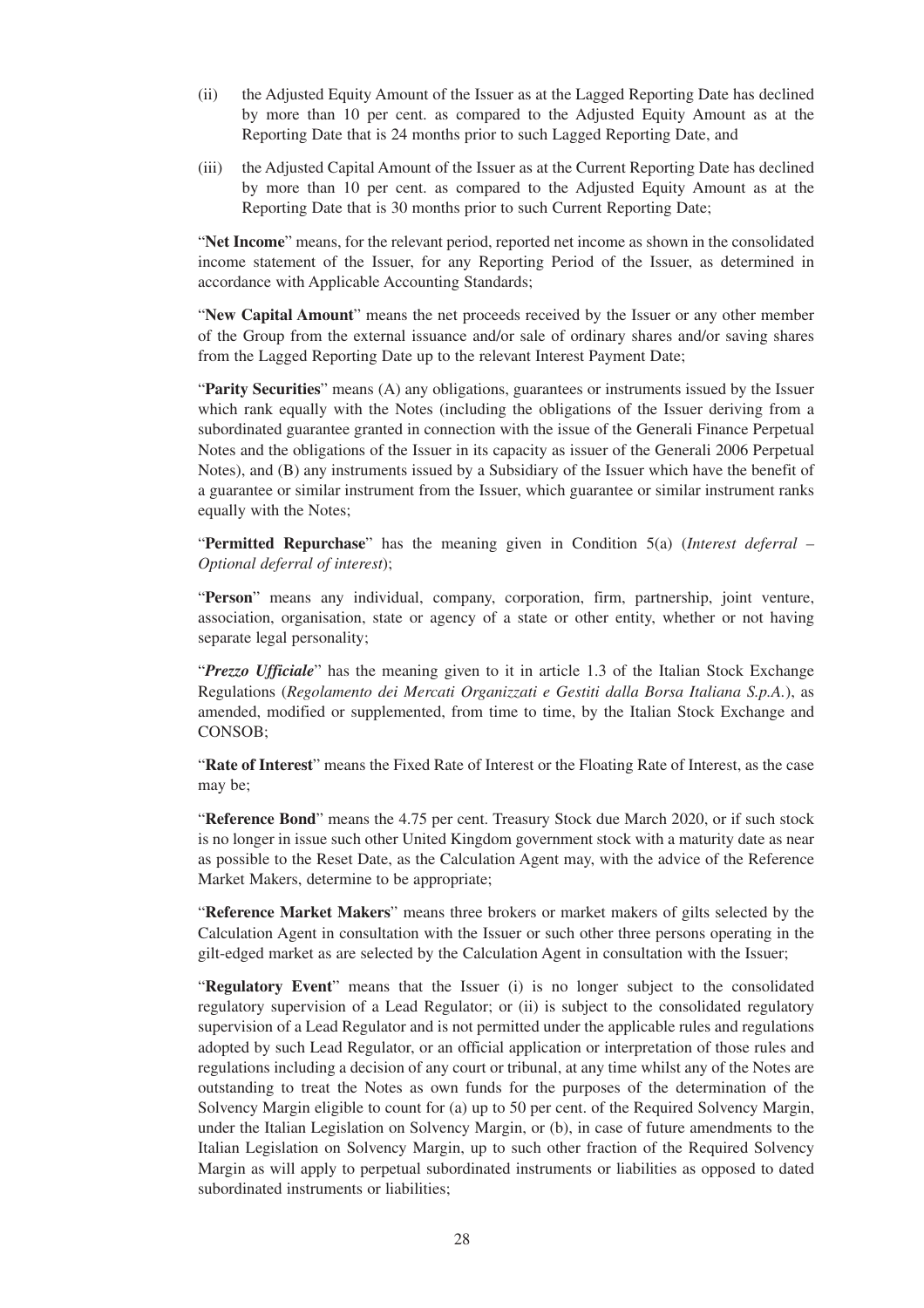(ii) the Adjusted Equity Amount of the Issuer as at the Lagged Reporting Date has declined by more than 10 per cent. as compared to the Adjusted Equity Amount as at the Reporting Date that is 24 months prior to such Lagged Reporting Date, and

(iii) the Adjusted Capital Amount of the Issuer as at the Current Reporting Date has declined by more than 10 per cent. as compared to the Adjusted Equity Amount as at the Reporting Date that is 30 months prior to such Current Reporting Date;

"**Net Income**" means, for the relevant period, reported net income as shown in the consolidated income statement of the Issuer, for any Reporting Period of the Issuer, as determined in accordance with Applicable Accounting Standards;

"**New Capital Amount**" means the net proceeds received by the Issuer or any other member of the Group from the external issuance and/or sale of ordinary shares and/or saving shares from the Lagged Reporting Date up to the relevant Interest Payment Date;

"**Parity Securities**" means (A) any obligations, guarantees or instruments issued by the Issuer which rank equally with the Notes (including the obligations of the Issuer deriving from a subordinated guarantee granted in connection with the issue of the Generali Finance Perpetual Notes and the obligations of the Issuer in its capacity as issuer of the Generali 2006 Perpetual Notes), and (B) any instruments issued by a Subsidiary of the Issuer which have the benefit of a guarantee or similar instrument from the Issuer, which guarantee or similar instrument ranks equally with the Notes;

"**Permitted Repurchase**" has the meaning given in Condition 5(a) (*Interest deferral – Optional deferral of interest*);

"**Person**" means any individual, company, corporation, firm, partnership, joint venture, association, organisation, state or agency of a state or other entity, whether or not having separate legal personality;

"***Prezzo Ufficiale***" has the meaning given to it in article 1.3 of the Italian Stock Exchange Regulations (*Regolamento dei Mercati Organizzati e Gestiti dalla Borsa Italiana S.p.A.*), as amended, modified or supplemented, from time to time, by the Italian Stock Exchange and CONSOB;

"**Rate of Interest**" means the Fixed Rate of Interest or the Floating Rate of Interest, as the case may be;

"**Reference Bond**" means the 4.75 per cent. Treasury Stock due March 2020, or if such stock is no longer in issue such other United Kingdom government stock with a maturity date as near as possible to the Reset Date, as the Calculation Agent may, with the advice of the Reference Market Makers, determine to be appropriate;

"**Reference Market Makers**" means three brokers or market makers of gilts selected by the Calculation Agent in consultation with the Issuer or such other three persons operating in the gilt-edged market as are selected by the Calculation Agent in consultation with the Issuer;

"**Regulatory Event**" means that the Issuer (i) is no longer subject to the consolidated regulatory supervision of a Lead Regulator; or (ii) is subject to the consolidated regulatory supervision of a Lead Regulator and is not permitted under the applicable rules and regulations adopted by such Lead Regulator, or an official application or interpretation of those rules and regulations including a decision of any court or tribunal, at any time whilst any of the Notes are outstanding to treat the Notes as own funds for the purposes of the determination of the Solvency Margin eligible to count for (a) up to 50 per cent. of the Required Solvency Margin, under the Italian Legislation on Solvency Margin, or (b), in case of future amendments to the Italian Legislation on Solvency Margin, up to such other fraction of the Required Solvency Margin as will apply to perpetual subordinated instruments or liabilities as opposed to dated subordinated instruments or liabilities;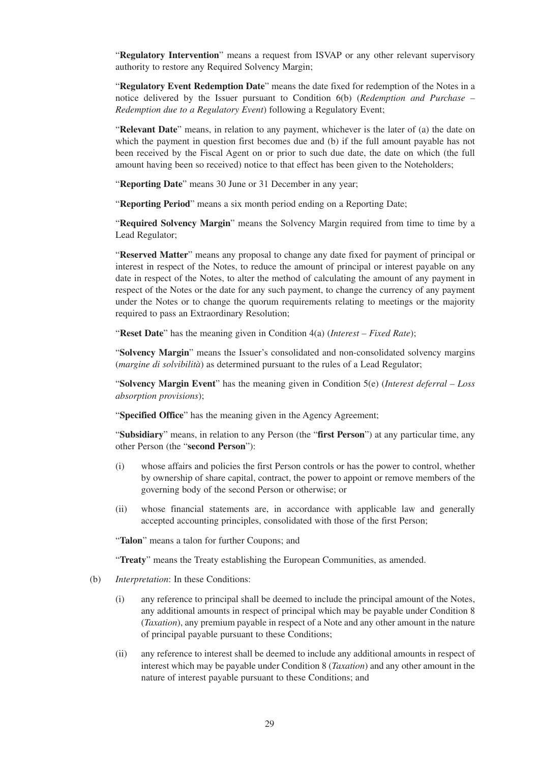"**Regulatory Intervention**" means a request from ISVAP or any other relevant supervisory authority to restore any Required Solvency Margin;

"**Regulatory Event Redemption Date**" means the date fixed for redemption of the Notes in a notice delivered by the Issuer pursuant to Condition 6(b) (*Redemption and Purchase – Redemption due to a Regulatory Event*) following a Regulatory Event;

"**Relevant Date**" means, in relation to any payment, whichever is the later of (a) the date on which the payment in question first becomes due and (b) if the full amount payable has not been received by the Fiscal Agent on or prior to such due date, the date on which (the full amount having been so received) notice to that effect has been given to the Noteholders;

"**Reporting Date**" means 30 June or 31 December in any year;

"**Reporting Period**" means a six month period ending on a Reporting Date;

"**Required Solvency Margin**" means the Solvency Margin required from time to time by a Lead Regulator;

"**Reserved Matter**" means any proposal to change any date fixed for payment of principal or interest in respect of the Notes, to reduce the amount of principal or interest payable on any date in respect of the Notes, to alter the method of calculating the amount of any payment in respect of the Notes or the date for any such payment, to change the currency of any payment under the Notes or to change the quorum requirements relating to meetings or the majority required to pass an Extraordinary Resolution;

"**Reset Date**" has the meaning given in Condition 4(a) (*Interest – Fixed Rate*);

"**Solvency Margin**" means the Issuer's consolidated and non-consolidated solvency margins (*margine di solvibilità*) as determined pursuant to the rules of a Lead Regulator;

"**Solvency Margin Event**" has the meaning given in Condition 5(e) (*Interest deferral – Loss absorption provisions*);

"**Specified Office**" has the meaning given in the Agency Agreement;

"**Subsidiary**" means, in relation to any Person (the "**first Person**") at any particular time, any other Person (the "**second Person**"):

(i) whose affairs and policies the first Person controls or has the power to control, whether by ownership of share capital, contract, the power to appoint or remove members of the governing body of the second Person or otherwise; or

(ii) whose financial statements are, in accordance with applicable law and generally accepted accounting principles, consolidated with those of the first Person;

"**Talon**" means a talon for further Coupons; and

"**Treaty**" means the Treaty establishing the European Communities, as amended.

(b) *Interpretation*: In these Conditions:

(i) any reference to principal shall be deemed to include the principal amount of the Notes, any additional amounts in respect of principal which may be payable under Condition 8 (*Taxation*), any premium payable in respect of a Note and any other amount in the nature of principal payable pursuant to these Conditions;

(ii) any reference to interest shall be deemed to include any additional amounts in respect of interest which may be payable under Condition 8 (*Taxation*) and any other amount in the nature of interest payable pursuant to these Conditions; and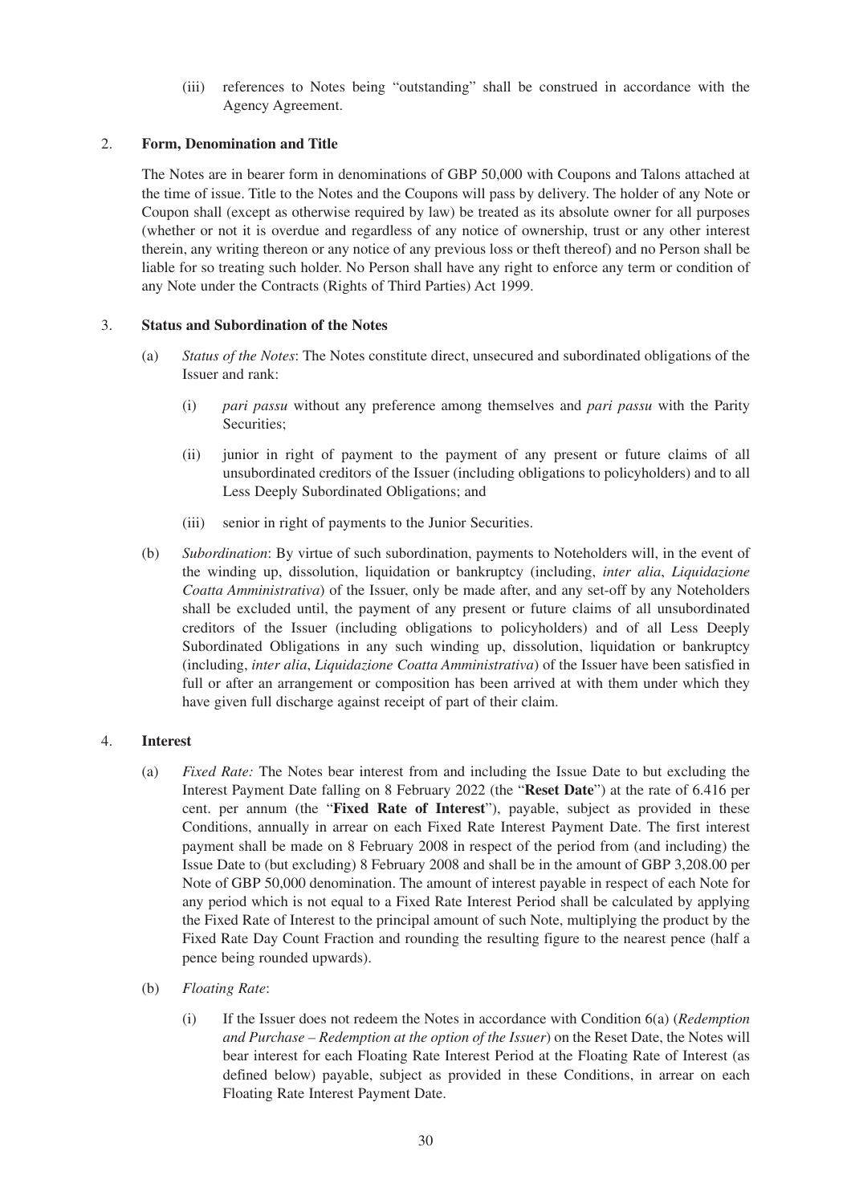(iii) references to Notes being "outstanding" shall be construed in accordance with the Agency Agreement.

## 2. Form, Denomination and Title

The Notes are in bearer form in denominations of GBP 50,000 with Coupons and Talons attached at the time of issue. Title to the Notes and the Coupons will pass by delivery. The holder of any Note or Coupon shall (except as otherwise required by law) be treated as its absolute owner for all purposes (whether or not it is overdue and regardless of any notice of ownership, trust or any other interest therein, any writing thereon or any notice of any previous loss or theft thereof) and no Person shall be liable for so treating such holder. No Person shall have any right to enforce any term or condition of any Note under the Contracts (Rights of Third Parties) Act 1999.

## 3. Status and Subordination of the Notes

(a) *Status of the Notes*: The Notes constitute direct, unsecured and subordinated obligations of the Issuer and rank:

(i) *pari passu* without any preference among themselves and *pari passu* with the Parity Securities;

(ii) junior in right of payment to the payment of any present or future claims of all unsubordinated creditors of the Issuer (including obligations to policyholders) and to all Less Deeply Subordinated Obligations; and

(iii) senior in right of payments to the Junior Securities.

(b) *Subordination*: By virtue of such subordination, payments to Noteholders will, in the event of the winding up, dissolution, liquidation or bankruptcy (including, *inter alia*, *Liquidazione Coatta Amministrativa*) of the Issuer, only be made after, and any set-off by any Noteholders shall be excluded until, the payment of any present or future claims of all unsubordinated creditors of the Issuer (including obligations to policyholders) and of all Less Deeply Subordinated Obligations in any such winding up, dissolution, liquidation or bankruptcy (including, *inter alia*, *Liquidazione Coatta Amministrativa*) of the Issuer have been satisfied in full or after an arrangement or composition has been arrived at with them under which they have given full discharge against receipt of part of their claim.

## 4. Interest

(a) *Fixed Rate:* The Notes bear interest from and including the Issue Date to but excluding the Interest Payment Date falling on 8 February 2022 (the "**Reset Date**") at the rate of 6.416 per cent. per annum (the "**Fixed Rate of Interest**"), payable, subject as provided in these Conditions, annually in arrear on each Fixed Rate Interest Payment Date. The first interest payment shall be made on 8 February 2008 in respect of the period from (and including) the Issue Date to (but excluding) 8 February 2008 and shall be in the amount of GBP 3,208.00 per Note of GBP 50,000 denomination. The amount of interest payable in respect of each Note for any period which is not equal to a Fixed Rate Interest Period shall be calculated by applying the Fixed Rate of Interest to the principal amount of such Note, multiplying the product by the Fixed Rate Day Count Fraction and rounding the resulting figure to the nearest pence (half a pence being rounded upwards).

(b) *Floating Rate*:

(i) If the Issuer does not redeem the Notes in accordance with Condition 6(a) (*Redemption and Purchase – Redemption at the option of the Issuer*) on the Reset Date, the Notes will bear interest for each Floating Rate Interest Period at the Floating Rate of Interest (as defined below) payable, subject as provided in these Conditions, in arrear on each Floating Rate Interest Payment Date.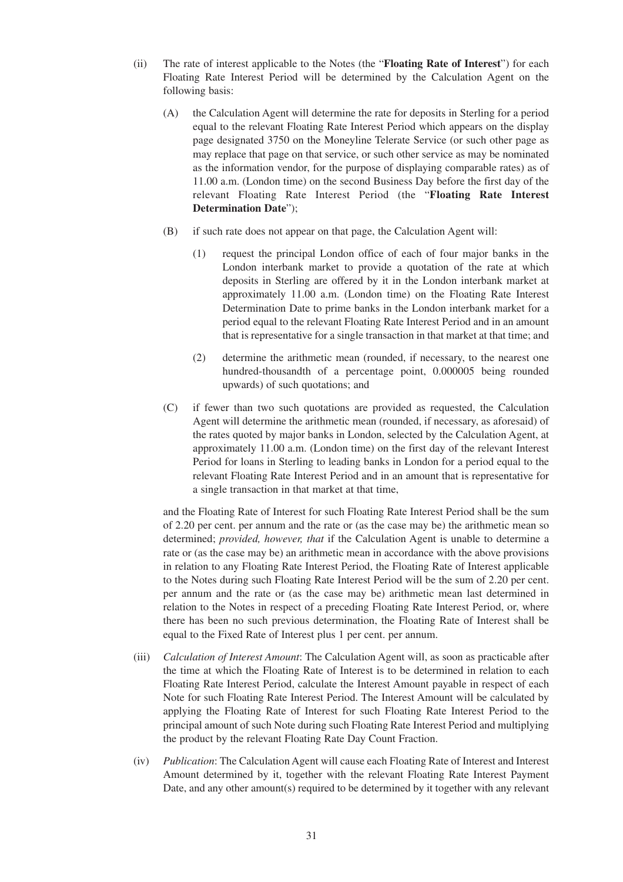(ii) The rate of interest applicable to the Notes (the "**Floating Rate of Interest**") for each Floating Rate Interest Period will be determined by the Calculation Agent on the following basis:

   (A) the Calculation Agent will determine the rate for deposits in Sterling for a period equal to the relevant Floating Rate Interest Period which appears on the display page designated 3750 on the Moneyline Telerate Service (or such other page as may replace that page on that service, or such other service as may be nominated as the information vendor, for the purpose of displaying comparable rates) as of 11.00 a.m. (London time) on the second Business Day before the first day of the relevant Floating Rate Interest Period (the "**Floating Rate Interest Determination Date**");

   (B) if such rate does not appear on that page, the Calculation Agent will:

      (1) request the principal London office of each of four major banks in the London interbank market to provide a quotation of the rate at which deposits in Sterling are offered by it in the London interbank market at approximately 11.00 a.m. (London time) on the Floating Rate Interest Determination Date to prime banks in the London interbank market for a period equal to the relevant Floating Rate Interest Period and in an amount that is representative for a single transaction in that market at that time; and

      (2) determine the arithmetic mean (rounded, if necessary, to the nearest one hundred-thousandth of a percentage point, 0.000005 being rounded upwards) of such quotations; and

   (C) if fewer than two such quotations are provided as requested, the Calculation Agent will determine the arithmetic mean (rounded, if necessary, as aforesaid) of the rates quoted by major banks in London, selected by the Calculation Agent, at approximately 11.00 a.m. (London time) on the first day of the relevant Interest Period for loans in Sterling to leading banks in London for a period equal to the relevant Floating Rate Interest Period and in an amount that is representative for a single transaction in that market at that time,

   and the Floating Rate of Interest for such Floating Rate Interest Period shall be the sum of 2.20 per cent. per annum and the rate or (as the case may be) the arithmetic mean so determined; *provided, however, that* if the Calculation Agent is unable to determine a rate or (as the case may be) an arithmetic mean in accordance with the above provisions in relation to any Floating Rate Interest Period, the Floating Rate of Interest applicable to the Notes during such Floating Rate Interest Period will be the sum of 2.20 per cent. per annum and the rate or (as the case may be) arithmetic mean last determined in relation to the Notes in respect of a preceding Floating Rate Interest Period, or, where there has been no such previous determination, the Floating Rate of Interest shall be equal to the Fixed Rate of Interest plus 1 per cent. per annum.

(iii) *Calculation of Interest Amount*: The Calculation Agent will, as soon as practicable after the time at which the Floating Rate of Interest is to be determined in relation to each Floating Rate Interest Period, calculate the Interest Amount payable in respect of each Note for such Floating Rate Interest Period. The Interest Amount will be calculated by applying the Floating Rate of Interest for such Floating Rate Interest Period to the principal amount of such Note during such Floating Rate Interest Period and multiplying the product by the relevant Floating Rate Day Count Fraction.

(iv) *Publication*: The Calculation Agent will cause each Floating Rate of Interest and Interest Amount determined by it, together with the relevant Floating Rate Interest Payment Date, and any other amount(s) required to be determined by it together with any relevant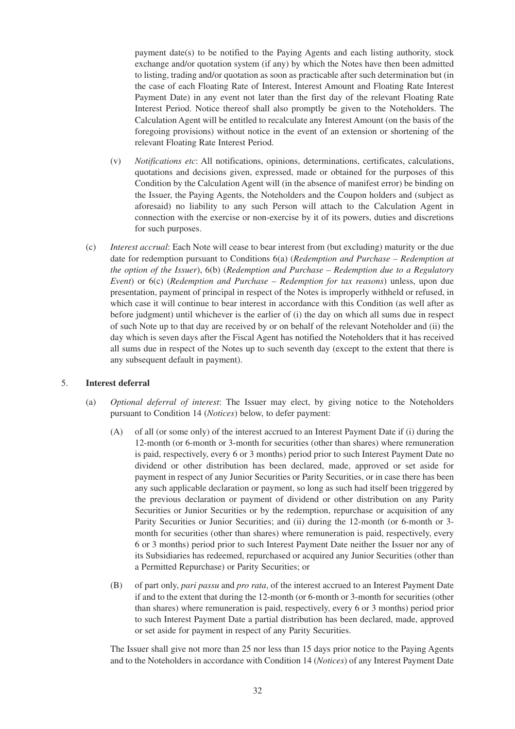payment date(s) to be notified to the Paying Agents and each listing authority, stock exchange and/or quotation system (if any) by which the Notes have then been admitted to listing, trading and/or quotation as soon as practicable after such determination but (in the case of each Floating Rate of Interest, Interest Amount and Floating Rate Interest Payment Date) in any event not later than the first day of the relevant Floating Rate Interest Period. Notice thereof shall also promptly be given to the Noteholders. The Calculation Agent will be entitled to recalculate any Interest Amount (on the basis of the foregoing provisions) without notice in the event of an extension or shortening of the relevant Floating Rate Interest Period.

(v) *Notifications etc*: All notifications, opinions, determinations, certificates, calculations, quotations and decisions given, expressed, made or obtained for the purposes of this Condition by the Calculation Agent will (in the absence of manifest error) be binding on the Issuer, the Paying Agents, the Noteholders and the Coupon holders and (subject as aforesaid) no liability to any such Person will attach to the Calculation Agent in connection with the exercise or non-exercise by it of its powers, duties and discretions for such purposes.

(c) *Interest accrual*: Each Note will cease to bear interest from (but excluding) maturity or the due date for redemption pursuant to Conditions 6(a) (*Redemption and Purchase – Redemption at the option of the Issuer*), 6(b) (*Redemption and Purchase – Redemption due to a Regulatory Event*) or 6(c) (*Redemption and Purchase – Redemption for tax reasons*) unless, upon due presentation, payment of principal in respect of the Notes is improperly withheld or refused, in which case it will continue to bear interest in accordance with this Condition (as well after as before judgment) until whichever is the earlier of (i) the day on which all sums due in respect of such Note up to that day are received by or on behalf of the relevant Noteholder and (ii) the day which is seven days after the Fiscal Agent has notified the Noteholders that it has received all sums due in respect of the Notes up to such seventh day (except to the extent that there is any subsequent default in payment).

## 5. **Interest deferral**

(a) *Optional deferral of interest*: The Issuer may elect, by giving notice to the Noteholders pursuant to Condition 14 (*Notices*) below, to defer payment:

(A) of all (or some only) of the interest accrued to an Interest Payment Date if (i) during the 12-month (or 6-month or 3-month for securities (other than shares) where remuneration is paid, respectively, every 6 or 3 months) period prior to such Interest Payment Date no dividend or other distribution has been declared, made, approved or set aside for payment in respect of any Junior Securities or Parity Securities, or in case there has been any such applicable declaration or payment, so long as such had itself been triggered by the previous declaration or payment of dividend or other distribution on any Parity Securities or Junior Securities or by the redemption, repurchase or acquisition of any Parity Securities or Junior Securities; and (ii) during the 12-month (or 6-month or 3-month for securities (other than shares) where remuneration is paid, respectively, every 6 or 3 months) period prior to such Interest Payment Date neither the Issuer nor any of its Subsidiaries has redeemed, repurchased or acquired any Junior Securities (other than a Permitted Repurchase) or Parity Securities; or

(B) of part only, *pari passu* and *pro rata*, of the interest accrued to an Interest Payment Date if and to the extent that during the 12-month (or 6-month or 3-month for securities (other than shares) where remuneration is paid, respectively, every 6 or 3 months) period prior to such Interest Payment Date a partial distribution has been declared, made, approved or set aside for payment in respect of any Parity Securities.

The Issuer shall give not more than 25 nor less than 15 days prior notice to the Paying Agents and to the Noteholders in accordance with Condition 14 (*Notices*) of any Interest Payment Date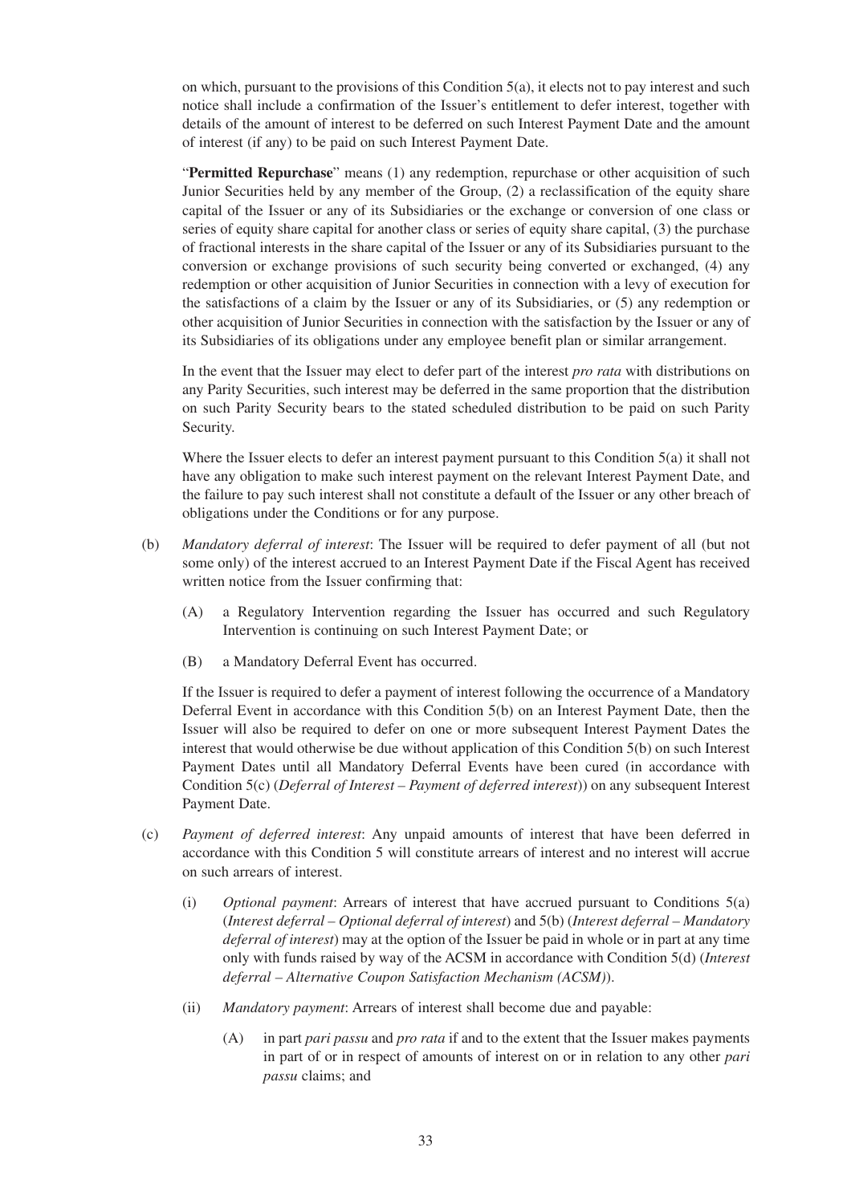on which, pursuant to the provisions of this Condition 5(a), it elects not to pay interest and such notice shall include a confirmation of the Issuer's entitlement to defer interest, together with details of the amount of interest to be deferred on such Interest Payment Date and the amount of interest (if any) to be paid on such Interest Payment Date.

"**Permitted Repurchase**" means (1) any redemption, repurchase or other acquisition of such Junior Securities held by any member of the Group, (2) a reclassification of the equity share capital of the Issuer or any of its Subsidiaries or the exchange or conversion of one class or series of equity share capital for another class or series of equity share capital, (3) the purchase of fractional interests in the share capital of the Issuer or any of its Subsidiaries pursuant to the conversion or exchange provisions of such security being converted or exchanged, (4) any redemption or other acquisition of Junior Securities in connection with a levy of execution for the satisfactions of a claim by the Issuer or any of its Subsidiaries, or (5) any redemption or other acquisition of Junior Securities in connection with the satisfaction by the Issuer or any of its Subsidiaries of its obligations under any employee benefit plan or similar arrangement.

In the event that the Issuer may elect to defer part of the interest *pro rata* with distributions on any Parity Securities, such interest may be deferred in the same proportion that the distribution on such Parity Security bears to the stated scheduled distribution to be paid on such Parity Security.

Where the Issuer elects to defer an interest payment pursuant to this Condition 5(a) it shall not have any obligation to make such interest payment on the relevant Interest Payment Date, and the failure to pay such interest shall not constitute a default of the Issuer or any other breach of obligations under the Conditions or for any purpose.

(b) *Mandatory deferral of interest*: The Issuer will be required to defer payment of all (but not some only) of the interest accrued to an Interest Payment Date if the Fiscal Agent has received written notice from the Issuer confirming that:

   (A) a Regulatory Intervention regarding the Issuer has occurred and such Regulatory Intervention is continuing on such Interest Payment Date; or

   (B) a Mandatory Deferral Event has occurred.

   If the Issuer is required to defer a payment of interest following the occurrence of a Mandatory Deferral Event in accordance with this Condition 5(b) on an Interest Payment Date, then the Issuer will also be required to defer on one or more subsequent Interest Payment Dates the interest that would otherwise be due without application of this Condition 5(b) on such Interest Payment Dates until all Mandatory Deferral Events have been cured (in accordance with Condition 5(c) (*Deferral of Interest – Payment of deferred interest*)) on any subsequent Interest Payment Date.

(c) *Payment of deferred interest*: Any unpaid amounts of interest that have been deferred in accordance with this Condition 5 will constitute arrears of interest and no interest will accrue on such arrears of interest.

   (i) *Optional payment*: Arrears of interest that have accrued pursuant to Conditions 5(a) (*Interest deferral – Optional deferral of interest*) and 5(b) (*Interest deferral – Mandatory deferral of interest*) may at the option of the Issuer be paid in whole or in part at any time only with funds raised by way of the ACSM in accordance with Condition 5(d) (*Interest deferral – Alternative Coupon Satisfaction Mechanism (ACSM)*).

   (ii) *Mandatory payment*: Arrears of interest shall become due and payable:

      (A) in part *pari passu* and *pro rata* if and to the extent that the Issuer makes payments in part of or in respect of amounts of interest on or in relation to any other *pari passu* claims; and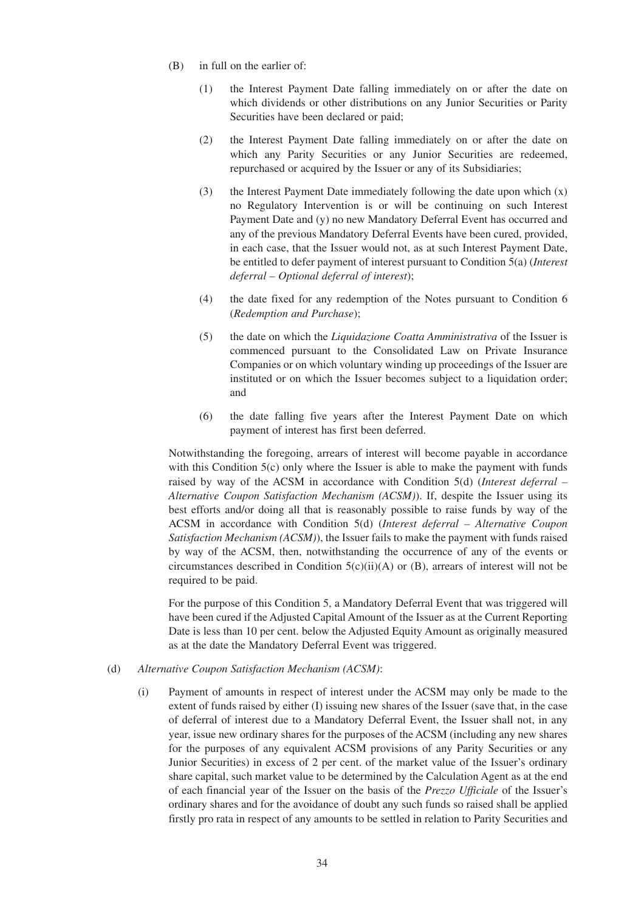(B) in full on the earlier of:

(1) the Interest Payment Date falling immediately on or after the date on which dividends or other distributions on any Junior Securities or Parity Securities have been declared or paid;

(2) the Interest Payment Date falling immediately on or after the date on which any Parity Securities or any Junior Securities are redeemed, repurchased or acquired by the Issuer or any of its Subsidiaries;

(3) the Interest Payment Date immediately following the date upon which (x) no Regulatory Intervention is or will be continuing on such Interest Payment Date and (y) no new Mandatory Deferral Event has occurred and any of the previous Mandatory Deferral Events have been cured, provided, in each case, that the Issuer would not, as at such Interest Payment Date, be entitled to defer payment of interest pursuant to Condition 5(a) (*Interest deferral – Optional deferral of interest*);

(4) the date fixed for any redemption of the Notes pursuant to Condition 6 (*Redemption and Purchase*);

(5) the date on which the *Liquidazione Coatta Amministrativa* of the Issuer is commenced pursuant to the Consolidated Law on Private Insurance Companies or on which voluntary winding up proceedings of the Issuer are instituted or on which the Issuer becomes subject to a liquidation order; and

(6) the date falling five years after the Interest Payment Date on which payment of interest has first been deferred.

Notwithstanding the foregoing, arrears of interest will become payable in accordance with this Condition 5(c) only where the Issuer is able to make the payment with funds raised by way of the ACSM in accordance with Condition 5(d) (*Interest deferral – Alternative Coupon Satisfaction Mechanism (ACSM)*). If, despite the Issuer using its best efforts and/or doing all that is reasonably possible to raise funds by way of the ACSM in accordance with Condition 5(d) (*Interest deferral – Alternative Coupon Satisfaction Mechanism (ACSM)*), the Issuer fails to make the payment with funds raised by way of the ACSM, then, notwithstanding the occurrence of any of the events or circumstances described in Condition 5(c)(ii)(A) or (B), arrears of interest will not be required to be paid.

For the purpose of this Condition 5, a Mandatory Deferral Event that was triggered will have been cured if the Adjusted Capital Amount of the Issuer as at the Current Reporting Date is less than 10 per cent. below the Adjusted Equity Amount as originally measured as at the date the Mandatory Deferral Event was triggered.

(d) *Alternative Coupon Satisfaction Mechanism (ACSM)*:

(i) Payment of amounts in respect of interest under the ACSM may only be made to the extent of funds raised by either (I) issuing new shares of the Issuer (save that, in the case of deferral of interest due to a Mandatory Deferral Event, the Issuer shall not, in any year, issue new ordinary shares for the purposes of the ACSM (including any new shares for the purposes of any equivalent ACSM provisions of any Parity Securities or any Junior Securities) in excess of 2 per cent. of the market value of the Issuer's ordinary share capital, such market value to be determined by the Calculation Agent as at the end of each financial year of the Issuer on the basis of the *Prezzo Ufficiale* of the Issuer's ordinary shares and for the avoidance of doubt any such funds so raised shall be applied firstly pro rata in respect of any amounts to be settled in relation to Parity Securities and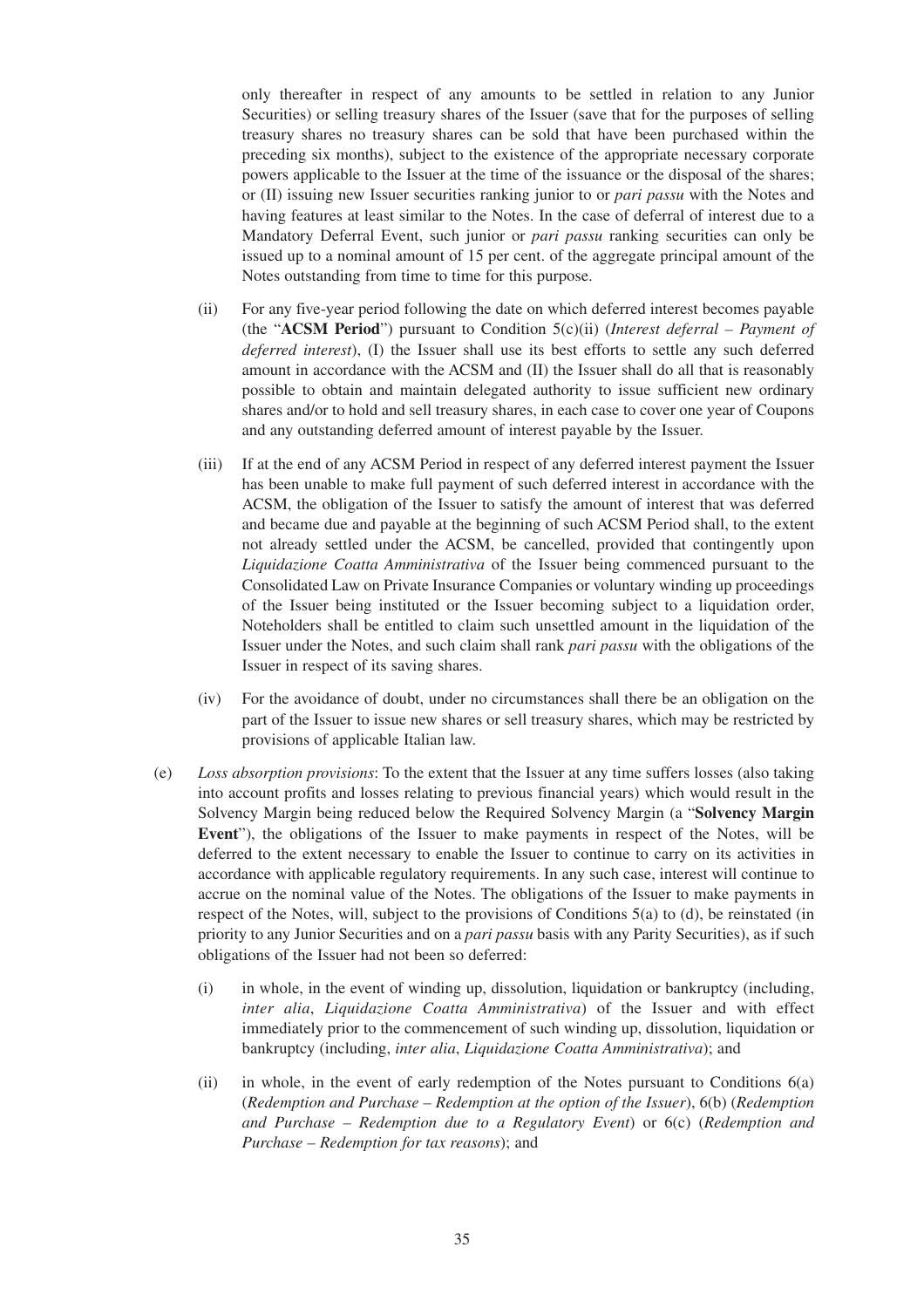only thereafter in respect of any amounts to be settled in relation to any Junior Securities) or selling treasury shares of the Issuer (save that for the purposes of selling treasury shares no treasury shares can be sold that have been purchased within the preceding six months), subject to the existence of the appropriate necessary corporate powers applicable to the Issuer at the time of the issuance or the disposal of the shares; or (II) issuing new Issuer securities ranking junior to or *pari passu* with the Notes and having features at least similar to the Notes. In the case of deferral of interest due to a Mandatory Deferral Event, such junior or *pari passu* ranking securities can only be issued up to a nominal amount of 15 per cent. of the aggregate principal amount of the Notes outstanding from time to time for this purpose.

(ii) For any five-year period following the date on which deferred interest becomes payable (the "**ACSM Period**") pursuant to Condition 5(c)(ii) (*Interest deferral – Payment of deferred interest*), (I) the Issuer shall use its best efforts to settle any such deferred amount in accordance with the ACSM and (II) the Issuer shall do all that is reasonably possible to obtain and maintain delegated authority to issue sufficient new ordinary shares and/or to hold and sell treasury shares, in each case to cover one year of Coupons and any outstanding deferred amount of interest payable by the Issuer.

(iii) If at the end of any ACSM Period in respect of any deferred interest payment the Issuer has been unable to make full payment of such deferred interest in accordance with the ACSM, the obligation of the Issuer to satisfy the amount of interest that was deferred and became due and payable at the beginning of such ACSM Period shall, to the extent not already settled under the ACSM, be cancelled, provided that contingently upon *Liquidazione Coatta Amministrativa* of the Issuer being commenced pursuant to the Consolidated Law on Private Insurance Companies or voluntary winding up proceedings of the Issuer being instituted or the Issuer becoming subject to a liquidation order, Noteholders shall be entitled to claim such unsettled amount in the liquidation of the Issuer under the Notes, and such claim shall rank *pari passu* with the obligations of the Issuer in respect of its saving shares.

(iv) For the avoidance of doubt, under no circumstances shall there be an obligation on the part of the Issuer to issue new shares or sell treasury shares, which may be restricted by provisions of applicable Italian law.

(e) *Loss absorption provisions*: To the extent that the Issuer at any time suffers losses (also taking into account profits and losses relating to previous financial years) which would result in the Solvency Margin being reduced below the Required Solvency Margin (a "**Solvency Margin Event**"), the obligations of the Issuer to make payments in respect of the Notes, will be deferred to the extent necessary to enable the Issuer to continue to carry on its activities in accordance with applicable regulatory requirements. In any such case, interest will continue to accrue on the nominal value of the Notes. The obligations of the Issuer to make payments in respect of the Notes, will, subject to the provisions of Conditions 5(a) to (d), be reinstated (in priority to any Junior Securities and on a *pari passu* basis with any Parity Securities), as if such obligations of the Issuer had not been so deferred:

(i) in whole, in the event of winding up, dissolution, liquidation or bankruptcy (including, *inter alia*, *Liquidazione Coatta Amministrativa*) of the Issuer and with effect immediately prior to the commencement of such winding up, dissolution, liquidation or bankruptcy (including, *inter alia*, *Liquidazione Coatta Amministrativa*); and

(ii) in whole, in the event of early redemption of the Notes pursuant to Conditions 6(a) (*Redemption and Purchase – Redemption at the option of the Issuer*), 6(b) (*Redemption and Purchase – Redemption due to a Regulatory Event*) or 6(c) (*Redemption and Purchase – Redemption for tax reasons*); and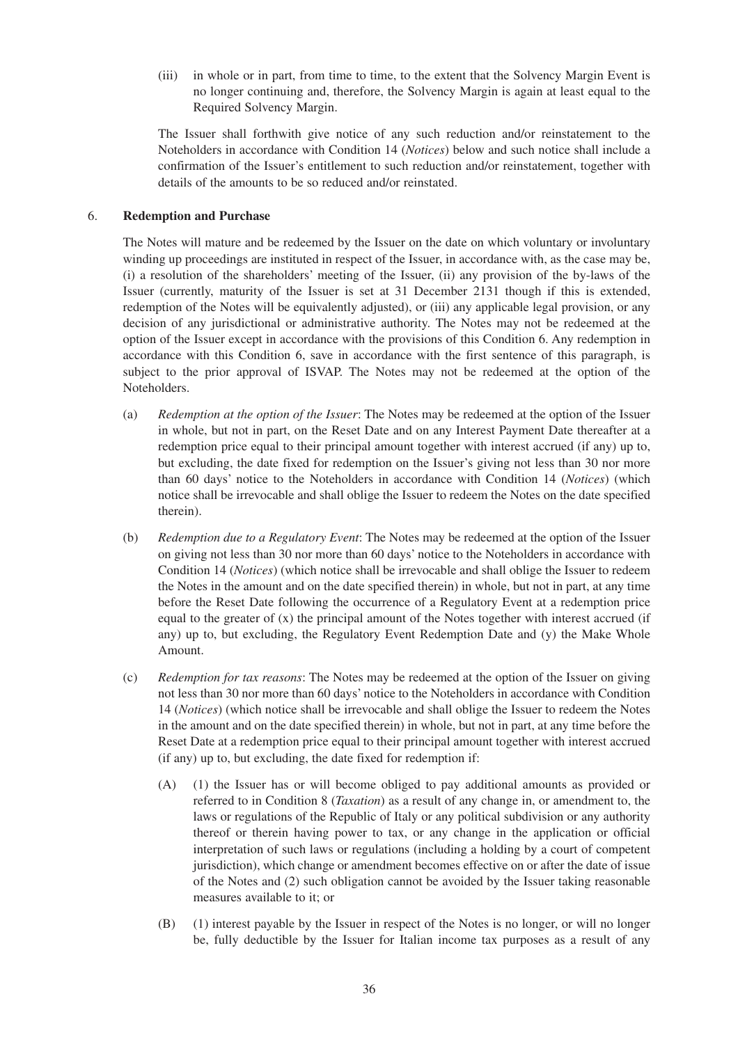(iii) in whole or in part, from time to time, to the extent that the Solvency Margin Event is no longer continuing and, therefore, the Solvency Margin is again at least equal to the Required Solvency Margin.

The Issuer shall forthwith give notice of any such reduction and/or reinstatement to the Noteholders in accordance with Condition 14 (*Notices*) below and such notice shall include a confirmation of the Issuer's entitlement to such reduction and/or reinstatement, together with details of the amounts to be so reduced and/or reinstated.

## 6. Redemption and Purchase

The Notes will mature and be redeemed by the Issuer on the date on which voluntary or involuntary winding up proceedings are instituted in respect of the Issuer, in accordance with, as the case may be, (i) a resolution of the shareholders' meeting of the Issuer, (ii) any provision of the by-laws of the Issuer (currently, maturity of the Issuer is set at 31 December 2131 though if this is extended, redemption of the Notes will be equivalently adjusted), or (iii) any applicable legal provision, or any decision of any jurisdictional or administrative authority. The Notes may not be redeemed at the option of the Issuer except in accordance with the provisions of this Condition 6. Any redemption in accordance with this Condition 6, save in accordance with the first sentence of this paragraph, is subject to the prior approval of ISVAP. The Notes may not be redeemed at the option of the Noteholders.

(a) *Redemption at the option of the Issuer*: The Notes may be redeemed at the option of the Issuer in whole, but not in part, on the Reset Date and on any Interest Payment Date thereafter at a redemption price equal to their principal amount together with interest accrued (if any) up to, but excluding, the date fixed for redemption on the Issuer's giving not less than 30 nor more than 60 days' notice to the Noteholders in accordance with Condition 14 (*Notices*) (which notice shall be irrevocable and shall oblige the Issuer to redeem the Notes on the date specified therein).

(b) *Redemption due to a Regulatory Event*: The Notes may be redeemed at the option of the Issuer on giving not less than 30 nor more than 60 days' notice to the Noteholders in accordance with Condition 14 (*Notices*) (which notice shall be irrevocable and shall oblige the Issuer to redeem the Notes in the amount and on the date specified therein) in whole, but not in part, at any time before the Reset Date following the occurrence of a Regulatory Event at a redemption price equal to the greater of (x) the principal amount of the Notes together with interest accrued (if any) up to, but excluding, the Regulatory Event Redemption Date and (y) the Make Whole Amount.

(c) *Redemption for tax reasons*: The Notes may be redeemed at the option of the Issuer on giving not less than 30 nor more than 60 days' notice to the Noteholders in accordance with Condition 14 (*Notices*) (which notice shall be irrevocable and shall oblige the Issuer to redeem the Notes in the amount and on the date specified therein) in whole, but not in part, at any time before the Reset Date at a redemption price equal to their principal amount together with interest accrued (if any) up to, but excluding, the date fixed for redemption if:

(A) (1) the Issuer has or will become obliged to pay additional amounts as provided or referred to in Condition 8 (*Taxation*) as a result of any change in, or amendment to, the laws or regulations of the Republic of Italy or any political subdivision or any authority thereof or therein having power to tax, or any change in the application or official interpretation of such laws or regulations (including a holding by a court of competent jurisdiction), which change or amendment becomes effective on or after the date of issue of the Notes and (2) such obligation cannot be avoided by the Issuer taking reasonable measures available to it; or

(B) (1) interest payable by the Issuer in respect of the Notes is no longer, or will no longer be, fully deductible by the Issuer for Italian income tax purposes as a result of any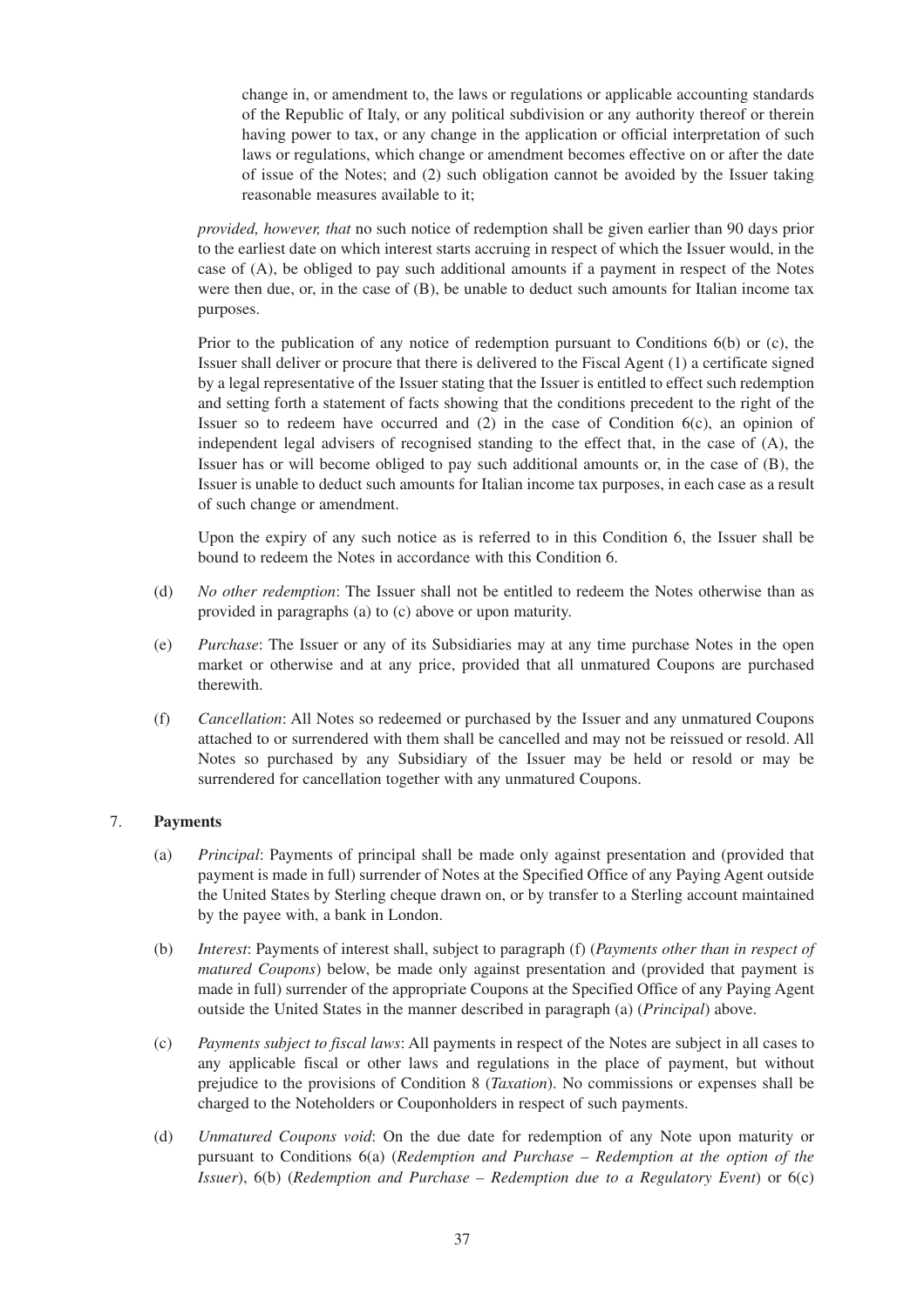change in, or amendment to, the laws or regulations or applicable accounting standards of the Republic of Italy, or any political subdivision or any authority thereof or therein having power to tax, or any change in the application or official interpretation of such laws or regulations, which change or amendment becomes effective on or after the date of issue of the Notes; and (2) such obligation cannot be avoided by the Issuer taking reasonable measures available to it;

*provided, however, that* no such notice of redemption shall be given earlier than 90 days prior to the earliest date on which interest starts accruing in respect of which the Issuer would, in the case of (A), be obliged to pay such additional amounts if a payment in respect of the Notes were then due, or, in the case of (B), be unable to deduct such amounts for Italian income tax purposes.

Prior to the publication of any notice of redemption pursuant to Conditions 6(b) or (c), the Issuer shall deliver or procure that there is delivered to the Fiscal Agent (1) a certificate signed by a legal representative of the Issuer stating that the Issuer is entitled to effect such redemption and setting forth a statement of facts showing that the conditions precedent to the right of the Issuer so to redeem have occurred and (2) in the case of Condition 6(c), an opinion of independent legal advisers of recognised standing to the effect that, in the case of (A), the Issuer has or will become obliged to pay such additional amounts or, in the case of (B), the Issuer is unable to deduct such amounts for Italian income tax purposes, in each case as a result of such change or amendment.

Upon the expiry of any such notice as is referred to in this Condition 6, the Issuer shall be bound to redeem the Notes in accordance with this Condition 6.

(d) *No other redemption*: The Issuer shall not be entitled to redeem the Notes otherwise than as provided in paragraphs (a) to (c) above or upon maturity.

(e) *Purchase*: The Issuer or any of its Subsidiaries may at any time purchase Notes in the open market or otherwise and at any price, provided that all unmatured Coupons are purchased therewith.

(f) *Cancellation*: All Notes so redeemed or purchased by the Issuer and any unmatured Coupons attached to or surrendered with them shall be cancelled and may not be reissued or resold. All Notes so purchased by any Subsidiary of the Issuer may be held or resold or may be surrendered for cancellation together with any unmatured Coupons.

7. **Payments**

(a) *Principal*: Payments of principal shall be made only against presentation and (provided that payment is made in full) surrender of Notes at the Specified Office of any Paying Agent outside the United States by Sterling cheque drawn on, or by transfer to a Sterling account maintained by the payee with, a bank in London.

(b) *Interest*: Payments of interest shall, subject to paragraph (f) (*Payments other than in respect of matured Coupons*) below, be made only against presentation and (provided that payment is made in full) surrender of the appropriate Coupons at the Specified Office of any Paying Agent outside the United States in the manner described in paragraph (a) (*Principal*) above.

(c) *Payments subject to fiscal laws*: All payments in respect of the Notes are subject in all cases to any applicable fiscal or other laws and regulations in the place of payment, but without prejudice to the provisions of Condition 8 (*Taxation*). No commissions or expenses shall be charged to the Noteholders or Couponholders in respect of such payments.

(d) *Unmatured Coupons void*: On the due date for redemption of any Note upon maturity or pursuant to Conditions 6(a) (*Redemption and Purchase – Redemption at the option of the Issuer*), 6(b) (*Redemption and Purchase – Redemption due to a Regulatory Event*) or 6(c)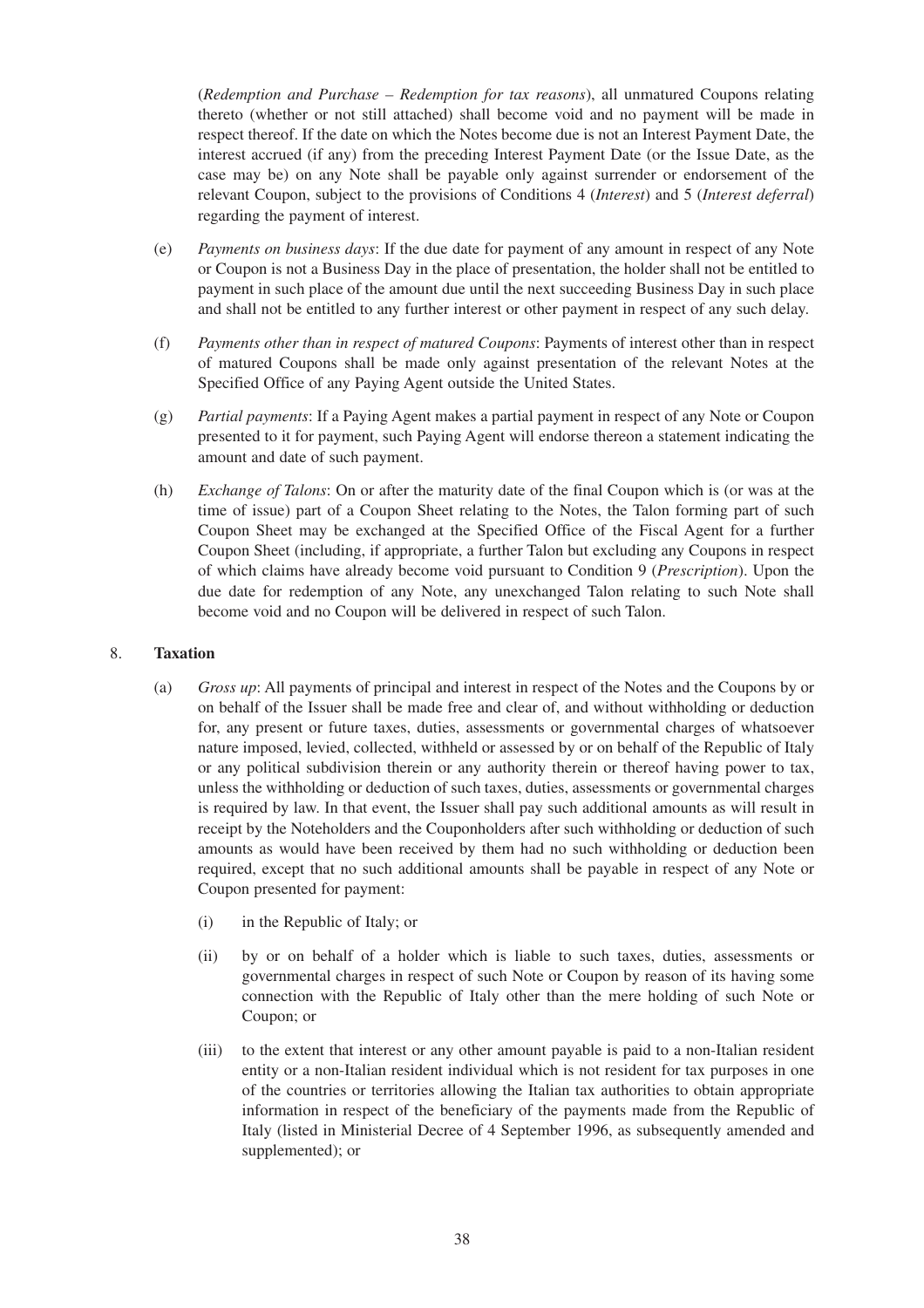(*Redemption and Purchase – Redemption for tax reasons*), all unmatured Coupons relating thereto (whether or not still attached) shall become void and no payment will be made in respect thereof. If the date on which the Notes become due is not an Interest Payment Date, the interest accrued (if any) from the preceding Interest Payment Date (or the Issue Date, as the case may be) on any Note shall be payable only against surrender or endorsement of the relevant Coupon, subject to the provisions of Conditions 4 (*Interest*) and 5 (*Interest deferral*) regarding the payment of interest.

(e) *Payments on business days*: If the due date for payment of any amount in respect of any Note or Coupon is not a Business Day in the place of presentation, the holder shall not be entitled to payment in such place of the amount due until the next succeeding Business Day in such place and shall not be entitled to any further interest or other payment in respect of any such delay.

(f) *Payments other than in respect of matured Coupons*: Payments of interest other than in respect of matured Coupons shall be made only against presentation of the relevant Notes at the Specified Office of any Paying Agent outside the United States.

(g) *Partial payments*: If a Paying Agent makes a partial payment in respect of any Note or Coupon presented to it for payment, such Paying Agent will endorse thereon a statement indicating the amount and date of such payment.

(h) *Exchange of Talons*: On or after the maturity date of the final Coupon which is (or was at the time of issue) part of a Coupon Sheet relating to the Notes, the Talon forming part of such Coupon Sheet may be exchanged at the Specified Office of the Fiscal Agent for a further Coupon Sheet (including, if appropriate, a further Talon but excluding any Coupons in respect of which claims have already become void pursuant to Condition 9 (*Prescription*). Upon the due date for redemption of any Note, any unexchanged Talon relating to such Note shall become void and no Coupon will be delivered in respect of such Talon.

## 8. **Taxation**

(a) *Gross up*: All payments of principal and interest in respect of the Notes and the Coupons by or on behalf of the Issuer shall be made free and clear of, and without withholding or deduction for, any present or future taxes, duties, assessments or governmental charges of whatsoever nature imposed, levied, collected, withheld or assessed by or on behalf of the Republic of Italy or any political subdivision therein or any authority therein or thereof having power to tax, unless the withholding or deduction of such taxes, duties, assessments or governmental charges is required by law. In that event, the Issuer shall pay such additional amounts as will result in receipt by the Noteholders and the Couponholders after such withholding or deduction of such amounts as would have been received by them had no such withholding or deduction been required, except that no such additional amounts shall be payable in respect of any Note or Coupon presented for payment:

   (i) in the Republic of Italy; or

   (ii) by or on behalf of a holder which is liable to such taxes, duties, assessments or governmental charges in respect of such Note or Coupon by reason of its having some connection with the Republic of Italy other than the mere holding of such Note or Coupon; or

   (iii) to the extent that interest or any other amount payable is paid to a non-Italian resident entity or a non-Italian resident individual which is not resident for tax purposes in one of the countries or territories allowing the Italian tax authorities to obtain appropriate information in respect of the beneficiary of the payments made from the Republic of Italy (listed in Ministerial Decree of 4 September 1996, as subsequently amended and supplemented); or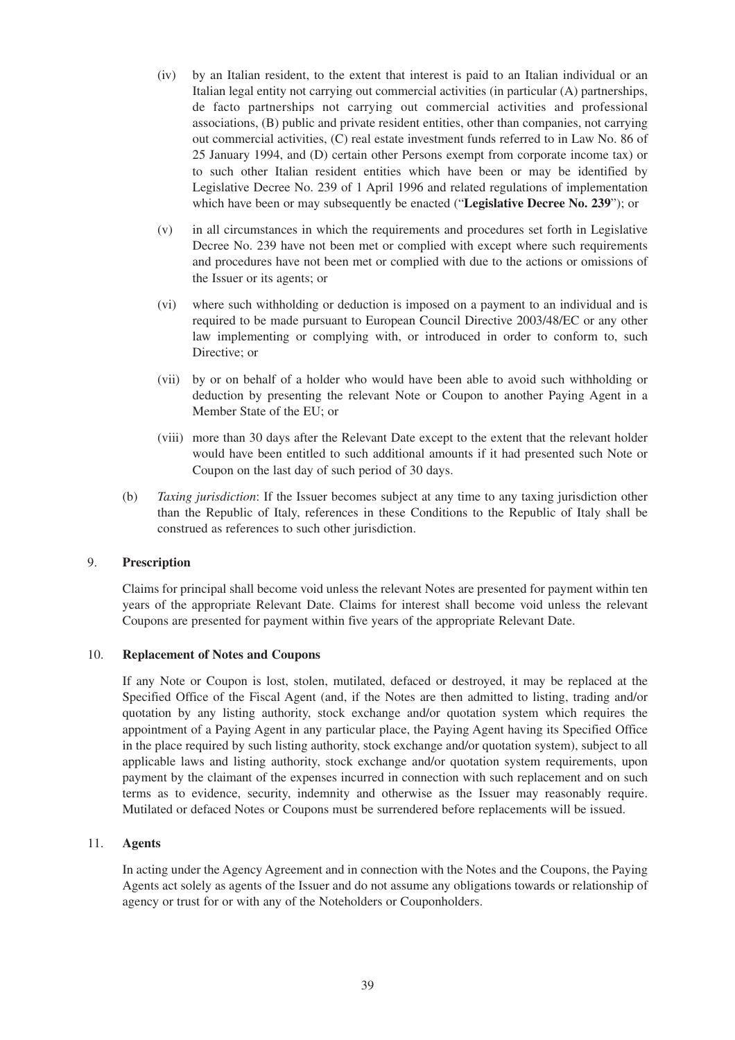(iv) by an Italian resident, to the extent that interest is paid to an Italian individual or an Italian legal entity not carrying out commercial activities (in particular (A) partnerships, de facto partnerships not carrying out commercial activities and professional associations, (B) public and private resident entities, other than companies, not carrying out commercial activities, (C) real estate investment funds referred to in Law No. 86 of 25 January 1994, and (D) certain other Persons exempt from corporate income tax) or to such other Italian resident entities which have been or may be identified by Legislative Decree No. 239 of 1 April 1996 and related regulations of implementation which have been or may subsequently be enacted ("**Legislative Decree No. 239**"); or

(v) in all circumstances in which the requirements and procedures set forth in Legislative Decree No. 239 have not been met or complied with except where such requirements and procedures have not been met or complied with due to the actions or omissions of the Issuer or its agents; or

(vi) where such withholding or deduction is imposed on a payment to an individual and is required to be made pursuant to European Council Directive 2003/48/EC or any other law implementing or complying with, or introduced in order to conform to, such Directive; or

(vii) by or on behalf of a holder who would have been able to avoid such withholding or deduction by presenting the relevant Note or Coupon to another Paying Agent in a Member State of the EU; or

(viii) more than 30 days after the Relevant Date except to the extent that the relevant holder would have been entitled to such additional amounts if it had presented such Note or Coupon on the last day of such period of 30 days.

(b) *Taxing jurisdiction*: If the Issuer becomes subject at any time to any taxing jurisdiction other than the Republic of Italy, references in these Conditions to the Republic of Italy shall be construed as references to such other jurisdiction.

## 9. **Prescription**

Claims for principal shall become void unless the relevant Notes are presented for payment within ten years of the appropriate Relevant Date. Claims for interest shall become void unless the relevant Coupons are presented for payment within five years of the appropriate Relevant Date.

## 10. **Replacement of Notes and Coupons**

If any Note or Coupon is lost, stolen, mutilated, defaced or destroyed, it may be replaced at the Specified Office of the Fiscal Agent (and, if the Notes are then admitted to listing, trading and/or quotation by any listing authority, stock exchange and/or quotation system which requires the appointment of a Paying Agent in any particular place, the Paying Agent having its Specified Office in the place required by such listing authority, stock exchange and/or quotation system), subject to all applicable laws and listing authority, stock exchange and/or quotation system requirements, upon payment by the claimant of the expenses incurred in connection with such replacement and on such terms as to evidence, security, indemnity and otherwise as the Issuer may reasonably require. Mutilated or defaced Notes or Coupons must be surrendered before replacements will be issued.

## 11. **Agents**

In acting under the Agency Agreement and in connection with the Notes and the Coupons, the Paying Agents act solely as agents of the Issuer and do not assume any obligations towards or relationship of agency or trust for or with any of the Noteholders or Couponholders.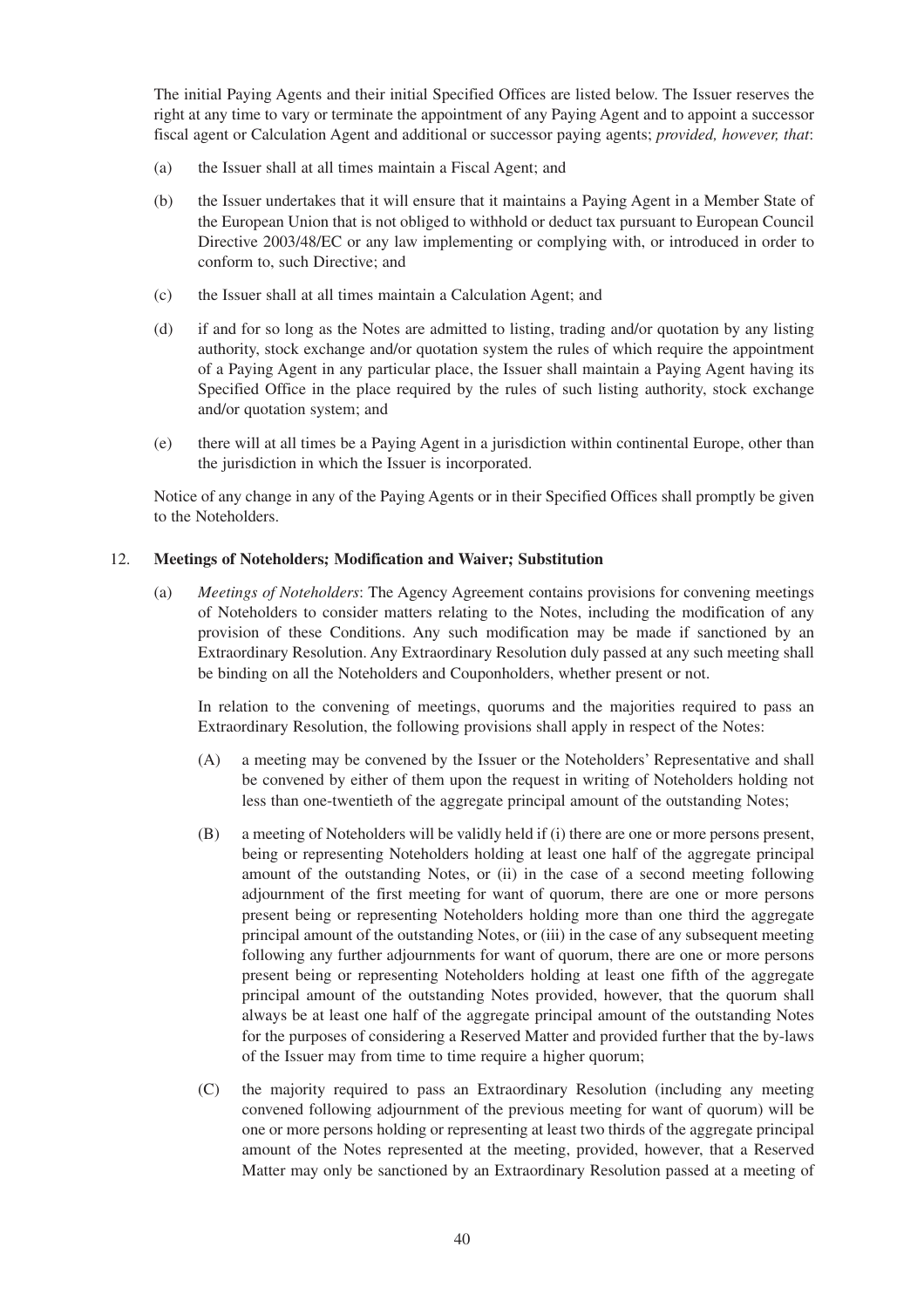The initial Paying Agents and their initial Specified Offices are listed below. The Issuer reserves the right at any time to vary or terminate the appointment of any Paying Agent and to appoint a successor fiscal agent or Calculation Agent and additional or successor paying agents; *provided, however, that*:

(a) the Issuer shall at all times maintain a Fiscal Agent; and

(b) the Issuer undertakes that it will ensure that it maintains a Paying Agent in a Member State of the European Union that is not obliged to withhold or deduct tax pursuant to European Council Directive 2003/48/EC or any law implementing or complying with, or introduced in order to conform to, such Directive; and

(c) the Issuer shall at all times maintain a Calculation Agent; and

(d) if and for so long as the Notes are admitted to listing, trading and/or quotation by any listing authority, stock exchange and/or quotation system the rules of which require the appointment of a Paying Agent in any particular place, the Issuer shall maintain a Paying Agent having its Specified Office in the place required by the rules of such listing authority, stock exchange and/or quotation system; and

(e) there will at all times be a Paying Agent in a jurisdiction within continental Europe, other than the jurisdiction in which the Issuer is incorporated.

Notice of any change in any of the Paying Agents or in their Specified Offices shall promptly be given to the Noteholders.

## 12. Meetings of Noteholders; Modification and Waiver; Substitution

(a) *Meetings of Noteholders*: The Agency Agreement contains provisions for convening meetings of Noteholders to consider matters relating to the Notes, including the modification of any provision of these Conditions. Any such modification may be made if sanctioned by an Extraordinary Resolution. Any Extraordinary Resolution duly passed at any such meeting shall be binding on all the Noteholders and Couponholders, whether present or not.

In relation to the convening of meetings, quorums and the majorities required to pass an Extraordinary Resolution, the following provisions shall apply in respect of the Notes:

(A) a meeting may be convened by the Issuer or the Noteholders' Representative and shall be convened by either of them upon the request in writing of Noteholders holding not less than one-twentieth of the aggregate principal amount of the outstanding Notes;

(B) a meeting of Noteholders will be validly held if (i) there are one or more persons present, being or representing Noteholders holding at least one half of the aggregate principal amount of the outstanding Notes, or (ii) in the case of a second meeting following adjournment of the first meeting for want of quorum, there are one or more persons present being or representing Noteholders holding more than one third the aggregate principal amount of the outstanding Notes, or (iii) in the case of any subsequent meeting following any further adjournments for want of quorum, there are one or more persons present being or representing Noteholders holding at least one fifth of the aggregate principal amount of the outstanding Notes provided, however, that the quorum shall always be at least one half of the aggregate principal amount of the outstanding Notes for the purposes of considering a Reserved Matter and provided further that the by-laws of the Issuer may from time to time require a higher quorum;

(C) the majority required to pass an Extraordinary Resolution (including any meeting convened following adjournment of the previous meeting for want of quorum) will be one or more persons holding or representing at least two thirds of the aggregate principal amount of the Notes represented at the meeting, provided, however, that a Reserved Matter may only be sanctioned by an Extraordinary Resolution passed at a meeting of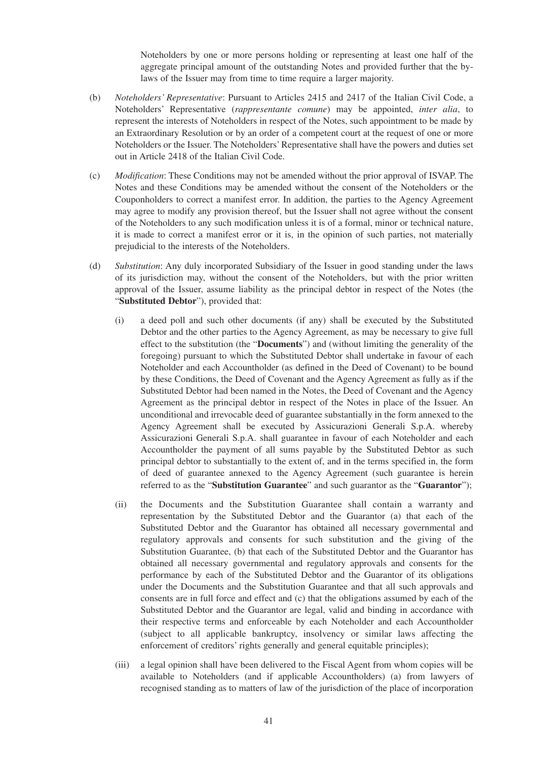Noteholders by one or more persons holding or representing at least one half of the aggregate principal amount of the outstanding Notes and provided further that the by-laws of the Issuer may from time to time require a larger majority.

(b) *Noteholders' Representative*: Pursuant to Articles 2415 and 2417 of the Italian Civil Code, a Noteholders' Representative (*rappresentante comune*) may be appointed, *inter alia*, to represent the interests of Noteholders in respect of the Notes, such appointment to be made by an Extraordinary Resolution or by an order of a competent court at the request of one or more Noteholders or the Issuer. The Noteholders' Representative shall have the powers and duties set out in Article 2418 of the Italian Civil Code.

(c) *Modification*: These Conditions may not be amended without the prior approval of ISVAP. The Notes and these Conditions may be amended without the consent of the Noteholders or the Couponholders to correct a manifest error. In addition, the parties to the Agency Agreement may agree to modify any provision thereof, but the Issuer shall not agree without the consent of the Noteholders to any such modification unless it is of a formal, minor or technical nature, it is made to correct a manifest error or it is, in the opinion of such parties, not materially prejudicial to the interests of the Noteholders.

(d) *Substitution*: Any duly incorporated Subsidiary of the Issuer in good standing under the laws of its jurisdiction may, without the consent of the Noteholders, but with the prior written approval of the Issuer, assume liability as the principal debtor in respect of the Notes (the "**Substituted Debtor**"), provided that:

(i) a deed poll and such other documents (if any) shall be executed by the Substituted Debtor and the other parties to the Agency Agreement, as may be necessary to give full effect to the substitution (the "**Documents**") and (without limiting the generality of the foregoing) pursuant to which the Substituted Debtor shall undertake in favour of each Noteholder and each Accountholder (as defined in the Deed of Covenant) to be bound by these Conditions, the Deed of Covenant and the Agency Agreement as fully as if the Substituted Debtor had been named in the Notes, the Deed of Covenant and the Agency Agreement as the principal debtor in respect of the Notes in place of the Issuer. An unconditional and irrevocable deed of guarantee substantially in the form annexed to the Agency Agreement shall be executed by Assicurazioni Generali S.p.A. whereby Assicurazioni Generali S.p.A. shall guarantee in favour of each Noteholder and each Accountholder the payment of all sums payable by the Substituted Debtor as such principal debtor to substantially to the extent of, and in the terms specified in, the form of deed of guarantee annexed to the Agency Agreement (such guarantee is herein referred to as the "**Substitution Guarantee**" and such guarantor as the "**Guarantor**");

(ii) the Documents and the Substitution Guarantee shall contain a warranty and representation by the Substituted Debtor and the Guarantor (a) that each of the Substituted Debtor and the Guarantor has obtained all necessary governmental and regulatory approvals and consents for such substitution and the giving of the Substitution Guarantee, (b) that each of the Substituted Debtor and the Guarantor has obtained all necessary governmental and regulatory approvals and consents for the performance by each of the Substituted Debtor and the Guarantor of its obligations under the Documents and the Substitution Guarantee and that all such approvals and consents are in full force and effect and (c) that the obligations assumed by each of the Substituted Debtor and the Guarantor are legal, valid and binding in accordance with their respective terms and enforceable by each Noteholder and each Accountholder (subject to all applicable bankruptcy, insolvency or similar laws affecting the enforcement of creditors' rights generally and general equitable principles);

(iii) a legal opinion shall have been delivered to the Fiscal Agent from whom copies will be available to Noteholders (and if applicable Accountholders) (a) from lawyers of recognised standing as to matters of law of the jurisdiction of the place of incorporation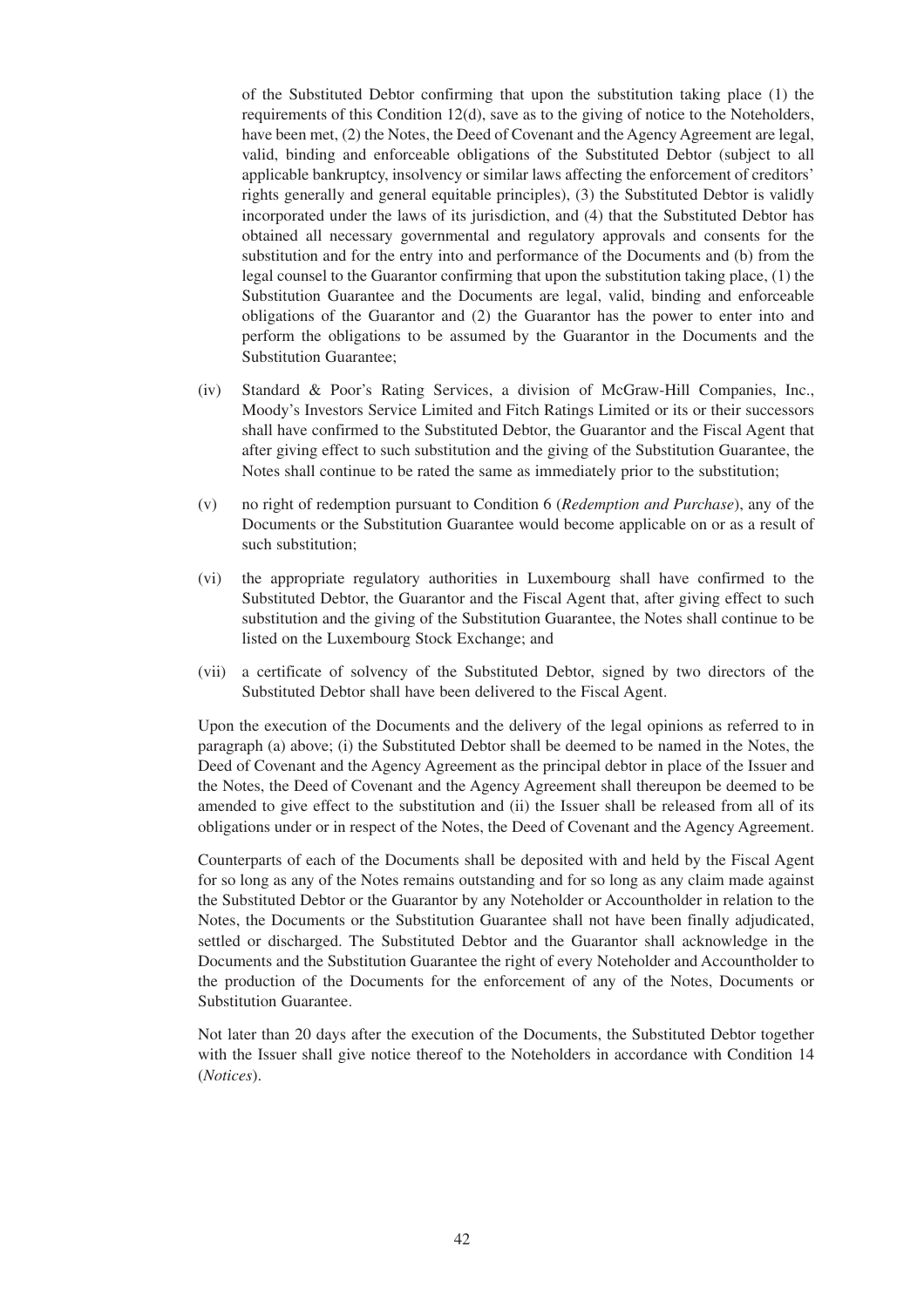of the Substituted Debtor confirming that upon the substitution taking place (1) the requirements of this Condition 12(d), save as to the giving of notice to the Noteholders, have been met, (2) the Notes, the Deed of Covenant and the Agency Agreement are legal, valid, binding and enforceable obligations of the Substituted Debtor (subject to all applicable bankruptcy, insolvency or similar laws affecting the enforcement of creditors' rights generally and general equitable principles), (3) the Substituted Debtor is validly incorporated under the laws of its jurisdiction, and (4) that the Substituted Debtor has obtained all necessary governmental and regulatory approvals and consents for the substitution and for the entry into and performance of the Documents and (b) from the legal counsel to the Guarantor confirming that upon the substitution taking place, (1) the Substitution Guarantee and the Documents are legal, valid, binding and enforceable obligations of the Guarantor and (2) the Guarantor has the power to enter into and perform the obligations to be assumed by the Guarantor in the Documents and the Substitution Guarantee;

(iv) Standard & Poor's Rating Services, a division of McGraw-Hill Companies, Inc., Moody's Investors Service Limited and Fitch Ratings Limited or its or their successors shall have confirmed to the Substituted Debtor, the Guarantor and the Fiscal Agent that after giving effect to such substitution and the giving of the Substitution Guarantee, the Notes shall continue to be rated the same as immediately prior to the substitution;

(v) no right of redemption pursuant to Condition 6 (*Redemption and Purchase*), any of the Documents or the Substitution Guarantee would become applicable on or as a result of such substitution;

(vi) the appropriate regulatory authorities in Luxembourg shall have confirmed to the Substituted Debtor, the Guarantor and the Fiscal Agent that, after giving effect to such substitution and the giving of the Substitution Guarantee, the Notes shall continue to be listed on the Luxembourg Stock Exchange; and

(vii) a certificate of solvency of the Substituted Debtor, signed by two directors of the Substituted Debtor shall have been delivered to the Fiscal Agent.

Upon the execution of the Documents and the delivery of the legal opinions as referred to in paragraph (a) above; (i) the Substituted Debtor shall be deemed to be named in the Notes, the Deed of Covenant and the Agency Agreement as the principal debtor in place of the Issuer and the Notes, the Deed of Covenant and the Agency Agreement shall thereupon be deemed to be amended to give effect to the substitution and (ii) the Issuer shall be released from all of its obligations under or in respect of the Notes, the Deed of Covenant and the Agency Agreement.

Counterparts of each of the Documents shall be deposited with and held by the Fiscal Agent for so long as any of the Notes remains outstanding and for so long as any claim made against the Substituted Debtor or the Guarantor by any Noteholder or Accountholder in relation to the Notes, the Documents or the Substitution Guarantee shall not have been finally adjudicated, settled or discharged. The Substituted Debtor and the Guarantor shall acknowledge in the Documents and the Substitution Guarantee the right of every Noteholder and Accountholder to the production of the Documents for the enforcement of any of the Notes, Documents or Substitution Guarantee.

Not later than 20 days after the execution of the Documents, the Substituted Debtor together with the Issuer shall give notice thereof to the Noteholders in accordance with Condition 14 (*Notices*).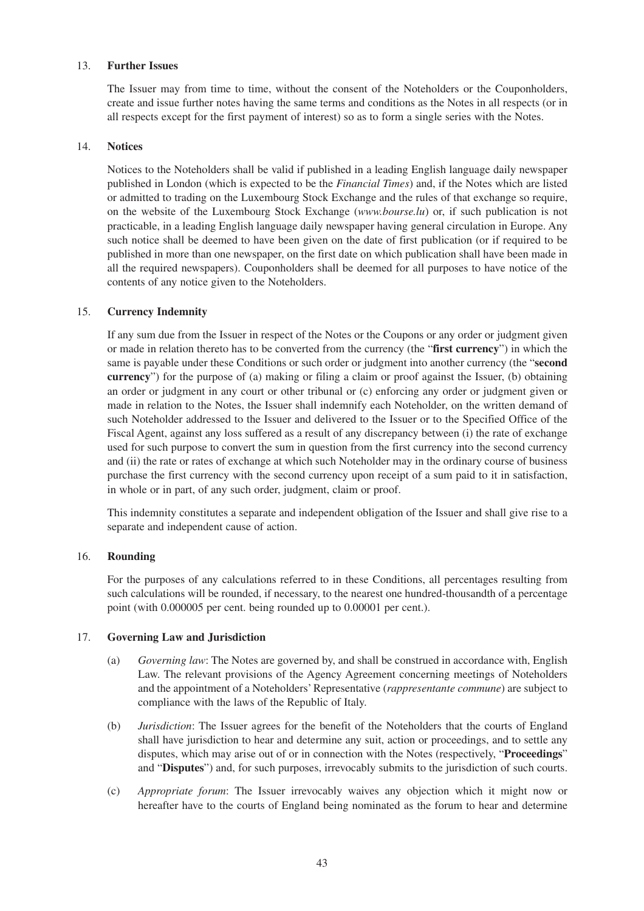## 13. Further Issues

The Issuer may from time to time, without the consent of the Noteholders or the Couponholders, create and issue further notes having the same terms and conditions as the Notes in all respects (or in all respects except for the first payment of interest) so as to form a single series with the Notes.

## 14. Notices

Notices to the Noteholders shall be valid if published in a leading English language daily newspaper published in London (which is expected to be the *Financial Times*) and, if the Notes which are listed or admitted to trading on the Luxembourg Stock Exchange and the rules of that exchange so require, on the website of the Luxembourg Stock Exchange (*www.bourse.lu*) or, if such publication is not practicable, in a leading English language daily newspaper having general circulation in Europe. Any such notice shall be deemed to have been given on the date of first publication (or if required to be published in more than one newspaper, on the first date on which publication shall have been made in all the required newspapers). Couponholders shall be deemed for all purposes to have notice of the contents of any notice given to the Noteholders.

## 15. Currency Indemnity

If any sum due from the Issuer in respect of the Notes or the Coupons or any order or judgment given or made in relation thereto has to be converted from the currency (the "**first currency**") in which the same is payable under these Conditions or such order or judgment into another currency (the "**second currency**") for the purpose of (a) making or filing a claim or proof against the Issuer, (b) obtaining an order or judgment in any court or other tribunal or (c) enforcing any order or judgment given or made in relation to the Notes, the Issuer shall indemnify each Noteholder, on the written demand of such Noteholder addressed to the Issuer and delivered to the Issuer or to the Specified Office of the Fiscal Agent, against any loss suffered as a result of any discrepancy between (i) the rate of exchange used for such purpose to convert the sum in question from the first currency into the second currency and (ii) the rate or rates of exchange at which such Noteholder may in the ordinary course of business purchase the first currency with the second currency upon receipt of a sum paid to it in satisfaction, in whole or in part, of any such order, judgment, claim or proof.

This indemnity constitutes a separate and independent obligation of the Issuer and shall give rise to a separate and independent cause of action.

## 16. Rounding

For the purposes of any calculations referred to in these Conditions, all percentages resulting from such calculations will be rounded, if necessary, to the nearest one hundred-thousandth of a percentage point (with 0.000005 per cent. being rounded up to 0.00001 per cent.).

## 17. Governing Law and Jurisdiction

(a) *Governing law*: The Notes are governed by, and shall be construed in accordance with, English Law. The relevant provisions of the Agency Agreement concerning meetings of Noteholders and the appointment of a Noteholders' Representative (*rappresentante commune*) are subject to compliance with the laws of the Republic of Italy.

(b) *Jurisdiction*: The Issuer agrees for the benefit of the Noteholders that the courts of England shall have jurisdiction to hear and determine any suit, action or proceedings, and to settle any disputes, which may arise out of or in connection with the Notes (respectively, "**Proceedings**" and "**Disputes**") and, for such purposes, irrevocably submits to the jurisdiction of such courts.

(c) *Appropriate forum*: The Issuer irrevocably waives any objection which it might now or hereafter have to the courts of England being nominated as the forum to hear and determine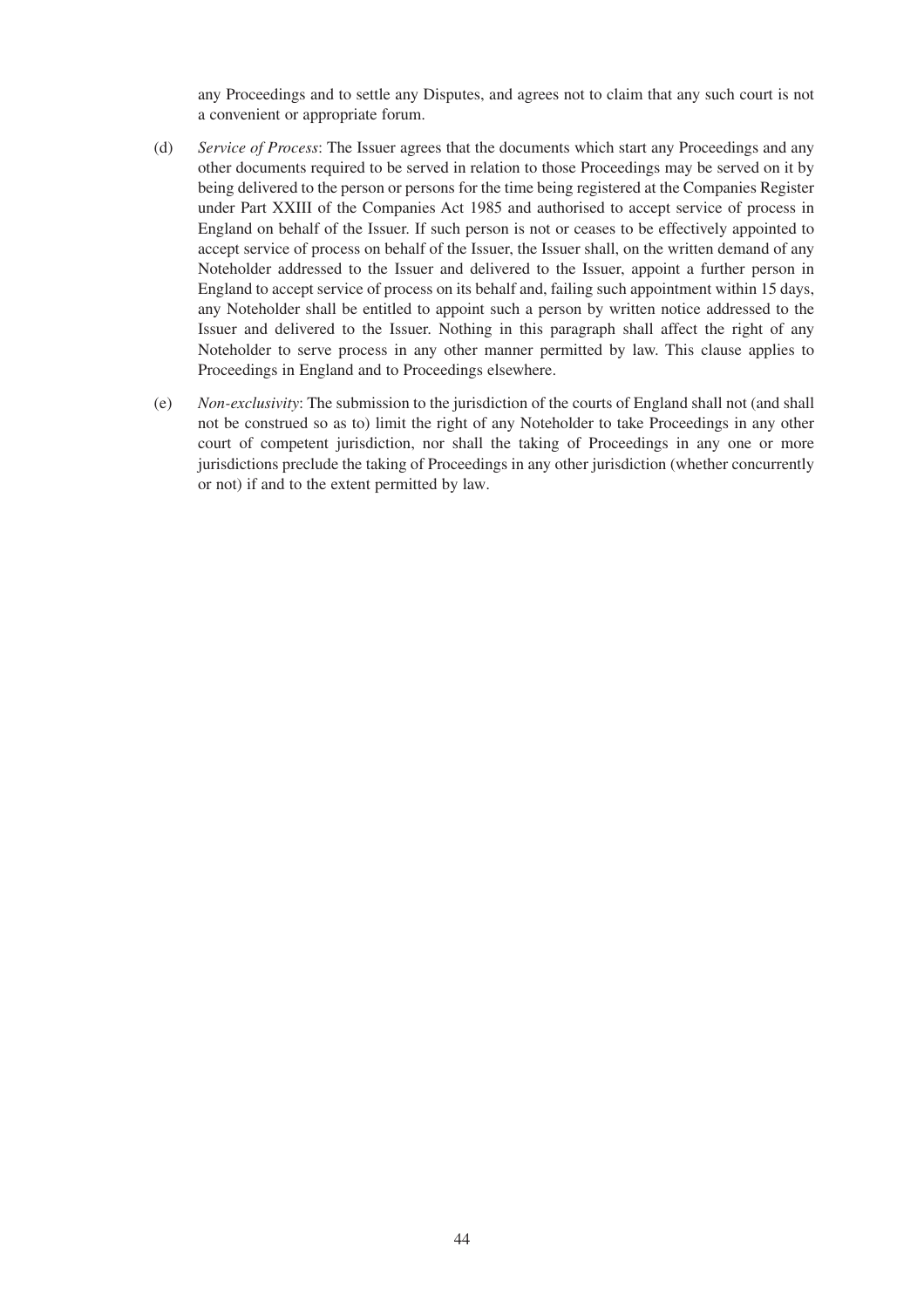any Proceedings and to settle any Disputes, and agrees not to claim that any such court is not a convenient or appropriate forum.

(d) *Service of Process*: The Issuer agrees that the documents which start any Proceedings and any other documents required to be served in relation to those Proceedings may be served on it by being delivered to the person or persons for the time being registered at the Companies Register under Part XXIII of the Companies Act 1985 and authorised to accept service of process in England on behalf of the Issuer. If such person is not or ceases to be effectively appointed to accept service of process on behalf of the Issuer, the Issuer shall, on the written demand of any Noteholder addressed to the Issuer and delivered to the Issuer, appoint a further person in England to accept service of process on its behalf and, failing such appointment within 15 days, any Noteholder shall be entitled to appoint such a person by written notice addressed to the Issuer and delivered to the Issuer. Nothing in this paragraph shall affect the right of any Noteholder to serve process in any other manner permitted by law. This clause applies to Proceedings in England and to Proceedings elsewhere.

(e) *Non-exclusivity*: The submission to the jurisdiction of the courts of England shall not (and shall not be construed so as to) limit the right of any Noteholder to take Proceedings in any other court of competent jurisdiction, nor shall the taking of Proceedings in any one or more jurisdictions preclude the taking of Proceedings in any other jurisdiction (whether concurrently or not) if and to the extent permitted by law.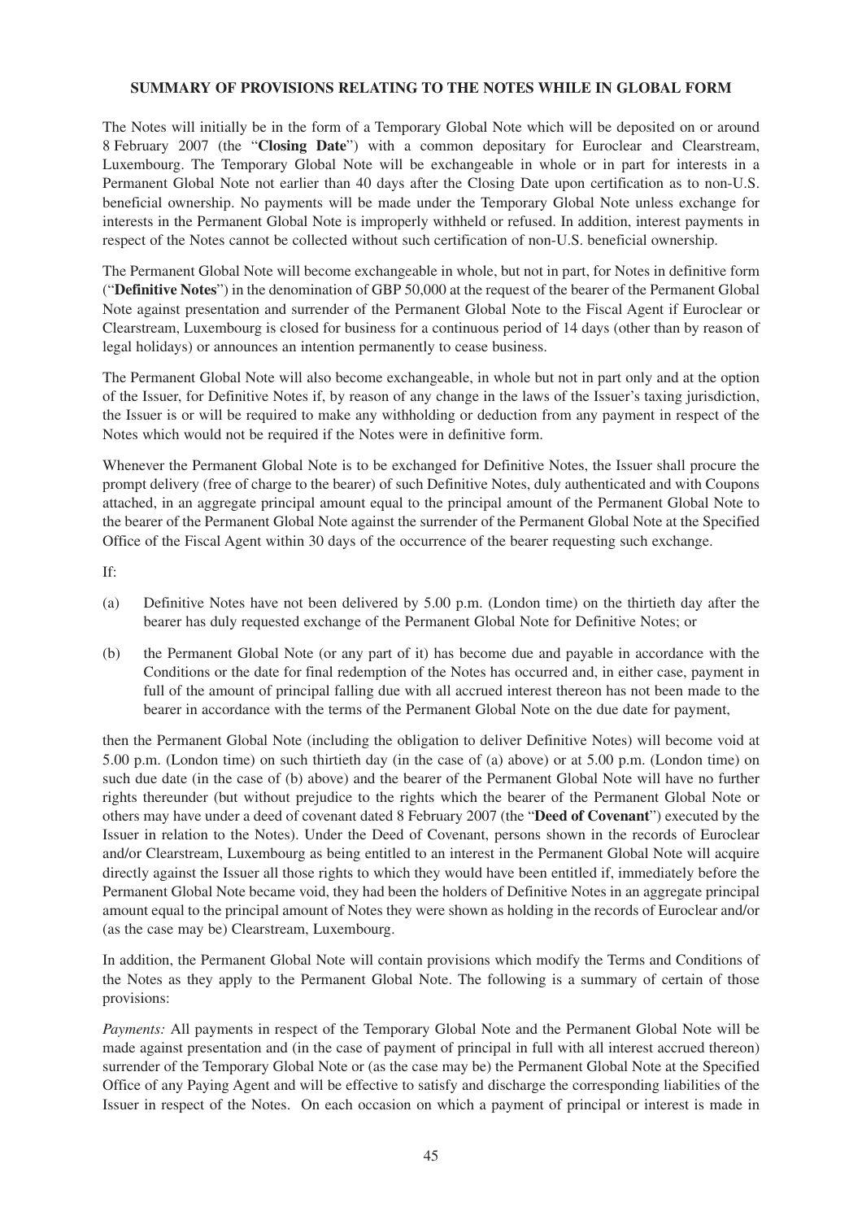## SUMMARY OF PROVISIONS RELATING TO THE NOTES WHILE IN GLOBAL FORM

The Notes will initially be in the form of a Temporary Global Note which will be deposited on or around 8 February 2007 (the "**Closing Date**") with a common depositary for Euroclear and Clearstream, Luxembourg. The Temporary Global Note will be exchangeable in whole or in part for interests in a Permanent Global Note not earlier than 40 days after the Closing Date upon certification as to non-U.S. beneficial ownership. No payments will be made under the Temporary Global Note unless exchange for interests in the Permanent Global Note is improperly withheld or refused. In addition, interest payments in respect of the Notes cannot be collected without such certification of non-U.S. beneficial ownership.

The Permanent Global Note will become exchangeable in whole, but not in part, for Notes in definitive form ("**Definitive Notes**") in the denomination of GBP 50,000 at the request of the bearer of the Permanent Global Note against presentation and surrender of the Permanent Global Note to the Fiscal Agent if Euroclear or Clearstream, Luxembourg is closed for business for a continuous period of 14 days (other than by reason of legal holidays) or announces an intention permanently to cease business.

The Permanent Global Note will also become exchangeable, in whole but not in part only and at the option of the Issuer, for Definitive Notes if, by reason of any change in the laws of the Issuer's taxing jurisdiction, the Issuer is or will be required to make any withholding or deduction from any payment in respect of the Notes which would not be required if the Notes were in definitive form.

Whenever the Permanent Global Note is to be exchanged for Definitive Notes, the Issuer shall procure the prompt delivery (free of charge to the bearer) of such Definitive Notes, duly authenticated and with Coupons attached, in an aggregate principal amount equal to the principal amount of the Permanent Global Note to the bearer of the Permanent Global Note against the surrender of the Permanent Global Note at the Specified Office of the Fiscal Agent within 30 days of the occurrence of the bearer requesting such exchange.

If:

(a) Definitive Notes have not been delivered by 5.00 p.m. (London time) on the thirtieth day after the bearer has duly requested exchange of the Permanent Global Note for Definitive Notes; or

(b) the Permanent Global Note (or any part of it) has become due and payable in accordance with the Conditions or the date for final redemption of the Notes has occurred and, in either case, payment in full of the amount of principal falling due with all accrued interest thereon has not been made to the bearer in accordance with the terms of the Permanent Global Note on the due date for payment,

then the Permanent Global Note (including the obligation to deliver Definitive Notes) will become void at 5.00 p.m. (London time) on such thirtieth day (in the case of (a) above) or at 5.00 p.m. (London time) on such due date (in the case of (b) above) and the bearer of the Permanent Global Note will have no further rights thereunder (but without prejudice to the rights which the bearer of the Permanent Global Note or others may have under a deed of covenant dated 8 February 2007 (the "**Deed of Covenant**") executed by the Issuer in relation to the Notes). Under the Deed of Covenant, persons shown in the records of Euroclear and/or Clearstream, Luxembourg as being entitled to an interest in the Permanent Global Note will acquire directly against the Issuer all those rights to which they would have been entitled if, immediately before the Permanent Global Note became void, they had been the holders of Definitive Notes in an aggregate principal amount equal to the principal amount of Notes they were shown as holding in the records of Euroclear and/or (as the case may be) Clearstream, Luxembourg.

In addition, the Permanent Global Note will contain provisions which modify the Terms and Conditions of the Notes as they apply to the Permanent Global Note. The following is a summary of certain of those provisions:

*Payments:* All payments in respect of the Temporary Global Note and the Permanent Global Note will be made against presentation and (in the case of payment of principal in full with all interest accrued thereon) surrender of the Temporary Global Note or (as the case may be) the Permanent Global Note at the Specified Office of any Paying Agent and will be effective to satisfy and discharge the corresponding liabilities of the Issuer in respect of the Notes. On each occasion on which a payment of principal or interest is made in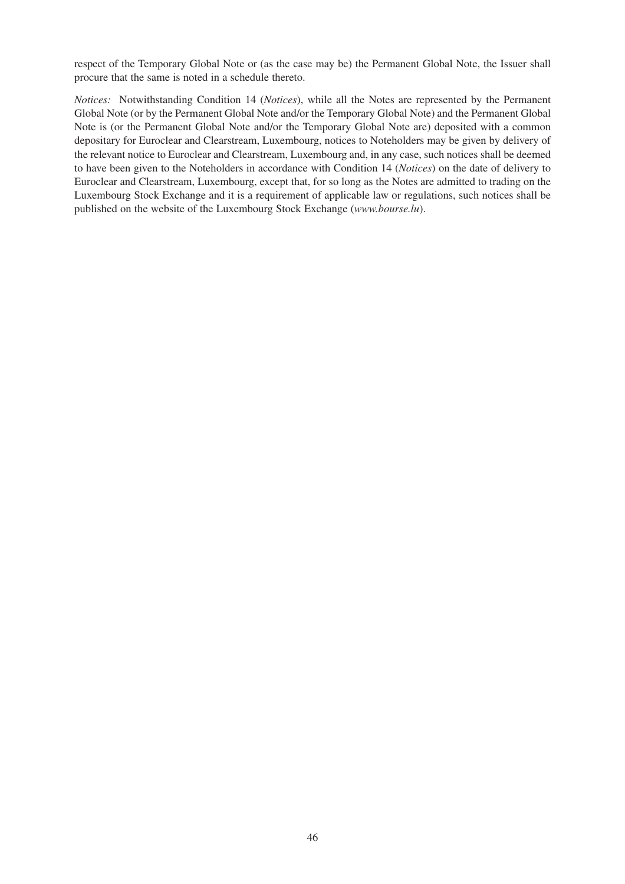respect of the Temporary Global Note or (as the case may be) the Permanent Global Note, the Issuer shall procure that the same is noted in a schedule thereto.

*Notices:* Notwithstanding Condition 14 (*Notices*), while all the Notes are represented by the Permanent Global Note (or by the Permanent Global Note and/or the Temporary Global Note) and the Permanent Global Note is (or the Permanent Global Note and/or the Temporary Global Note are) deposited with a common depositary for Euroclear and Clearstream, Luxembourg, notices to Noteholders may be given by delivery of the relevant notice to Euroclear and Clearstream, Luxembourg and, in any case, such notices shall be deemed to have been given to the Noteholders in accordance with Condition 14 (*Notices*) on the date of delivery to Euroclear and Clearstream, Luxembourg, except that, for so long as the Notes are admitted to trading on the Luxembourg Stock Exchange and it is a requirement of applicable law or regulations, such notices shall be published on the website of the Luxembourg Stock Exchange (*www.bourse.lu*).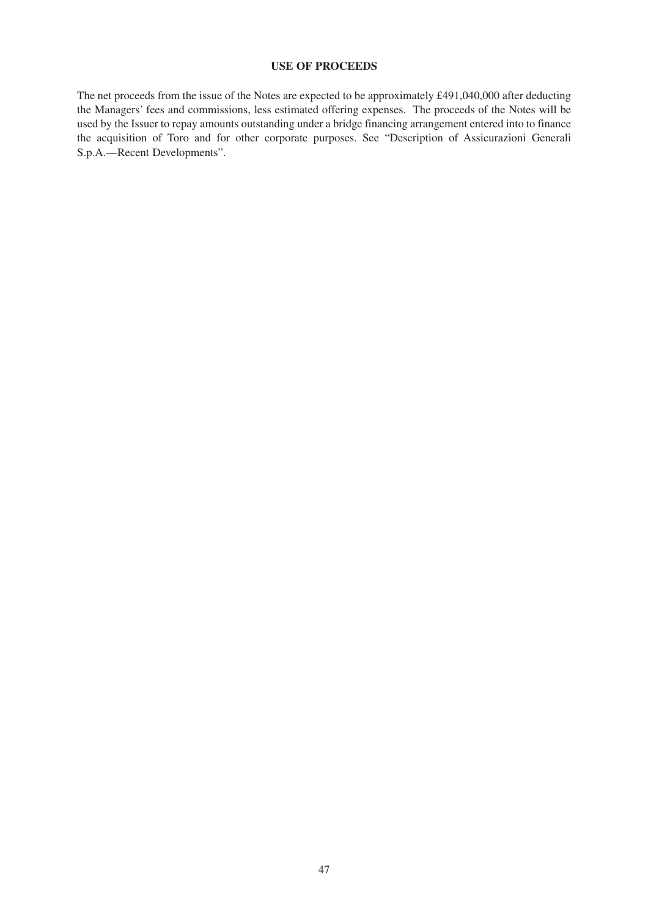## USE OF PROCEEDS

The net proceeds from the issue of the Notes are expected to be approximately £491,040,000 after deducting the Managers' fees and commissions, less estimated offering expenses. The proceeds of the Notes will be used by the Issuer to repay amounts outstanding under a bridge financing arrangement entered into to finance the acquisition of Toro and for other corporate purposes. See "Description of Assicurazioni Generali S.p.A.—Recent Developments".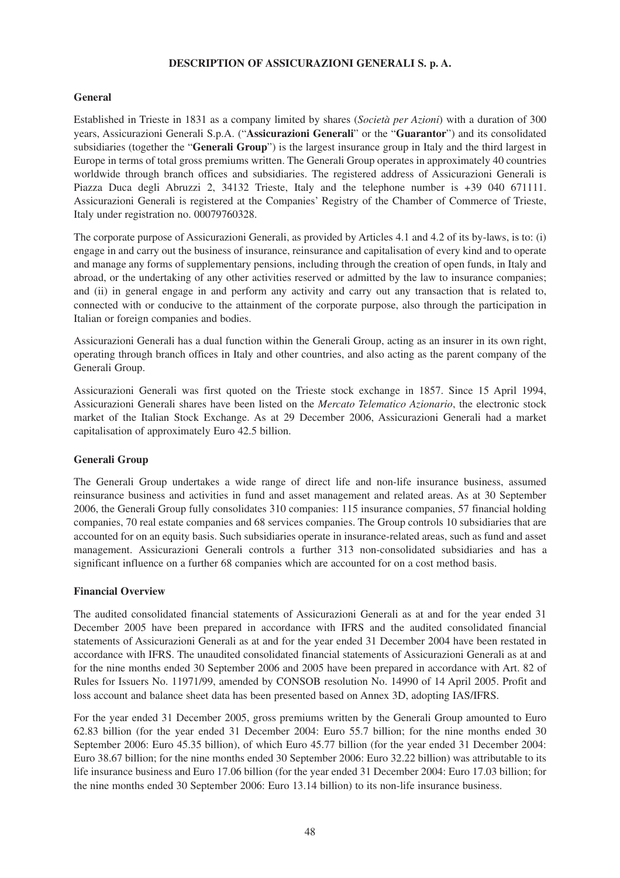# DESCRIPTION OF ASSICURAZIONI GENERALI S. p. A.

## General

Established in Trieste in 1831 as a company limited by shares (*Società per Azioni*) with a duration of 300 years, Assicurazioni Generali S.p.A. ("**Assicurazioni Generali**" or the "**Guarantor**") and its consolidated subsidiaries (together the "**Generali Group**") is the largest insurance group in Italy and the third largest in Europe in terms of total gross premiums written. The Generali Group operates in approximately 40 countries worldwide through branch offices and subsidiaries. The registered address of Assicurazioni Generali is Piazza Duca degli Abruzzi 2, 34132 Trieste, Italy and the telephone number is +39 040 671111. Assicurazioni Generali is registered at the Companies' Registry of the Chamber of Commerce of Trieste, Italy under registration no. 00079760328.

The corporate purpose of Assicurazioni Generali, as provided by Articles 4.1 and 4.2 of its by-laws, is to: (i) engage in and carry out the business of insurance, reinsurance and capitalisation of every kind and to operate and manage any forms of supplementary pensions, including through the creation of open funds, in Italy and abroad, or the undertaking of any other activities reserved or admitted by the law to insurance companies; and (ii) in general engage in and perform any activity and carry out any transaction that is related to, connected with or conducive to the attainment of the corporate purpose, also through the participation in Italian or foreign companies and bodies.

Assicurazioni Generali has a dual function within the Generali Group, acting as an insurer in its own right, operating through branch offices in Italy and other countries, and also acting as the parent company of the Generali Group.

Assicurazioni Generali was first quoted on the Trieste stock exchange in 1857. Since 15 April 1994, Assicurazioni Generali shares have been listed on the *Mercato Telematico Azionario*, the electronic stock market of the Italian Stock Exchange. As at 29 December 2006, Assicurazioni Generali had a market capitalisation of approximately Euro 42.5 billion.

## Generali Group

The Generali Group undertakes a wide range of direct life and non-life insurance business, assumed reinsurance business and activities in fund and asset management and related areas. As at 30 September 2006, the Generali Group fully consolidates 310 companies: 115 insurance companies, 57 financial holding companies, 70 real estate companies and 68 services companies. The Group controls 10 subsidiaries that are accounted for on an equity basis. Such subsidiaries operate in insurance-related areas, such as fund and asset management. Assicurazioni Generali controls a further 313 non-consolidated subsidiaries and has a significant influence on a further 68 companies which are accounted for on a cost method basis.

## Financial Overview

The audited consolidated financial statements of Assicurazioni Generali as at and for the year ended 31 December 2005 have been prepared in accordance with IFRS and the audited consolidated financial statements of Assicurazioni Generali as at and for the year ended 31 December 2004 have been restated in accordance with IFRS. The unaudited consolidated financial statements of Assicurazioni Generali as at and for the nine months ended 30 September 2006 and 2005 have been prepared in accordance with Art. 82 of Rules for Issuers No. 11971/99, amended by CONSOB resolution No. 14990 of 14 April 2005. Profit and loss account and balance sheet data has been presented based on Annex 3D, adopting IAS/IFRS.

For the year ended 31 December 2005, gross premiums written by the Generali Group amounted to Euro 62.83 billion (for the year ended 31 December 2004: Euro 55.7 billion; for the nine months ended 30 September 2006: Euro 45.35 billion), of which Euro 45.77 billion (for the year ended 31 December 2004: Euro 38.67 billion; for the nine months ended 30 September 2006: Euro 32.22 billion) was attributable to its life insurance business and Euro 17.06 billion (for the year ended 31 December 2004: Euro 17.03 billion; for the nine months ended 30 September 2006: Euro 13.14 billion) to its non-life insurance business.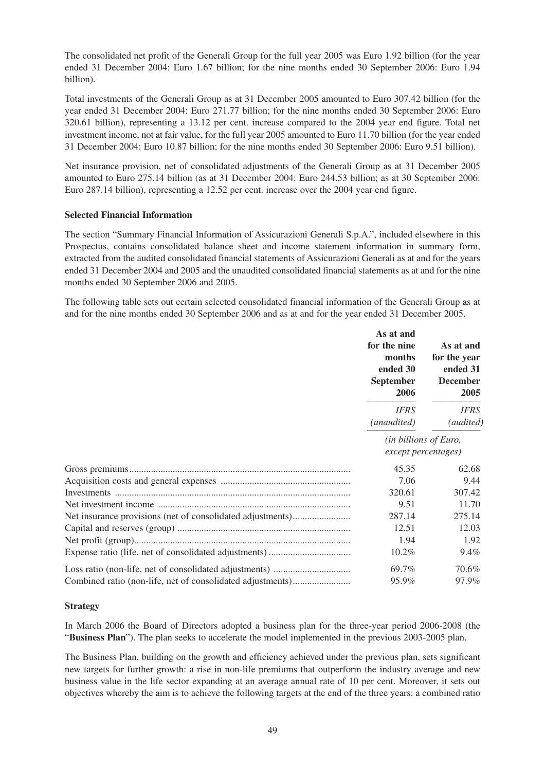The consolidated net profit of the Generali Group for the full year 2005 was Euro 1.92 billion (for the year ended 31 December 2004: Euro 1.67 billion; for the nine months ended 30 September 2006: Euro 1.94 billion).

Total investments of the Generali Group as at 31 December 2005 amounted to Euro 307.42 billion (for the year ended 31 December 2004: Euro 271.77 billion; for the nine months ended 30 September 2006: Euro 320.61 billion), representing a 13.12 per cent. increase compared to the 2004 year end figure. Total net investment income, not at fair value, for the full year 2005 amounted to Euro 11.70 billion (for the year ended 31 December 2004: Euro 10.87 billion; for the nine months ended 30 September 2006: Euro 9.51 billion).

Net insurance provision, net of consolidated adjustments of the Generali Group as at 31 December 2005 amounted to Euro 275.14 billion (as at 31 December 2004: Euro 244.53 billion; as at 30 September 2006: Euro 287.14 billion), representing a 12.52 per cent. increase over the 2004 year end figure.

**Selected Financial Information**

The section "Summary Financial Information of Assicurazioni Generali S.p.A.", included elsewhere in this Prospectus, contains consolidated balance sheet and income statement information in summary form, extracted from the audited consolidated financial statements of Assicurazioni Generali as at and for the years ended 31 December 2004 and 2005 and the unaudited consolidated financial statements as at and for the nine months ended 30 September 2006 and 2005.

The following table sets out certain selected consolidated financial information of the Generali Group as at and for the nine months ended 30 September 2006 and as at and for the year ended 31 December 2005.

| | **As at and for the nine months ended 30 September 2006** | **As at and for the year ended 31 December 2005** |
|---|---|---|
| | *IFRS (unaudited)* | *IFRS (audited)* |
| | *(in billions of Euro, except percentages)* | |
| Gross premiums | 45.35 | 62.68 |
| Acquisition costs and general expenses | 7.06 | 9.44 |
| Investments | 320.61 | 307.42 |
| Net investment income | 9.51 | 11.70 |
| Net insurance provisions (net of consolidated adjustments) | 287.14 | 275.14 |
| Capital and reserves (group) | 12.51 | 12.03 |
| Net profit (group) | 1.94 | 1.92 |
| Expense ratio (life, net of consolidated adjustments) | 10.2% | 9.4% |
| Loss ratio (non-life, net of consolidated adjustments) | 69.7% | 70.6% |
| Combined ratio (non-life, net of consolidated adjustments) | 95.9% | 97.9% |

**Strategy**

In March 2006 the Board of Directors adopted a business plan for the three-year period 2006-2008 (the "**Business Plan**"). The plan seeks to accelerate the model implemented in the previous 2003-2005 plan.

The Business Plan, building on the growth and efficiency achieved under the previous plan, sets significant new targets for further growth: a rise in non-life premiums that outperform the industry average and new business value in the life sector expanding at an average annual rate of 10 per cent. Moreover, it sets out objectives whereby the aim is to achieve the following targets at the end of the three years: a combined ratio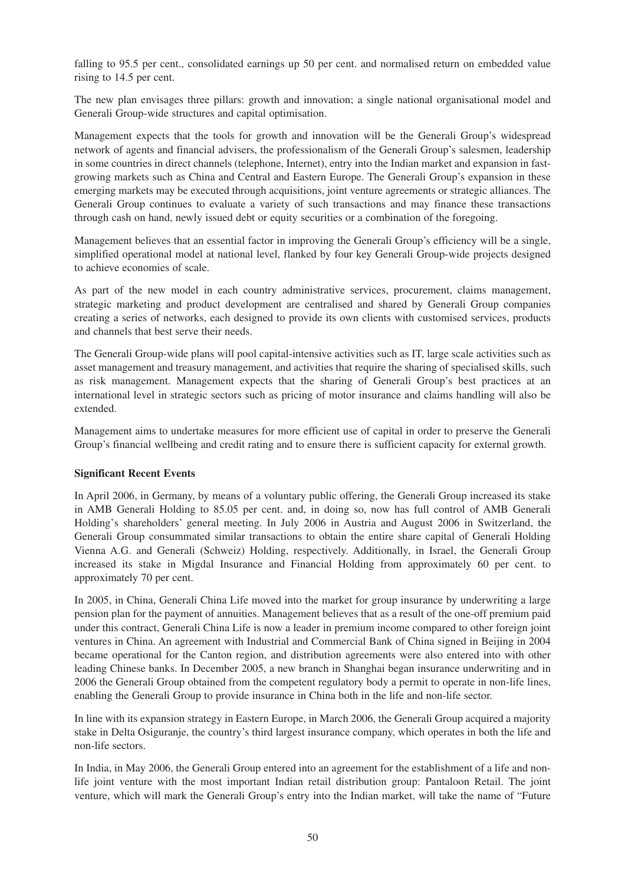falling to 95.5 per cent., consolidated earnings up 50 per cent. and normalised return on embedded value rising to 14.5 per cent.

The new plan envisages three pillars: growth and innovation; a single national organisational model and Generali Group-wide structures and capital optimisation.

Management expects that the tools for growth and innovation will be the Generali Group's widespread network of agents and financial advisers, the professionalism of the Generali Group's salesmen, leadership in some countries in direct channels (telephone, Internet), entry into the Indian market and expansion in fast-growing markets such as China and Central and Eastern Europe. The Generali Group's expansion in these emerging markets may be executed through acquisitions, joint venture agreements or strategic alliances. The Generali Group continues to evaluate a variety of such transactions and may finance these transactions through cash on hand, newly issued debt or equity securities or a combination of the foregoing.

Management believes that an essential factor in improving the Generali Group's efficiency will be a single, simplified operational model at national level, flanked by four key Generali Group-wide projects designed to achieve economies of scale.

As part of the new model in each country administrative services, procurement, claims management, strategic marketing and product development are centralised and shared by Generali Group companies creating a series of networks, each designed to provide its own clients with customised services, products and channels that best serve their needs.

The Generali Group-wide plans will pool capital-intensive activities such as IT, large scale activities such as asset management and treasury management, and activities that require the sharing of specialised skills, such as risk management. Management expects that the sharing of Generali Group's best practices at an international level in strategic sectors such as pricing of motor insurance and claims handling will also be extended.

Management aims to undertake measures for more efficient use of capital in order to preserve the Generali Group's financial wellbeing and credit rating and to ensure there is sufficient capacity for external growth.

**Significant Recent Events**

In April 2006, in Germany, by means of a voluntary public offering, the Generali Group increased its stake in AMB Generali Holding to 85.05 per cent. and, in doing so, now has full control of AMB Generali Holding's shareholders' general meeting. In July 2006 in Austria and August 2006 in Switzerland, the Generali Group consummated similar transactions to obtain the entire share capital of Generali Holding Vienna A.G. and Generali (Schweiz) Holding, respectively. Additionally, in Israel, the Generali Group increased its stake in Migdal Insurance and Financial Holding from approximately 60 per cent. to approximately 70 per cent.

In 2005, in China, Generali China Life moved into the market for group insurance by underwriting a large pension plan for the payment of annuities. Management believes that as a result of the one-off premium paid under this contract, Generali China Life is now a leader in premium income compared to other foreign joint ventures in China. An agreement with Industrial and Commercial Bank of China signed in Beijing in 2004 became operational for the Canton region, and distribution agreements were also entered into with other leading Chinese banks. In December 2005, a new branch in Shanghai began insurance underwriting and in 2006 the Generali Group obtained from the competent regulatory body a permit to operate in non-life lines, enabling the Generali Group to provide insurance in China both in the life and non-life sector.

In line with its expansion strategy in Eastern Europe, in March 2006, the Generali Group acquired a majority stake in Delta Osiguranje, the country's third largest insurance company, which operates in both the life and non-life sectors.

In India, in May 2006, the Generali Group entered into an agreement for the establishment of a life and non-life joint venture with the most important Indian retail distribution group: Pantaloon Retail. The joint venture, which will mark the Generali Group's entry into the Indian market, will take the name of "Future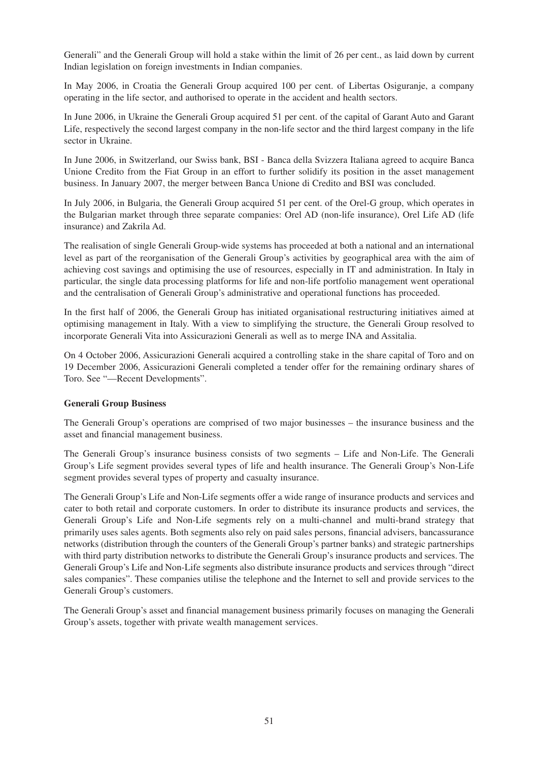Generali" and the Generali Group will hold a stake within the limit of 26 per cent., as laid down by current Indian legislation on foreign investments in Indian companies.

In May 2006, in Croatia the Generali Group acquired 100 per cent. of Libertas Osiguranje, a company operating in the life sector, and authorised to operate in the accident and health sectors.

In June 2006, in Ukraine the Generali Group acquired 51 per cent. of the capital of Garant Auto and Garant Life, respectively the second largest company in the non-life sector and the third largest company in the life sector in Ukraine.

In June 2006, in Switzerland, our Swiss bank, BSI - Banca della Svizzera Italiana agreed to acquire Banca Unione Credito from the Fiat Group in an effort to further solidify its position in the asset management business. In January 2007, the merger between Banca Unione di Credito and BSI was concluded.

In July 2006, in Bulgaria, the Generali Group acquired 51 per cent. of the Orel-G group, which operates in the Bulgarian market through three separate companies: Orel AD (non-life insurance), Orel Life AD (life insurance) and Zakrila Ad.

The realisation of single Generali Group-wide systems has proceeded at both a national and an international level as part of the reorganisation of the Generali Group's activities by geographical area with the aim of achieving cost savings and optimising the use of resources, especially in IT and administration. In Italy in particular, the single data processing platforms for life and non-life portfolio management went operational and the centralisation of Generali Group's administrative and operational functions has proceeded.

In the first half of 2006, the Generali Group has initiated organisational restructuring initiatives aimed at optimising management in Italy. With a view to simplifying the structure, the Generali Group resolved to incorporate Generali Vita into Assicurazioni Generali as well as to merge INA and Assitalia.

On 4 October 2006, Assicurazioni Generali acquired a controlling stake in the share capital of Toro and on 19 December 2006, Assicurazioni Generali completed a tender offer for the remaining ordinary shares of Toro. See "—Recent Developments".

**Generali Group Business**

The Generali Group's operations are comprised of two major businesses – the insurance business and the asset and financial management business.

The Generali Group's insurance business consists of two segments – Life and Non-Life. The Generali Group's Life segment provides several types of life and health insurance. The Generali Group's Non-Life segment provides several types of property and casualty insurance.

The Generali Group's Life and Non-Life segments offer a wide range of insurance products and services and cater to both retail and corporate customers. In order to distribute its insurance products and services, the Generali Group's Life and Non-Life segments rely on a multi-channel and multi-brand strategy that primarily uses sales agents. Both segments also rely on paid sales persons, financial advisers, bancassurance networks (distribution through the counters of the Generali Group's partner banks) and strategic partnerships with third party distribution networks to distribute the Generali Group's insurance products and services. The Generali Group's Life and Non-Life segments also distribute insurance products and services through "direct sales companies". These companies utilise the telephone and the Internet to sell and provide services to the Generali Group's customers.

The Generali Group's asset and financial management business primarily focuses on managing the Generali Group's assets, together with private wealth management services.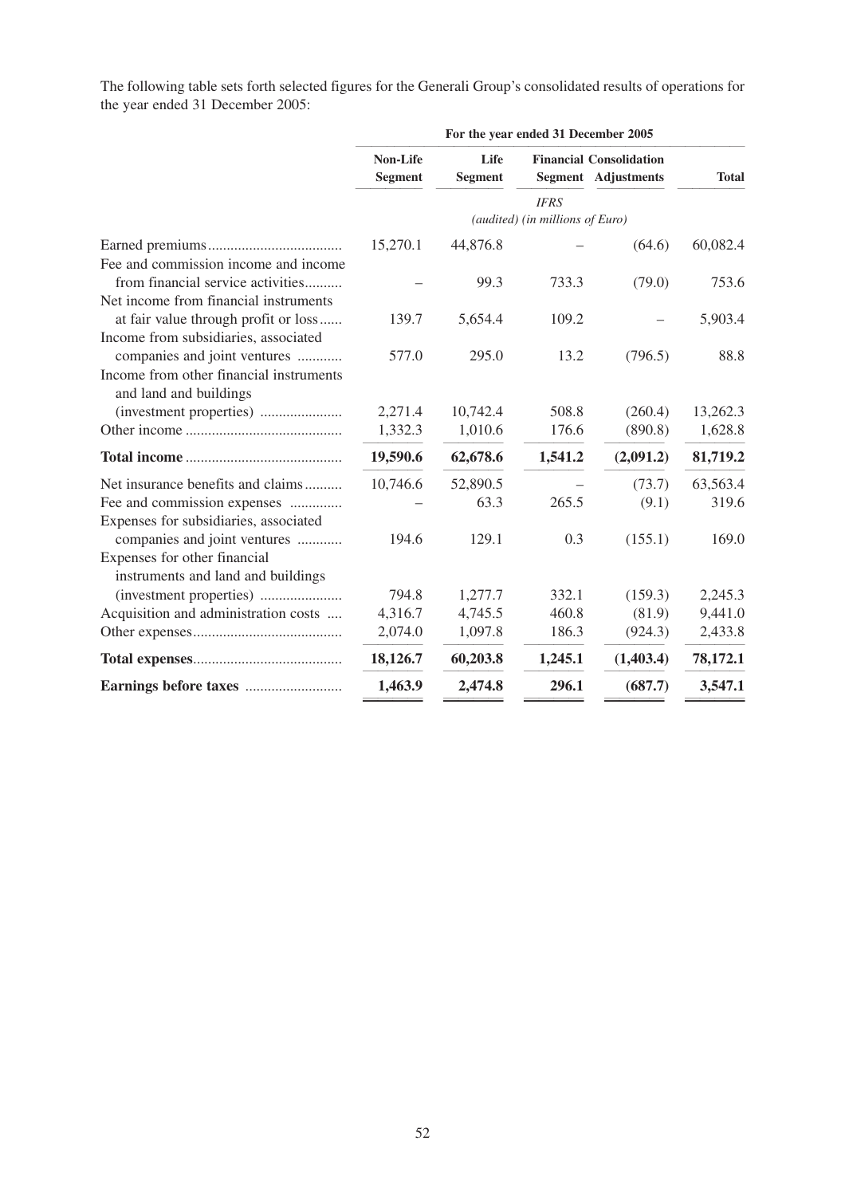The following table sets forth selected figures for the Generali Group's consolidated results of operations for the year ended 31 December 2005:

| | For the year ended 31 December 2005 | | | | |
|---|---|---|---|---|---|
| | Non-Life Segment | Life Segment | Financial Segment | Consolidation Adjustments | Total |
| | *IFRS* *(audited) (in millions of Euro)* | | | | |
| Earned premiums | 15,270.1 | 44,876.8 | – | (64.6) | 60,082.4 |
| Fee and commission income and income from financial service activities | – | 99.3 | 733.3 | (79.0) | 753.6 |
| Net income from financial instruments at fair value through profit or loss | 139.7 | 5,654.4 | 109.2 | – | 5,903.4 |
| Income from subsidiaries, associated companies and joint ventures | 577.0 | 295.0 | 13.2 | (796.5) | 88.8 |
| Income from other financial instruments and land and buildings (investment properties) | 2,271.4 | 10,742.4 | 508.8 | (260.4) | 13,262.3 |
| Other income | 1,332.3 | 1,010.6 | 176.6 | (890.8) | 1,628.8 |
| **Total income** | **19,590.6** | **62,678.6** | **1,541.2** | **(2,091.2)** | **81,719.2** |
| Net insurance benefits and claims | 10,746.6 | 52,890.5 | – | (73.7) | 63,563.4 |
| Fee and commission expenses | – | 63.3 | 265.5 | (9.1) | 319.6 |
| Expenses for subsidiaries, associated companies and joint ventures | 194.6 | 129.1 | 0.3 | (155.1) | 169.0 |
| Expenses for other financial instruments and land and buildings (investment properties) | 794.8 | 1,277.7 | 332.1 | (159.3) | 2,245.3 |
| Acquisition and administration costs | 4,316.7 | 4,745.5 | 460.8 | (81.9) | 9,441.0 |
| Other expenses | 2,074.0 | 1,097.8 | 186.3 | (924.3) | 2,433.8 |
| **Total expenses** | **18,126.7** | **60,203.8** | **1,245.1** | **(1,403.4)** | **78,172.1** |
| **Earnings before taxes** | **1,463.9** | **2,474.8** | **296.1** | **(687.7)** | **3,547.1** |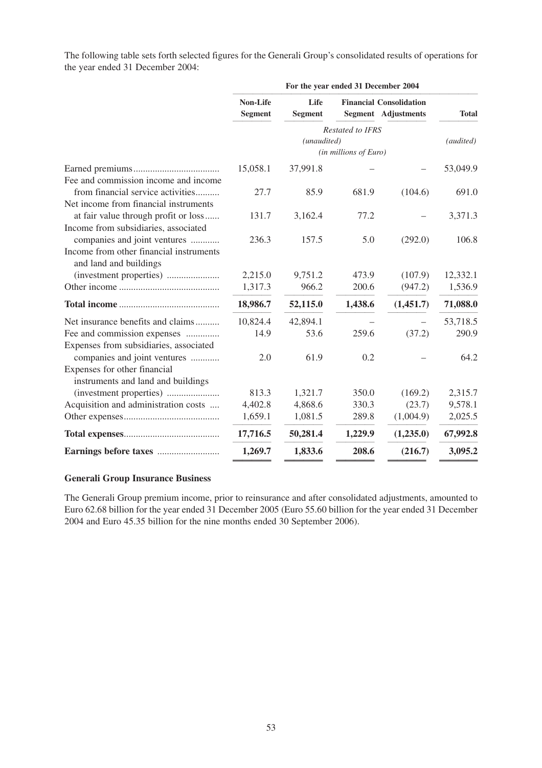The following table sets forth selected figures for the Generali Group's consolidated results of operations for the year ended 31 December 2004:

| | For the year ended 31 December 2004 | | | | |
|---|---|---|---|---|---|
| | **Non-Life Segment** | **Life Segment** | **Financial Segment** | **Consolidation Adjustments** | **Total** |
| | *Restated to IFRS (unaudited)* | | | | *(audited)* |
| | *(in millions of Euro)* | | | | |
| Earned premiums | 15,058.1 | 37,991.8 | – | – | 53,049.9 |
| Fee and commission income and income from financial service activities | 27.7 | 85.9 | 681.9 | (104.6) | 691.0 |
| Net income from financial instruments at fair value through profit or loss | 131.7 | 3,162.4 | 77.2 | – | 3,371.3 |
| Income from subsidiaries, associated companies and joint ventures | 236.3 | 157.5 | 5.0 | (292.0) | 106.8 |
| Income from other financial instruments and land and buildings (investment properties) | 2,215.0 | 9,751.2 | 473.9 | (107.9) | 12,332.1 |
| Other income | 1,317.3 | 966.2 | 200.6 | (947.2) | 1,536.9 |
| **Total income** | **18,986.7** | **52,115.0** | **1,438.6** | **(1,451.7)** | **71,088.0** |
| Net insurance benefits and claims | 10,824.4 | 42,894.1 | – | – | 53,718.5 |
| Fee and commission expenses | 14.9 | 53.6 | 259.6 | (37.2) | 290.9 |
| Expenses from subsidiaries, associated companies and joint ventures | 2.0 | 61.9 | 0.2 | – | 64.2 |
| Expenses for other financial instruments and land and buildings (investment properties) | 813.3 | 1,321.7 | 350.0 | (169.2) | 2,315.7 |
| Acquisition and administration costs | 4,402.8 | 4,868.6 | 330.3 | (23.7) | 9,578.1 |
| Other expenses | 1,659.1 | 1,081.5 | 289.8 | (1,004.9) | 2,025.5 |
| **Total expenses** | **17,716.5** | **50,281.4** | **1,229.9** | **(1,235.0)** | **67,992.8** |
| **Earnings before taxes** | **1,269.7** | **1,833.6** | **208.6** | **(216.7)** | **3,095.2** |

**Generali Group Insurance Business**

The Generali Group premium income, prior to reinsurance and after consolidated adjustments, amounted to Euro 62.68 billion for the year ended 31 December 2005 (Euro 55.60 billion for the year ended 31 December 2004 and Euro 45.35 billion for the nine months ended 30 September 2006).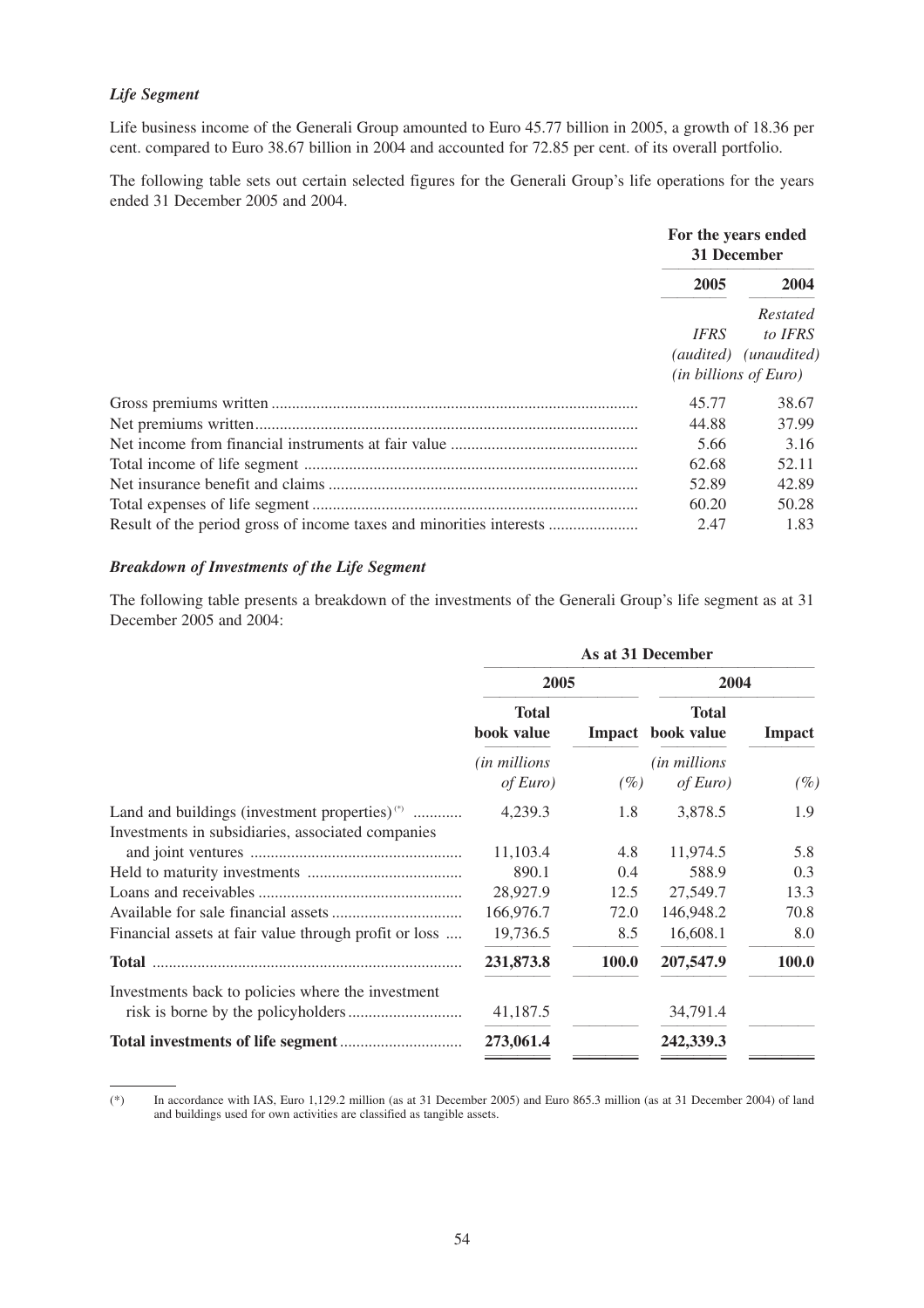***Life Segment***

Life business income of the Generali Group amounted to Euro 45.77 billion in 2005, a growth of 18.36 per cent. compared to Euro 38.67 billion in 2004 and accounted for 72.85 per cent. of its overall portfolio.

The following table sets out certain selected figures for the Generali Group's life operations for the years ended 31 December 2005 and 2004.

| | For the years ended 31 December | |
|---|---|---|
| | **2005** | **2004** |
| | *IFRS (audited)* | *Restated to IFRS (unaudited)* |
| | *(in billions of Euro)* | |
| Gross premiums written | 45.77 | 38.67 |
| Net premiums written | 44.88 | 37.99 |
| Net income from financial instruments at fair value | 5.66 | 3.16 |
| Total income of life segment | 62.68 | 52.11 |
| Net insurance benefit and claims | 52.89 | 42.89 |
| Total expenses of life segment | 60.20 | 50.28 |
| Result of the period gross of income taxes and minorities interests | 2.47 | 1.83 |

***Breakdown of Investments of the Life Segment***

The following table presents a breakdown of the investments of the Generali Group's life segment as at 31 December 2005 and 2004:

| | As at 31 December | | | |
|---|---|---|---|---|
| | **2005** | | **2004** | |
| | **Total book value** | **Impact** | **Total book value** | **Impact** |
| | *(in millions of Euro)* | *(%)* | *(in millions of Euro)* | *(%)* |
| Land and buildings (investment properties)(*) | 4,239.3 | 1.8 | 3,878.5 | 1.9 |
| Investments in subsidiaries, associated companies and joint ventures | 11,103.4 | 4.8 | 11,974.5 | 5.8 |
| Held to maturity investments | 890.1 | 0.4 | 588.9 | 0.3 |
| Loans and receivables | 28,927.9 | 12.5 | 27,549.7 | 13.3 |
| Available for sale financial assets | 166,976.7 | 72.0 | 146,948.2 | 70.8 |
| Financial assets at fair value through profit or loss | 19,736.5 | 8.5 | 16,608.1 | 8.0 |
| **Total** | **231,873.8** | **100.0** | **207,547.9** | **100.0** |
| Investments back to policies where the investment risk is borne by the policyholders | 41,187.5 | | 34,791.4 | |
| **Total investments of life segment** | **273,061.4** | | **242,339.3** | |

(*) In accordance with IAS, Euro 1,129.2 million (as at 31 December 2005) and Euro 865.3 million (as at 31 December 2004) of land and buildings used for own activities are classified as tangible assets.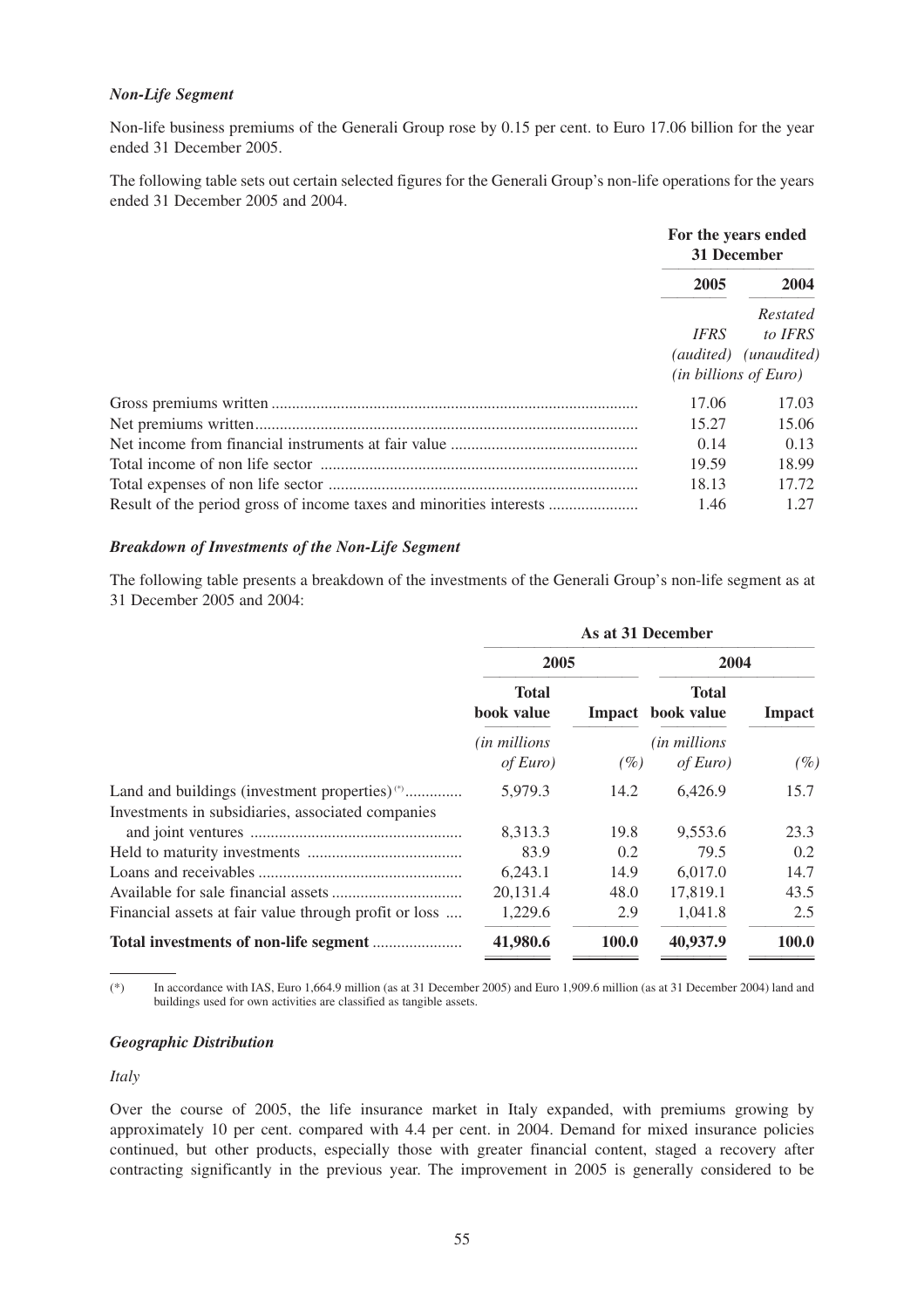### *Non-Life Segment*

Non-life business premiums of the Generali Group rose by 0.15 per cent. to Euro 17.06 billion for the year ended 31 December 2005.

The following table sets out certain selected figures for the Generali Group's non-life operations for the years ended 31 December 2005 and 2004.

| | For the years ended 31 December | |
|---|---|---|
| | **2005** | **2004** |
| | *IFRS (audited)* | *Restated to IFRS (unaudited)* |
| | *(in billions of Euro)* | |
| Gross premiums written | 17.06 | 17.03 |
| Net premiums written | 15.27 | 15.06 |
| Net income from financial instruments at fair value | 0.14 | 0.13 |
| Total income of non life sector | 19.59 | 18.99 |
| Total expenses of non life sector | 18.13 | 17.72 |
| Result of the period gross of income taxes and minorities interests | 1.46 | 1.27 |

### *Breakdown of Investments of the Non-Life Segment*

The following table presents a breakdown of the investments of the Generali Group's non-life segment as at 31 December 2005 and 2004:

| | As at 31 December | | | |
|---|---|---|---|---|
| | **2005** | | **2004** | |
| | **Total book value** | **Impact** | **Total book value** | **Impact** |
| | *(in millions of Euro)* | *(%)* | *(in millions of Euro)* | *(%)* |
| Land and buildings (investment properties)(*) | 5,979.3 | 14.2 | 6,426.9 | 15.7 |
| Investments in subsidiaries, associated companies and joint ventures | 8,313.3 | 19.8 | 9,553.6 | 23.3 |
| Held to maturity investments | 83.9 | 0.2 | 79.5 | 0.2 |
| Loans and receivables | 6,243.1 | 14.9 | 6,017.0 | 14.7 |
| Available for sale financial assets | 20,131.4 | 48.0 | 17,819.1 | 43.5 |
| Financial assets at fair value through profit or loss | 1,229.6 | 2.9 | 1,041.8 | 2.5 |
| **Total investments of non-life segment** | **41,980.6** | **100.0** | **40,937.9** | **100.0** |

(*) In accordance with IAS, Euro 1,664.9 million (as at 31 December 2005) and Euro 1,909.6 million (as at 31 December 2004) land and buildings used for own activities are classified as tangible assets.

### *Geographic Distribution*

*Italy*

Over the course of 2005, the life insurance market in Italy expanded, with premiums growing by approximately 10 per cent. compared with 4.4 per cent. in 2004. Demand for mixed insurance policies continued, but other products, especially those with greater financial content, staged a recovery after contracting significantly in the previous year. The improvement in 2005 is generally considered to be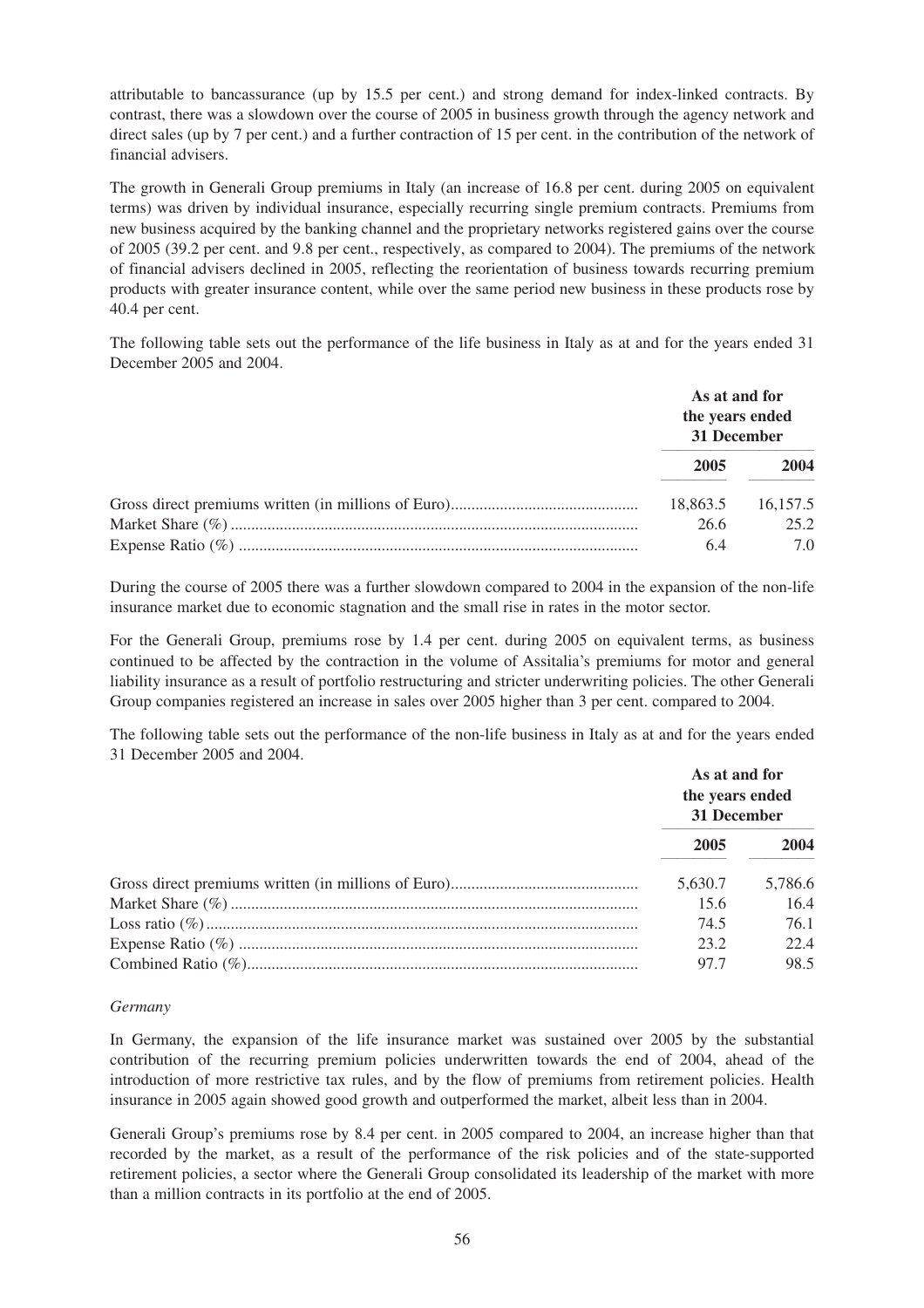attributable to bancassurance (up by 15.5 per cent.) and strong demand for index-linked contracts. By contrast, there was a slowdown over the course of 2005 in business growth through the agency network and direct sales (up by 7 per cent.) and a further contraction of 15 per cent. in the contribution of the network of financial advisers.

The growth in Generali Group premiums in Italy (an increase of 16.8 per cent. during 2005 on equivalent terms) was driven by individual insurance, especially recurring single premium contracts. Premiums from new business acquired by the banking channel and the proprietary networks registered gains over the course of 2005 (39.2 per cent. and 9.8 per cent., respectively, as compared to 2004). The premiums of the network of financial advisers declined in 2005, reflecting the reorientation of business towards recurring premium products with greater insurance content, while over the same period new business in these products rose by 40.4 per cent.

The following table sets out the performance of the life business in Italy as at and for the years ended 31 December 2005 and 2004.

| | As at and for the years ended 31 December | |
|---|---|---|
| | **2005** | **2004** |
| Gross direct premiums written (in millions of Euro) | 18,863.5 | 16,157.5 |
| Market Share (%) | 26.6 | 25.2 |
| Expense Ratio (%) | 6.4 | 7.0 |

During the course of 2005 there was a further slowdown compared to 2004 in the expansion of the non-life insurance market due to economic stagnation and the small rise in rates in the motor sector.

For the Generali Group, premiums rose by 1.4 per cent. during 2005 on equivalent terms, as business continued to be affected by the contraction in the volume of Assitalia's premiums for motor and general liability insurance as a result of portfolio restructuring and stricter underwriting policies. The other Generali Group companies registered an increase in sales over 2005 higher than 3 per cent. compared to 2004.

The following table sets out the performance of the non-life business in Italy as at and for the years ended 31 December 2005 and 2004.

| | As at and for the years ended 31 December | |
|---|---|---|
| | **2005** | **2004** |
| Gross direct premiums written (in millions of Euro) | 5,630.7 | 5,786.6 |
| Market Share (%) | 15.6 | 16.4 |
| Loss ratio (%) | 74.5 | 76.1 |
| Expense Ratio (%) | 23.2 | 22.4 |
| Combined Ratio (%) | 97.7 | 98.5 |

*Germany*

In Germany, the expansion of the life insurance market was sustained over 2005 by the substantial contribution of the recurring premium policies underwritten towards the end of 2004, ahead of the introduction of more restrictive tax rules, and by the flow of premiums from retirement policies. Health insurance in 2005 again showed good growth and outperformed the market, albeit less than in 2004.

Generali Group's premiums rose by 8.4 per cent. in 2005 compared to 2004, an increase higher than that recorded by the market, as a result of the performance of the risk policies and of the state-supported retirement policies, a sector where the Generali Group consolidated its leadership of the market with more than a million contracts in its portfolio at the end of 2005.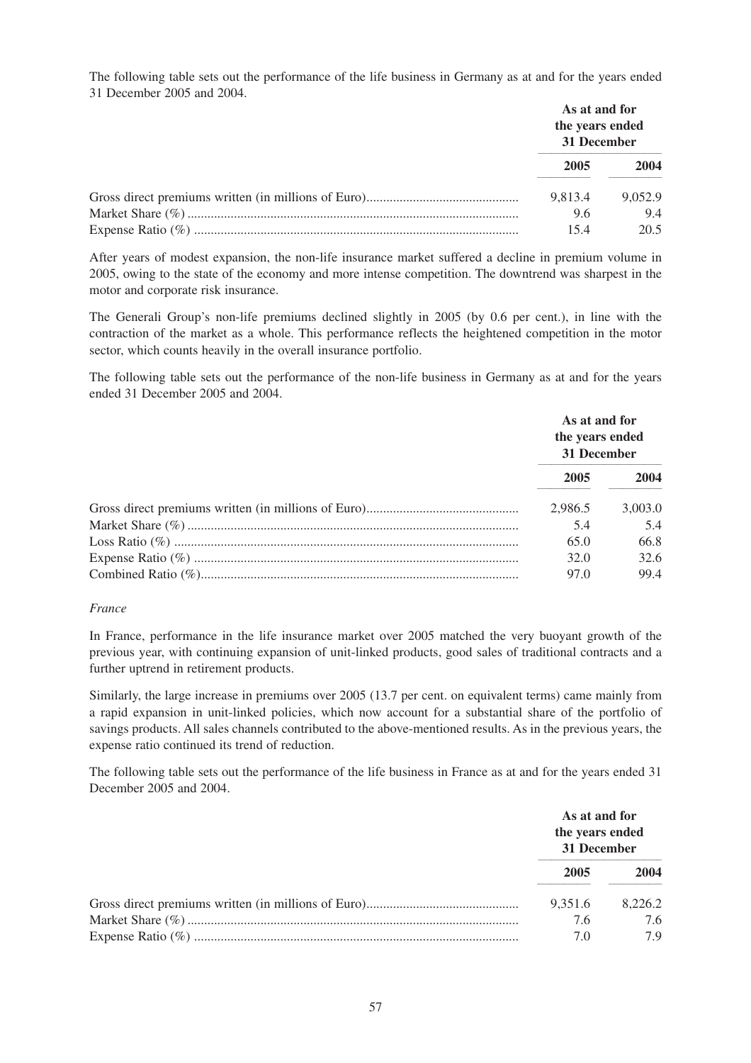The following table sets out the performance of the life business in Germany as at and for the years ended 31 December 2005 and 2004.

| | As at and for the years ended 31 December | |
|---|---|---|
| | 2005 | 2004 |
| Gross direct premiums written (in millions of Euro) | 9,813.4 | 9,052.9 |
| Market Share (%) | 9.6 | 9.4 |
| Expense Ratio (%) | 15.4 | 20.5 |

After years of modest expansion, the non-life insurance market suffered a decline in premium volume in 2005, owing to the state of the economy and more intense competition. The downtrend was sharpest in the motor and corporate risk insurance.

The Generali Group's non-life premiums declined slightly in 2005 (by 0.6 per cent.), in line with the contraction of the market as a whole. This performance reflects the heightened competition in the motor sector, which counts heavily in the overall insurance portfolio.

The following table sets out the performance of the non-life business in Germany as at and for the years ended 31 December 2005 and 2004.

| | As at and for the years ended 31 December | |
|---|---|---|
| | 2005 | 2004 |
| Gross direct premiums written (in millions of Euro) | 2,986.5 | 3,003.0 |
| Market Share (%) | 5.4 | 5.4 |
| Loss Ratio (%) | 65.0 | 66.8 |
| Expense Ratio (%) | 32.0 | 32.6 |
| Combined Ratio (%) | 97.0 | 99.4 |

*France*

In France, performance in the life insurance market over 2005 matched the very buoyant growth of the previous year, with continuing expansion of unit-linked products, good sales of traditional contracts and a further uptrend in retirement products.

Similarly, the large increase in premiums over 2005 (13.7 per cent. on equivalent terms) came mainly from a rapid expansion in unit-linked policies, which now account for a substantial share of the portfolio of savings products. All sales channels contributed to the above-mentioned results. As in the previous years, the expense ratio continued its trend of reduction.

The following table sets out the performance of the life business in France as at and for the years ended 31 December 2005 and 2004.

| | As at and for the years ended 31 December | |
|---|---|---|
| | 2005 | 2004 |
| Gross direct premiums written (in millions of Euro) | 9,351.6 | 8,226.2 |
| Market Share (%) | 7.6 | 7.6 |
| Expense Ratio (%) | 7.0 | 7.9 |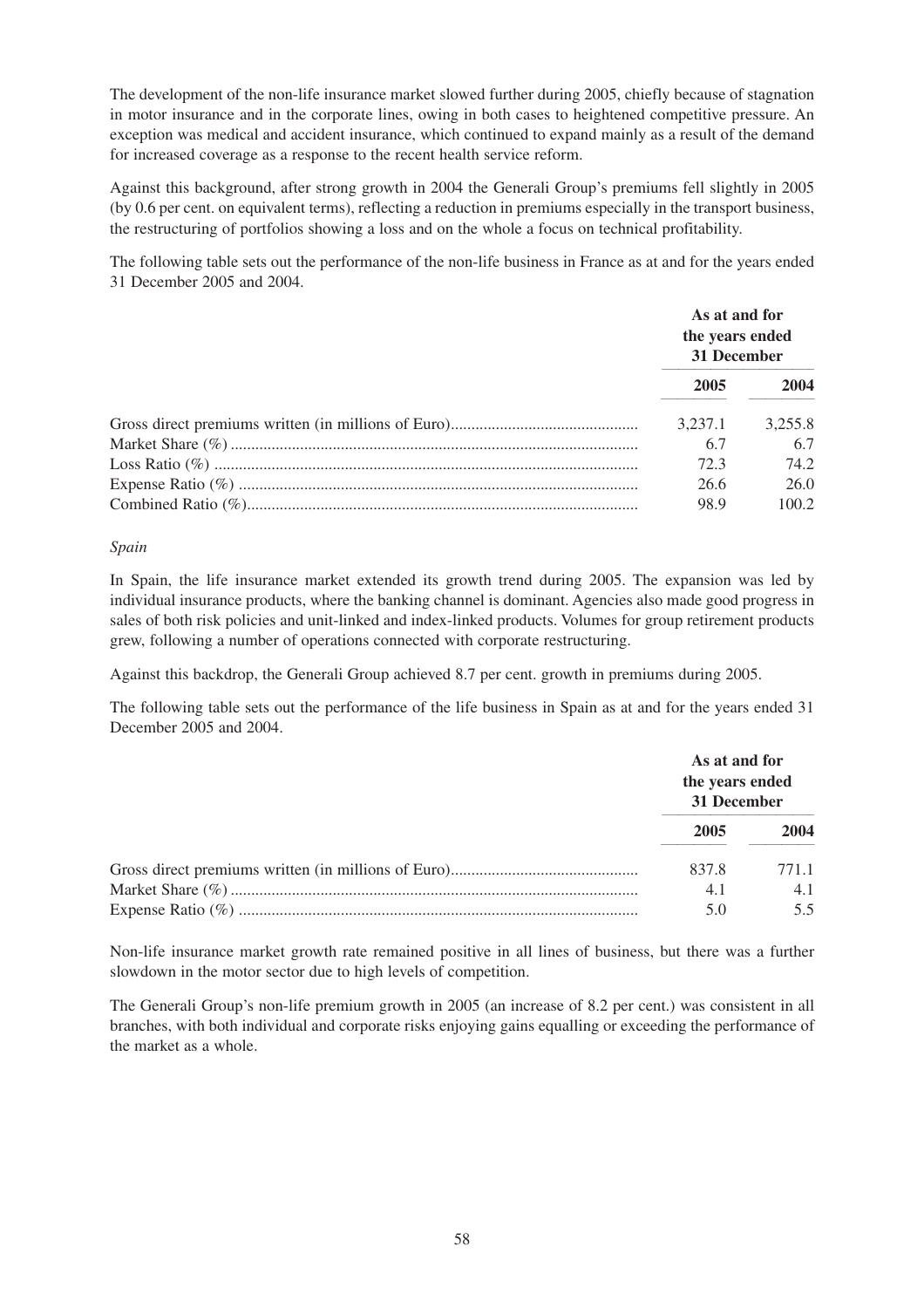The development of the non-life insurance market slowed further during 2005, chiefly because of stagnation in motor insurance and in the corporate lines, owing in both cases to heightened competitive pressure. An exception was medical and accident insurance, which continued to expand mainly as a result of the demand for increased coverage as a response to the recent health service reform.

Against this background, after strong growth in 2004 the Generali Group's premiums fell slightly in 2005 (by 0.6 per cent. on equivalent terms), reflecting a reduction in premiums especially in the transport business, the restructuring of portfolios showing a loss and on the whole a focus on technical profitability.

The following table sets out the performance of the non-life business in France as at and for the years ended 31 December 2005 and 2004.

| | As at and for the years ended 31 December | |
|---|---|---|
| | 2005 | 2004 |
| Gross direct premiums written (in millions of Euro) | 3,237.1 | 3,255.8 |
| Market Share (%) | 6.7 | 6.7 |
| Loss Ratio (%) | 72.3 | 74.2 |
| Expense Ratio (%) | 26.6 | 26.0 |
| Combined Ratio (%) | 98.9 | 100.2 |

*Spain*

In Spain, the life insurance market extended its growth trend during 2005. The expansion was led by individual insurance products, where the banking channel is dominant. Agencies also made good progress in sales of both risk policies and unit-linked and index-linked products. Volumes for group retirement products grew, following a number of operations connected with corporate restructuring.

Against this backdrop, the Generali Group achieved 8.7 per cent. growth in premiums during 2005.

The following table sets out the performance of the life business in Spain as at and for the years ended 31 December 2005 and 2004.

| | As at and for the years ended 31 December | |
|---|---|---|
| | 2005 | 2004 |
| Gross direct premiums written (in millions of Euro) | 837.8 | 771.1 |
| Market Share (%) | 4.1 | 4.1 |
| Expense Ratio (%) | 5.0 | 5.5 |

Non-life insurance market growth rate remained positive in all lines of business, but there was a further slowdown in the motor sector due to high levels of competition.

The Generali Group's non-life premium growth in 2005 (an increase of 8.2 per cent.) was consistent in all branches, with both individual and corporate risks enjoying gains equalling or exceeding the performance of the market as a whole.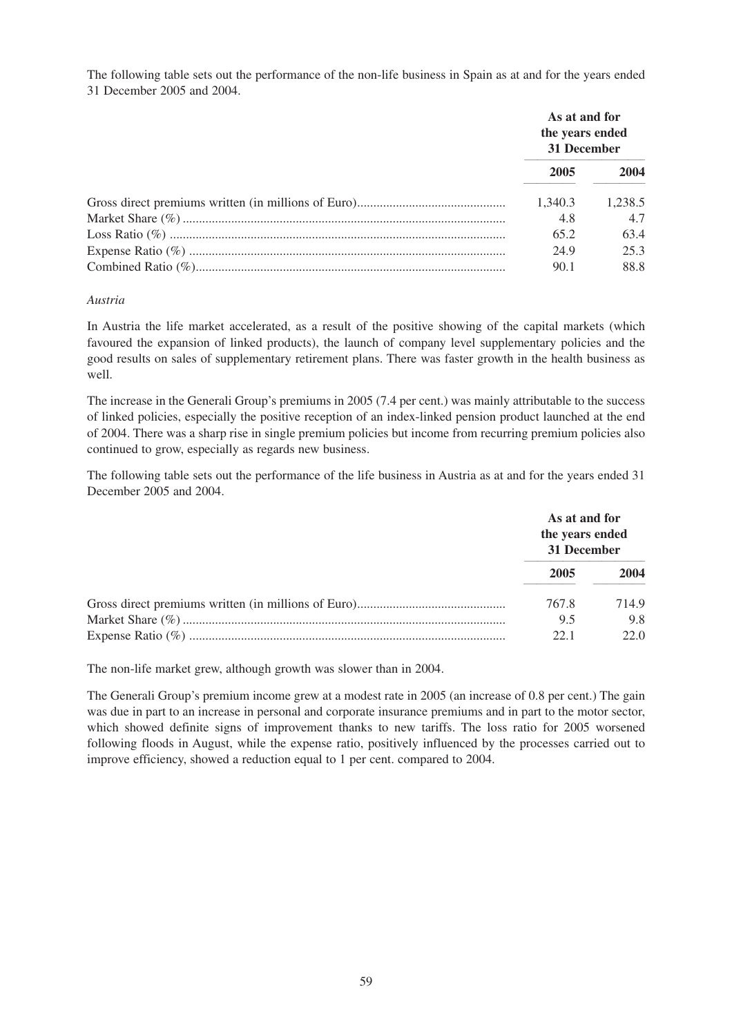The following table sets out the performance of the non-life business in Spain as at and for the years ended 31 December 2005 and 2004.

| | As at and for the years ended 31 December | |
|---|---|---|
| | 2005 | 2004 |
| Gross direct premiums written (in millions of Euro) | 1,340.3 | 1,238.5 |
| Market Share (%) | 4.8 | 4.7 |
| Loss Ratio (%) | 65.2 | 63.4 |
| Expense Ratio (%) | 24.9 | 25.3 |
| Combined Ratio (%) | 90.1 | 88.8 |

*Austria*

In Austria the life market accelerated, as a result of the positive showing of the capital markets (which favoured the expansion of linked products), the launch of company level supplementary policies and the good results on sales of supplementary retirement plans. There was faster growth in the health business as well.

The increase in the Generali Group's premiums in 2005 (7.4 per cent.) was mainly attributable to the success of linked policies, especially the positive reception of an index-linked pension product launched at the end of 2004. There was a sharp rise in single premium policies but income from recurring premium policies also continued to grow, especially as regards new business.

The following table sets out the performance of the life business in Austria as at and for the years ended 31 December 2005 and 2004.

| | As at and for the years ended 31 December | |
|---|---|---|
| | 2005 | 2004 |
| Gross direct premiums written (in millions of Euro) | 767.8 | 714.9 |
| Market Share (%) | 9.5 | 9.8 |
| Expense Ratio (%) | 22.1 | 22.0 |

The non-life market grew, although growth was slower than in 2004.

The Generali Group's premium income grew at a modest rate in 2005 (an increase of 0.8 per cent.) The gain was due in part to an increase in personal and corporate insurance premiums and in part to the motor sector, which showed definite signs of improvement thanks to new tariffs. The loss ratio for 2005 worsened following floods in August, while the expense ratio, positively influenced by the processes carried out to improve efficiency, showed a reduction equal to 1 per cent. compared to 2004.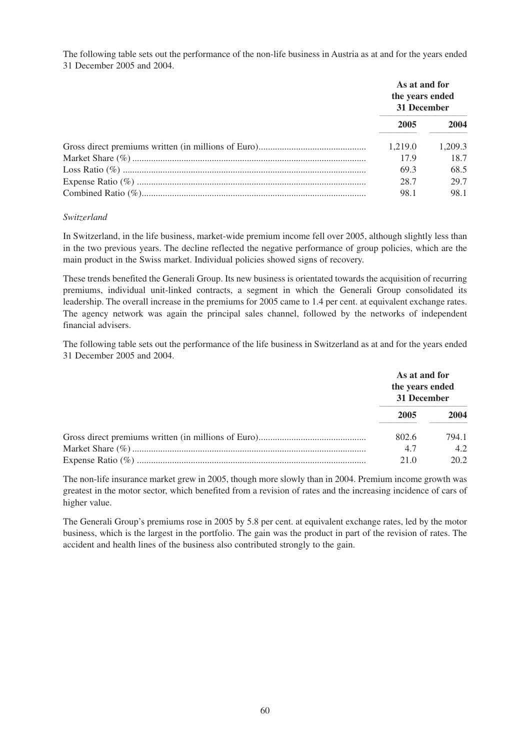The following table sets out the performance of the non-life business in Austria as at and for the years ended 31 December 2005 and 2004.

| | As at and for the years ended 31 December | |
|---|---|---|
| | 2005 | 2004 |
| Gross direct premiums written (in millions of Euro) | 1,219.0 | 1,209.3 |
| Market Share (%) | 17.9 | 18.7 |
| Loss Ratio (%) | 69.3 | 68.5 |
| Expense Ratio (%) | 28.7 | 29.7 |
| Combined Ratio (%) | 98.1 | 98.1 |

*Switzerland*

In Switzerland, in the life business, market-wide premium income fell over 2005, although slightly less than in the two previous years. The decline reflected the negative performance of group policies, which are the main product in the Swiss market. Individual policies showed signs of recovery.

These trends benefited the Generali Group. Its new business is orientated towards the acquisition of recurring premiums, individual unit-linked contracts, a segment in which the Generali Group consolidated its leadership. The overall increase in the premiums for 2005 came to 1.4 per cent. at equivalent exchange rates. The agency network was again the principal sales channel, followed by the networks of independent financial advisers.

The following table sets out the performance of the life business in Switzerland as at and for the years ended 31 December 2005 and 2004.

| | As at and for the years ended 31 December | |
|---|---|---|
| | 2005 | 2004 |
| Gross direct premiums written (in millions of Euro) | 802.6 | 794.1 |
| Market Share (%) | 4.7 | 4.2 |
| Expense Ratio (%) | 21.0 | 20.2 |

The non-life insurance market grew in 2005, though more slowly than in 2004. Premium income growth was greatest in the motor sector, which benefited from a revision of rates and the increasing incidence of cars of higher value.

The Generali Group's premiums rose in 2005 by 5.8 per cent. at equivalent exchange rates, led by the motor business, which is the largest in the portfolio. The gain was the product in part of the revision of rates. The accident and health lines of the business also contributed strongly to the gain.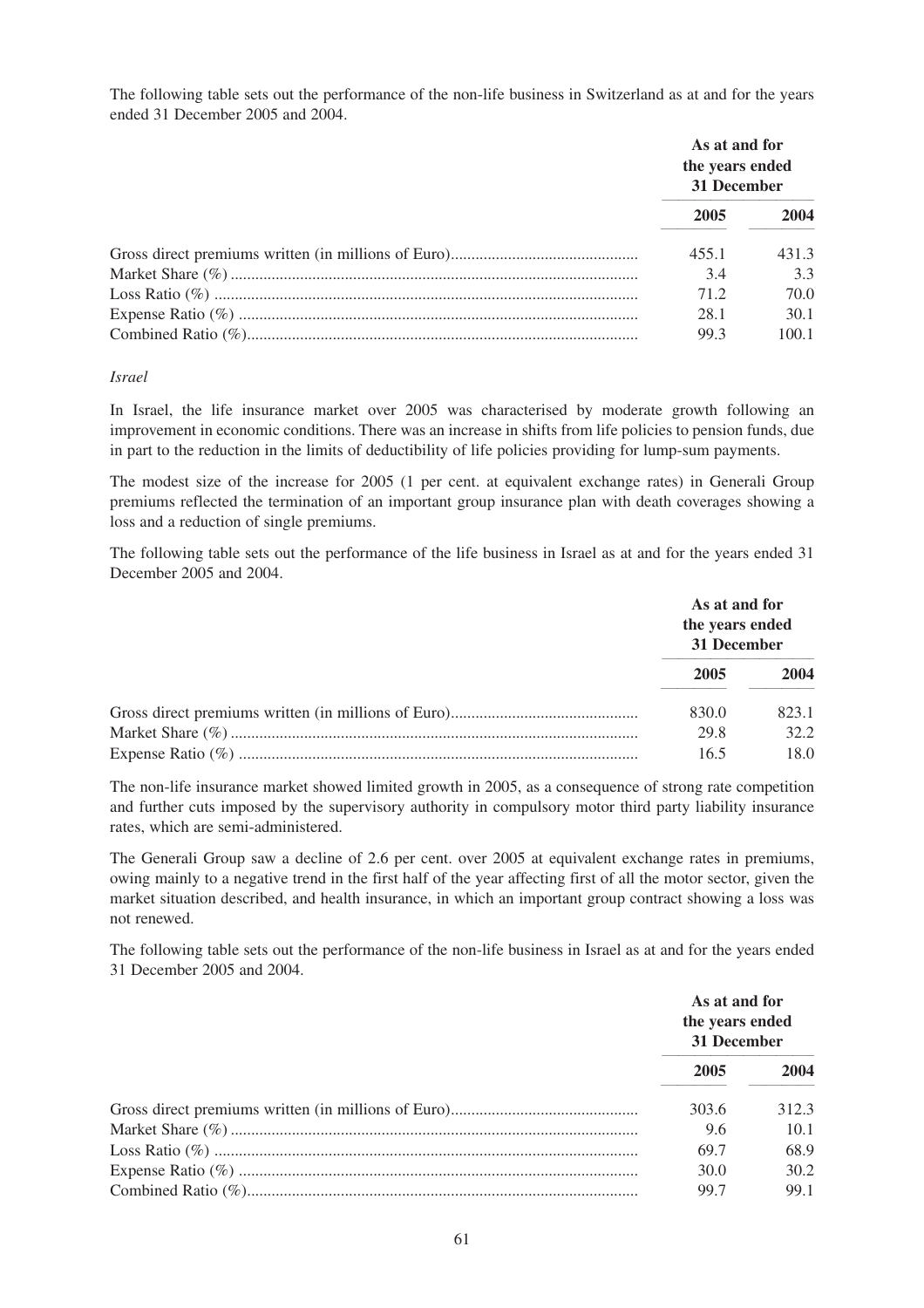The following table sets out the performance of the non-life business in Switzerland as at and for the years ended 31 December 2005 and 2004.

| | As at and for the years ended 31 December | |
|---|---|---|
| | **2005** | **2004** |
| Gross direct premiums written (in millions of Euro) | 455.1 | 431.3 |
| Market Share (%) | 3.4 | 3.3 |
| Loss Ratio (%) | 71.2 | 70.0 |
| Expense Ratio (%) | 28.1 | 30.1 |
| Combined Ratio (%) | 99.3 | 100.1 |

*Israel*

In Israel, the life insurance market over 2005 was characterised by moderate growth following an improvement in economic conditions. There was an increase in shifts from life policies to pension funds, due in part to the reduction in the limits of deductibility of life policies providing for lump-sum payments.

The modest size of the increase for 2005 (1 per cent. at equivalent exchange rates) in Generali Group premiums reflected the termination of an important group insurance plan with death coverages showing a loss and a reduction of single premiums.

The following table sets out the performance of the life business in Israel as at and for the years ended 31 December 2005 and 2004.

| | As at and for the years ended 31 December | |
|---|---|---|
| | **2005** | **2004** |
| Gross direct premiums written (in millions of Euro) | 830.0 | 823.1 |
| Market Share (%) | 29.8 | 32.2 |
| Expense Ratio (%) | 16.5 | 18.0 |

The non-life insurance market showed limited growth in 2005, as a consequence of strong rate competition and further cuts imposed by the supervisory authority in compulsory motor third party liability insurance rates, which are semi-administered.

The Generali Group saw a decline of 2.6 per cent. over 2005 at equivalent exchange rates in premiums, owing mainly to a negative trend in the first half of the year affecting first of all the motor sector, given the market situation described, and health insurance, in which an important group contract showing a loss was not renewed.

The following table sets out the performance of the non-life business in Israel as at and for the years ended 31 December 2005 and 2004.

| | As at and for the years ended 31 December | |
|---|---|---|
| | **2005** | **2004** |
| Gross direct premiums written (in millions of Euro) | 303.6 | 312.3 |
| Market Share (%) | 9.6 | 10.1 |
| Loss Ratio (%) | 69.7 | 68.9 |
| Expense Ratio (%) | 30.0 | 30.2 |
| Combined Ratio (%) | 99.7 | 99.1 |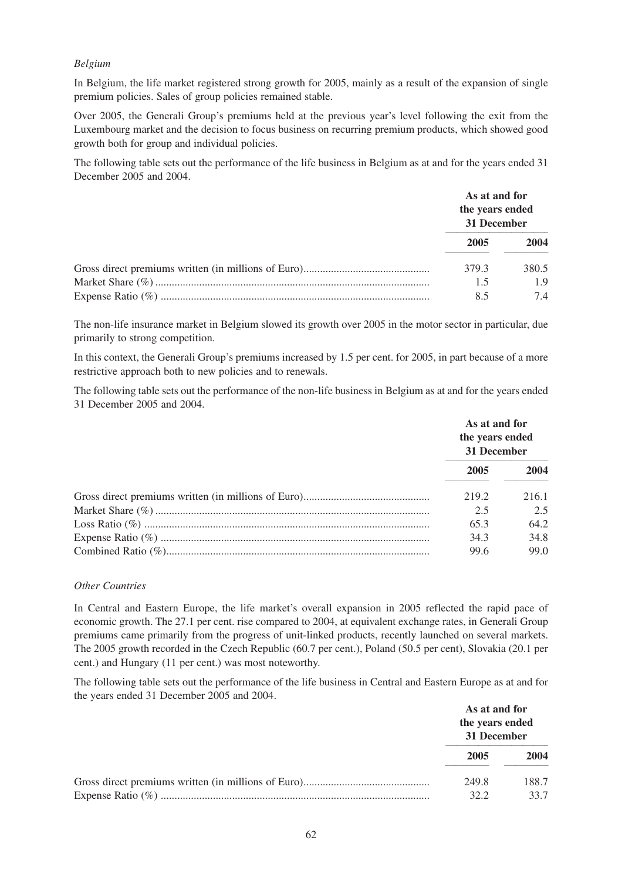*Belgium*

In Belgium, the life market registered strong growth for 2005, mainly as a result of the expansion of single premium policies. Sales of group policies remained stable.

Over 2005, the Generali Group's premiums held at the previous year's level following the exit from the Luxembourg market and the decision to focus business on recurring premium products, which showed good growth both for group and individual policies.

The following table sets out the performance of the life business in Belgium as at and for the years ended 31 December 2005 and 2004.

| | As at and for the years ended 31 December | |
|---|---|---|
| | **2005** | **2004** |
| Gross direct premiums written (in millions of Euro) | 379.3 | 380.5 |
| Market Share (%) | 1.5 | 1.9 |
| Expense Ratio (%) | 8.5 | 7.4 |

The non-life insurance market in Belgium slowed its growth over 2005 in the motor sector in particular, due primarily to strong competition.

In this context, the Generali Group's premiums increased by 1.5 per cent. for 2005, in part because of a more restrictive approach both to new policies and to renewals.

The following table sets out the performance of the non-life business in Belgium as at and for the years ended 31 December 2005 and 2004.

| | As at and for the years ended 31 December | |
|---|---|---|
| | **2005** | **2004** |
| Gross direct premiums written (in millions of Euro) | 219.2 | 216.1 |
| Market Share (%) | 2.5 | 2.5 |
| Loss Ratio (%) | 65.3 | 64.2 |
| Expense Ratio (%) | 34.3 | 34.8 |
| Combined Ratio (%) | 99.6 | 99.0 |

*Other Countries*

In Central and Eastern Europe, the life market's overall expansion in 2005 reflected the rapid pace of economic growth. The 27.1 per cent. rise compared to 2004, at equivalent exchange rates, in Generali Group premiums came primarily from the progress of unit-linked products, recently launched on several markets. The 2005 growth recorded in the Czech Republic (60.7 per cent.), Poland (50.5 per cent), Slovakia (20.1 per cent.) and Hungary (11 per cent.) was most noteworthy.

The following table sets out the performance of the life business in Central and Eastern Europe as at and for the years ended 31 December 2005 and 2004.

| | As at and for the years ended 31 December | |
|---|---|---|
| | **2005** | **2004** |
| Gross direct premiums written (in millions of Euro) | 249.8 | 188.7 |
| Expense Ratio (%) | 32.2 | 33.7 |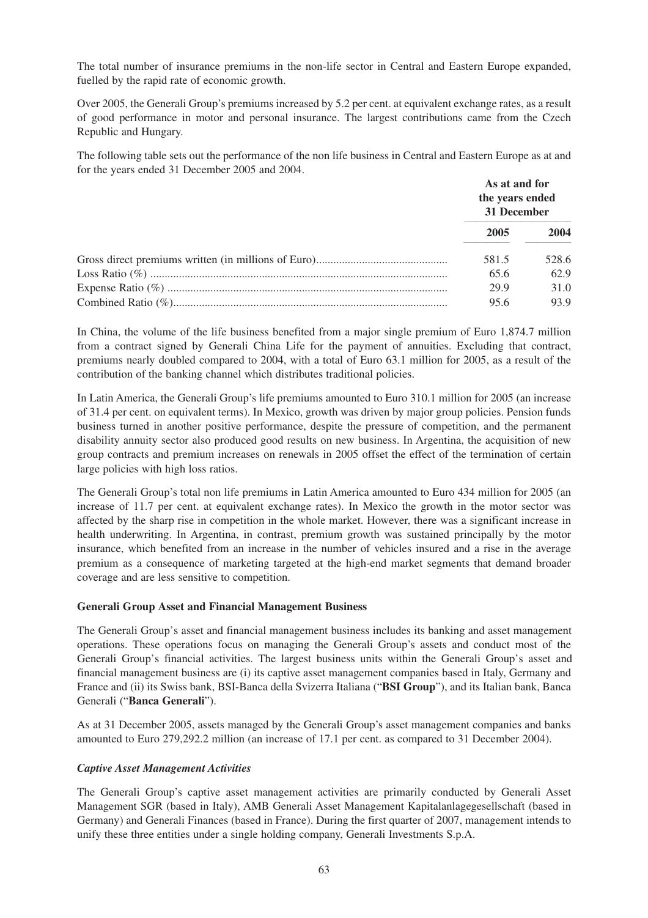The total number of insurance premiums in the non-life sector in Central and Eastern Europe expanded, fuelled by the rapid rate of economic growth.

Over 2005, the Generali Group's premiums increased by 5.2 per cent. at equivalent exchange rates, as a result of good performance in motor and personal insurance. The largest contributions came from the Czech Republic and Hungary.

The following table sets out the performance of the non life business in Central and Eastern Europe as at and for the years ended 31 December 2005 and 2004.

| | As at and for the years ended 31 December | |
|---|---|---|
| | **2005** | **2004** |
| Gross direct premiums written (in millions of Euro) | 581.5 | 528.6 |
| Loss Ratio (%) | 65.6 | 62.9 |
| Expense Ratio (%) | 29.9 | 31.0 |
| Combined Ratio (%) | 95.6 | 93.9 |

In China, the volume of the life business benefited from a major single premium of Euro 1,874.7 million from a contract signed by Generali China Life for the payment of annuities. Excluding that contract, premiums nearly doubled compared to 2004, with a total of Euro 63.1 million for 2005, as a result of the contribution of the banking channel which distributes traditional policies.

In Latin America, the Generali Group's life premiums amounted to Euro 310.1 million for 2005 (an increase of 31.4 per cent. on equivalent terms). In Mexico, growth was driven by major group policies. Pension funds business turned in another positive performance, despite the pressure of competition, and the permanent disability annuity sector also produced good results on new business. In Argentina, the acquisition of new group contracts and premium increases on renewals in 2005 offset the effect of the termination of certain large policies with high loss ratios.

The Generali Group's total non life premiums in Latin America amounted to Euro 434 million for 2005 (an increase of 11.7 per cent. at equivalent exchange rates). In Mexico the growth in the motor sector was affected by the sharp rise in competition in the whole market. However, there was a significant increase in health underwriting. In Argentina, in contrast, premium growth was sustained principally by the motor insurance, which benefited from an increase in the number of vehicles insured and a rise in the average premium as a consequence of marketing targeted at the high-end market segments that demand broader coverage and are less sensitive to competition.

**Generali Group Asset and Financial Management Business**

The Generali Group's asset and financial management business includes its banking and asset management operations. These operations focus on managing the Generali Group's assets and conduct most of the Generali Group's financial activities. The largest business units within the Generali Group's asset and financial management business are (i) its captive asset management companies based in Italy, Germany and France and (ii) its Swiss bank, BSI-Banca della Svizzera Italiana ("**BSI Group**"), and its Italian bank, Banca Generali ("**Banca Generali**").

As at 31 December 2005, assets managed by the Generali Group's asset management companies and banks amounted to Euro 279,292.2 million (an increase of 17.1 per cent. as compared to 31 December 2004).

***Captive Asset Management Activities***

The Generali Group's captive asset management activities are primarily conducted by Generali Asset Management SGR (based in Italy), AMB Generali Asset Management Kapitalanlagegesellschaft (based in Germany) and Generali Finances (based in France). During the first quarter of 2007, management intends to unify these three entities under a single holding company, Generali Investments S.p.A.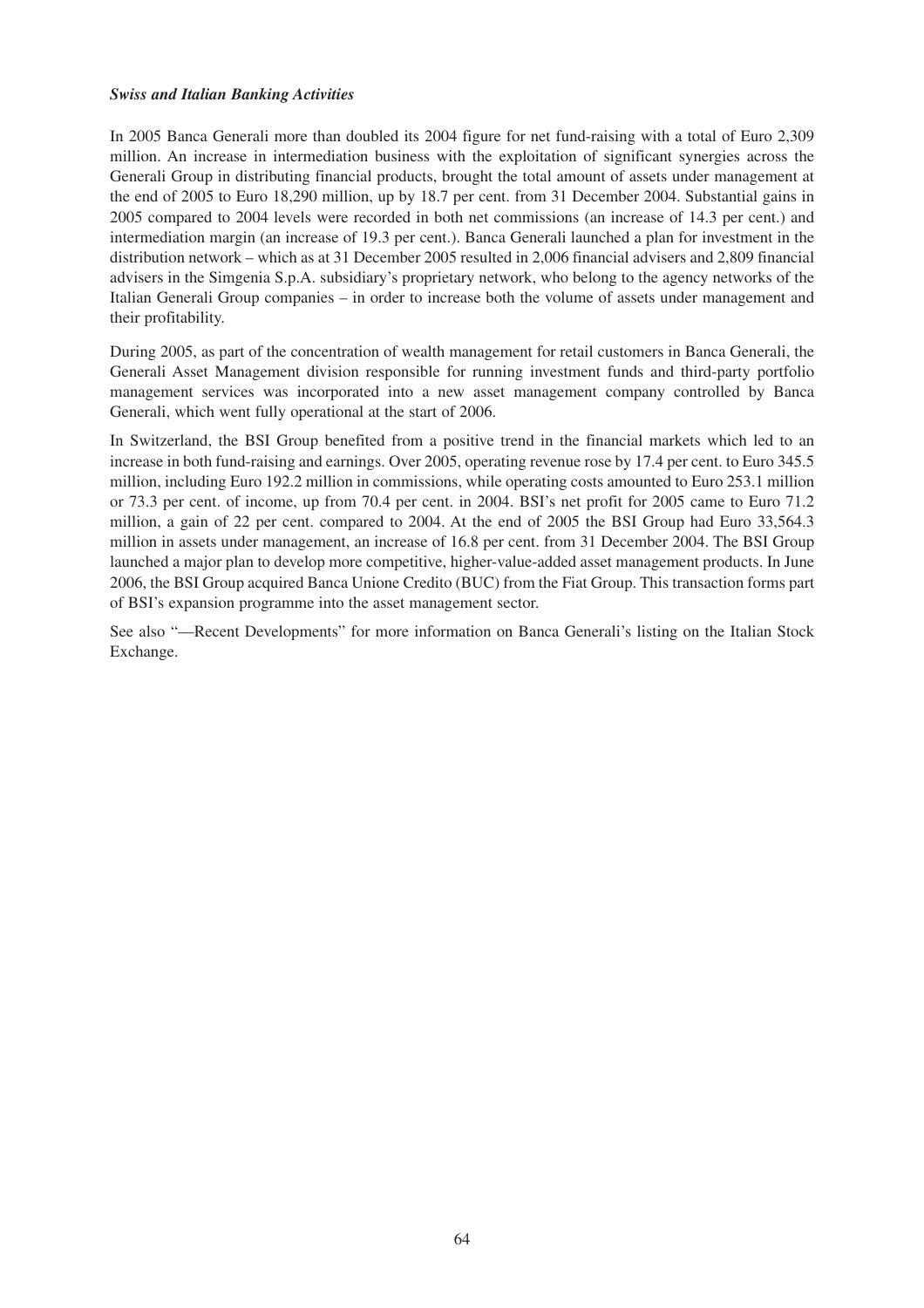***Swiss and Italian Banking Activities***

In 2005 Banca Generali more than doubled its 2004 figure for net fund-raising with a total of Euro 2,309 million. An increase in intermediation business with the exploitation of significant synergies across the Generali Group in distributing financial products, brought the total amount of assets under management at the end of 2005 to Euro 18,290 million, up by 18.7 per cent. from 31 December 2004. Substantial gains in 2005 compared to 2004 levels were recorded in both net commissions (an increase of 14.3 per cent.) and intermediation margin (an increase of 19.3 per cent.). Banca Generali launched a plan for investment in the distribution network – which as at 31 December 2005 resulted in 2,006 financial advisers and 2,809 financial advisers in the Simgenia S.p.A. subsidiary's proprietary network, who belong to the agency networks of the Italian Generali Group companies – in order to increase both the volume of assets under management and their profitability.

During 2005, as part of the concentration of wealth management for retail customers in Banca Generali, the Generali Asset Management division responsible for running investment funds and third-party portfolio management services was incorporated into a new asset management company controlled by Banca Generali, which went fully operational at the start of 2006.

In Switzerland, the BSI Group benefited from a positive trend in the financial markets which led to an increase in both fund-raising and earnings. Over 2005, operating revenue rose by 17.4 per cent. to Euro 345.5 million, including Euro 192.2 million in commissions, while operating costs amounted to Euro 253.1 million or 73.3 per cent. of income, up from 70.4 per cent. in 2004. BSI's net profit for 2005 came to Euro 71.2 million, a gain of 22 per cent. compared to 2004. At the end of 2005 the BSI Group had Euro 33,564.3 million in assets under management, an increase of 16.8 per cent. from 31 December 2004. The BSI Group launched a major plan to develop more competitive, higher-value-added asset management products. In June 2006, the BSI Group acquired Banca Unione Credito (BUC) from the Fiat Group. This transaction forms part of BSI's expansion programme into the asset management sector.

See also "—Recent Developments" for more information on Banca Generali's listing on the Italian Stock Exchange.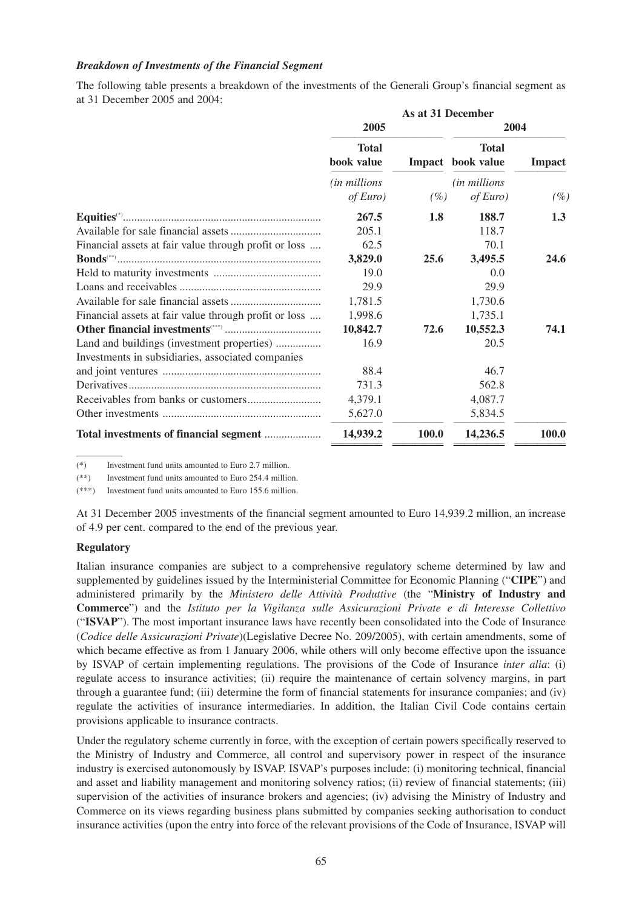***Breakdown of Investments of the Financial Segment***

The following table presents a breakdown of the investments of the Generali Group's financial segment as at 31 December 2005 and 2004:

| | As at 31 December | | | |
|---|---|---|---|---|
| | 2005 | | 2004 | |
| | Total book value | Impact | Total book value | Impact |
| | *(in millions of Euro)* | *(%)* | *(in millions of Euro)* | *(%)* |
| **Equities**(*) | **267.5** | **1.8** | **188.7** | **1.3** |
| Available for sale financial assets | 205.1 | | 118.7 | |
| Financial assets at fair value through profit or loss | 62.5 | | 70.1 | |
| **Bonds**(**) | **3,829.0** | **25.6** | **3,495.5** | **24.6** |
| Held to maturity investments | 19.0 | | 0.0 | |
| Loans and receivables | 29.9 | | 29.9 | |
| Available for sale financial assets | 1,781.5 | | 1,730.6 | |
| Financial assets at fair value through profit or loss | 1,998.6 | | 1,735.1 | |
| **Other financial investments**(***) | **10,842.7** | **72.6** | **10,552.3** | **74.1** |
| Land and buildings (investment properties) | 16.9 | | 20.5 | |
| Investments in subsidiaries, associated companies and joint ventures | 88.4 | | 46.7 | |
| Derivatives | 731.3 | | 562.8 | |
| Receivables from banks or customers | 4,379.1 | | 4,087.7 | |
| Other investments | 5,627.0 | | 5,834.5 | |
| **Total investments of financial segment** | **14,939.2** | **100.0** | **14,236.5** | **100.0** |

(*) Investment fund units amounted to Euro 2.7 million.

(**) Investment fund units amounted to Euro 254.4 million.

(***) Investment fund units amounted to Euro 155.6 million.

At 31 December 2005 investments of the financial segment amounted to Euro 14,939.2 million, an increase of 4.9 per cent. compared to the end of the previous year.

**Regulatory**

Italian insurance companies are subject to a comprehensive regulatory scheme determined by law and supplemented by guidelines issued by the Interministerial Committee for Economic Planning ("**CIPE**") and administered primarily by the *Ministero delle Attività Produttive* (the "**Ministry of Industry and Commerce**") and the *Istituto per la Vigilanza sulle Assicurazioni Private e di Interesse Collettivo* ("**ISVAP**"). The most important insurance laws have recently been consolidated into the Code of Insurance (*Codice delle Assicurazioni Private*)(Legislative Decree No. 209/2005), with certain amendments, some of which became effective as from 1 January 2006, while others will only become effective upon the issuance by ISVAP of certain implementing regulations. The provisions of the Code of Insurance *inter alia*: (i) regulate access to insurance activities; (ii) require the maintenance of certain solvency margins, in part through a guarantee fund; (iii) determine the form of financial statements for insurance companies; and (iv) regulate the activities of insurance intermediaries. In addition, the Italian Civil Code contains certain provisions applicable to insurance contracts.

Under the regulatory scheme currently in force, with the exception of certain powers specifically reserved to the Ministry of Industry and Commerce, all control and supervisory power in respect of the insurance industry is exercised autonomously by ISVAP. ISVAP's purposes include: (i) monitoring technical, financial and asset and liability management and monitoring solvency ratios; (ii) review of financial statements; (iii) supervision of the activities of insurance brokers and agencies; (iv) advising the Ministry of Industry and Commerce on its views regarding business plans submitted by companies seeking authorisation to conduct insurance activities (upon the entry into force of the relevant provisions of the Code of Insurance, ISVAP will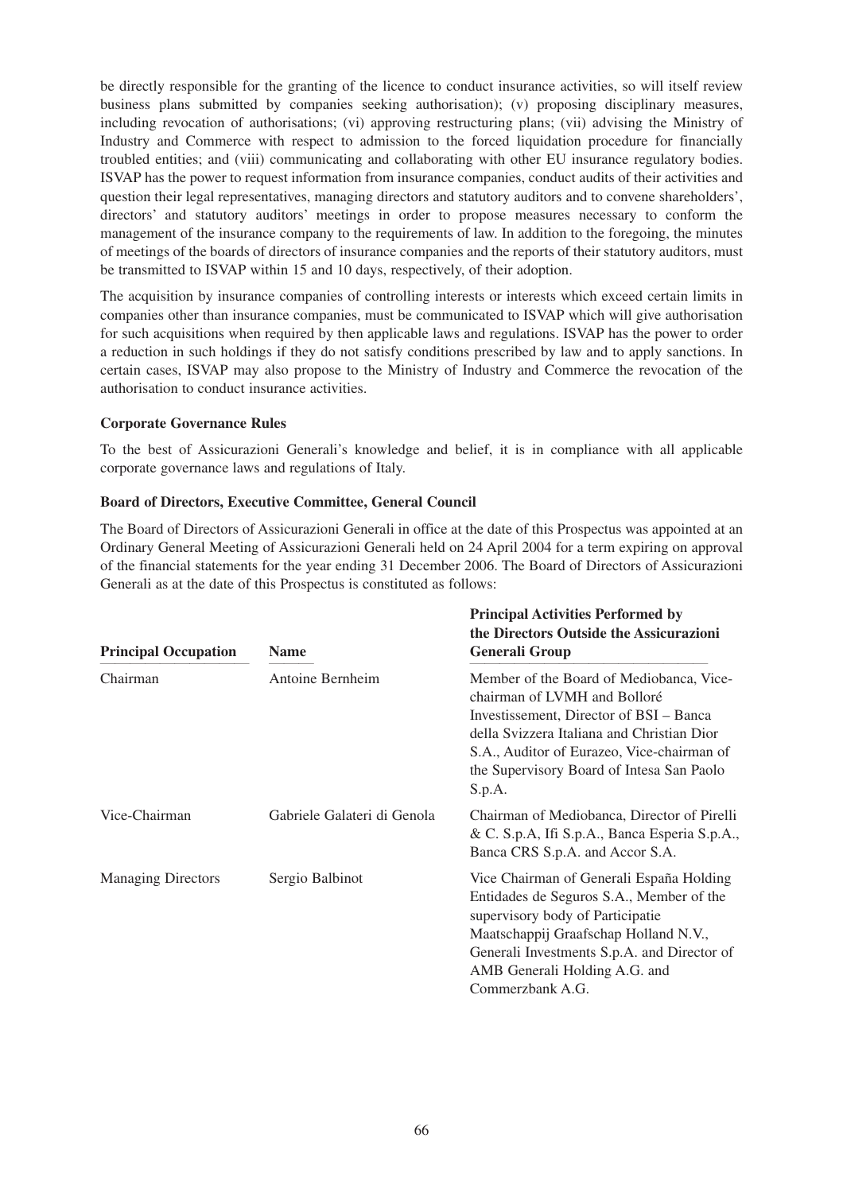be directly responsible for the granting of the licence to conduct insurance activities, so will itself review business plans submitted by companies seeking authorisation); (v) proposing disciplinary measures, including revocation of authorisations; (vi) approving restructuring plans; (vii) advising the Ministry of Industry and Commerce with respect to admission to the forced liquidation procedure for financially troubled entities; and (viii) communicating and collaborating with other EU insurance regulatory bodies. ISVAP has the power to request information from insurance companies, conduct audits of their activities and question their legal representatives, managing directors and statutory auditors and to convene shareholders', directors' and statutory auditors' meetings in order to propose measures necessary to conform the management of the insurance company to the requirements of law. In addition to the foregoing, the minutes of meetings of the boards of directors of insurance companies and the reports of their statutory auditors, must be transmitted to ISVAP within 15 and 10 days, respectively, of their adoption.

The acquisition by insurance companies of controlling interests or interests which exceed certain limits in companies other than insurance companies, must be communicated to ISVAP which will give authorisation for such acquisitions when required by then applicable laws and regulations. ISVAP has the power to order a reduction in such holdings if they do not satisfy conditions prescribed by law and to apply sanctions. In certain cases, ISVAP may also propose to the Ministry of Industry and Commerce the revocation of the authorisation to conduct insurance activities.

**Corporate Governance Rules**

To the best of Assicurazioni Generali's knowledge and belief, it is in compliance with all applicable corporate governance laws and regulations of Italy.

**Board of Directors, Executive Committee, General Council**

The Board of Directors of Assicurazioni Generali in office at the date of this Prospectus was appointed at an Ordinary General Meeting of Assicurazioni Generali held on 24 April 2004 for a term expiring on approval of the financial statements for the year ending 31 December 2006. The Board of Directors of Assicurazioni Generali as at the date of this Prospectus is constituted as follows:

| Principal Occupation | Name | Principal Activities Performed by the Directors Outside the Assicurazioni Generali Group |
|---|---|---|
| Chairman | Antoine Bernheim | Member of the Board of Mediobanca, Vice-chairman of LVMH and Bolloré Investissement, Director of BSI – Banca della Svizzera Italiana and Christian Dior S.A., Auditor of Eurazeo, Vice-chairman of the Supervisory Board of Intesa San Paolo S.p.A. |
| Vice-Chairman | Gabriele Galateri di Genola | Chairman of Mediobanca, Director of Pirelli & C. S.p.A, Ifi S.p.A., Banca Esperia S.p.A., Banca CRS S.p.A. and Accor S.A. |
| Managing Directors | Sergio Balbinot | Vice Chairman of Generali España Holding Entidades de Seguros S.A., Member of the supervisory body of Participatie Maatschappij Graafschap Holland N.V., Generali Investments S.p.A. and Director of AMB Generali Holding A.G. and Commerzbank A.G. |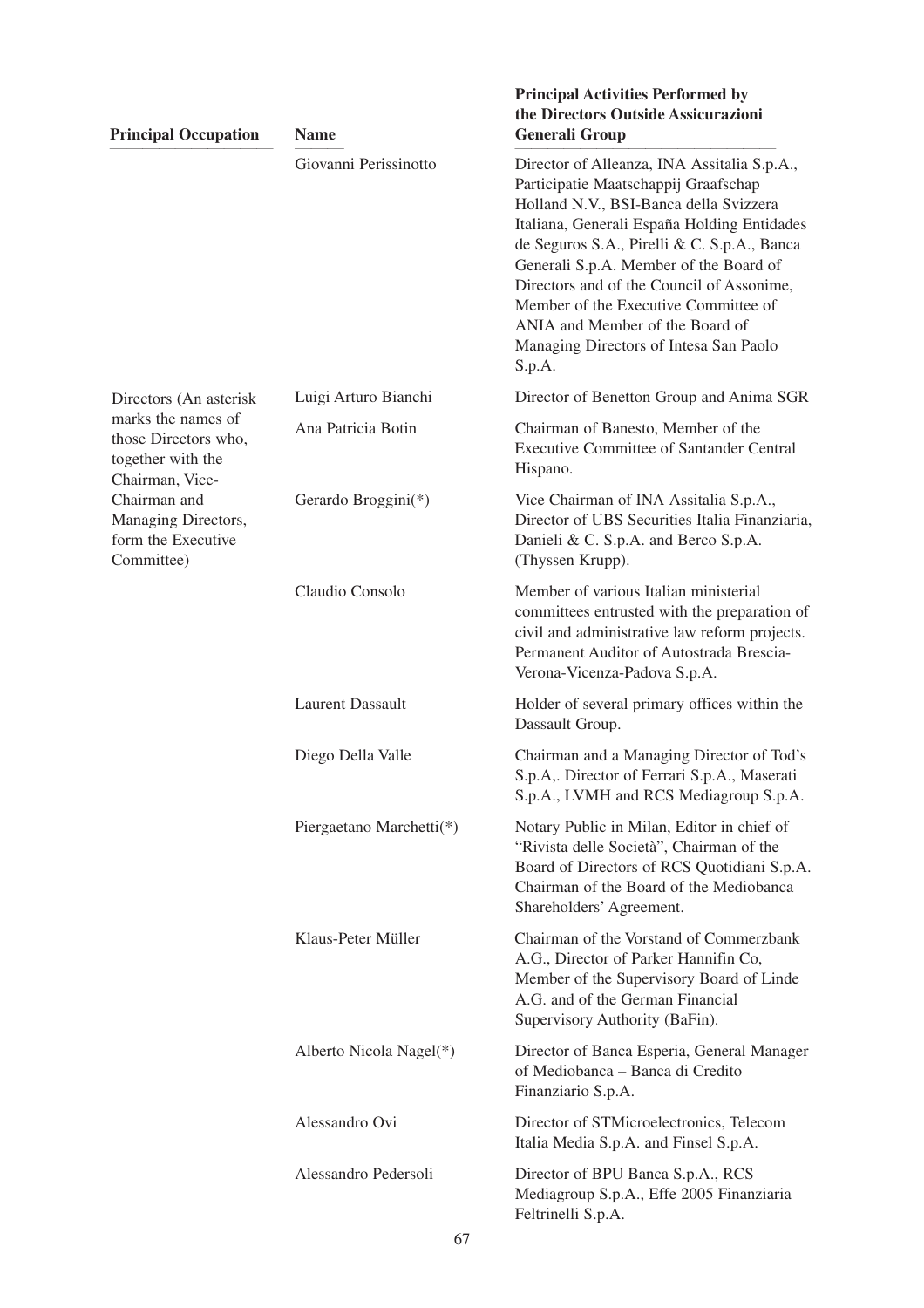| Principal Occupation | Name | Principal Activities Performed by the Directors Outside Assicurazioni Generali Group |
|---|---|---|
| | Giovanni Perissinotto | Director of Alleanza, INA Assitalia S.p.A., Participatie Maatschappij Graafschap Holland N.V., BSI-Banca della Svizzera Italiana, Generali España Holding Entidades de Seguros S.A., Pirelli & C. S.p.A., Banca Generali S.p.A. Member of the Board of Directors and of the Council of Assonime, Member of the Executive Committee of ANIA and Member of the Board of Managing Directors of Intesa San Paolo S.p.A. |
| Directors (An asterisk marks the names of those Directors who, together with the Chairman, Vice-Chairman and Managing Directors, form the Executive Committee) | Luigi Arturo Bianchi | Director of Benetton Group and Anima SGR |
| | Ana Patricia Botin | Chairman of Banesto, Member of the Executive Committee of Santander Central Hispano. |
| | Gerardo Broggini(*) | Vice Chairman of INA Assitalia S.p.A., Director of UBS Securities Italia Finanziaria, Danieli & C. S.p.A. and Berco S.p.A. (Thyssen Krupp). |
| | Claudio Consolo | Member of various Italian ministerial committees entrusted with the preparation of civil and administrative law reform projects. Permanent Auditor of Autostrada Brescia-Verona-Vicenza-Padova S.p.A. |
| | Laurent Dassault | Holder of several primary offices within the Dassault Group. |
| | Diego Della Valle | Chairman and a Managing Director of Tod's S.p.A,. Director of Ferrari S.p.A., Maserati S.p.A., LVMH and RCS Mediagroup S.p.A. |
| | Piergaetano Marchetti(*) | Notary Public in Milan, Editor in chief of "Rivista delle Società", Chairman of the Board of Directors of RCS Quotidiani S.p.A. Chairman of the Board of the Mediobanca Shareholders' Agreement. |
| | Klaus-Peter Müller | Chairman of the Vorstand of Commerzbank A.G., Director of Parker Hannifin Co, Member of the Supervisory Board of Linde A.G. and of the German Financial Supervisory Authority (BaFin). |
| | Alberto Nicola Nagel(*) | Director of Banca Esperia, General Manager of Mediobanca – Banca di Credito Finanziario S.p.A. |
| | Alessandro Ovi | Director of STMicroelectronics, Telecom Italia Media S.p.A. and Finsel S.p.A. |
| | Alessandro Pedersoli | Director of BPU Banca S.p.A., RCS Mediagroup S.p.A., Effe 2005 Finanziaria Feltrinelli S.p.A. |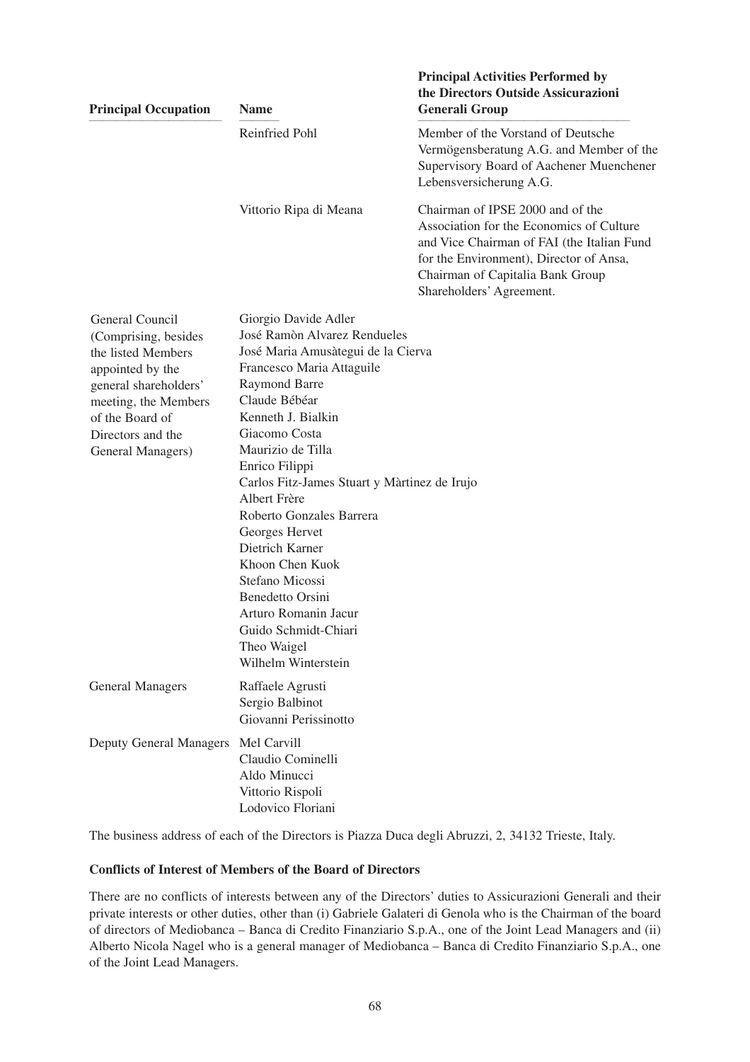| Principal Occupation | Name | Principal Activities Performed by the Directors Outside Assicurazioni Generali Group |
|---|---|---|
| | Reinfried Pohl | Member of the Vorstand of Deutsche Vermögensberatung A.G. and Member of the Supervisory Board of Aachener Muenchener Lebensversicherung A.G. |
| | Vittorio Ripa di Meana | Chairman of IPSE 2000 and of the Association for the Economics of Culture and Vice Chairman of FAI (the Italian Fund for the Environment), Director of Ansa, Chairman of Capitalia Bank Group Shareholders' Agreement. |
| General Council (Comprising, besides the listed Members appointed by the general shareholders' meeting, the Members of the Board of Directors and the General Managers) | Giorgio Davide Adler<br>José Ramòn Alvarez Rendueles<br>José Maria Amusàtegui de la Cierva<br>Francesco Maria Attaguile<br>Raymond Barre<br>Claude Bébéar<br>Kenneth J. Bialkin<br>Giacomo Costa<br>Maurizio de Tilla<br>Enrico Filippi<br>Carlos Fitz-James Stuart y Màrtinez de Irujo<br>Albert Frère<br>Roberto Gonzales Barrera<br>Georges Hervet<br>Dietrich Karner<br>Khoon Chen Kuok<br>Stefano Micossi<br>Benedetto Orsini<br>Arturo Romanin Jacur<br>Guido Schmidt-Chiari<br>Theo Waigel<br>Wilhelm Winterstein | |
| General Managers | Raffaele Agrusti<br>Sergio Balbinot<br>Giovanni Perissinotto | |
| Deputy General Managers | Mel Carvill<br>Claudio Cominelli<br>Aldo Minucci<br>Vittorio Rispoli<br>Lodovico Floriani | |

The business address of each of the Directors is Piazza Duca degli Abruzzi, 2, 34132 Trieste, Italy.

**Conflicts of Interest of Members of the Board of Directors**

There are no conflicts of interests between any of the Directors' duties to Assicurazioni Generali and their private interests or other duties, other than (i) Gabriele Galateri di Genola who is the Chairman of the board of directors of Mediobanca – Banca di Credito Finanziario S.p.A., one of the Joint Lead Managers and (ii) Alberto Nicola Nagel who is a general manager of Mediobanca – Banca di Credito Finanziario S.p.A., one of the Joint Lead Managers.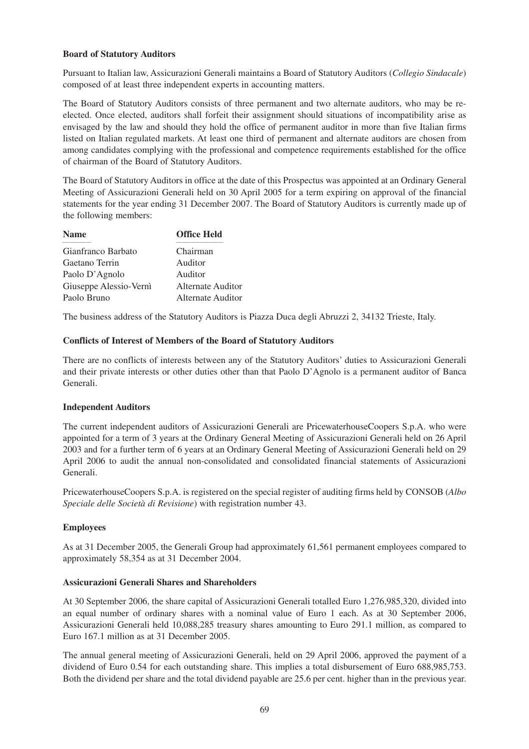**Board of Statutory Auditors**

Pursuant to Italian law, Assicurazioni Generali maintains a Board of Statutory Auditors (*Collegio Sindacale*) composed of at least three independent experts in accounting matters.

The Board of Statutory Auditors consists of three permanent and two alternate auditors, who may be re-elected. Once elected, auditors shall forfeit their assignment should situations of incompatibility arise as envisaged by the law and should they hold the office of permanent auditor in more than five Italian firms listed on Italian regulated markets. At least one third of permanent and alternate auditors are chosen from among candidates complying with the professional and competence requirements established for the office of chairman of the Board of Statutory Auditors.

The Board of Statutory Auditors in office at the date of this Prospectus was appointed at an Ordinary General Meeting of Assicurazioni Generali held on 30 April 2005 for a term expiring on approval of the financial statements for the year ending 31 December 2007. The Board of Statutory Auditors is currently made up of the following members:

| Name | Office Held |
|---|---|
| Gianfranco Barbato | Chairman |
| Gaetano Terrin | Auditor |
| Paolo D'Agnolo | Auditor |
| Giuseppe Alessio-Vernì | Alternate Auditor |
| Paolo Bruno | Alternate Auditor |

The business address of the Statutory Auditors is Piazza Duca degli Abruzzi 2, 34132 Trieste, Italy.

**Conflicts of Interest of Members of the Board of Statutory Auditors**

There are no conflicts of interests between any of the Statutory Auditors' duties to Assicurazioni Generali and their private interests or other duties other than that Paolo D'Agnolo is a permanent auditor of Banca Generali.

**Independent Auditors**

The current independent auditors of Assicurazioni Generali are PricewaterhouseCoopers S.p.A. who were appointed for a term of 3 years at the Ordinary General Meeting of Assicurazioni Generali held on 26 April 2003 and for a further term of 6 years at an Ordinary General Meeting of Assicurazioni Generali held on 29 April 2006 to audit the annual non-consolidated and consolidated financial statements of Assicurazioni Generali.

PricewaterhouseCoopers S.p.A. is registered on the special register of auditing firms held by CONSOB (*Albo Speciale delle Società di Revisione*) with registration number 43.

**Employees**

As at 31 December 2005, the Generali Group had approximately 61,561 permanent employees compared to approximately 58,354 as at 31 December 2004.

**Assicurazioni Generali Shares and Shareholders**

At 30 September 2006, the share capital of Assicurazioni Generali totalled Euro 1,276,985,320, divided into an equal number of ordinary shares with a nominal value of Euro 1 each. As at 30 September 2006, Assicurazioni Generali held 10,088,285 treasury shares amounting to Euro 291.1 million, as compared to Euro 167.1 million as at 31 December 2005.

The annual general meeting of Assicurazioni Generali, held on 29 April 2006, approved the payment of a dividend of Euro 0.54 for each outstanding share. This implies a total disbursement of Euro 688,985,753. Both the dividend per share and the total dividend payable are 25.6 per cent. higher than in the previous year.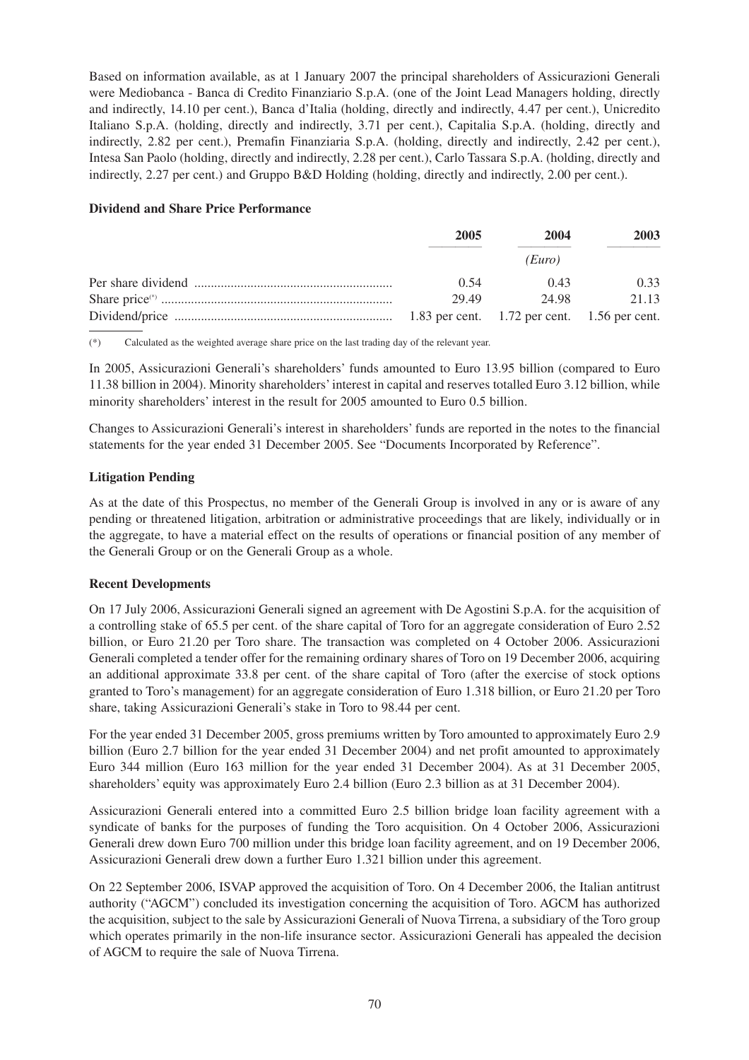Based on information available, as at 1 January 2007 the principal shareholders of Assicurazioni Generali were Mediobanca - Banca di Credito Finanziario S.p.A. (one of the Joint Lead Managers holding, directly and indirectly, 14.10 per cent.), Banca d'Italia (holding, directly and indirectly, 4.47 per cent.), Unicredito Italiano S.p.A. (holding, directly and indirectly, 3.71 per cent.), Capitalia S.p.A. (holding, directly and indirectly, 2.82 per cent.), Premafin Finanziaria S.p.A. (holding, directly and indirectly, 2.42 per cent.), Intesa San Paolo (holding, directly and indirectly, 2.28 per cent.), Carlo Tassara S.p.A. (holding, directly and indirectly, 2.27 per cent.) and Gruppo B&D Holding (holding, directly and indirectly, 2.00 per cent.).

**Dividend and Share Price Performance**

| | 2005 | 2004 | 2003 |
|---|---|---|---|
| | | *(Euro)* | |
| Per share dividend | 0.54 | 0.43 | 0.33 |
| Share price(*) | 29.49 | 24.98 | 21.13 |
| Dividend/price | 1.83 per cent. | 1.72 per cent. | 1.56 per cent. |

(*) Calculated as the weighted average share price on the last trading day of the relevant year.

In 2005, Assicurazioni Generali's shareholders' funds amounted to Euro 13.95 billion (compared to Euro 11.38 billion in 2004). Minority shareholders' interest in capital and reserves totalled Euro 3.12 billion, while minority shareholders' interest in the result for 2005 amounted to Euro 0.5 billion.

Changes to Assicurazioni Generali's interest in shareholders' funds are reported in the notes to the financial statements for the year ended 31 December 2005. See "Documents Incorporated by Reference".

**Litigation Pending**

As at the date of this Prospectus, no member of the Generali Group is involved in any or is aware of any pending or threatened litigation, arbitration or administrative proceedings that are likely, individually or in the aggregate, to have a material effect on the results of operations or financial position of any member of the Generali Group or on the Generali Group as a whole.

**Recent Developments**

On 17 July 2006, Assicurazioni Generali signed an agreement with De Agostini S.p.A. for the acquisition of a controlling stake of 65.5 per cent. of the share capital of Toro for an aggregate consideration of Euro 2.52 billion, or Euro 21.20 per Toro share. The transaction was completed on 4 October 2006. Assicurazioni Generali completed a tender offer for the remaining ordinary shares of Toro on 19 December 2006, acquiring an additional approximate 33.8 per cent. of the share capital of Toro (after the exercise of stock options granted to Toro's management) for an aggregate consideration of Euro 1.318 billion, or Euro 21.20 per Toro share, taking Assicurazioni Generali's stake in Toro to 98.44 per cent.

For the year ended 31 December 2005, gross premiums written by Toro amounted to approximately Euro 2.9 billion (Euro 2.7 billion for the year ended 31 December 2004) and net profit amounted to approximately Euro 344 million (Euro 163 million for the year ended 31 December 2004). As at 31 December 2005, shareholders' equity was approximately Euro 2.4 billion (Euro 2.3 billion as at 31 December 2004).

Assicurazioni Generali entered into a committed Euro 2.5 billion bridge loan facility agreement with a syndicate of banks for the purposes of funding the Toro acquisition. On 4 October 2006, Assicurazioni Generali drew down Euro 700 million under this bridge loan facility agreement, and on 19 December 2006, Assicurazioni Generali drew down a further Euro 1.321 billion under this agreement.

On 22 September 2006, ISVAP approved the acquisition of Toro. On 4 December 2006, the Italian antitrust authority ("AGCM") concluded its investigation concerning the acquisition of Toro. AGCM has authorized the acquisition, subject to the sale by Assicurazioni Generali of Nuova Tirrena, a subsidiary of the Toro group which operates primarily in the non-life insurance sector. Assicurazioni Generali has appealed the decision of AGCM to require the sale of Nuova Tirrena.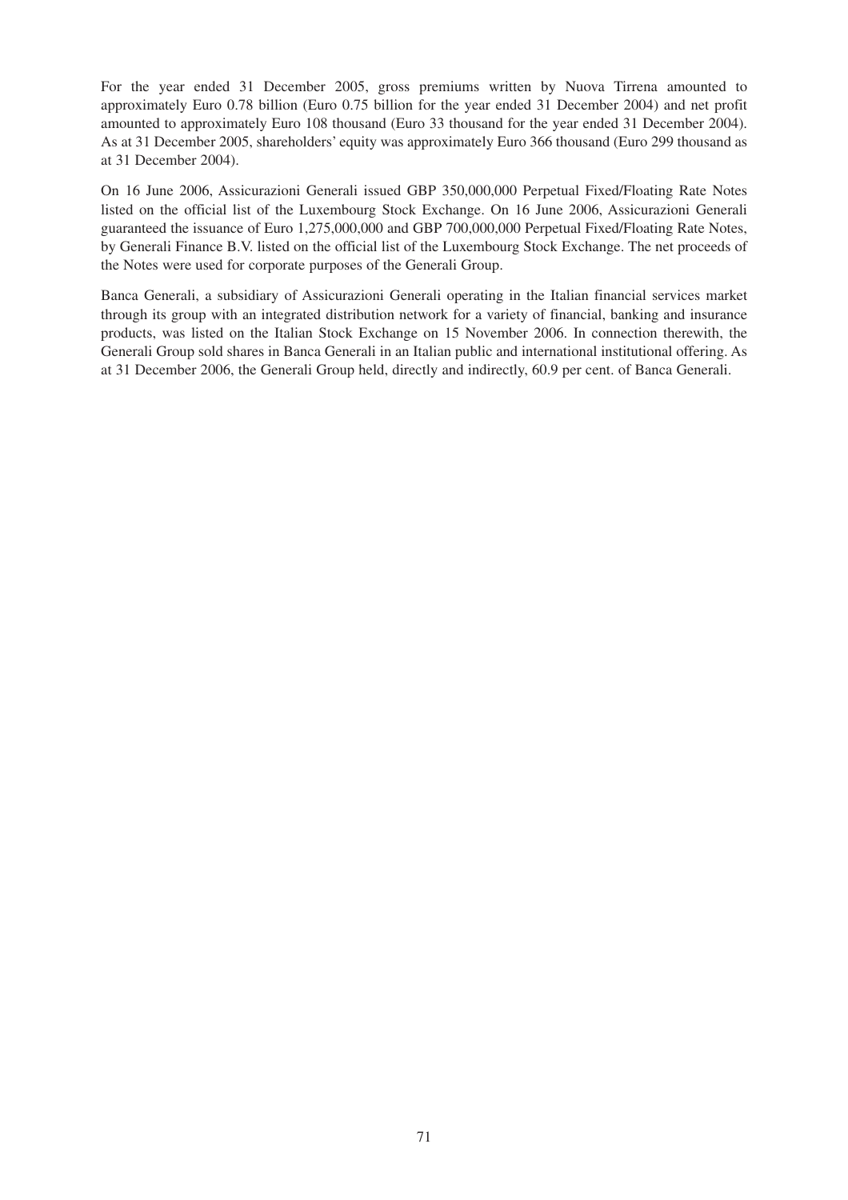For the year ended 31 December 2005, gross premiums written by Nuova Tirrena amounted to approximately Euro 0.78 billion (Euro 0.75 billion for the year ended 31 December 2004) and net profit amounted to approximately Euro 108 thousand (Euro 33 thousand for the year ended 31 December 2004). As at 31 December 2005, shareholders' equity was approximately Euro 366 thousand (Euro 299 thousand as at 31 December 2004).

On 16 June 2006, Assicurazioni Generali issued GBP 350,000,000 Perpetual Fixed/Floating Rate Notes listed on the official list of the Luxembourg Stock Exchange. On 16 June 2006, Assicurazioni Generali guaranteed the issuance of Euro 1,275,000,000 and GBP 700,000,000 Perpetual Fixed/Floating Rate Notes, by Generali Finance B.V. listed on the official list of the Luxembourg Stock Exchange. The net proceeds of the Notes were used for corporate purposes of the Generali Group.

Banca Generali, a subsidiary of Assicurazioni Generali operating in the Italian financial services market through its group with an integrated distribution network for a variety of financial, banking and insurance products, was listed on the Italian Stock Exchange on 15 November 2006. In connection therewith, the Generali Group sold shares in Banca Generali in an Italian public and international institutional offering. As at 31 December 2006, the Generali Group held, directly and indirectly, 60.9 per cent. of Banca Generali.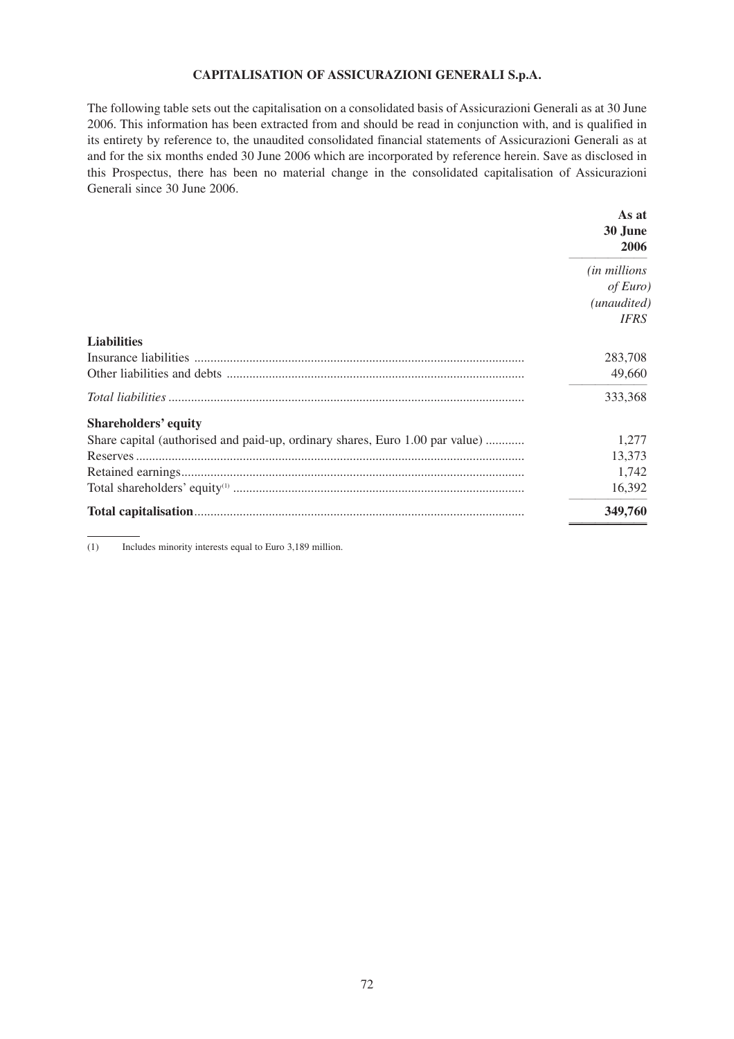## CAPITALISATION OF ASSICURAZIONI GENERALI S.p.A.

The following table sets out the capitalisation on a consolidated basis of Assicurazioni Generali as at 30 June 2006. This information has been extracted from and should be read in conjunction with, and is qualified in its entirety by reference to, the unaudited consolidated financial statements of Assicurazioni Generali as at and for the six months ended 30 June 2006 which are incorporated by reference herein. Save as disclosed in this Prospectus, there has been no material change in the consolidated capitalisation of Assicurazioni Generali since 30 June 2006.

| | **As at 30 June 2006** |
|---|---|
| | *(in millions of Euro)* *(unaudited)* *IFRS* |
| **Liabilities** | |
| Insurance liabilities | 283,708 |
| Other liabilities and debts | 49,660 |
| *Total liabilities* | 333,368 |
| **Shareholders' equity** | |
| Share capital (authorised and paid-up, ordinary shares, Euro 1.00 par value) | 1,277 |
| Reserves | 13,373 |
| Retained earnings | 1,742 |
| Total shareholders' equity[(1)] | 16,392 |
| **Total capitalisation** | **349,760** |

(1) Includes minority interests equal to Euro 3,189 million.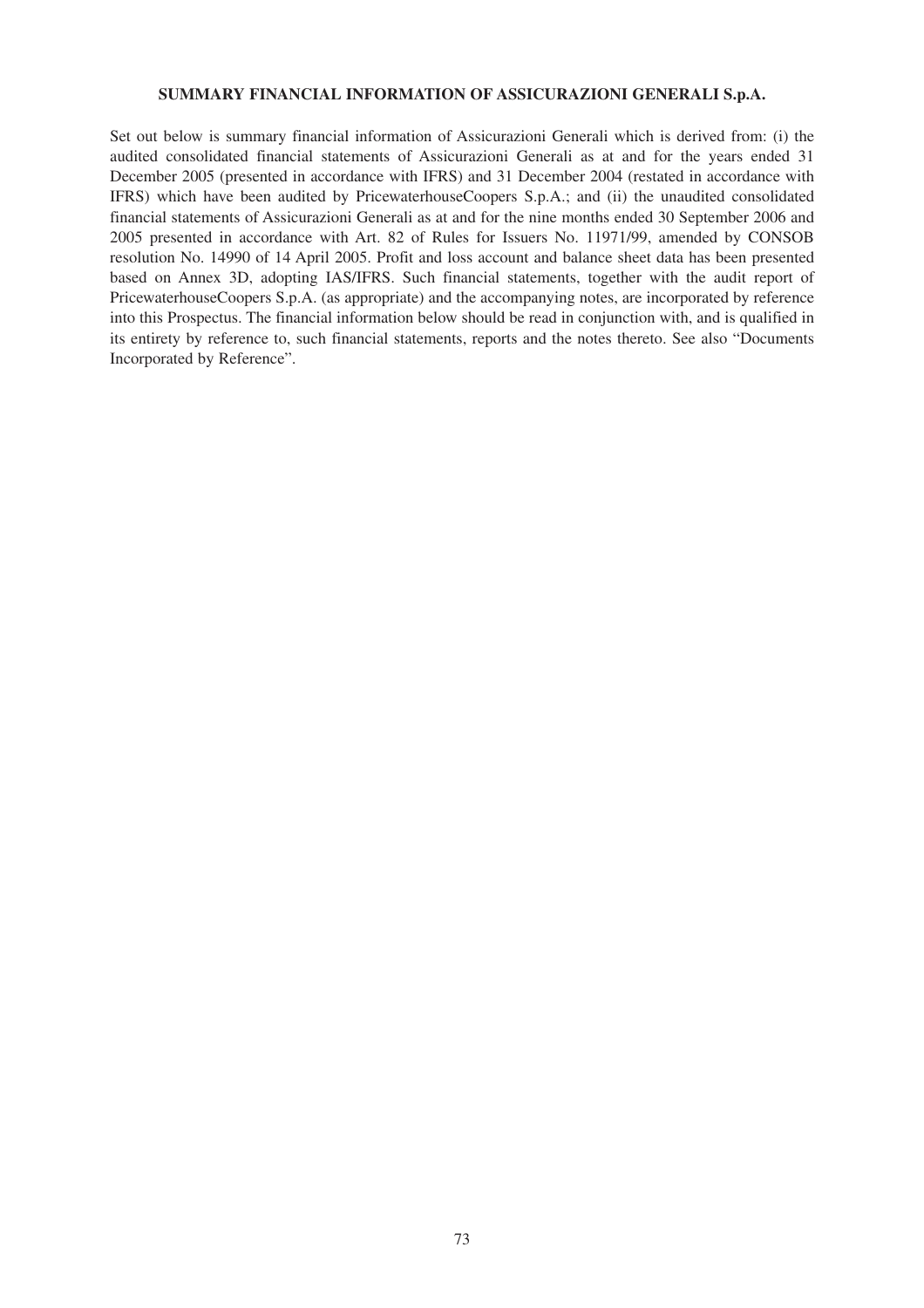## SUMMARY FINANCIAL INFORMATION OF ASSICURAZIONI GENERALI S.p.A.

Set out below is summary financial information of Assicurazioni Generali which is derived from: (i) the audited consolidated financial statements of Assicurazioni Generali as at and for the years ended 31 December 2005 (presented in accordance with IFRS) and 31 December 2004 (restated in accordance with IFRS) which have been audited by PricewaterhouseCoopers S.p.A.; and (ii) the unaudited consolidated financial statements of Assicurazioni Generali as at and for the nine months ended 30 September 2006 and 2005 presented in accordance with Art. 82 of Rules for Issuers No. 11971/99, amended by CONSOB resolution No. 14990 of 14 April 2005. Profit and loss account and balance sheet data has been presented based on Annex 3D, adopting IAS/IFRS. Such financial statements, together with the audit report of PricewaterhouseCoopers S.p.A. (as appropriate) and the accompanying notes, are incorporated by reference into this Prospectus. The financial information below should be read in conjunction with, and is qualified in its entirety by reference to, such financial statements, reports and the notes thereto. See also "Documents Incorporated by Reference".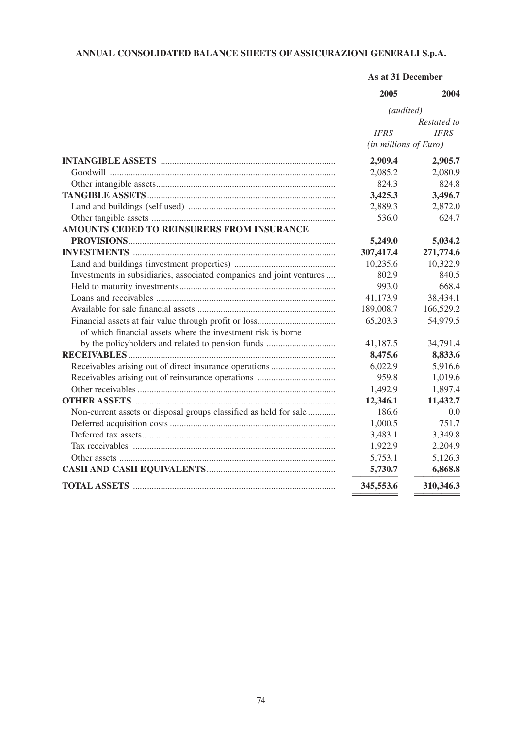**ANNUAL CONSOLIDATED BALANCE SHEETS OF ASSICURAZIONI GENERALI S.p.A.**

| | As at 31 December | |
|---|---|---|
| | 2005 | 2004 |
| | *(audited)* | |
| | *IFRS* | *Restated to IFRS* |
| | *(in millions of Euro)* | |
| **INTANGIBLE ASSETS** | **2,909.4** | **2,905.7** |
| Goodwill | 2,085.2 | 2,080.9 |
| Other intangible assets | 824.3 | 824.8 |
| **TANGIBLE ASSETS** | **3,425.3** | **3,496.7** |
| Land and buildings (self used) | 2,889.3 | 2,872.0 |
| Other tangible assets | 536.0 | 624.7 |
| **AMOUNTS CEDED TO REINSURERS FROM INSURANCE PROVISIONS** | **5,249.0** | **5,034.2** |
| **INVESTMENTS** | **307,417.4** | **271,774.6** |
| Land and buildings (investment properties) | 10,235.6 | 10,322.9 |
| Investments in subsidiaries, associated companies and joint ventures | 802.9 | 840.5 |
| Held to maturity investments | 993.0 | 668.4 |
| Loans and receivables | 41,173.9 | 38,434.1 |
| Available for sale financial assets | 189,008.7 | 166,529.2 |
| Financial assets at fair value through profit or loss | 65,203.3 | 54,979.5 |
| of which financial assets where the investment risk is borne by the policyholders and related to pension funds | 41,187.5 | 34,791.4 |
| **RECEIVABLES** | **8,475.6** | **8,833.6** |
| Receivables arising out of direct insurance operations | 6,022.9 | 5,916.6 |
| Receivables arising out of reinsurance operations | 959.8 | 1,019.6 |
| Other receivables | 1,492.9 | 1,897.4 |
| **OTHER ASSETS** | **12,346.1** | **11,432.7** |
| Non-current assets or disposal groups classified as held for sale | 186.6 | 0.0 |
| Deferred acquisition costs | 1,000.5 | 751.7 |
| Deferred tax assets | 3,483.1 | 3,349.8 |
| Tax receivables | 1,922.9 | 2.204.9 |
| Other assets | 5,753.1 | 5,126.3 |
| **CASH AND CASH EQUIVALENTS** | **5,730.7** | **6,868.8** |
| **TOTAL ASSETS** | **345,553.6** | **310,346.3** |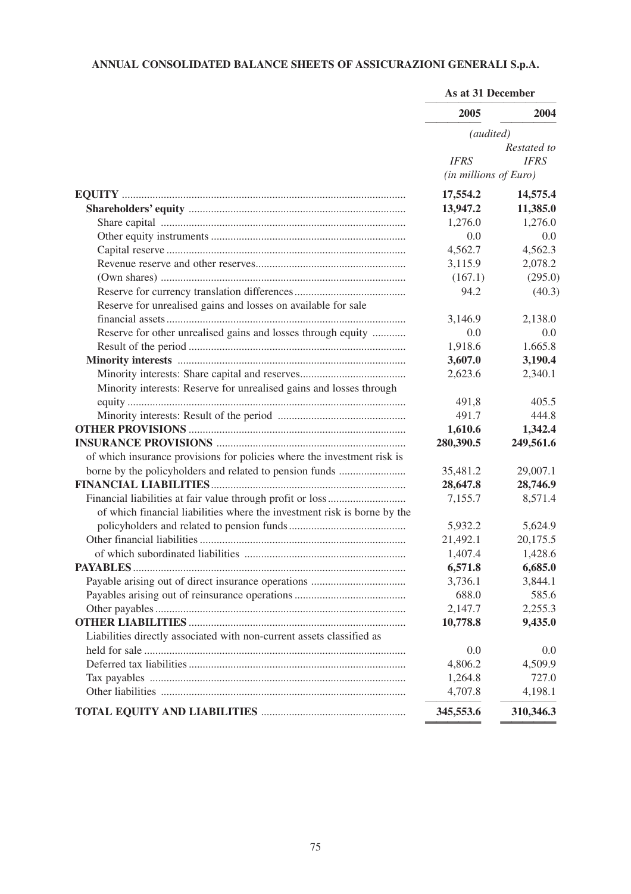**ANNUAL CONSOLIDATED BALANCE SHEETS OF ASSICURAZIONI GENERALI S.p.A.**

| | As at 31 December | |
|---|---|---|
| | 2005 | 2004 |
| | *(audited)* | |
| | *IFRS* | *Restated to IFRS* |
| | *(in millions of Euro)* | |
| **EQUITY** | **17,554.2** | **14,575.4** |
| **Shareholders' equity** | **13,947.2** | **11,385.0** |
| Share capital | 1,276.0 | 1,276.0 |
| Other equity instruments | 0.0 | 0.0 |
| Capital reserve | 4,562.7 | 4,562.3 |
| Revenue reserve and other reserves | 3,115.9 | 2,078.2 |
| (Own shares) | (167.1) | (295.0) |
| Reserve for currency translation differences | 94.2 | (40.3) |
| Reserve for unrealised gains and losses on available for sale financial assets | 3,146.9 | 2,138.0 |
| Reserve for other unrealised gains and losses through equity | 0.0 | 0.0 |
| Result of the period | 1,918.6 | 1.665.8 |
| **Minority interests** | **3,607.0** | **3,190.4** |
| Minority interests: Share capital and reserves | 2,623.6 | 2,340.1 |
| Minority interests: Reserve for unrealised gains and losses through equity | 491,8 | 405.5 |
| Minority interests: Result of the period | 491.7 | 444.8 |
| **OTHER PROVISIONS** | **1,610.6** | **1,342.4** |
| **INSURANCE PROVISIONS** | **280,390.5** | **249,561.6** |
| of which insurance provisions for policies where the investment risk is borne by the policyholders and related to pension funds | 35,481.2 | 29,007.1 |
| **FINANCIAL LIABILITIES** | **28,647.8** | **28,746.9** |
| Financial liabilities at fair value through profit or loss | 7,155.7 | 8,571.4 |
| of which financial liabilities where the investment risk is borne by the policyholders and related to pension funds | 5,932.2 | 5,624.9 |
| Other financial liabilities | 21,492.1 | 20,175.5 |
| of which subordinated liabilities | 1,407.4 | 1,428.6 |
| **PAYABLES** | **6,571.8** | **6,685.0** |
| Payable arising out of direct insurance operations | 3,736.1 | 3,844.1 |
| Payables arising out of reinsurance operations | 688.0 | 585.6 |
| Other payables | 2,147.7 | 2,255.3 |
| **OTHER LIABILITIES** | **10,778.8** | **9,435.0** |
| Liabilities directly associated with non-current assets classified as held for sale | 0.0 | 0.0 |
| Deferred tax liabilities | 4,806.2 | 4,509.9 |
| Tax payables | 1,264.8 | 727.0 |
| Other liabilities | 4,707.8 | 4,198.1 |
| **TOTAL EQUITY AND LIABILITIES** | **345,553.6** | **310,346.3** |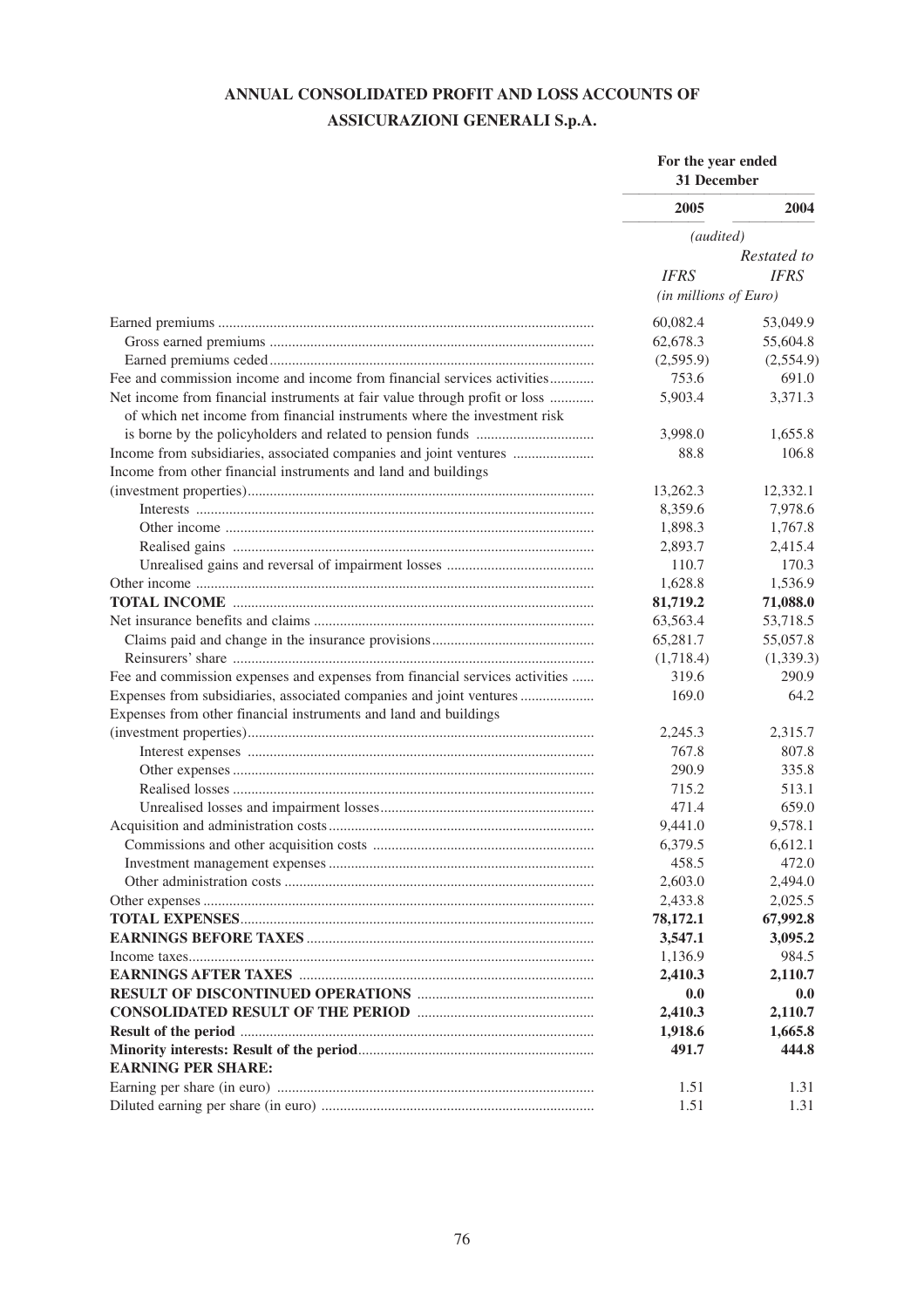# ANNUAL CONSOLIDATED PROFIT AND LOSS ACCOUNTS OF ASSICURAZIONI GENERALI S.p.A.

| | For the year ended 31 December | |
|---|---|---|
| | 2005 | 2004 |
| | *(audited)* | |
| | | *Restated to* |
| | *IFRS* | *IFRS* |
| | *(in millions of Euro)* | |
| Earned premiums | 60,082.4 | 53,049.9 |
| Gross earned premiums | 62,678.3 | 55,604.8 |
| Earned premiums ceded | (2,595.9) | (2,554.9) |
| Fee and commission income and income from financial services activities | 753.6 | 691.0 |
| Net income from financial instruments at fair value through profit or loss | 5,903.4 | 3,371.3 |
| of which net income from financial instruments where the investment risk is borne by the policyholders and related to pension funds | 3,998.0 | 1,655.8 |
| Income from subsidiaries, associated companies and joint ventures | 88.8 | 106.8 |
| Income from other financial instruments and land and buildings (investment properties) | 13,262.3 | 12,332.1 |
| Interests | 8,359.6 | 7,978.6 |
| Other income | 1,898.3 | 1,767.8 |
| Realised gains | 2,893.7 | 2,415.4 |
| Unrealised gains and reversal of impairment losses | 110.7 | 170.3 |
| Other income | 1,628.8 | 1,536.9 |
| **TOTAL INCOME** | **81,719.2** | **71,088.0** |
| Net insurance benefits and claims | 63,563.4 | 53,718.5 |
| Claims paid and change in the insurance provisions | 65,281.7 | 55,057.8 |
| Reinsurers' share | (1,718.4) | (1,339.3) |
| Fee and commission expenses and expenses from financial services activities | 319.6 | 290.9 |
| Expenses from subsidiaries, associated companies and joint ventures | 169.0 | 64.2 |
| Expenses from other financial instruments and land and buildings (investment properties) | 2,245.3 | 2,315.7 |
| Interest expenses | 767.8 | 807.8 |
| Other expenses | 290.9 | 335.8 |
| Realised losses | 715.2 | 513.1 |
| Unrealised losses and impairment losses | 471.4 | 659.0 |
| Acquisition and administration costs | 9,441.0 | 9,578.1 |
| Commissions and other acquisition costs | 6,379.5 | 6,612.1 |
| Investment management expenses | 458.5 | 472.0 |
| Other administration costs | 2,603.0 | 2,494.0 |
| Other expenses | 2,433.8 | 2,025.5 |
| **TOTAL EXPENSES** | **78,172.1** | **67,992.8** |
| **EARNINGS BEFORE TAXES** | **3,547.1** | **3,095.2** |
| Income taxes | 1,136.9 | 984.5 |
| **EARNINGS AFTER TAXES** | **2,410.3** | **2,110.7** |
| **RESULT OF DISCONTINUED OPERATIONS** | **0.0** | **0.0** |
| **CONSOLIDATED RESULT OF THE PERIOD** | **2,410.3** | **2,110.7** |
| **Result of the period** | **1,918.6** | **1,665.8** |
| **Minority interests: Result of the period** | **491.7** | **444.8** |
| **EARNING PER SHARE:** | | |
| Earning per share (in euro) | 1.51 | 1.31 |
| Diluted earning per share (in euro) | 1.51 | 1.31 |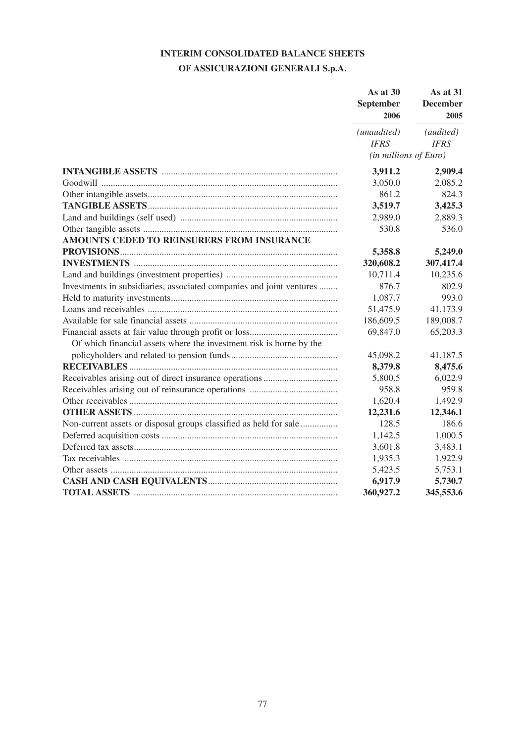# INTERIM CONSOLIDATED BALANCE SHEETS OF ASSICURAZIONI GENERALI S.p.A.

| | As at 30 September 2006 | As at 31 December 2005 |
|---|---|---|
| | *(unaudited)* *IFRS* | *(audited)* *IFRS* |
| | *(in millions of Euro)* | |
| **INTANGIBLE ASSETS** | **3,911.2** | **2,909.4** |
| Goodwill | 3,050.0 | 2.085.2 |
| Other intangible assets | 861.2 | 824.3 |
| **TANGIBLE ASSETS** | **3,519.7** | **3,425.3** |
| Land and buildings (self used) | 2,989.0 | 2,889.3 |
| Other tangible assets | 530.8 | 536.0 |
| **AMOUNTS CEDED TO REINSURERS FROM INSURANCE PROVISIONS** | **5,358.8** | **5,249.0** |
| **INVESTMENTS** | **320,608.2** | **307,417.4** |
| Land and buildings (investment properties) | 10,711.4 | 10,235.6 |
| Investments in subsidiaries, associated companies and joint ventures | 876.7 | 802.9 |
| Held to maturity investments | 1,087.7 | 993.0 |
| Loans and receivables | 51,475.9 | 41,173.9 |
| Available for sale financial assets | 186,609.5 | 189,008.7 |
| Financial assets at fair value through profit or loss | 69,847.0 | 65,203.3 |
| Of which financial assets where the investment risk is borne by the policyholders and related to pension funds | 45,098.2 | 41,187.5 |
| **RECEIVABLES** | **8,379.8** | **8,475.6** |
| Receivables arising out of direct insurance operations | 5,800.5 | 6,022.9 |
| Receivables arising out of reinsurance operations | 958.8 | 959.8 |
| Other receivables | 1,620.4 | 1,492.9 |
| **OTHER ASSETS** | **12,231.6** | **12,346.1** |
| Non-current assets or disposal groups classified as held for sale | 128.5 | 186.6 |
| Deferred acquisition costs | 1,142.5 | 1,000.5 |
| Deferred tax assets | 3,601.8 | 3,483.1 |
| Tax receivables | 1,935.3 | 1,922.9 |
| Other assets | 5,423.5 | 5,753.1 |
| **CASH AND CASH EQUIVALENTS** | **6,917.9** | **5,730.7** |
| **TOTAL ASSETS** | **360,927.2** | **345,553.6** |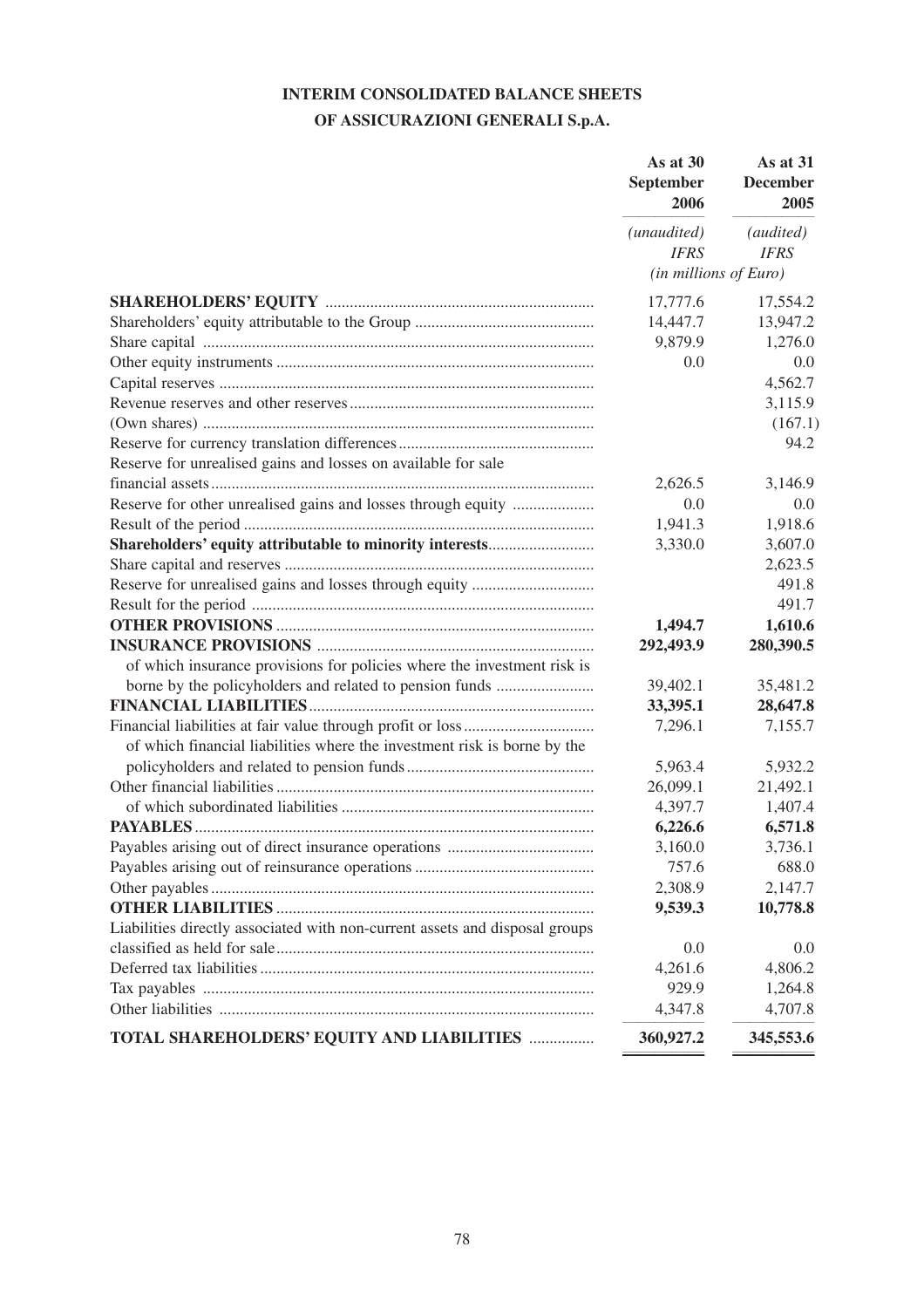# INTERIM CONSOLIDATED BALANCE SHEETS OF ASSICURAZIONI GENERALI S.p.A.

| | As at 30 September 2006 | As at 31 December 2005 |
|---|---|---|
| | *(unaudited)* *IFRS* | *(audited)* *IFRS* |
| | *(in millions of Euro)* | |
| **SHAREHOLDERS' EQUITY** | 17,777.6 | 17,554.2 |
| Shareholders' equity attributable to the Group | 14,447.7 | 13,947.2 |
| Share capital | 9,879.9 | 1,276.0 |
| Other equity instruments | 0.0 | 0.0 |
| Capital reserves | | 4,562.7 |
| Revenue reserves and other reserves | | 3,115.9 |
| (Own shares) | | (167.1) |
| Reserve for currency translation differences | | 94.2 |
| Reserve for unrealised gains and losses on available for sale financial assets | 2,626.5 | 3,146.9 |
| Reserve for other unrealised gains and losses through equity | 0.0 | 0.0 |
| Result of the period | 1,941.3 | 1,918.6 |
| **Shareholders' equity attributable to minority interests** | 3,330.0 | 3,607.0 |
| Share capital and reserves | | 2,623.5 |
| Reserve for unrealised gains and losses through equity | | 491.8 |
| Result for the period | | 491.7 |
| **OTHER PROVISIONS** | **1,494.7** | **1,610.6** |
| **INSURANCE PROVISIONS** | **292,493.9** | **280,390.5** |
| of which insurance provisions for policies where the investment risk is borne by the policyholders and related to pension funds | 39,402.1 | 35,481.2 |
| **FINANCIAL LIABILITIES** | **33,395.1** | **28,647.8** |
| Financial liabilities at fair value through profit or loss | 7,296.1 | 7,155.7 |
| of which financial liabilities where the investment risk is borne by the policyholders and related to pension funds | 5,963.4 | 5,932.2 |
| Other financial liabilities | 26,099.1 | 21,492.1 |
| of which subordinated liabilities | 4,397.7 | 1,407.4 |
| **PAYABLES** | **6,226.6** | **6,571.8** |
| Payables arising out of direct insurance operations | 3,160.0 | 3,736.1 |
| Payables arising out of reinsurance operations | 757.6 | 688.0 |
| Other payables | 2,308.9 | 2,147.7 |
| **OTHER LIABILITIES** | **9,539.3** | **10,778.8** |
| Liabilities directly associated with non-current assets and disposal groups classified as held for sale | 0.0 | 0.0 |
| Deferred tax liabilities | 4,261.6 | 4,806.2 |
| Tax payables | 929.9 | 1,264.8 |
| Other liabilities | 4,347.8 | 4,707.8 |
| **TOTAL SHAREHOLDERS' EQUITY AND LIABILITIES** | **360,927.2** | **345,553.6** |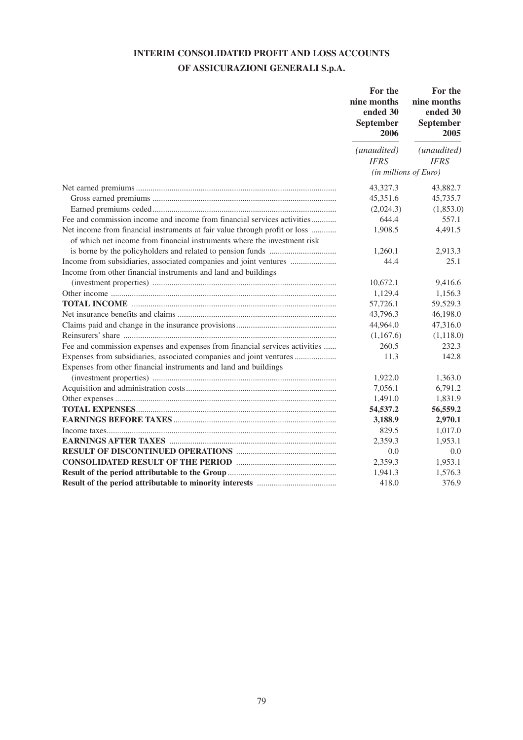# INTERIM CONSOLIDATED PROFIT AND LOSS ACCOUNTS OF ASSICURAZIONI GENERALI S.p.A.

| | For the nine months ended 30 September 2006 | For the nine months ended 30 September 2005 |
|---|---|---|
| | *(unaudited)* *IFRS* | *(unaudited)* *IFRS* |
| | *(in millions of Euro)* | |
| Net earned premiums | 43,327.3 | 43,882.7 |
| Gross earned premiums | 45,351.6 | 45,735.7 |
| Earned premiums ceded | (2,024.3) | (1,853.0) |
| Fee and commission income and income from financial services activities | 644.4 | 557.1 |
| Net income from financial instruments at fair value through profit or loss | 1,908.5 | 4,491.5 |
| of which net income from financial instruments where the investment risk is borne by the policyholders and related to pension funds | 1,260.1 | 2,913.3 |
| Income from subsidiaries, associated companies and joint ventures | 44.4 | 25.1 |
| Income from other financial instruments and land and buildings (investment properties) | 10,672.1 | 9,416.6 |
| Other income | 1,129.4 | 1,156.3 |
| **TOTAL INCOME** | 57,726.1 | 59,529.3 |
| Net insurance benefits and claims | 43,796.3 | 46,198.0 |
| Claims paid and change in the insurance provisions | 44,964.0 | 47,316.0 |
| Reinsurers' share | (1,167.6) | (1,118.0) |
| Fee and commission expenses and expenses from financial services activities | 260.5 | 232.3 |
| Expenses from subsidiaries, associated companies and joint ventures | 11.3 | 142.8 |
| Expenses from other financial instruments and land and buildings (investment properties) | 1,922.0 | 1,363.0 |
| Acquisition and administration costs | 7,056.1 | 6,791.2 |
| Other expenses | 1,491.0 | 1,831.9 |
| **TOTAL EXPENSES** | **54,537.2** | **56,559.2** |
| **EARNINGS BEFORE TAXES** | **3,188.9** | **2,970.1** |
| Income taxes | 829.5 | 1,017.0 |
| **EARNINGS AFTER TAXES** | 2,359.3 | 1,953.1 |
| **RESULT OF DISCONTINUED OPERATIONS** | 0.0 | 0.0 |
| **CONSOLIDATED RESULT OF THE PERIOD** | 2,359.3 | 1,953.1 |
| **Result of the period attributable to the Group** | 1,941.3 | 1,576.3 |
| **Result of the period attributable to minority interests** | 418.0 | 376.9 |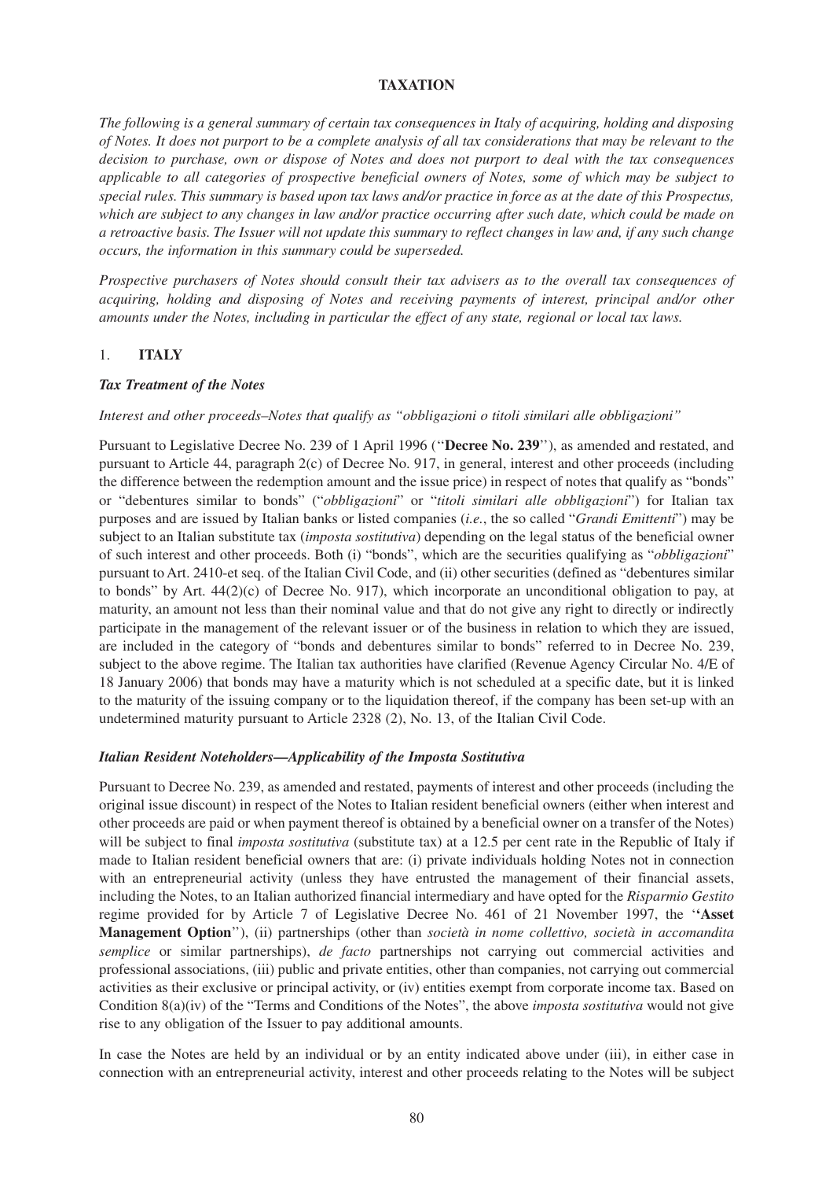# TAXATION

*The following is a general summary of certain tax consequences in Italy of acquiring, holding and disposing of Notes. It does not purport to be a complete analysis of all tax considerations that may be relevant to the decision to purchase, own or dispose of Notes and does not purport to deal with the tax consequences applicable to all categories of prospective beneficial owners of Notes, some of which may be subject to special rules. This summary is based upon tax laws and/or practice in force as at the date of this Prospectus, which are subject to any changes in law and/or practice occurring after such date, which could be made on a retroactive basis. The Issuer will not update this summary to reflect changes in law and, if any such change occurs, the information in this summary could be superseded.*

*Prospective purchasers of Notes should consult their tax advisers as to the overall tax consequences of acquiring, holding and disposing of Notes and receiving payments of interest, principal and/or other amounts under the Notes, including in particular the effect of any state, regional or local tax laws.*

## 1. **ITALY**

### *Tax Treatment of the Notes*

*Interest and other proceeds–Notes that qualify as "obbligazioni o titoli similari alle obbligazioni"*

Pursuant to Legislative Decree No. 239 of 1 April 1996 ("**Decree No. 239**"), as amended and restated, and pursuant to Article 44, paragraph 2(c) of Decree No. 917, in general, interest and other proceeds (including the difference between the redemption amount and the issue price) in respect of notes that qualify as "bonds" or "debentures similar to bonds" ("*obbligazioni*" or "*titoli similari alle obbligazioni*") for Italian tax purposes and are issued by Italian banks or listed companies (*i.e.*, the so called "*Grandi Emittenti*") may be subject to an Italian substitute tax (*imposta sostitutiva*) depending on the legal status of the beneficial owner of such interest and other proceeds. Both (i) "bonds", which are the securities qualifying as "*obbligazioni*" pursuant to Art. 2410-et seq. of the Italian Civil Code, and (ii) other securities (defined as "debentures similar to bonds" by Art. 44(2)(c) of Decree No. 917), which incorporate an unconditional obligation to pay, at maturity, an amount not less than their nominal value and that do not give any right to directly or indirectly participate in the management of the relevant issuer or of the business in relation to which they are issued, are included in the category of "bonds and debentures similar to bonds" referred to in Decree No. 239, subject to the above regime. The Italian tax authorities have clarified (Revenue Agency Circular No. 4/E of 18 January 2006) that bonds may have a maturity which is not scheduled at a specific date, but it is linked to the maturity of the issuing company or to the liquidation thereof, if the company has been set-up with an undetermined maturity pursuant to Article 2328 (2), No. 13, of the Italian Civil Code.

### *Italian Resident Noteholders—Applicability of the Imposta Sostitutiva*

Pursuant to Decree No. 239, as amended and restated, payments of interest and other proceeds (including the original issue discount) in respect of the Notes to Italian resident beneficial owners (either when interest and other proceeds are paid or when payment thereof is obtained by a beneficial owner on a transfer of the Notes) will be subject to final *imposta sostitutiva* (substitute tax) at a 12.5 per cent rate in the Republic of Italy if made to Italian resident beneficial owners that are: (i) private individuals holding Notes not in connection with an entrepreneurial activity (unless they have entrusted the management of their financial assets, including the Notes, to an Italian authorized financial intermediary and have opted for the *Risparmio Gestito* regime provided for by Article 7 of Legislative Decree No. 461 of 21 November 1997, the "**Asset Management Option**"), (ii) partnerships (other than *società in nome collettivo, società in accomandita semplice* or similar partnerships), *de facto* partnerships not carrying out commercial activities and professional associations, (iii) public and private entities, other than companies, not carrying out commercial activities as their exclusive or principal activity, or (iv) entities exempt from corporate income tax. Based on Condition 8(a)(iv) of the "Terms and Conditions of the Notes", the above *imposta sostitutiva* would not give rise to any obligation of the Issuer to pay additional amounts.

In case the Notes are held by an individual or by an entity indicated above under (iii), in either case in connection with an entrepreneurial activity, interest and other proceeds relating to the Notes will be subject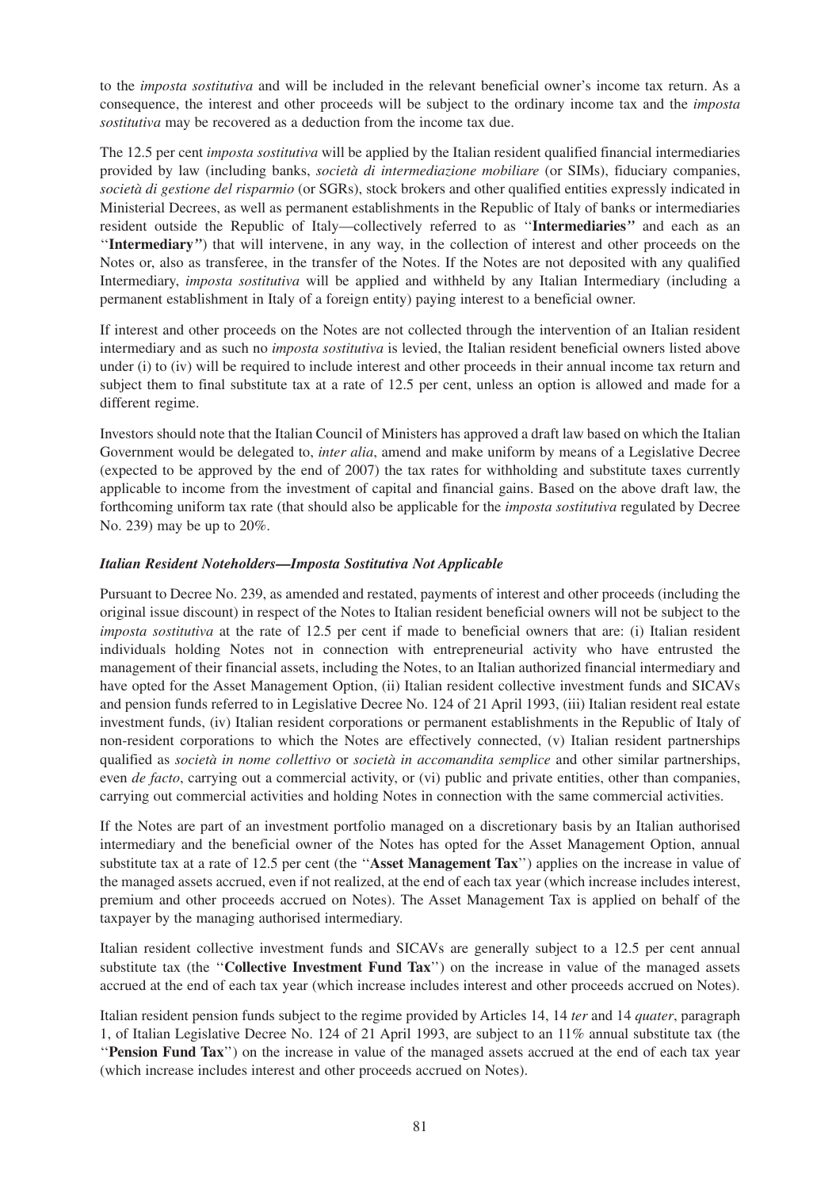to the *imposta sostitutiva* and will be included in the relevant beneficial owner's income tax return. As a consequence, the interest and other proceeds will be subject to the ordinary income tax and the *imposta sostitutiva* may be recovered as a deduction from the income tax due.

The 12.5 per cent *imposta sostitutiva* will be applied by the Italian resident qualified financial intermediaries provided by law (including banks, *società di intermediazione mobiliare* (or SIMs), fiduciary companies, *società di gestione del risparmio* (or SGRs), stock brokers and other qualified entities expressly indicated in Ministerial Decrees, as well as permanent establishments in the Republic of Italy of banks or intermediaries resident outside the Republic of Italy—collectively referred to as ''**Intermediaries''** and each as an ''**Intermediary''**) that will intervene, in any way, in the collection of interest and other proceeds on the Notes or, also as transferee, in the transfer of the Notes. If the Notes are not deposited with any qualified Intermediary, *imposta sostitutiva* will be applied and withheld by any Italian Intermediary (including a permanent establishment in Italy of a foreign entity) paying interest to a beneficial owner.

If interest and other proceeds on the Notes are not collected through the intervention of an Italian resident intermediary and as such no *imposta sostitutiva* is levied, the Italian resident beneficial owners listed above under (i) to (iv) will be required to include interest and other proceeds in their annual income tax return and subject them to final substitute tax at a rate of 12.5 per cent, unless an option is allowed and made for a different regime.

Investors should note that the Italian Council of Ministers has approved a draft law based on which the Italian Government would be delegated to, *inter alia*, amend and make uniform by means of a Legislative Decree (expected to be approved by the end of 2007) the tax rates for withholding and substitute taxes currently applicable to income from the investment of capital and financial gains. Based on the above draft law, the forthcoming uniform tax rate (that should also be applicable for the *imposta sostitutiva* regulated by Decree No. 239) may be up to 20%.

***Italian Resident Noteholders—Imposta Sostitutiva Not Applicable***

Pursuant to Decree No. 239, as amended and restated, payments of interest and other proceeds (including the original issue discount) in respect of the Notes to Italian resident beneficial owners will not be subject to the *imposta sostitutiva* at the rate of 12.5 per cent if made to beneficial owners that are: (i) Italian resident individuals holding Notes not in connection with entrepreneurial activity who have entrusted the management of their financial assets, including the Notes, to an Italian authorized financial intermediary and have opted for the Asset Management Option, (ii) Italian resident collective investment funds and SICAVs and pension funds referred to in Legislative Decree No. 124 of 21 April 1993, (iii) Italian resident real estate investment funds, (iv) Italian resident corporations or permanent establishments in the Republic of Italy of non-resident corporations to which the Notes are effectively connected, (v) Italian resident partnerships qualified as *società in nome collettivo* or *società in accomandita semplice* and other similar partnerships, even *de facto*, carrying out a commercial activity, or (vi) public and private entities, other than companies, carrying out commercial activities and holding Notes in connection with the same commercial activities.

If the Notes are part of an investment portfolio managed on a discretionary basis by an Italian authorised intermediary and the beneficial owner of the Notes has opted for the Asset Management Option, annual substitute tax at a rate of 12.5 per cent (the ''**Asset Management Tax**'') applies on the increase in value of the managed assets accrued, even if not realized, at the end of each tax year (which increase includes interest, premium and other proceeds accrued on Notes). The Asset Management Tax is applied on behalf of the taxpayer by the managing authorised intermediary.

Italian resident collective investment funds and SICAVs are generally subject to a 12.5 per cent annual substitute tax (the ''**Collective Investment Fund Tax**'') on the increase in value of the managed assets accrued at the end of each tax year (which increase includes interest and other proceeds accrued on Notes).

Italian resident pension funds subject to the regime provided by Articles 14, 14 *ter* and 14 *quater*, paragraph 1, of Italian Legislative Decree No. 124 of 21 April 1993, are subject to an 11% annual substitute tax (the ''**Pension Fund Tax**'') on the increase in value of the managed assets accrued at the end of each tax year (which increase includes interest and other proceeds accrued on Notes).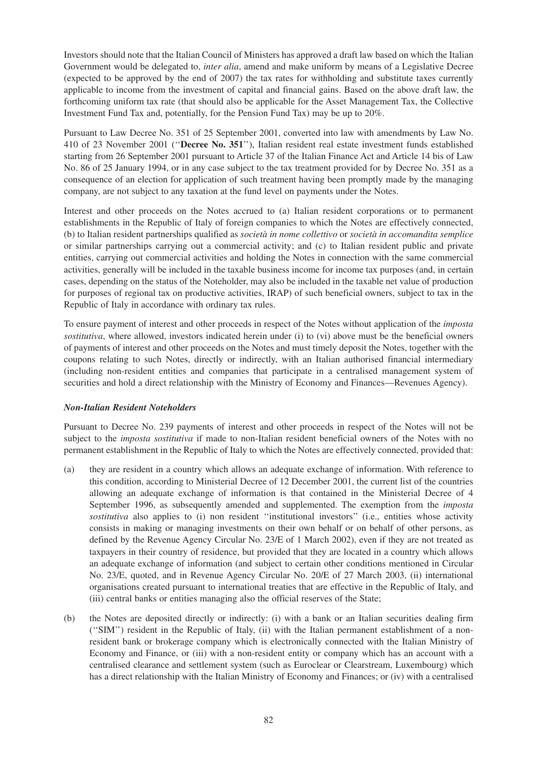Investors should note that the Italian Council of Ministers has approved a draft law based on which the Italian Government would be delegated to, *inter alia*, amend and make uniform by means of a Legislative Decree (expected to be approved by the end of 2007) the tax rates for withholding and substitute taxes currently applicable to income from the investment of capital and financial gains. Based on the above draft law, the forthcoming uniform tax rate (that should also be applicable for the Asset Management Tax, the Collective Investment Fund Tax and, potentially, for the Pension Fund Tax) may be up to 20%.

Pursuant to Law Decree No. 351 of 25 September 2001, converted into law with amendments by Law No. 410 of 23 November 2001 (''**Decree No. 351**''), Italian resident real estate investment funds established starting from 26 September 2001 pursuant to Article 37 of the Italian Finance Act and Article 14 bis of Law No. 86 of 25 January 1994, or in any case subject to the tax treatment provided for by Decree No. 351 as a consequence of an election for application of such treatment having been promptly made by the managing company, are not subject to any taxation at the fund level on payments under the Notes.

Interest and other proceeds on the Notes accrued to (a) Italian resident corporations or to permanent establishments in the Republic of Italy of foreign companies to which the Notes are effectively connected, (b) to Italian resident partnerships qualified as *società in nome collettivo* or *società in accomandita semplice* or similar partnerships carrying out a commercial activity; and (c) to Italian resident public and private entities, carrying out commercial activities and holding the Notes in connection with the same commercial activities, generally will be included in the taxable business income for income tax purposes (and, in certain cases, depending on the status of the Noteholder, may also be included in the taxable net value of production for purposes of regional tax on productive activities, IRAP) of such beneficial owners, subject to tax in the Republic of Italy in accordance with ordinary tax rules.

To ensure payment of interest and other proceeds in respect of the Notes without application of the *imposta sostitutiva*, where allowed, investors indicated herein under (i) to (vi) above must be the beneficial owners of payments of interest and other proceeds on the Notes and must timely deposit the Notes, together with the coupons relating to such Notes, directly or indirectly, with an Italian authorised financial intermediary (including non-resident entities and companies that participate in a centralised management system of securities and hold a direct relationship with the Ministry of Economy and Finances—Revenues Agency).

***Non-Italian Resident Noteholders***

Pursuant to Decree No. 239 payments of interest and other proceeds in respect of the Notes will not be subject to the *imposta sostitutiva* if made to non-Italian resident beneficial owners of the Notes with no permanent establishment in the Republic of Italy to which the Notes are effectively connected, provided that:

(a) they are resident in a country which allows an adequate exchange of information. With reference to this condition, according to Ministerial Decree of 12 December 2001, the current list of the countries allowing an adequate exchange of information is that contained in the Ministerial Decree of 4 September 1996, as subsequently amended and supplemented. The exemption from the *imposta sostitutiva* also applies to (i) non resident ''institutional investors'' (i.e., entities whose activity consists in making or managing investments on their own behalf or on behalf of other persons, as defined by the Revenue Agency Circular No. 23/E of 1 March 2002), even if they are not treated as taxpayers in their country of residence, but provided that they are located in a country which allows an adequate exchange of information (and subject to certain other conditions mentioned in Circular No. 23/E, quoted, and in Revenue Agency Circular No. 20/E of 27 March 2003, (ii) international organisations created pursuant to international treaties that are effective in the Republic of Italy, and (iii) central banks or entities managing also the official reserves of the State;

(b) the Notes are deposited directly or indirectly: (i) with a bank or an Italian securities dealing firm (''SIM'') resident in the Republic of Italy, (ii) with the Italian permanent establishment of a non-resident bank or brokerage company which is electronically connected with the Italian Ministry of Economy and Finance, or (iii) with a non-resident entity or company which has an account with a centralised clearance and settlement system (such as Euroclear or Clearstream, Luxembourg) which has a direct relationship with the Italian Ministry of Economy and Finances; or (iv) with a centralised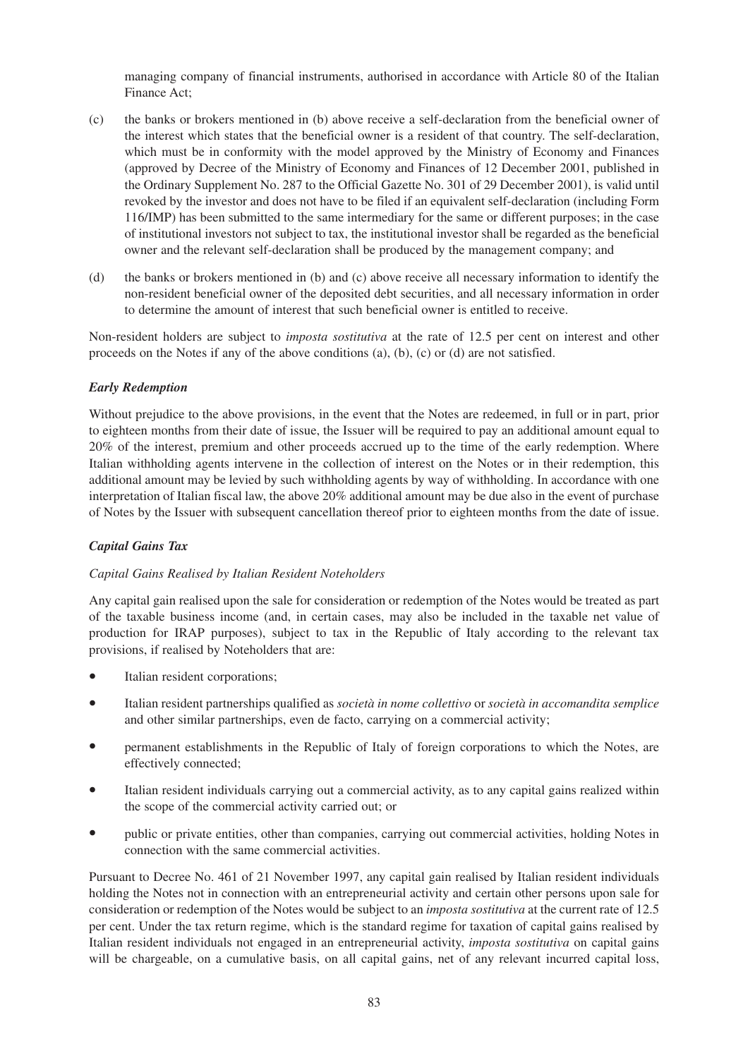managing company of financial instruments, authorised in accordance with Article 80 of the Italian Finance Act;

(c) the banks or brokers mentioned in (b) above receive a self-declaration from the beneficial owner of the interest which states that the beneficial owner is a resident of that country. The self-declaration, which must be in conformity with the model approved by the Ministry of Economy and Finances (approved by Decree of the Ministry of Economy and Finances of 12 December 2001, published in the Ordinary Supplement No. 287 to the Official Gazette No. 301 of 29 December 2001), is valid until revoked by the investor and does not have to be filed if an equivalent self-declaration (including Form 116/IMP) has been submitted to the same intermediary for the same or different purposes; in the case of institutional investors not subject to tax, the institutional investor shall be regarded as the beneficial owner and the relevant self-declaration shall be produced by the management company; and

(d) the banks or brokers mentioned in (b) and (c) above receive all necessary information to identify the non-resident beneficial owner of the deposited debt securities, and all necessary information in order to determine the amount of interest that such beneficial owner is entitled to receive.

Non-resident holders are subject to *imposta sostitutiva* at the rate of 12.5 per cent on interest and other proceeds on the Notes if any of the above conditions (a), (b), (c) or (d) are not satisfied.

***Early Redemption***

Without prejudice to the above provisions, in the event that the Notes are redeemed, in full or in part, prior to eighteen months from their date of issue, the Issuer will be required to pay an additional amount equal to 20% of the interest, premium and other proceeds accrued up to the time of the early redemption. Where Italian withholding agents intervene in the collection of interest on the Notes or in their redemption, this additional amount may be levied by such withholding agents by way of withholding. In accordance with one interpretation of Italian fiscal law, the above 20% additional amount may be due also in the event of purchase of Notes by the Issuer with subsequent cancellation thereof prior to eighteen months from the date of issue.

***Capital Gains Tax***

*Capital Gains Realised by Italian Resident Noteholders*

Any capital gain realised upon the sale for consideration or redemption of the Notes would be treated as part of the taxable business income (and, in certain cases, may also be included in the taxable net value of production for IRAP purposes), subject to tax in the Republic of Italy according to the relevant tax provisions, if realised by Noteholders that are:

- Italian resident corporations;
- Italian resident partnerships qualified as *società in nome collettivo* or *società in accomandita semplice* and other similar partnerships, even de facto, carrying on a commercial activity;
- permanent establishments in the Republic of Italy of foreign corporations to which the Notes, are effectively connected;
- Italian resident individuals carrying out a commercial activity, as to any capital gains realized within the scope of the commercial activity carried out; or
- public or private entities, other than companies, carrying out commercial activities, holding Notes in connection with the same commercial activities.

Pursuant to Decree No. 461 of 21 November 1997, any capital gain realised by Italian resident individuals holding the Notes not in connection with an entrepreneurial activity and certain other persons upon sale for consideration or redemption of the Notes would be subject to an *imposta sostitutiva* at the current rate of 12.5 per cent. Under the tax return regime, which is the standard regime for taxation of capital gains realised by Italian resident individuals not engaged in an entrepreneurial activity, *imposta sostitutiva* on capital gains will be chargeable, on a cumulative basis, on all capital gains, net of any relevant incurred capital loss,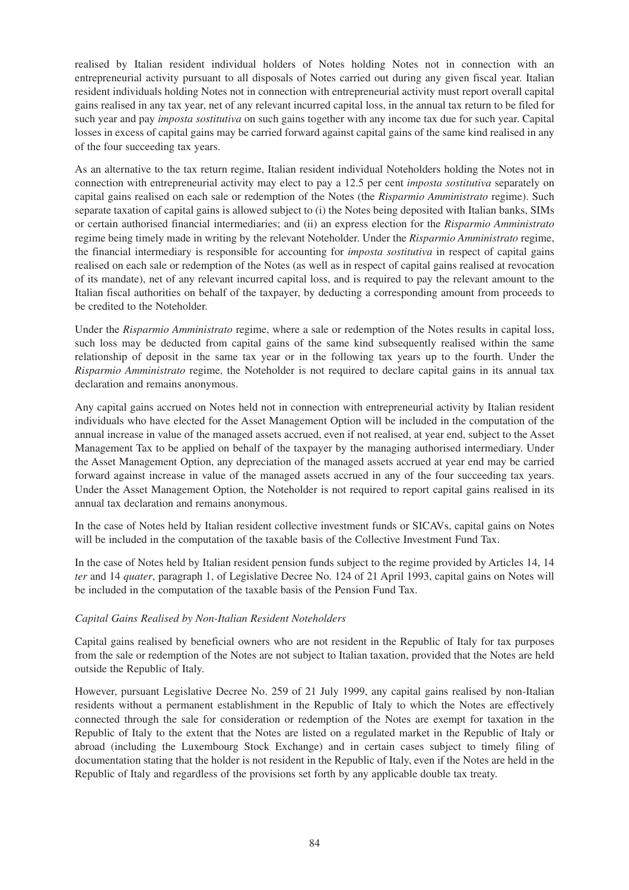realised by Italian resident individual holders of Notes holding Notes not in connection with an entrepreneurial activity pursuant to all disposals of Notes carried out during any given fiscal year. Italian resident individuals holding Notes not in connection with entrepreneurial activity must report overall capital gains realised in any tax year, net of any relevant incurred capital loss, in the annual tax return to be filed for such year and pay *imposta sostitutiva* on such gains together with any income tax due for such year. Capital losses in excess of capital gains may be carried forward against capital gains of the same kind realised in any of the four succeeding tax years.

As an alternative to the tax return regime, Italian resident individual Noteholders holding the Notes not in connection with entrepreneurial activity may elect to pay a 12.5 per cent *imposta sostitutiva* separately on capital gains realised on each sale or redemption of the Notes (the *Risparmio Amministrato* regime). Such separate taxation of capital gains is allowed subject to (i) the Notes being deposited with Italian banks, SIMs or certain authorised financial intermediaries; and (ii) an express election for the *Risparmio Amministrato* regime being timely made in writing by the relevant Noteholder. Under the *Risparmio Amministrato* regime, the financial intermediary is responsible for accounting for *imposta sostitutiva* in respect of capital gains realised on each sale or redemption of the Notes (as well as in respect of capital gains realised at revocation of its mandate), net of any relevant incurred capital loss, and is required to pay the relevant amount to the Italian fiscal authorities on behalf of the taxpayer, by deducting a corresponding amount from proceeds to be credited to the Noteholder.

Under the *Risparmio Amministrato* regime, where a sale or redemption of the Notes results in capital loss, such loss may be deducted from capital gains of the same kind subsequently realised within the same relationship of deposit in the same tax year or in the following tax years up to the fourth. Under the *Risparmio Amministrato* regime, the Noteholder is not required to declare capital gains in its annual tax declaration and remains anonymous.

Any capital gains accrued on Notes held not in connection with entrepreneurial activity by Italian resident individuals who have elected for the Asset Management Option will be included in the computation of the annual increase in value of the managed assets accrued, even if not realised, at year end, subject to the Asset Management Tax to be applied on behalf of the taxpayer by the managing authorised intermediary. Under the Asset Management Option, any depreciation of the managed assets accrued at year end may be carried forward against increase in value of the managed assets accrued in any of the four succeeding tax years. Under the Asset Management Option, the Noteholder is not required to report capital gains realised in its annual tax declaration and remains anonymous.

In the case of Notes held by Italian resident collective investment funds or SICAVs, capital gains on Notes will be included in the computation of the taxable basis of the Collective Investment Fund Tax.

In the case of Notes held by Italian resident pension funds subject to the regime provided by Articles 14, 14 *ter* and 14 *quater*, paragraph 1, of Legislative Decree No. 124 of 21 April 1993, capital gains on Notes will be included in the computation of the taxable basis of the Pension Fund Tax.

*Capital Gains Realised by Non-Italian Resident Noteholders*

Capital gains realised by beneficial owners who are not resident in the Republic of Italy for tax purposes from the sale or redemption of the Notes are not subject to Italian taxation, provided that the Notes are held outside the Republic of Italy.

However, pursuant Legislative Decree No. 259 of 21 July 1999, any capital gains realised by non-Italian residents without a permanent establishment in the Republic of Italy to which the Notes are effectively connected through the sale for consideration or redemption of the Notes are exempt for taxation in the Republic of Italy to the extent that the Notes are listed on a regulated market in the Republic of Italy or abroad (including the Luxembourg Stock Exchange) and in certain cases subject to timely filing of documentation stating that the holder is not resident in the Republic of Italy, even if the Notes are held in the Republic of Italy and regardless of the provisions set forth by any applicable double tax treaty.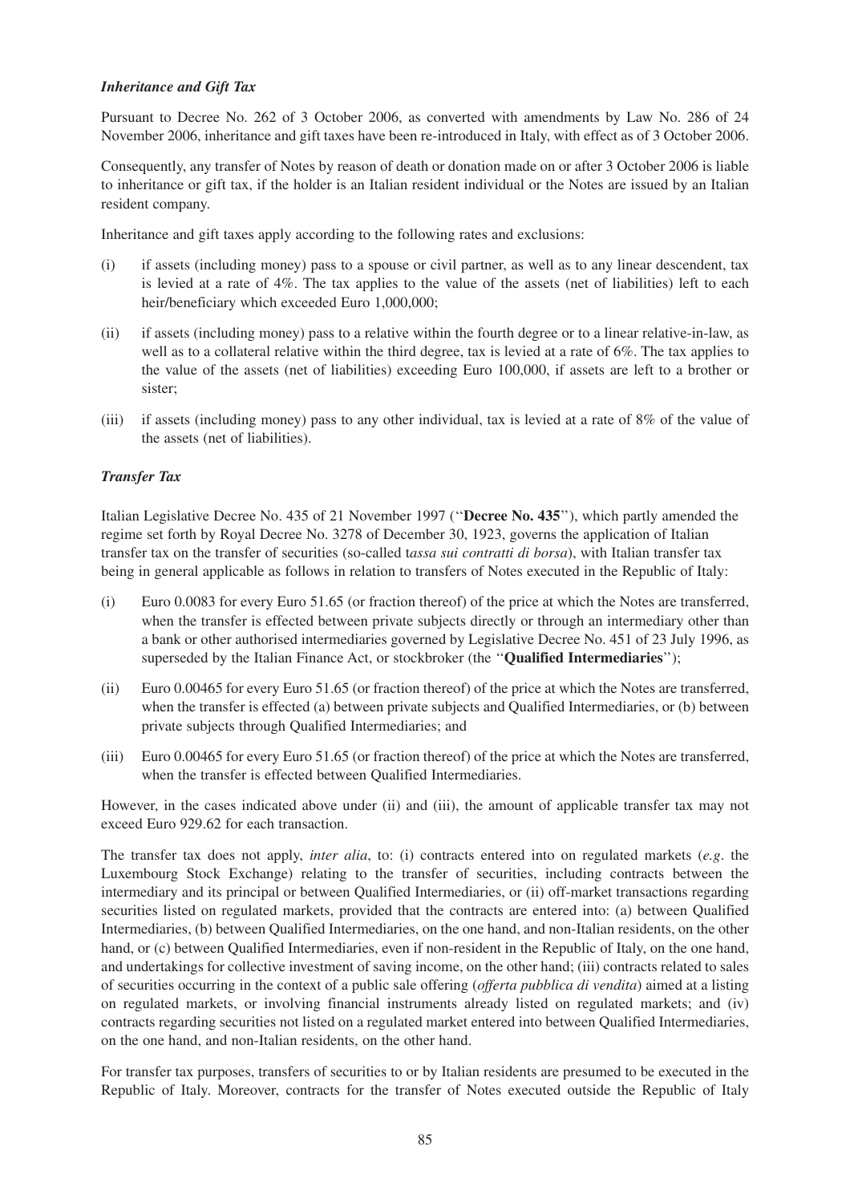### *Inheritance and Gift Tax*

Pursuant to Decree No. 262 of 3 October 2006, as converted with amendments by Law No. 286 of 24 November 2006, inheritance and gift taxes have been re-introduced in Italy, with effect as of 3 October 2006.

Consequently, any transfer of Notes by reason of death or donation made on or after 3 October 2006 is liable to inheritance or gift tax, if the holder is an Italian resident individual or the Notes are issued by an Italian resident company.

Inheritance and gift taxes apply according to the following rates and exclusions:

(i) if assets (including money) pass to a spouse or civil partner, as well as to any linear descendent, tax is levied at a rate of 4%. The tax applies to the value of the assets (net of liabilities) left to each heir/beneficiary which exceeded Euro 1,000,000;

(ii) if assets (including money) pass to a relative within the fourth degree or to a linear relative-in-law, as well as to a collateral relative within the third degree, tax is levied at a rate of 6%. The tax applies to the value of the assets (net of liabilities) exceeding Euro 100,000, if assets are left to a brother or sister;

(iii) if assets (including money) pass to any other individual, tax is levied at a rate of 8% of the value of the assets (net of liabilities).

### *Transfer Tax*

Italian Legislative Decree No. 435 of 21 November 1997 (''**Decree No. 435**''), which partly amended the regime set forth by Royal Decree No. 3278 of December 30, 1923, governs the application of Italian transfer tax on the transfer of securities (so-called t*assa sui contratti di borsa*), with Italian transfer tax being in general applicable as follows in relation to transfers of Notes executed in the Republic of Italy:

(i) Euro 0.0083 for every Euro 51.65 (or fraction thereof) of the price at which the Notes are transferred, when the transfer is effected between private subjects directly or through an intermediary other than a bank or other authorised intermediaries governed by Legislative Decree No. 451 of 23 July 1996, as superseded by the Italian Finance Act, or stockbroker (the ''**Qualified Intermediaries**'');

(ii) Euro 0.00465 for every Euro 51.65 (or fraction thereof) of the price at which the Notes are transferred, when the transfer is effected (a) between private subjects and Qualified Intermediaries, or (b) between private subjects through Qualified Intermediaries; and

(iii) Euro 0.00465 for every Euro 51.65 (or fraction thereof) of the price at which the Notes are transferred, when the transfer is effected between Qualified Intermediaries.

However, in the cases indicated above under (ii) and (iii), the amount of applicable transfer tax may not exceed Euro 929.62 for each transaction.

The transfer tax does not apply, *inter alia*, to: (i) contracts entered into on regulated markets (*e.g*. the Luxembourg Stock Exchange) relating to the transfer of securities, including contracts between the intermediary and its principal or between Qualified Intermediaries, or (ii) off-market transactions regarding securities listed on regulated markets, provided that the contracts are entered into: (a) between Qualified Intermediaries, (b) between Qualified Intermediaries, on the one hand, and non-Italian residents, on the other hand, or (c) between Qualified Intermediaries, even if non-resident in the Republic of Italy, on the one hand, and undertakings for collective investment of saving income, on the other hand; (iii) contracts related to sales of securities occurring in the context of a public sale offering (*offerta pubblica di vendita*) aimed at a listing on regulated markets, or involving financial instruments already listed on regulated markets; and (iv) contracts regarding securities not listed on a regulated market entered into between Qualified Intermediaries, on the one hand, and non-Italian residents, on the other hand.

For transfer tax purposes, transfers of securities to or by Italian residents are presumed to be executed in the Republic of Italy. Moreover, contracts for the transfer of Notes executed outside the Republic of Italy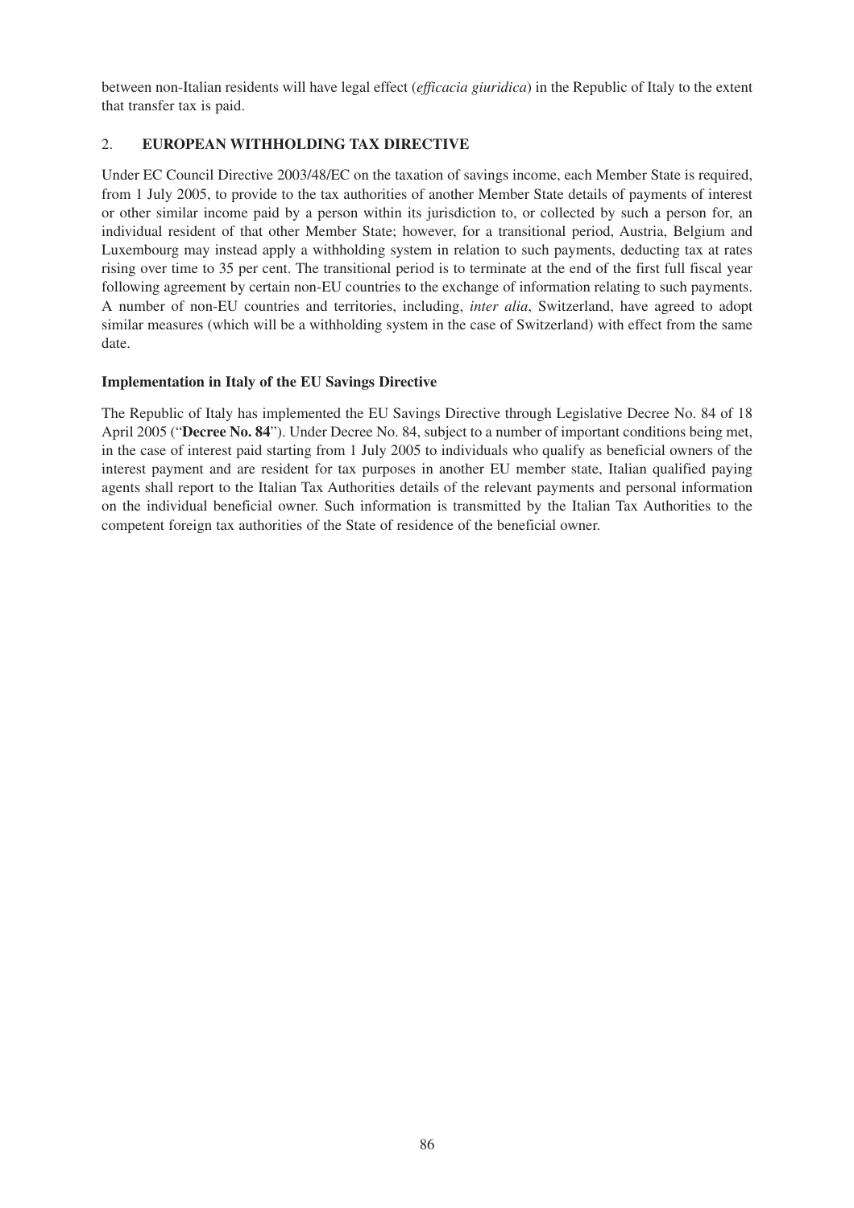between non-Italian residents will have legal effect (*efficacia giuridica*) in the Republic of Italy to the extent that transfer tax is paid.

## 2. EUROPEAN WITHHOLDING TAX DIRECTIVE

Under EC Council Directive 2003/48/EC on the taxation of savings income, each Member State is required, from 1 July 2005, to provide to the tax authorities of another Member State details of payments of interest or other similar income paid by a person within its jurisdiction to, or collected by such a person for, an individual resident of that other Member State; however, for a transitional period, Austria, Belgium and Luxembourg may instead apply a withholding system in relation to such payments, deducting tax at rates rising over time to 35 per cent. The transitional period is to terminate at the end of the first full fiscal year following agreement by certain non-EU countries to the exchange of information relating to such payments. A number of non-EU countries and territories, including, *inter alia*, Switzerland, have agreed to adopt similar measures (which will be a withholding system in the case of Switzerland) with effect from the same date.

### Implementation in Italy of the EU Savings Directive

The Republic of Italy has implemented the EU Savings Directive through Legislative Decree No. 84 of 18 April 2005 ("**Decree No. 84**"). Under Decree No. 84, subject to a number of important conditions being met, in the case of interest paid starting from 1 July 2005 to individuals who qualify as beneficial owners of the interest payment and are resident for tax purposes in another EU member state, Italian qualified paying agents shall report to the Italian Tax Authorities details of the relevant payments and personal information on the individual beneficial owner. Such information is transmitted by the Italian Tax Authorities to the competent foreign tax authorities of the State of residence of the beneficial owner.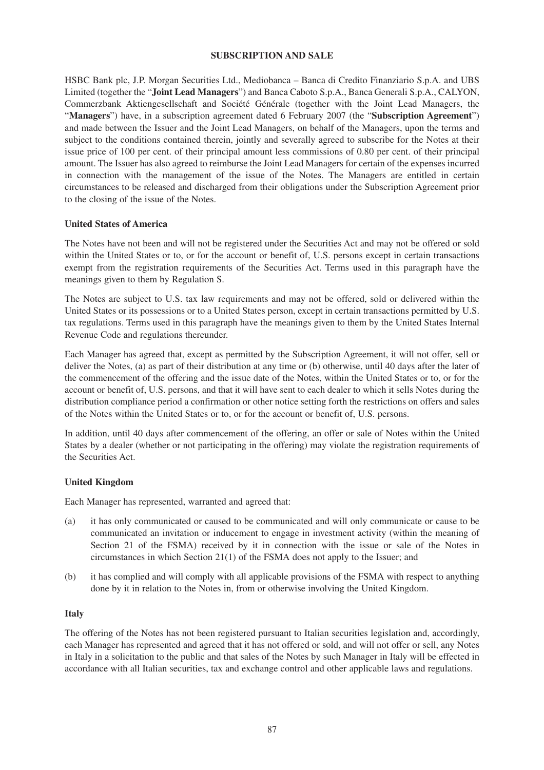## SUBSCRIPTION AND SALE

HSBC Bank plc, J.P. Morgan Securities Ltd., Mediobanca – Banca di Credito Finanziario S.p.A. and UBS Limited (together the "**Joint Lead Managers**") and Banca Caboto S.p.A., Banca Generali S.p.A., CALYON, Commerzbank Aktiengesellschaft and Société Générale (together with the Joint Lead Managers, the "**Managers**") have, in a subscription agreement dated 6 February 2007 (the "**Subscription Agreement**") and made between the Issuer and the Joint Lead Managers, on behalf of the Managers, upon the terms and subject to the conditions contained therein, jointly and severally agreed to subscribe for the Notes at their issue price of 100 per cent. of their principal amount less commissions of 0.80 per cent. of their principal amount. The Issuer has also agreed to reimburse the Joint Lead Managers for certain of the expenses incurred in connection with the management of the issue of the Notes. The Managers are entitled in certain circumstances to be released and discharged from their obligations under the Subscription Agreement prior to the closing of the issue of the Notes.

### United States of America

The Notes have not been and will not be registered under the Securities Act and may not be offered or sold within the United States or to, or for the account or benefit of, U.S. persons except in certain transactions exempt from the registration requirements of the Securities Act. Terms used in this paragraph have the meanings given to them by Regulation S.

The Notes are subject to U.S. tax law requirements and may not be offered, sold or delivered within the United States or its possessions or to a United States person, except in certain transactions permitted by U.S. tax regulations. Terms used in this paragraph have the meanings given to them by the United States Internal Revenue Code and regulations thereunder.

Each Manager has agreed that, except as permitted by the Subscription Agreement, it will not offer, sell or deliver the Notes, (a) as part of their distribution at any time or (b) otherwise, until 40 days after the later of the commencement of the offering and the issue date of the Notes, within the United States or to, or for the account or benefit of, U.S. persons, and that it will have sent to each dealer to which it sells Notes during the distribution compliance period a confirmation or other notice setting forth the restrictions on offers and sales of the Notes within the United States or to, or for the account or benefit of, U.S. persons.

In addition, until 40 days after commencement of the offering, an offer or sale of Notes within the United States by a dealer (whether or not participating in the offering) may violate the registration requirements of the Securities Act.

### United Kingdom

Each Manager has represented, warranted and agreed that:

(a) it has only communicated or caused to be communicated and will only communicate or cause to be communicated an invitation or inducement to engage in investment activity (within the meaning of Section 21 of the FSMA) received by it in connection with the issue or sale of the Notes in circumstances in which Section 21(1) of the FSMA does not apply to the Issuer; and

(b) it has complied and will comply with all applicable provisions of the FSMA with respect to anything done by it in relation to the Notes in, from or otherwise involving the United Kingdom.

### Italy

The offering of the Notes has not been registered pursuant to Italian securities legislation and, accordingly, each Manager has represented and agreed that it has not offered or sold, and will not offer or sell, any Notes in Italy in a solicitation to the public and that sales of the Notes by such Manager in Italy will be effected in accordance with all Italian securities, tax and exchange control and other applicable laws and regulations.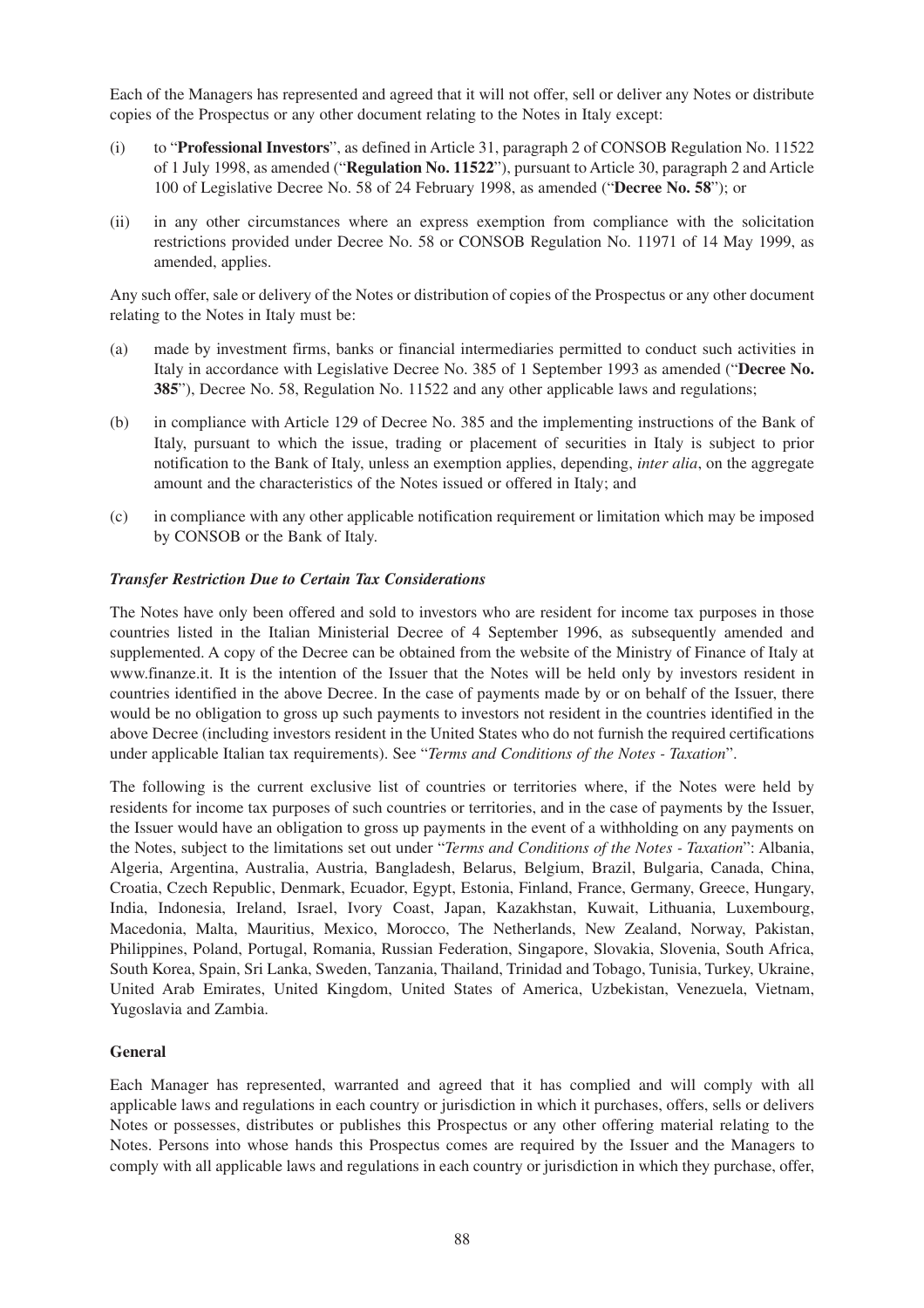Each of the Managers has represented and agreed that it will not offer, sell or deliver any Notes or distribute copies of the Prospectus or any other document relating to the Notes in Italy except:

(i) to "**Professional Investors**", as defined in Article 31, paragraph 2 of CONSOB Regulation No. 11522 of 1 July 1998, as amended ("**Regulation No. 11522**"), pursuant to Article 30, paragraph 2 and Article 100 of Legislative Decree No. 58 of 24 February 1998, as amended ("**Decree No. 58**"); or

(ii) in any other circumstances where an express exemption from compliance with the solicitation restrictions provided under Decree No. 58 or CONSOB Regulation No. 11971 of 14 May 1999, as amended, applies.

Any such offer, sale or delivery of the Notes or distribution of copies of the Prospectus or any other document relating to the Notes in Italy must be:

(a) made by investment firms, banks or financial intermediaries permitted to conduct such activities in Italy in accordance with Legislative Decree No. 385 of 1 September 1993 as amended ("**Decree No. 385**"), Decree No. 58, Regulation No. 11522 and any other applicable laws and regulations;

(b) in compliance with Article 129 of Decree No. 385 and the implementing instructions of the Bank of Italy, pursuant to which the issue, trading or placement of securities in Italy is subject to prior notification to the Bank of Italy, unless an exemption applies, depending, *inter alia*, on the aggregate amount and the characteristics of the Notes issued or offered in Italy; and

(c) in compliance with any other applicable notification requirement or limitation which may be imposed by CONSOB or the Bank of Italy.

***Transfer Restriction Due to Certain Tax Considerations***

The Notes have only been offered and sold to investors who are resident for income tax purposes in those countries listed in the Italian Ministerial Decree of 4 September 1996, as subsequently amended and supplemented. A copy of the Decree can be obtained from the website of the Ministry of Finance of Italy at www.finanze.it. It is the intention of the Issuer that the Notes will be held only by investors resident in countries identified in the above Decree. In the case of payments made by or on behalf of the Issuer, there would be no obligation to gross up such payments to investors not resident in the countries identified in the above Decree (including investors resident in the United States who do not furnish the required certifications under applicable Italian tax requirements). See "*Terms and Conditions of the Notes - Taxation*".

The following is the current exclusive list of countries or territories where, if the Notes were held by residents for income tax purposes of such countries or territories, and in the case of payments by the Issuer, the Issuer would have an obligation to gross up payments in the event of a withholding on any payments on the Notes, subject to the limitations set out under "*Terms and Conditions of the Notes - Taxation*": Albania, Algeria, Argentina, Australia, Austria, Bangladesh, Belarus, Belgium, Brazil, Bulgaria, Canada, China, Croatia, Czech Republic, Denmark, Ecuador, Egypt, Estonia, Finland, France, Germany, Greece, Hungary, India, Indonesia, Ireland, Israel, Ivory Coast, Japan, Kazakhstan, Kuwait, Lithuania, Luxembourg, Macedonia, Malta, Mauritius, Mexico, Morocco, The Netherlands, New Zealand, Norway, Pakistan, Philippines, Poland, Portugal, Romania, Russian Federation, Singapore, Slovakia, Slovenia, South Africa, South Korea, Spain, Sri Lanka, Sweden, Tanzania, Thailand, Trinidad and Tobago, Tunisia, Turkey, Ukraine, United Arab Emirates, United Kingdom, United States of America, Uzbekistan, Venezuela, Vietnam, Yugoslavia and Zambia.

**General**

Each Manager has represented, warranted and agreed that it has complied and will comply with all applicable laws and regulations in each country or jurisdiction in which it purchases, offers, sells or delivers Notes or possesses, distributes or publishes this Prospectus or any other offering material relating to the Notes. Persons into whose hands this Prospectus comes are required by the Issuer and the Managers to comply with all applicable laws and regulations in each country or jurisdiction in which they purchase, offer,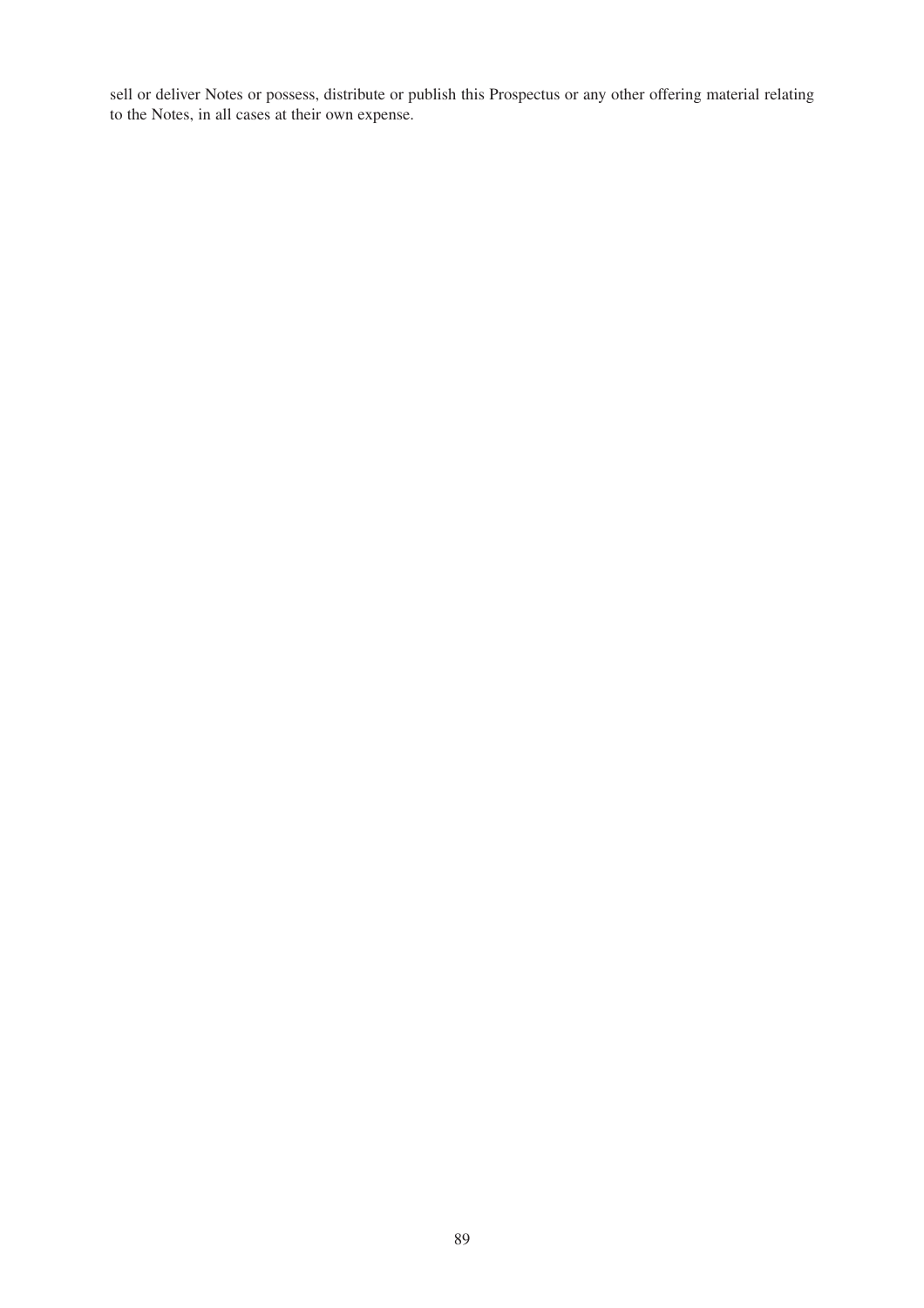sell or deliver Notes or possess, distribute or publish this Prospectus or any other offering material relating to the Notes, in all cases at their own expense.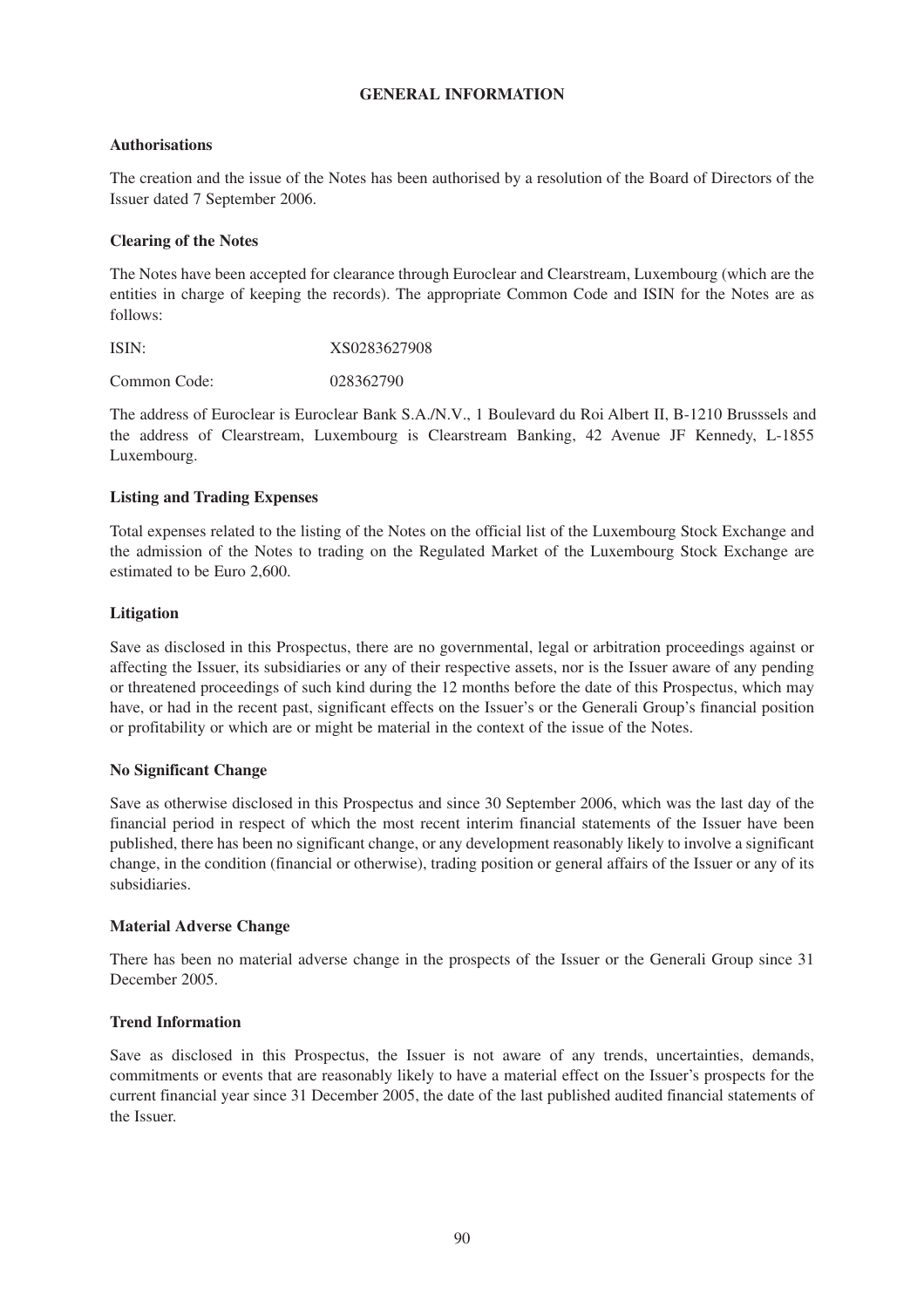## GENERAL INFORMATION

### Authorisations

The creation and the issue of the Notes has been authorised by a resolution of the Board of Directors of the Issuer dated 7 September 2006.

### Clearing of the Notes

The Notes have been accepted for clearance through Euroclear and Clearstream, Luxembourg (which are the entities in charge of keeping the records). The appropriate Common Code and ISIN for the Notes are as follows:

ISIN: XS0283627908

Common Code: 028362790

The address of Euroclear is Euroclear Bank S.A./N.V., 1 Boulevard du Roi Albert II, B-1210 Brusssels and the address of Clearstream, Luxembourg is Clearstream Banking, 42 Avenue JF Kennedy, L-1855 Luxembourg.

### Listing and Trading Expenses

Total expenses related to the listing of the Notes on the official list of the Luxembourg Stock Exchange and the admission of the Notes to trading on the Regulated Market of the Luxembourg Stock Exchange are estimated to be Euro 2,600.

### Litigation

Save as disclosed in this Prospectus, there are no governmental, legal or arbitration proceedings against or affecting the Issuer, its subsidiaries or any of their respective assets, nor is the Issuer aware of any pending or threatened proceedings of such kind during the 12 months before the date of this Prospectus, which may have, or had in the recent past, significant effects on the Issuer's or the Generali Group's financial position or profitability or which are or might be material in the context of the issue of the Notes.

### No Significant Change

Save as otherwise disclosed in this Prospectus and since 30 September 2006, which was the last day of the financial period in respect of which the most recent interim financial statements of the Issuer have been published, there has been no significant change, or any development reasonably likely to involve a significant change, in the condition (financial or otherwise), trading position or general affairs of the Issuer or any of its subsidiaries.

### Material Adverse Change

There has been no material adverse change in the prospects of the Issuer or the Generali Group since 31 December 2005.

### Trend Information

Save as disclosed in this Prospectus, the Issuer is not aware of any trends, uncertainties, demands, commitments or events that are reasonably likely to have a material effect on the Issuer's prospects for the current financial year since 31 December 2005, the date of the last published audited financial statements of the Issuer.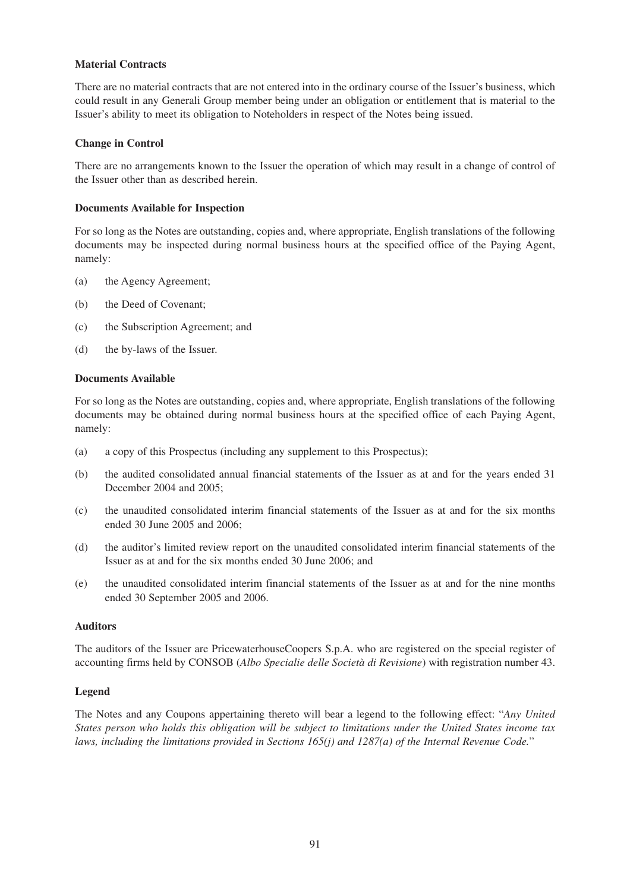**Material Contracts**

There are no material contracts that are not entered into in the ordinary course of the Issuer's business, which could result in any Generali Group member being under an obligation or entitlement that is material to the Issuer's ability to meet its obligation to Noteholders in respect of the Notes being issued.

**Change in Control**

There are no arrangements known to the Issuer the operation of which may result in a change of control of the Issuer other than as described herein.

**Documents Available for Inspection**

For so long as the Notes are outstanding, copies and, where appropriate, English translations of the following documents may be inspected during normal business hours at the specified office of the Paying Agent, namely:

(a) the Agency Agreement;

(b) the Deed of Covenant;

(c) the Subscription Agreement; and

(d) the by-laws of the Issuer.

**Documents Available**

For so long as the Notes are outstanding, copies and, where appropriate, English translations of the following documents may be obtained during normal business hours at the specified office of each Paying Agent, namely:

(a) a copy of this Prospectus (including any supplement to this Prospectus);

(b) the audited consolidated annual financial statements of the Issuer as at and for the years ended 31 December 2004 and 2005;

(c) the unaudited consolidated interim financial statements of the Issuer as at and for the six months ended 30 June 2005 and 2006;

(d) the auditor's limited review report on the unaudited consolidated interim financial statements of the Issuer as at and for the six months ended 30 June 2006; and

(e) the unaudited consolidated interim financial statements of the Issuer as at and for the nine months ended 30 September 2005 and 2006.

**Auditors**

The auditors of the Issuer are PricewaterhouseCoopers S.p.A. who are registered on the special register of accounting firms held by CONSOB (*Albo Specialie delle Società di Revisione*) with registration number 43.

**Legend**

The Notes and any Coupons appertaining thereto will bear a legend to the following effect: "*Any United States person who holds this obligation will be subject to limitations under the United States income tax laws, including the limitations provided in Sections 165(j) and 1287(a) of the Internal Revenue Code.*"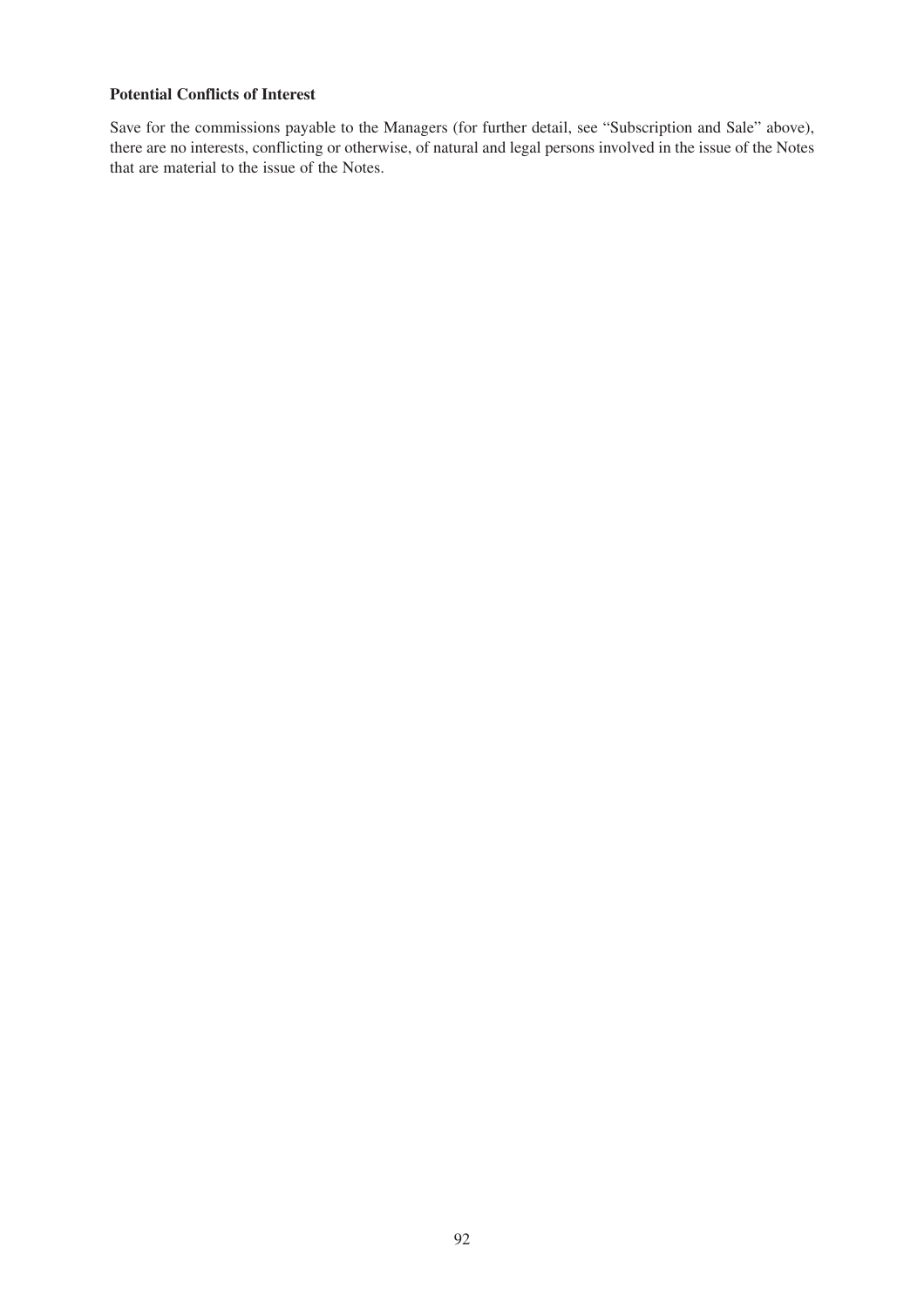**Potential Conflicts of Interest**

Save for the commissions payable to the Managers (for further detail, see "Subscription and Sale" above), there are no interests, conflicting or otherwise, of natural and legal persons involved in the issue of the Notes that are material to the issue of the Notes.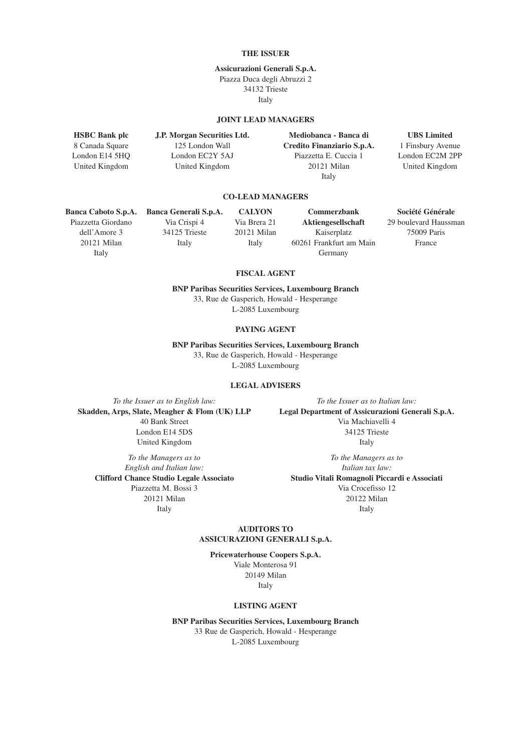## THE ISSUER

**Assicurazioni Generali S.p.A.**
Piazza Duca degli Abruzzi 2
34132 Trieste
Italy

## JOINT LEAD MANAGERS

**HSBC Bank plc**
8 Canada Square
London E14 5HQ
United Kingdom

**J.P. Morgan Securities Ltd.**
125 London Wall
London EC2Y 5AJ
United Kingdom

**Mediobanca - Banca di Credito Finanziario S.p.A.**
Piazzetta E. Cuccia 1
20121 Milan
Italy

**UBS Limited**
1 Finsbury Avenue
London EC2M 2PP
United Kingdom

## CO-LEAD MANAGERS

**Banca Caboto S.p.A.**
Piazzetta Giordano dell'Amore 3
20121 Milan
Italy

**Banca Generali S.p.A.**
Via Crispi 4
34125 Trieste
Italy

**CALYON**
Via Brera 21
20121 Milan
Italy

**Commerzbank Aktiengesellschaft**
Kaiserplatz
60261 Frankfurt am Main
Germany

**Société Générale**
29 boulevard Haussman
75009 Paris
France

## FISCAL AGENT

**BNP Paribas Securities Services, Luxembourg Branch**
33, Rue de Gasperich, Howald - Hesperange
L-2085 Luxembourg

## PAYING AGENT

**BNP Paribas Securities Services, Luxembourg Branch**
33, Rue de Gasperich, Howald - Hesperange
L-2085 Luxembourg

## LEGAL ADVISERS

*To the Issuer as to English law:*
**Skadden, Arps, Slate, Meagher & Flom (UK) LLP**
40 Bank Street
London E14 5DS
United Kingdom

*To the Issuer as to Italian law:*
**Legal Department of Assicurazioni Generali S.p.A.**
Via Machiavelli 4
34125 Trieste
Italy

*To the Managers as to English and Italian law:*
**Clifford Chance Studio Legale Associato**
Piazzetta M. Bossi 3
20121 Milan
Italy

*To the Managers as to Italian tax law:*
**Studio Vitali Romagnoli Piccardi e Associati**
Via Crocefisso 12
20122 Milan
Italy

## AUDITORS TO ASSICURAZIONI GENERALI S.p.A.

**Pricewaterhouse Coopers S.p.A.**
Viale Monterosa 91
20149 Milan
Italy

## LISTING AGENT

**BNP Paribas Securities Services, Luxembourg Branch**
33 Rue de Gasperich, Howald - Hesperange
L-2085 Luxembourg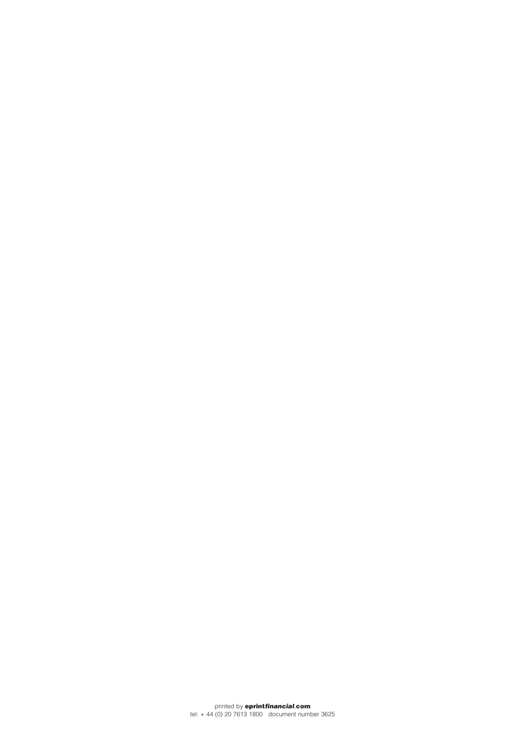printed by **eprint*financial*.com**
tel: + 44 (0) 20 7613 1800   document number 3625